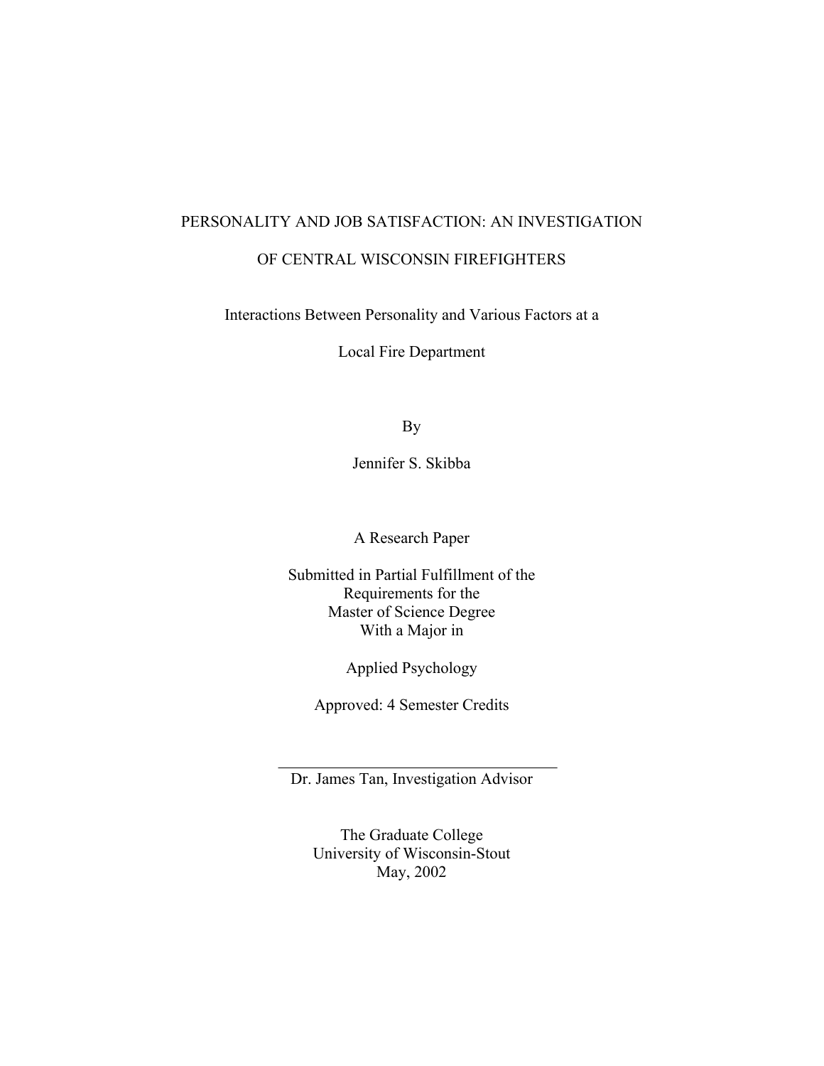# PERSONALITY AND JOB SATISFACTION: AN INVESTIGATION OF CENTRAL WISCONSIN FIREFIGHTERS

Interactions Between Personality and Various Factors at a Local Fire Department

By

Jennifer S. Skibba

A Research Paper

Submitted in Partial Fulfillment of the Requirements for the Master of Science Degree With a Major in

Applied Psychology

Approved: 4 Semester Credits

\_\_\_\_\_\_\_\_\_\_\_\_\_\_\_\_\_\_\_\_\_\_\_\_\_\_\_\_\_\_\_\_\_\_\_\_

Dr. James Tan, Investigation Advisor

The Graduate College
University of Wisconsin-Stout
May, 2002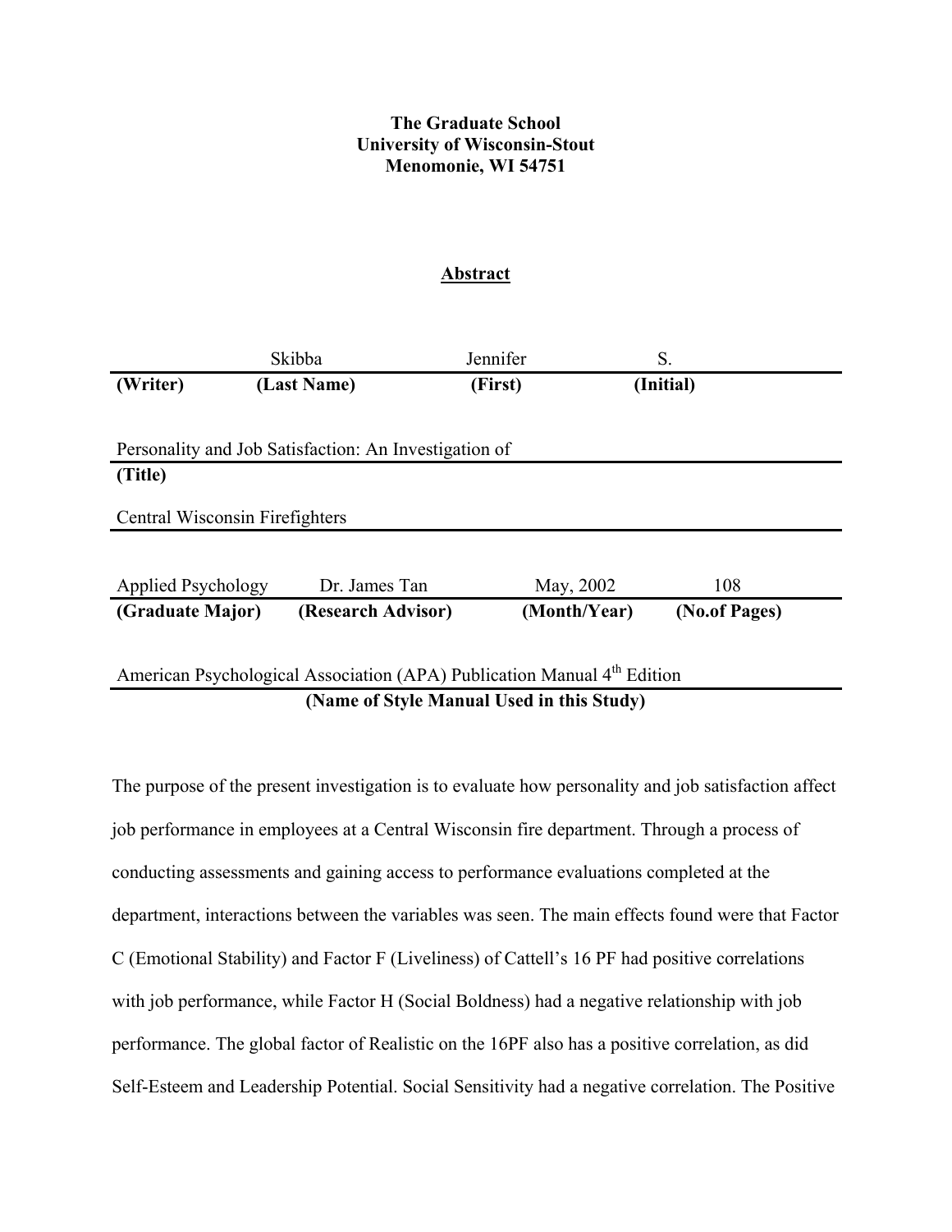**The Graduate School**
**University of Wisconsin-Stout**
**Menomonie, WI 54751**

**Abstract**

| | Skibba | Jennifer | S. |
|---|---|---|---|
| **(Writer)** | **(Last Name)** | **(First)** | **(Initial)** |

Personality and Job Satisfaction: An Investigation of
**(Title)**

Central Wisconsin Firefighters

| Applied Psychology | Dr. James Tan | May, 2002 | 108 |
|---|---|---|---|
| **(Graduate Major)** | **(Research Advisor)** | **(Month/Year)** | **(No.of Pages)** |

American Psychological Association (APA) Publication Manual 4th Edition
**(Name of Style Manual Used in this Study)**

The purpose of the present investigation is to evaluate how personality and job satisfaction affect job performance in employees at a Central Wisconsin fire department. Through a process of conducting assessments and gaining access to performance evaluations completed at the department, interactions between the variables was seen. The main effects found were that Factor C (Emotional Stability) and Factor F (Liveliness) of Cattell's 16 PF had positive correlations with job performance, while Factor H (Social Boldness) had a negative relationship with job performance. The global factor of Realistic on the 16PF also has a positive correlation, as did Self-Esteem and Leadership Potential. Social Sensitivity had a negative correlation. The Positive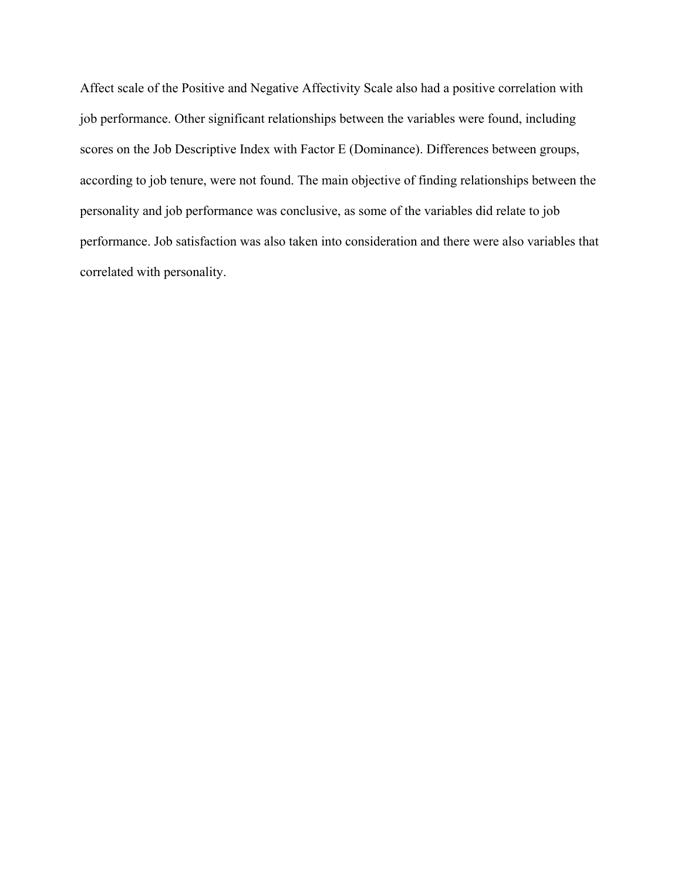Affect scale of the Positive and Negative Affectivity Scale also had a positive correlation with job performance. Other significant relationships between the variables were found, including scores on the Job Descriptive Index with Factor E (Dominance). Differences between groups, according to job tenure, were not found. The main objective of finding relationships between the personality and job performance was conclusive, as some of the variables did relate to job performance. Job satisfaction was also taken into consideration and there were also variables that correlated with personality.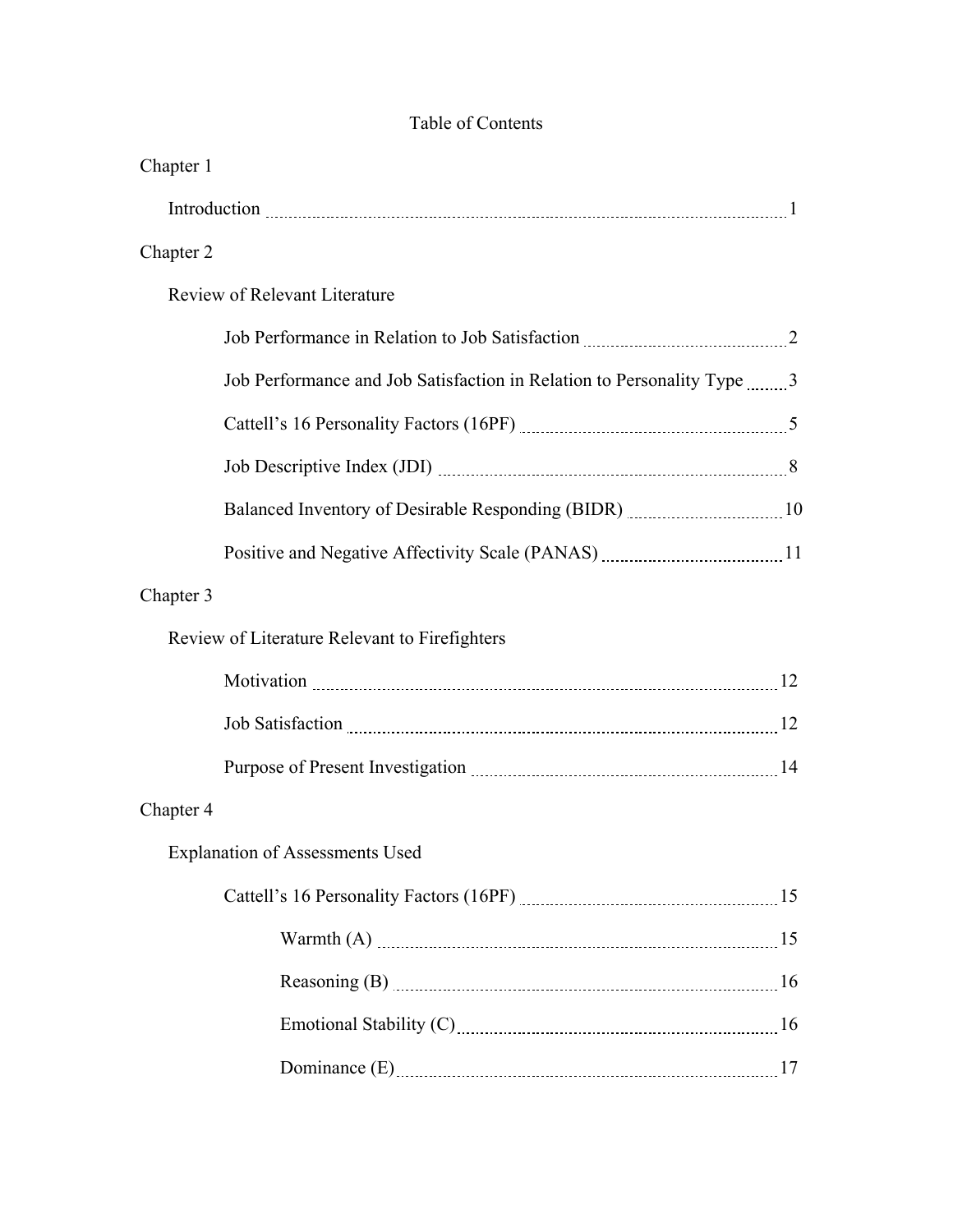# Table of Contents

Chapter 1

- Introduction ........ 1

Chapter 2

- Review of Relevant Literature
  - Job Performance in Relation to Job Satisfaction ........ 2
  - Job Performance and Job Satisfaction in Relation to Personality Type ........ 3
  - Cattell's 16 Personality Factors (16PF) ........ 5
  - Job Descriptive Index (JDI) ........ 8
  - Balanced Inventory of Desirable Responding (BIDR) ........ 10
  - Positive and Negative Affectivity Scale (PANAS) ........ 11

Chapter 3

- Review of Literature Relevant to Firefighters
  - Motivation ........ 12
  - Job Satisfaction ........ 12
  - Purpose of Present Investigation ........ 14

Chapter 4

- Explanation of Assessments Used
  - Cattell's 16 Personality Factors (16PF) ........ 15
    - Warmth (A) ........ 15
    - Reasoning (B) ........ 16
    - Emotional Stability (C) ........ 16
    - Dominance (E) ........ 17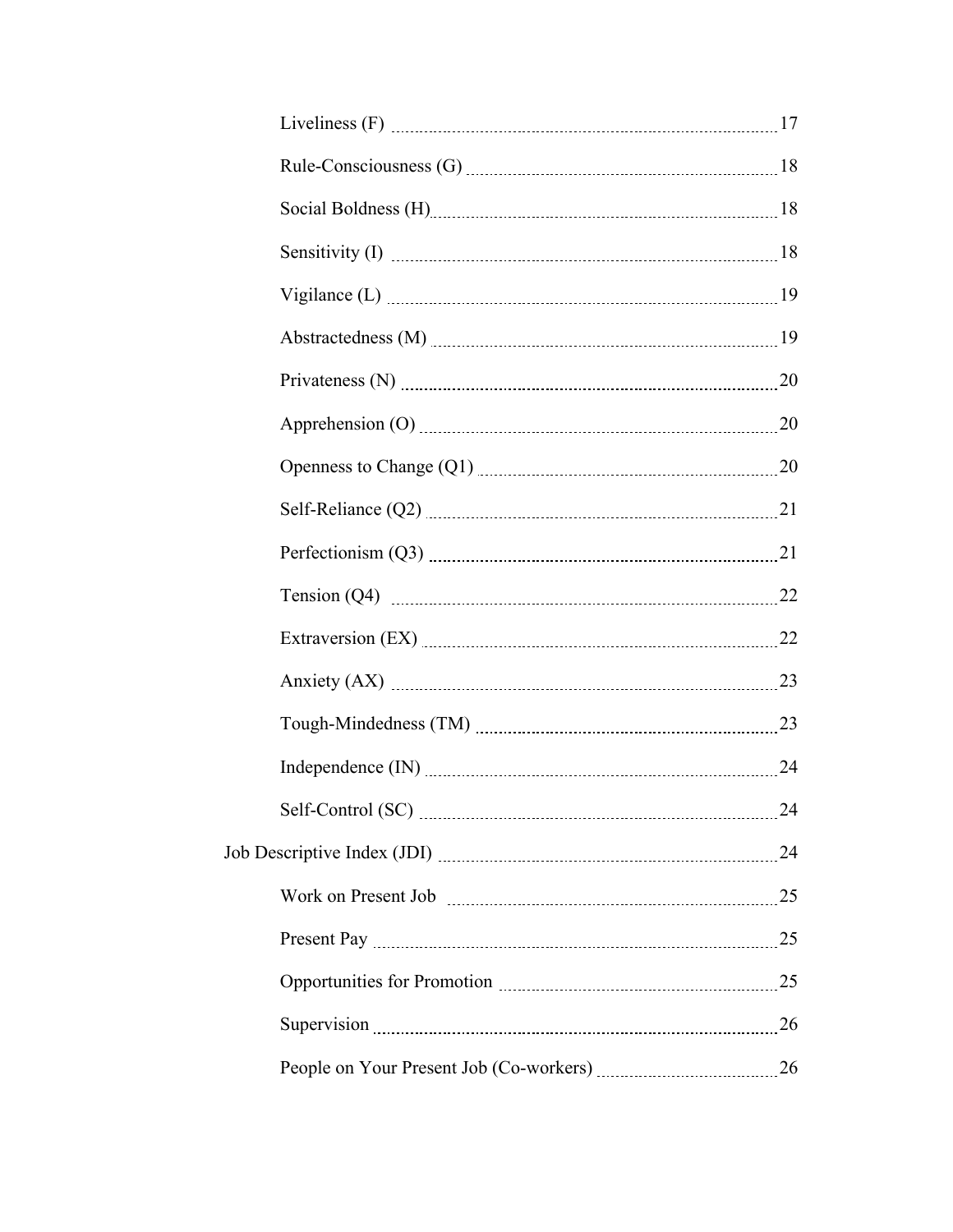Liveliness (F) .......... 17

Rule-Consciousness (G) .......... 18

Social Boldness (H) .......... 18

Sensitivity (I) .......... 18

Vigilance (L) .......... 19

Abstractedness (M) .......... 19

Privateness (N) .......... 20

Apprehension (O) .......... 20

Openness to Change (Q1) .......... 20

Self-Reliance (Q2) .......... 21

Perfectionism (Q3) .......... 21

Tension (Q4) .......... 22

Extraversion (EX) .......... 22

Anxiety (AX) .......... 23

Tough-Mindedness (TM) .......... 23

Independence (IN) .......... 24

Self-Control (SC) .......... 24

Job Descriptive Index (JDI) .......... 24

Work on Present Job .......... 25

Present Pay .......... 25

Opportunities for Promotion .......... 25

Supervision .......... 26

People on Your Present Job (Co-workers) .......... 26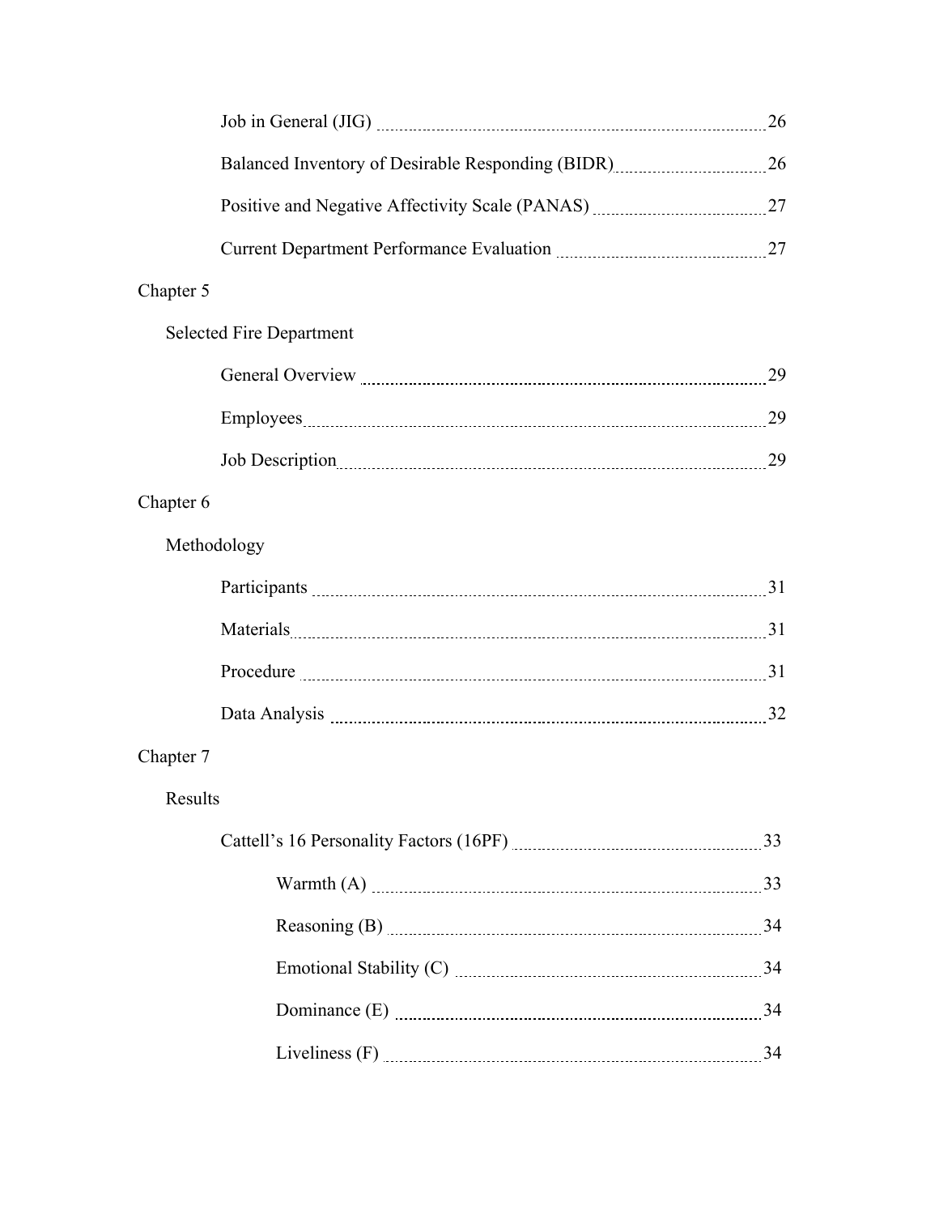Job in General (JIG) ........................................................................................ 26

Balanced Inventory of Desirable Responding (BIDR) ................................. 26

Positive and Negative Affectivity Scale (PANAS) ....................................... 27

Current Department Performance Evaluation .............................................. 27

Chapter 5

Selected Fire Department

General Overview ........................................................................................... 29

Employees ........................................................................................................ 29

Job Description ................................................................................................ 29

Chapter 6

Methodology

Participants ...................................................................................................... 31

Materials .......................................................................................................... 31

Procedure ......................................................................................................... 31

Data Analysis ................................................................................................... 32

Chapter 7

Results

Cattell's 16 Personality Factors (16PF) ........................................................ 33

Warmth (A) ....................................................................................... 33

Reasoning (B) .................................................................................... 34

Emotional Stability (C) ..................................................................... 34

Dominance (E) .................................................................................. 34

Liveliness (F) .................................................................................... 34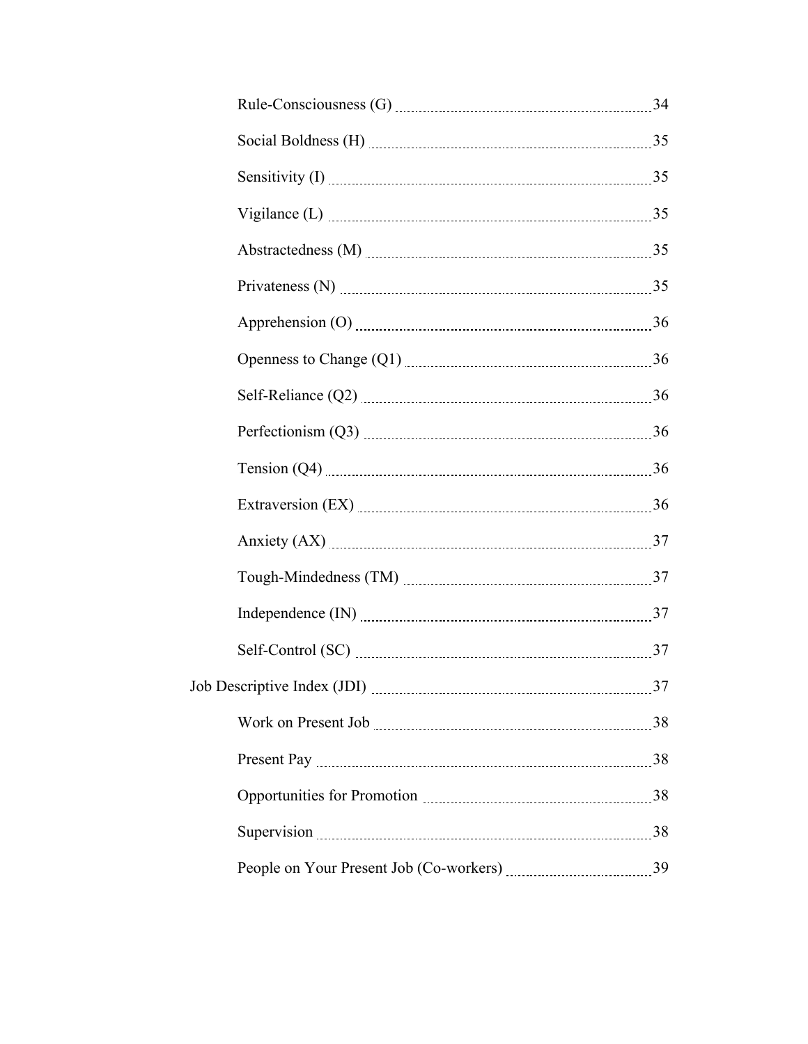Rule-Consciousness (G) ........................................................................ 34

Social Boldness (H) ........................................................................ 35

Sensitivity (I) ........................................................................ 35

Vigilance (L) ........................................................................ 35

Abstractedness (M) ........................................................................ 35

Privateness (N) ........................................................................ 35

Apprehension (O) ........................................................................ 36

Openness to Change (Q1) ........................................................................ 36

Self-Reliance (Q2) ........................................................................ 36

Perfectionism (Q3) ........................................................................ 36

Tension (Q4) ........................................................................ 36

Extraversion (EX) ........................................................................ 36

Anxiety (AX) ........................................................................ 37

Tough-Mindedness (TM) ........................................................................ 37

Independence (IN) ........................................................................ 37

Self-Control (SC) ........................................................................ 37

Job Descriptive Index (JDI) ........................................................................ 37

Work on Present Job ........................................................................ 38

Present Pay ........................................................................ 38

Opportunities for Promotion ........................................................................ 38

Supervision ........................................................................ 38

People on Your Present Job (Co-workers) ........................................................................ 39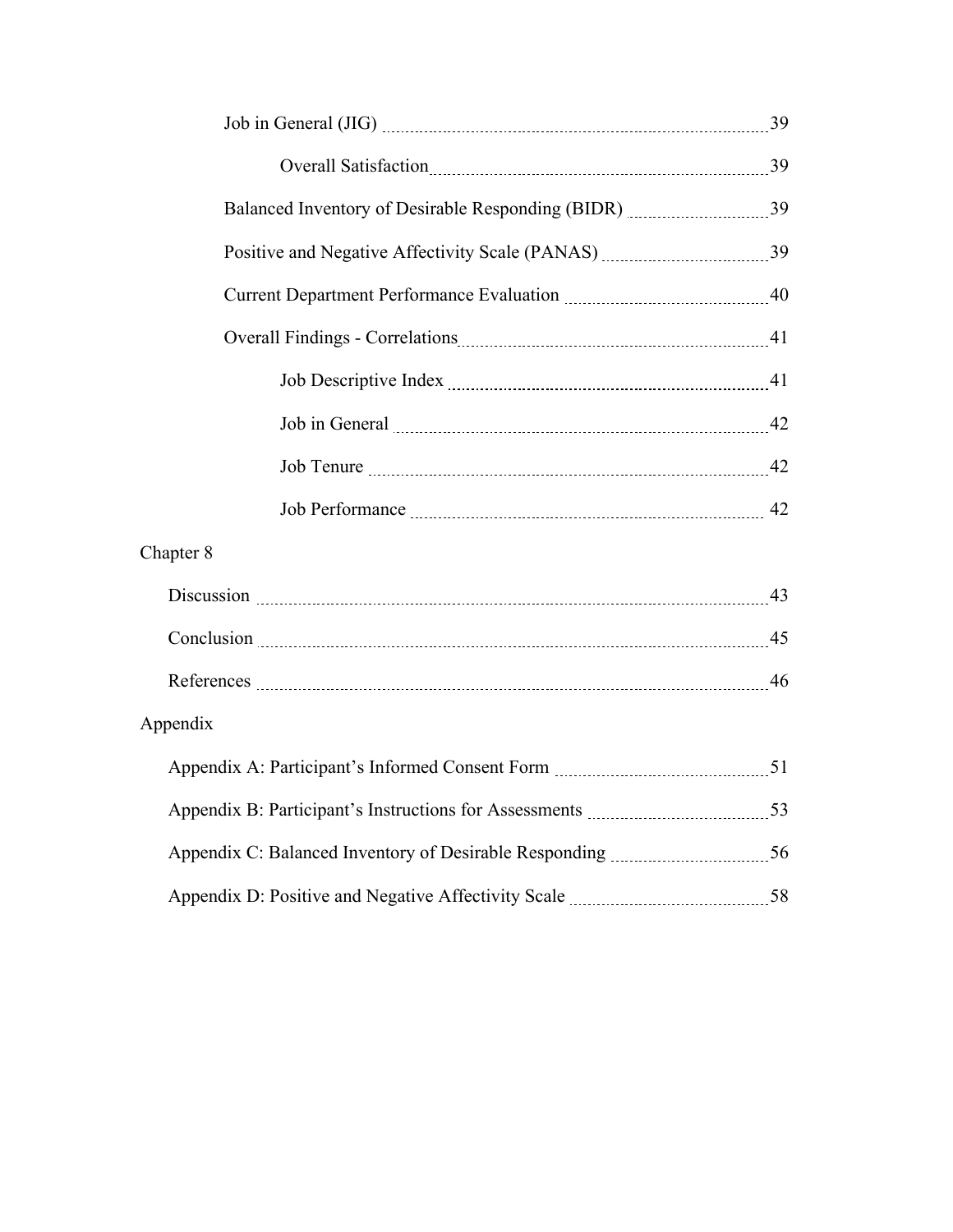Job in General (JIG) ..................................................................................... 39

Overall Satisfaction ..................................................................................... 39

Balanced Inventory of Desirable Responding (BIDR) ..................................... 39

Positive and Negative Affectivity Scale (PANAS) ........................................... 39

Current Department Performance Evaluation ................................................ 40

Overall Findings - Correlations ..................................................................... 41

Job Descriptive Index ..................................................................................... 41

Job in General ............................................................................................... 42

Job Tenure .................................................................................................... 42

Job Performance ............................................................................................ 42

Chapter 8

Discussion ..................................................................................................... 43

Conclusion .................................................................................................... 45

References .................................................................................................... 46

Appendix

Appendix A: Participant's Informed Consent Form ........................................ 51

Appendix B: Participant's Instructions for Assessments ................................. 53

Appendix C: Balanced Inventory of Desirable Responding ............................. 56

Appendix D: Positive and Negative Affectivity Scale ...................................... 58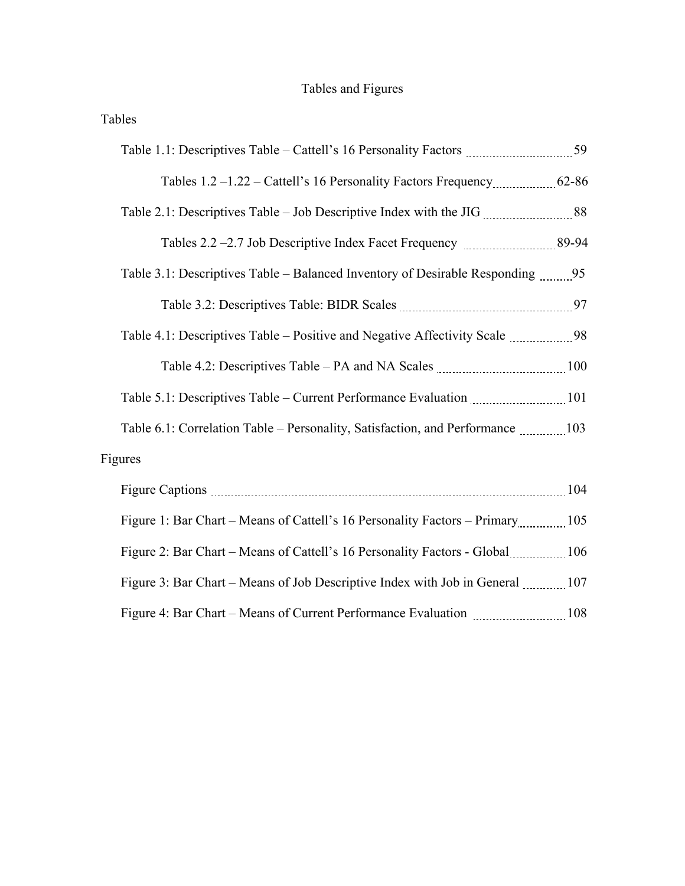# Tables and Figures

## Tables

- Table 1.1: Descriptives Table – Cattell's 16 Personality Factors ........ 59
    - Tables 1.2 –1.22 – Cattell's 16 Personality Factors Frequency ........ 62-86
- Table 2.1: Descriptives Table – Job Descriptive Index with the JIG ........ 88
    - Tables 2.2 –2.7 Job Descriptive Index Facet Frequency ........ 89-94
- Table 3.1: Descriptives Table – Balanced Inventory of Desirable Responding ........ 95
    - Table 3.2: Descriptives Table: BIDR Scales ........ 97
- Table 4.1: Descriptives Table – Positive and Negative Affectivity Scale ........ 98
    - Table 4.2: Descriptives Table – PA and NA Scales ........ 100
- Table 5.1: Descriptives Table – Current Performance Evaluation ........ 101
- Table 6.1: Correlation Table – Personality, Satisfaction, and Performance ........ 103

## Figures

- Figure Captions ........ 104
- Figure 1: Bar Chart – Means of Cattell's 16 Personality Factors – Primary ........ 105
- Figure 2: Bar Chart – Means of Cattell's 16 Personality Factors - Global ........ 106
- Figure 3: Bar Chart – Means of Job Descriptive Index with Job in General ........ 107
- Figure 4: Bar Chart – Means of Current Performance Evaluation ........ 108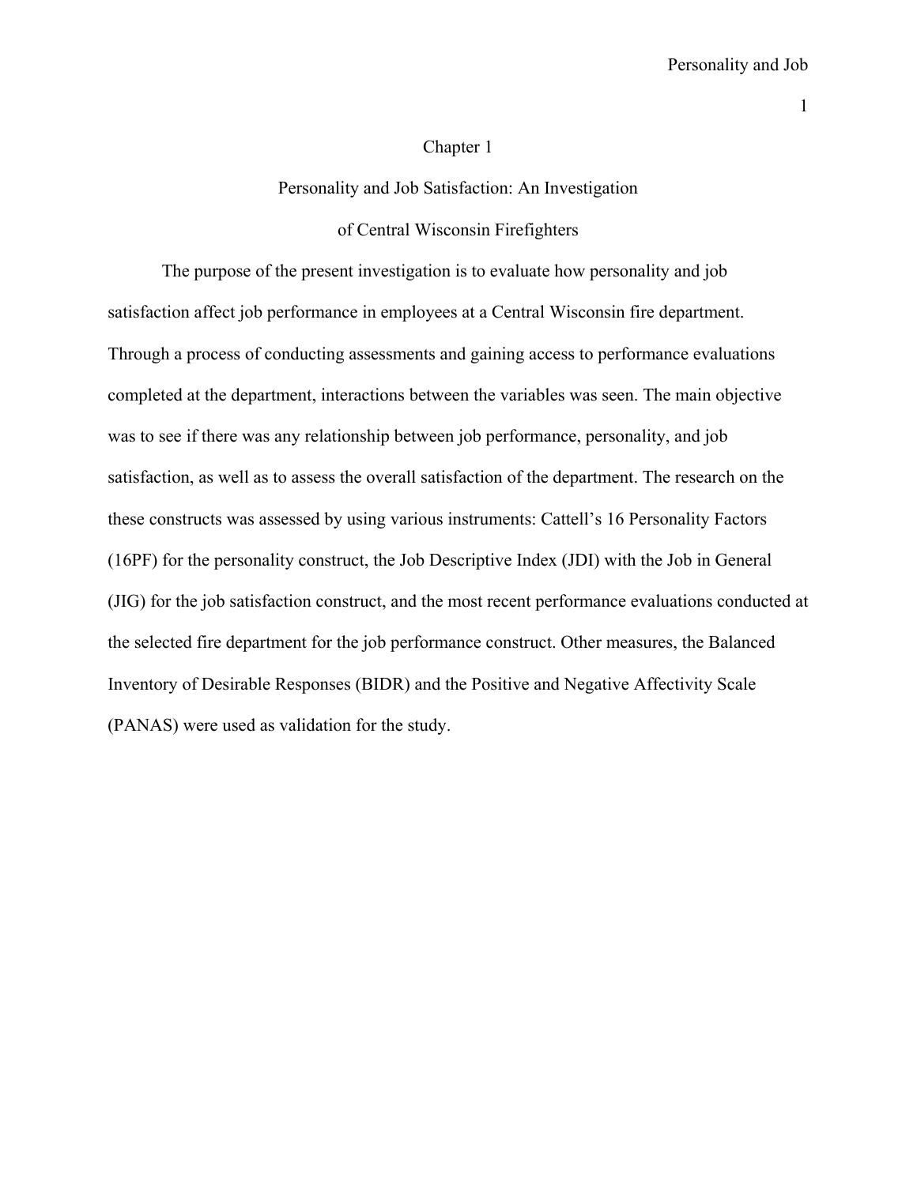# Chapter 1

## Personality and Job Satisfaction: An Investigation of Central Wisconsin Firefighters

The purpose of the present investigation is to evaluate how personality and job satisfaction affect job performance in employees at a Central Wisconsin fire department. Through a process of conducting assessments and gaining access to performance evaluations completed at the department, interactions between the variables was seen. The main objective was to see if there was any relationship between job performance, personality, and job satisfaction, as well as to assess the overall satisfaction of the department. The research on the these constructs was assessed by using various instruments: Cattell's 16 Personality Factors (16PF) for the personality construct, the Job Descriptive Index (JDI) with the Job in General (JIG) for the job satisfaction construct, and the most recent performance evaluations conducted at the selected fire department for the job performance construct. Other measures, the Balanced Inventory of Desirable Responses (BIDR) and the Positive and Negative Affectivity Scale (PANAS) were used as validation for the study.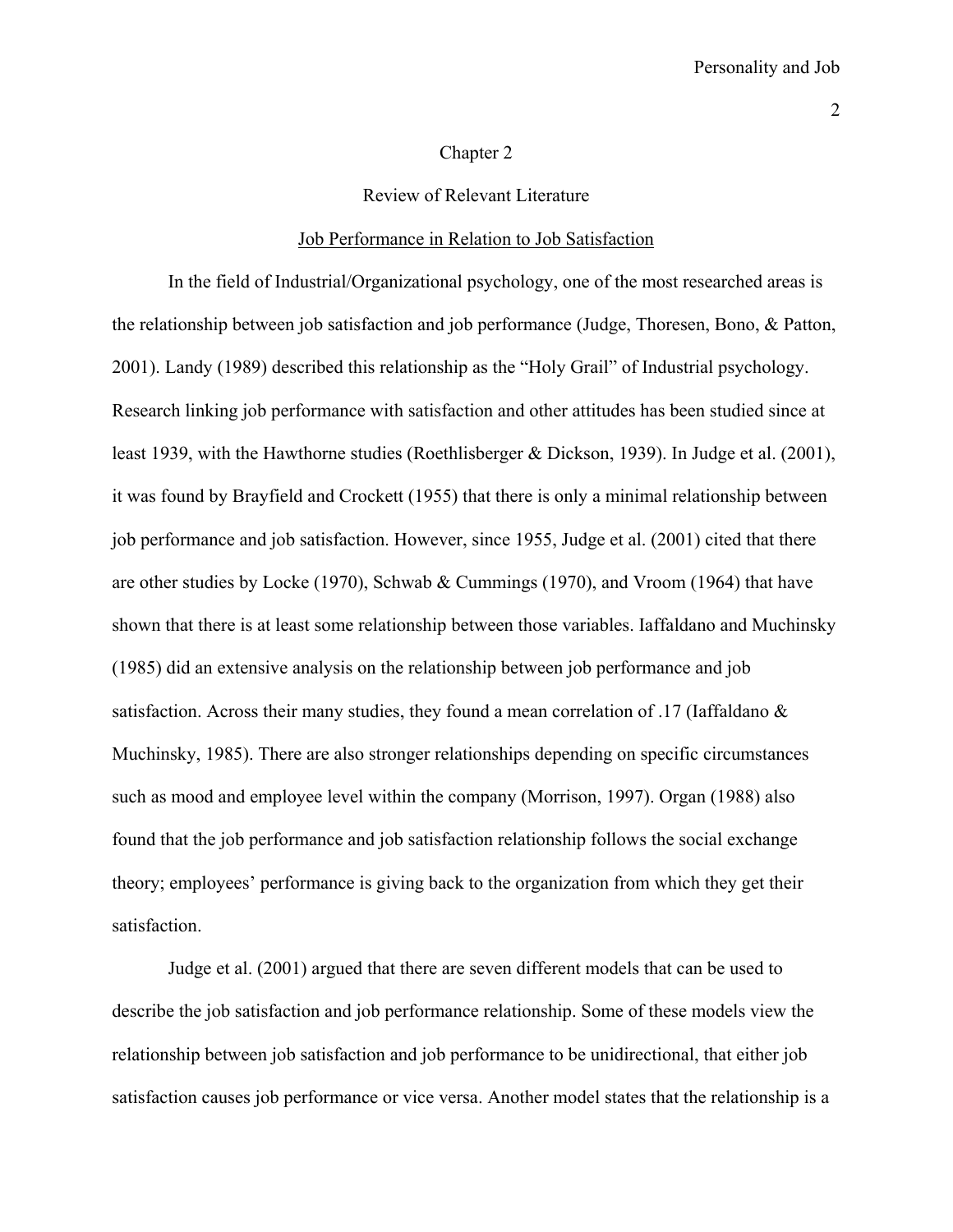# Chapter 2

## Review of Relevant Literature

### Job Performance in Relation to Job Satisfaction

In the field of Industrial/Organizational psychology, one of the most researched areas is the relationship between job satisfaction and job performance (Judge, Thoresen, Bono, & Patton, 2001). Landy (1989) described this relationship as the "Holy Grail" of Industrial psychology. Research linking job performance with satisfaction and other attitudes has been studied since at least 1939, with the Hawthorne studies (Roethlisberger & Dickson, 1939). In Judge et al. (2001), it was found by Brayfield and Crockett (1955) that there is only a minimal relationship between job performance and job satisfaction. However, since 1955, Judge et al. (2001) cited that there are other studies by Locke (1970), Schwab & Cummings (1970), and Vroom (1964) that have shown that there is at least some relationship between those variables. Iaffaldano and Muchinsky (1985) did an extensive analysis on the relationship between job performance and job satisfaction. Across their many studies, they found a mean correlation of .17 (Iaffaldano & Muchinsky, 1985). There are also stronger relationships depending on specific circumstances such as mood and employee level within the company (Morrison, 1997). Organ (1988) also found that the job performance and job satisfaction relationship follows the social exchange theory; employees' performance is giving back to the organization from which they get their satisfaction.

Judge et al. (2001) argued that there are seven different models that can be used to describe the job satisfaction and job performance relationship. Some of these models view the relationship between job satisfaction and job performance to be unidirectional, that either job satisfaction causes job performance or vice versa. Another model states that the relationship is a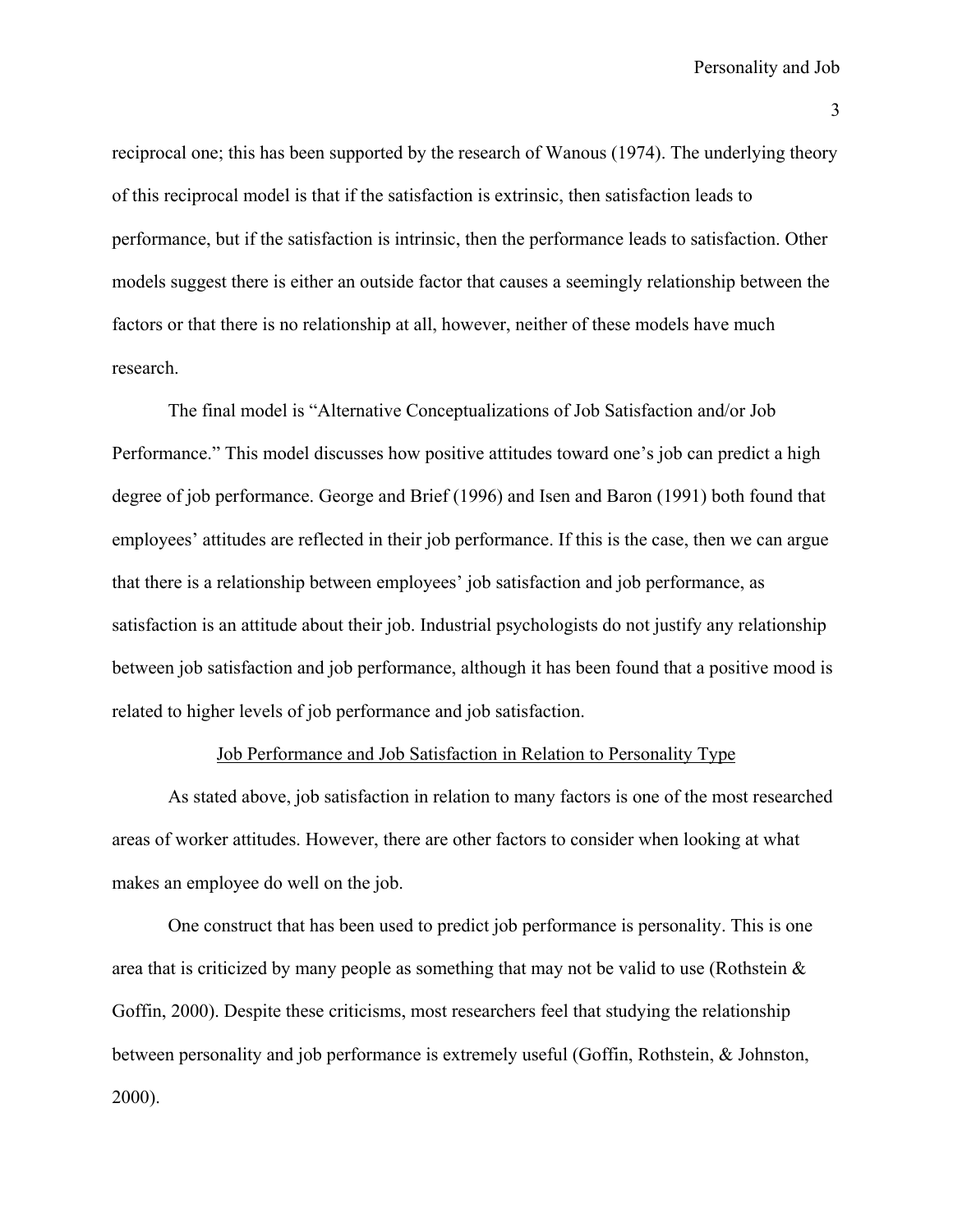reciprocal one; this has been supported by the research of Wanous (1974). The underlying theory of this reciprocal model is that if the satisfaction is extrinsic, then satisfaction leads to performance, but if the satisfaction is intrinsic, then the performance leads to satisfaction. Other models suggest there is either an outside factor that causes a seemingly relationship between the factors or that there is no relationship at all, however, neither of these models have much research.

The final model is "Alternative Conceptualizations of Job Satisfaction and/or Job Performance." This model discusses how positive attitudes toward one's job can predict a high degree of job performance. George and Brief (1996) and Isen and Baron (1991) both found that employees' attitudes are reflected in their job performance. If this is the case, then we can argue that there is a relationship between employees' job satisfaction and job performance, as satisfaction is an attitude about their job. Industrial psychologists do not justify any relationship between job satisfaction and job performance, although it has been found that a positive mood is related to higher levels of job performance and job satisfaction.

## Job Performance and Job Satisfaction in Relation to Personality Type

As stated above, job satisfaction in relation to many factors is one of the most researched areas of worker attitudes. However, there are other factors to consider when looking at what makes an employee do well on the job.

One construct that has been used to predict job performance is personality. This is one area that is criticized by many people as something that may not be valid to use (Rothstein & Goffin, 2000). Despite these criticisms, most researchers feel that studying the relationship between personality and job performance is extremely useful (Goffin, Rothstein, & Johnston, 2000).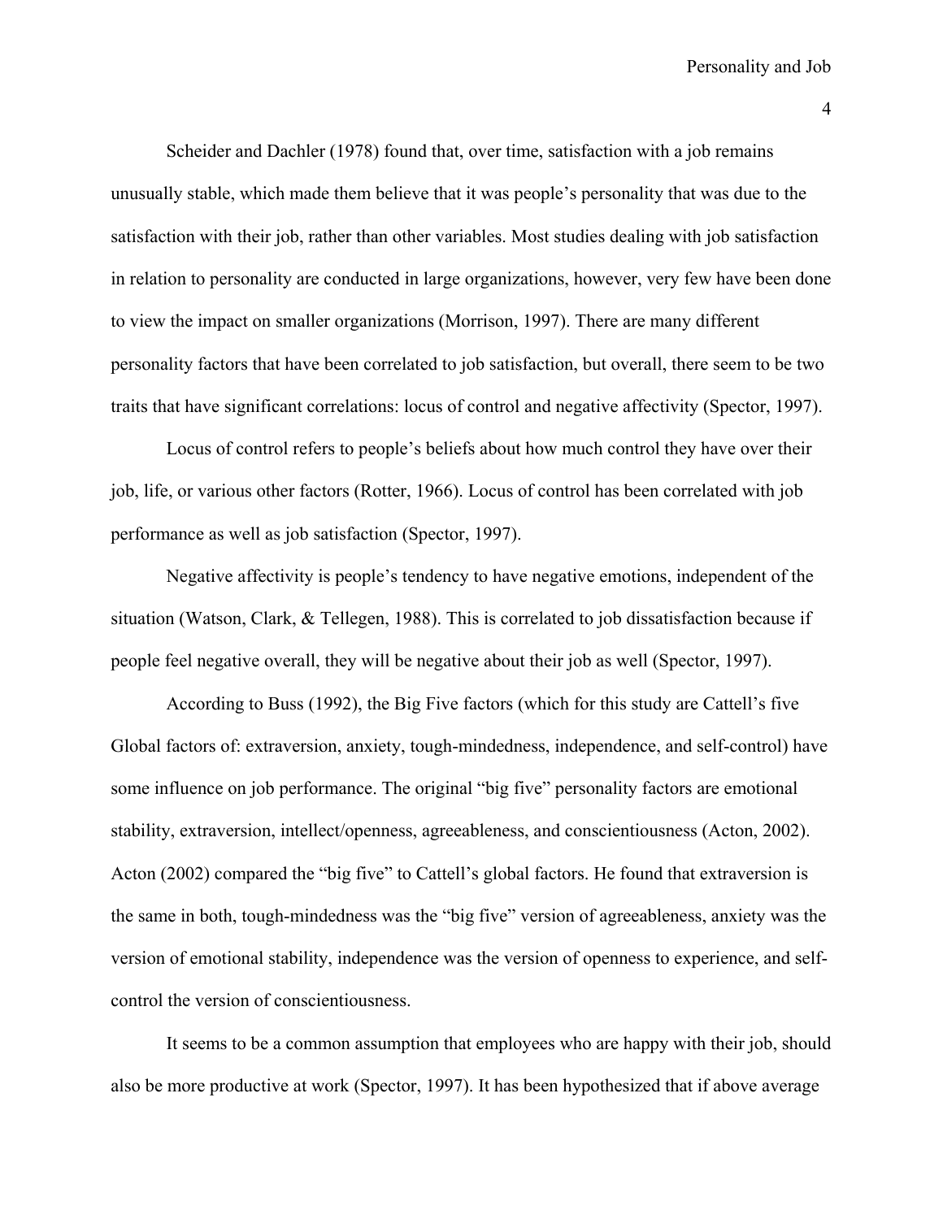Scheider and Dachler (1978) found that, over time, satisfaction with a job remains unusually stable, which made them believe that it was people's personality that was due to the satisfaction with their job, rather than other variables. Most studies dealing with job satisfaction in relation to personality are conducted in large organizations, however, very few have been done to view the impact on smaller organizations (Morrison, 1997). There are many different personality factors that have been correlated to job satisfaction, but overall, there seem to be two traits that have significant correlations: locus of control and negative affectivity (Spector, 1997).

Locus of control refers to people's beliefs about how much control they have over their job, life, or various other factors (Rotter, 1966). Locus of control has been correlated with job performance as well as job satisfaction (Spector, 1997).

Negative affectivity is people's tendency to have negative emotions, independent of the situation (Watson, Clark, & Tellegen, 1988). This is correlated to job dissatisfaction because if people feel negative overall, they will be negative about their job as well (Spector, 1997).

According to Buss (1992), the Big Five factors (which for this study are Cattell's five Global factors of: extraversion, anxiety, tough-mindedness, independence, and self-control) have some influence on job performance. The original "big five" personality factors are emotional stability, extraversion, intellect/openness, agreeableness, and conscientiousness (Acton, 2002). Acton (2002) compared the "big five" to Cattell's global factors. He found that extraversion is the same in both, tough-mindedness was the "big five" version of agreeableness, anxiety was the version of emotional stability, independence was the version of openness to experience, and self-control the version of conscientiousness.

It seems to be a common assumption that employees who are happy with their job, should also be more productive at work (Spector, 1997). It has been hypothesized that if above average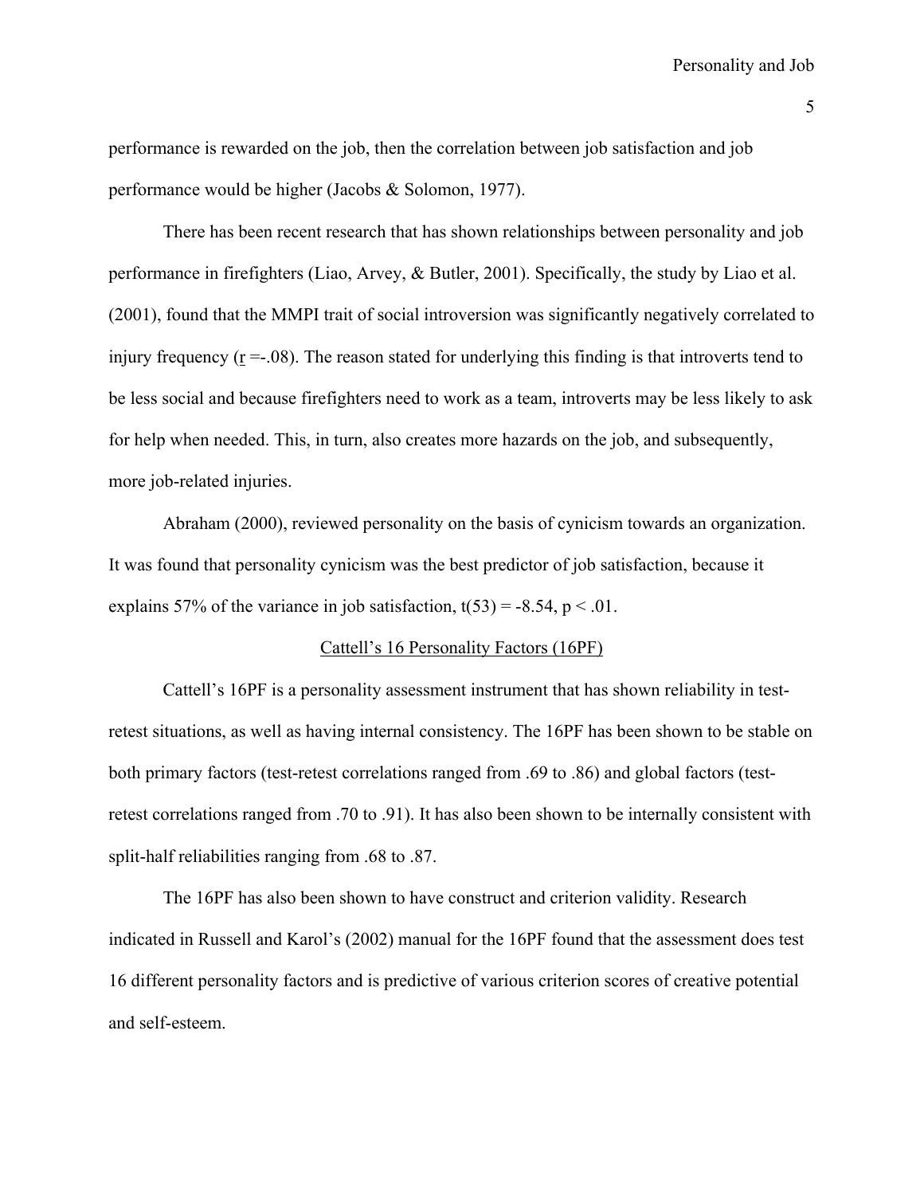performance is rewarded on the job, then the correlation between job satisfaction and job performance would be higher (Jacobs & Solomon, 1977).

There has been recent research that has shown relationships between personality and job performance in firefighters (Liao, Arvey, & Butler, 2001). Specifically, the study by Liao et al. (2001), found that the MMPI trait of social introversion was significantly negatively correlated to injury frequency ($r = -.08$). The reason stated for underlying this finding is that introverts tend to be less social and because firefighters need to work as a team, introverts may be less likely to ask for help when needed. This, in turn, also creates more hazards on the job, and subsequently, more job-related injuries.

Abraham (2000), reviewed personality on the basis of cynicism towards an organization. It was found that personality cynicism was the best predictor of job satisfaction, because it explains 57% of the variance in job satisfaction, $t(53) = -8.54$, $p < .01$.

## Cattell's 16 Personality Factors (16PF)

Cattell's 16PF is a personality assessment instrument that has shown reliability in test-retest situations, as well as having internal consistency. The 16PF has been shown to be stable on both primary factors (test-retest correlations ranged from .69 to .86) and global factors (test-retest correlations ranged from .70 to .91). It has also been shown to be internally consistent with split-half reliabilities ranging from .68 to .87.

The 16PF has also been shown to have construct and criterion validity. Research indicated in Russell and Karol's (2002) manual for the 16PF found that the assessment does test 16 different personality factors and is predictive of various criterion scores of creative potential and self-esteem.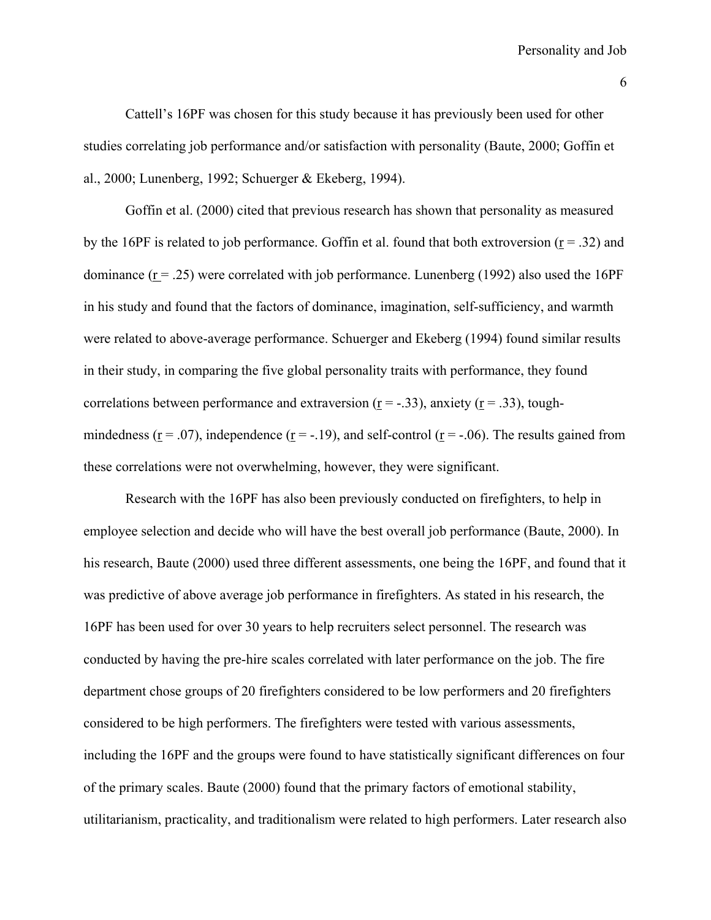Cattell's 16PF was chosen for this study because it has previously been used for other studies correlating job performance and/or satisfaction with personality (Baute, 2000; Goffin et al., 2000; Lunenberg, 1992; Schuerger & Ekeberg, 1994).

Goffin et al. (2000) cited that previous research has shown that personality as measured by the 16PF is related to job performance. Goffin et al. found that both extroversion ($r$ = .32) and dominance ($r$ = .25) were correlated with job performance. Lunenberg (1992) also used the 16PF in his study and found that the factors of dominance, imagination, self-sufficiency, and warmth were related to above-average performance. Schuerger and Ekeberg (1994) found similar results in their study, in comparing the five global personality traits with performance, they found correlations between performance and extraversion ($r$ = -.33), anxiety ($r$ = .33), tough-mindedness ($r$ = .07), independence ($r$ = -.19), and self-control ($r$ = -.06). The results gained from these correlations were not overwhelming, however, they were significant.

Research with the 16PF has also been previously conducted on firefighters, to help in employee selection and decide who will have the best overall job performance (Baute, 2000). In his research, Baute (2000) used three different assessments, one being the 16PF, and found that it was predictive of above average job performance in firefighters. As stated in his research, the 16PF has been used for over 30 years to help recruiters select personnel. The research was conducted by having the pre-hire scales correlated with later performance on the job. The fire department chose groups of 20 firefighters considered to be low performers and 20 firefighters considered to be high performers. The firefighters were tested with various assessments, including the 16PF and the groups were found to have statistically significant differences on four of the primary scales. Baute (2000) found that the primary factors of emotional stability, utilitarianism, practicality, and traditionalism were related to high performers. Later research also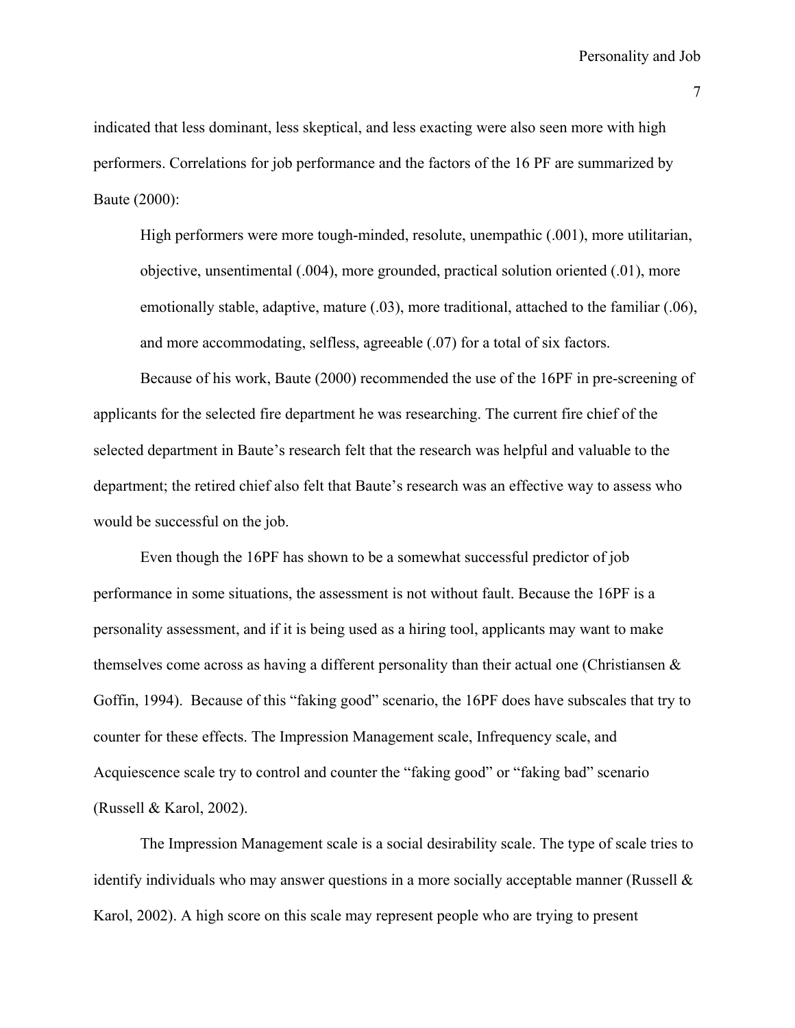indicated that less dominant, less skeptical, and less exacting were also seen more with high performers. Correlations for job performance and the factors of the 16 PF are summarized by Baute (2000):

> High performers were more tough-minded, resolute, unempathic (.001), more utilitarian, objective, unsentimental (.004), more grounded, practical solution oriented (.01), more emotionally stable, adaptive, mature (.03), more traditional, attached to the familiar (.06), and more accommodating, selfless, agreeable (.07) for a total of six factors.

Because of his work, Baute (2000) recommended the use of the 16PF in pre-screening of applicants for the selected fire department he was researching. The current fire chief of the selected department in Baute's research felt that the research was helpful and valuable to the department; the retired chief also felt that Baute's research was an effective way to assess who would be successful on the job.

Even though the 16PF has shown to be a somewhat successful predictor of job performance in some situations, the assessment is not without fault. Because the 16PF is a personality assessment, and if it is being used as a hiring tool, applicants may want to make themselves come across as having a different personality than their actual one (Christiansen & Goffin, 1994). Because of this "faking good" scenario, the 16PF does have subscales that try to counter for these effects. The Impression Management scale, Infrequency scale, and Acquiescence scale try to control and counter the "faking good" or "faking bad" scenario (Russell & Karol, 2002).

The Impression Management scale is a social desirability scale. The type of scale tries to identify individuals who may answer questions in a more socially acceptable manner (Russell & Karol, 2002). A high score on this scale may represent people who are trying to present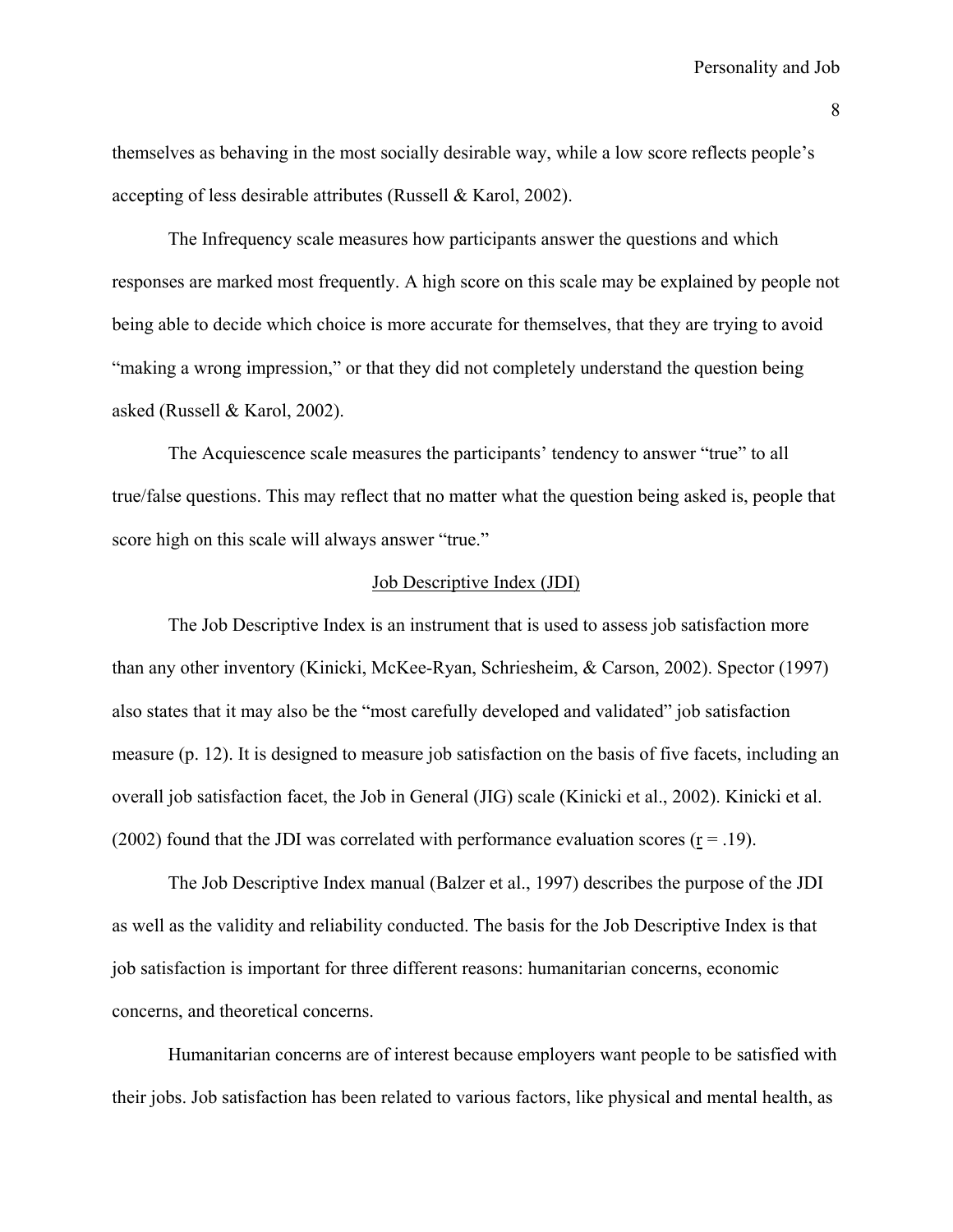themselves as behaving in the most socially desirable way, while a low score reflects people's accepting of less desirable attributes (Russell & Karol, 2002).

The Infrequency scale measures how participants answer the questions and which responses are marked most frequently. A high score on this scale may be explained by people not being able to decide which choice is more accurate for themselves, that they are trying to avoid "making a wrong impression," or that they did not completely understand the question being asked (Russell & Karol, 2002).

The Acquiescence scale measures the participants' tendency to answer "true" to all true/false questions. This may reflect that no matter what the question being asked is, people that score high on this scale will always answer "true."

## Job Descriptive Index (JDI)

The Job Descriptive Index is an instrument that is used to assess job satisfaction more than any other inventory (Kinicki, McKee-Ryan, Schriesheim, & Carson, 2002). Spector (1997) also states that it may also be the "most carefully developed and validated" job satisfaction measure (p. 12). It is designed to measure job satisfaction on the basis of five facets, including an overall job satisfaction facet, the Job in General (JIG) scale (Kinicki et al., 2002). Kinicki et al. (2002) found that the JDI was correlated with performance evaluation scores ($r = .19$).

The Job Descriptive Index manual (Balzer et al., 1997) describes the purpose of the JDI as well as the validity and reliability conducted. The basis for the Job Descriptive Index is that job satisfaction is important for three different reasons: humanitarian concerns, economic concerns, and theoretical concerns.

Humanitarian concerns are of interest because employers want people to be satisfied with their jobs. Job satisfaction has been related to various factors, like physical and mental health, as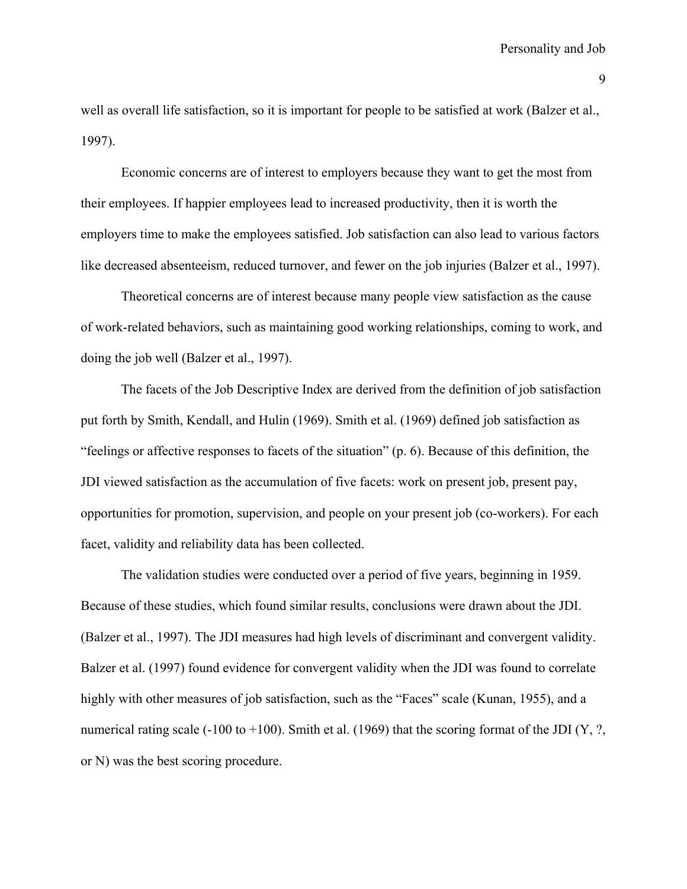well as overall life satisfaction, so it is important for people to be satisfied at work (Balzer et al., 1997).

Economic concerns are of interest to employers because they want to get the most from their employees. If happier employees lead to increased productivity, then it is worth the employers time to make the employees satisfied. Job satisfaction can also lead to various factors like decreased absenteeism, reduced turnover, and fewer on the job injuries (Balzer et al., 1997).

Theoretical concerns are of interest because many people view satisfaction as the cause of work-related behaviors, such as maintaining good working relationships, coming to work, and doing the job well (Balzer et al., 1997).

The facets of the Job Descriptive Index are derived from the definition of job satisfaction put forth by Smith, Kendall, and Hulin (1969). Smith et al. (1969) defined job satisfaction as "feelings or affective responses to facets of the situation" (p. 6). Because of this definition, the JDI viewed satisfaction as the accumulation of five facets: work on present job, present pay, opportunities for promotion, supervision, and people on your present job (co-workers). For each facet, validity and reliability data has been collected.

The validation studies were conducted over a period of five years, beginning in 1959. Because of these studies, which found similar results, conclusions were drawn about the JDI. (Balzer et al., 1997). The JDI measures had high levels of discriminant and convergent validity. Balzer et al. (1997) found evidence for convergent validity when the JDI was found to correlate highly with other measures of job satisfaction, such as the "Faces" scale (Kunan, 1955), and a numerical rating scale (-100 to +100). Smith et al. (1969) that the scoring format of the JDI (Y, ?, or N) was the best scoring procedure.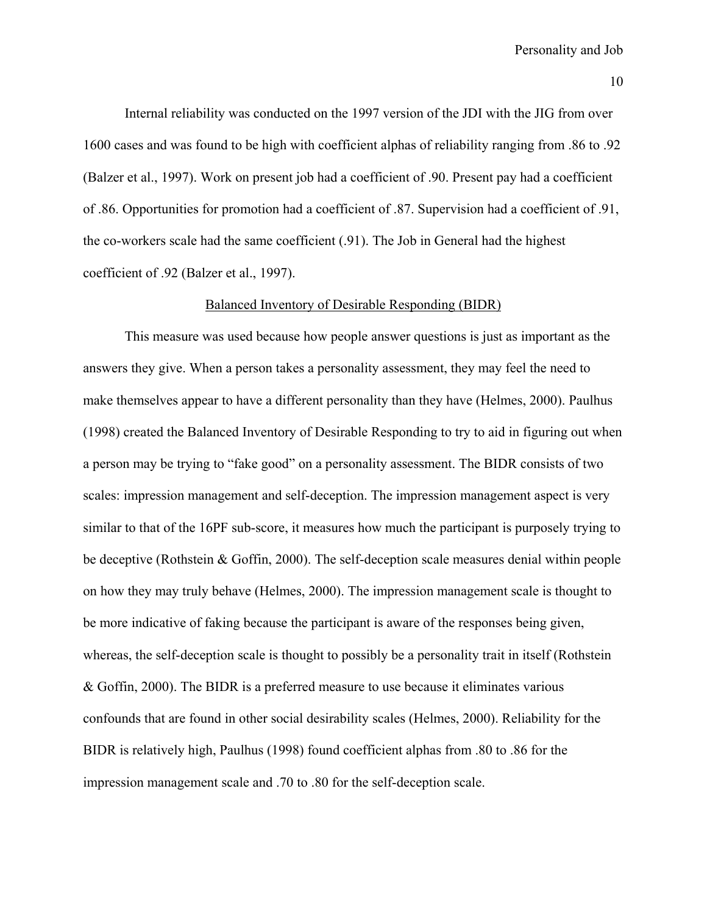Internal reliability was conducted on the 1997 version of the JDI with the JIG from over 1600 cases and was found to be high with coefficient alphas of reliability ranging from .86 to .92 (Balzer et al., 1997). Work on present job had a coefficient of .90. Present pay had a coefficient of .86. Opportunities for promotion had a coefficient of .87. Supervision had a coefficient of .91, the co-workers scale had the same coefficient (.91). The Job in General had the highest coefficient of .92 (Balzer et al., 1997).

## Balanced Inventory of Desirable Responding (BIDR)

This measure was used because how people answer questions is just as important as the answers they give. When a person takes a personality assessment, they may feel the need to make themselves appear to have a different personality than they have (Helmes, 2000). Paulhus (1998) created the Balanced Inventory of Desirable Responding to try to aid in figuring out when a person may be trying to "fake good" on a personality assessment. The BIDR consists of two scales: impression management and self-deception. The impression management aspect is very similar to that of the 16PF sub-score, it measures how much the participant is purposely trying to be deceptive (Rothstein & Goffin, 2000). The self-deception scale measures denial within people on how they may truly behave (Helmes, 2000). The impression management scale is thought to be more indicative of faking because the participant is aware of the responses being given, whereas, the self-deception scale is thought to possibly be a personality trait in itself (Rothstein & Goffin, 2000). The BIDR is a preferred measure to use because it eliminates various confounds that are found in other social desirability scales (Helmes, 2000). Reliability for the BIDR is relatively high, Paulhus (1998) found coefficient alphas from .80 to .86 for the impression management scale and .70 to .80 for the self-deception scale.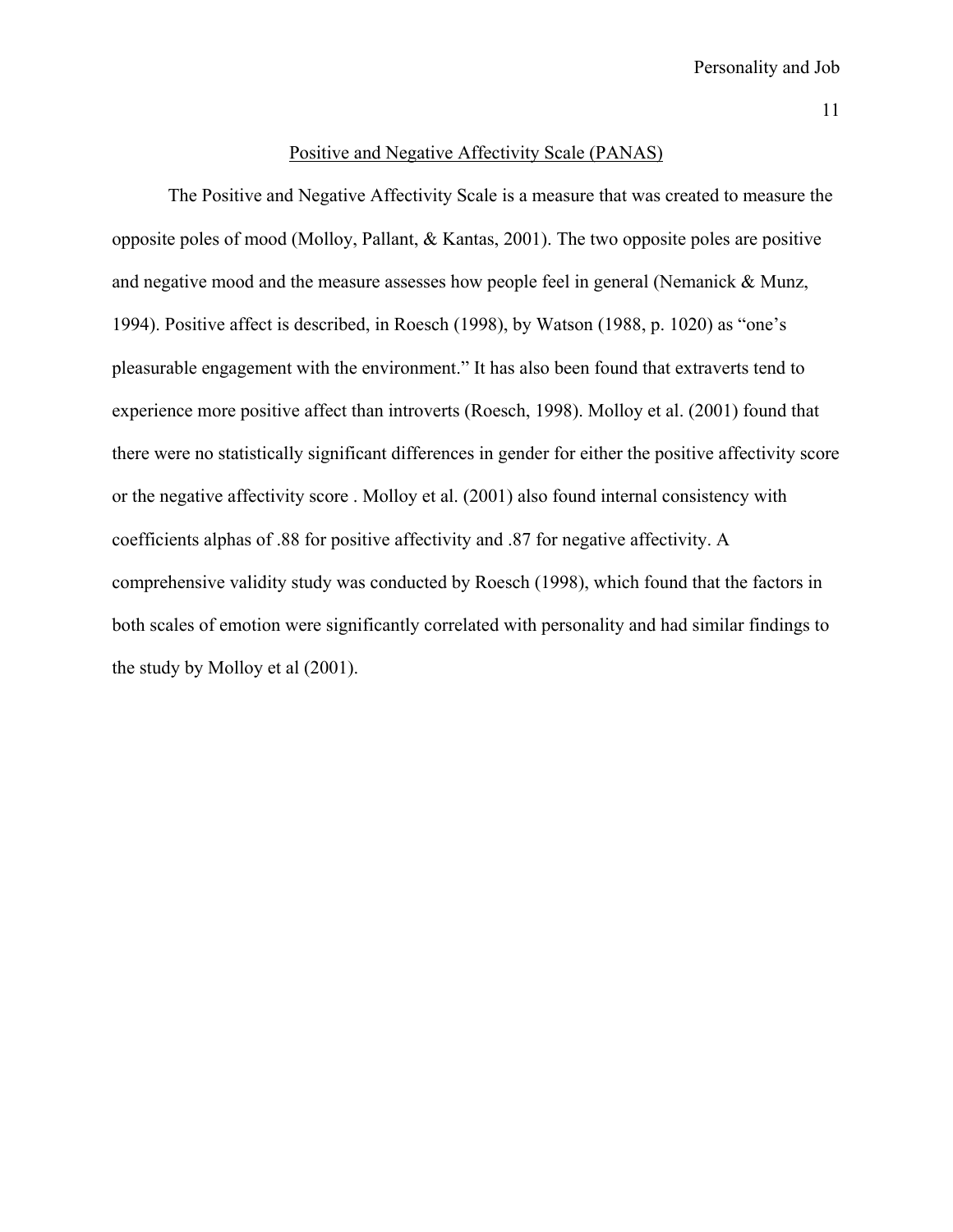## Positive and Negative Affectivity Scale (PANAS)

The Positive and Negative Affectivity Scale is a measure that was created to measure the opposite poles of mood (Molloy, Pallant, & Kantas, 2001). The two opposite poles are positive and negative mood and the measure assesses how people feel in general (Nemanick & Munz, 1994). Positive affect is described, in Roesch (1998), by Watson (1988, p. 1020) as "one's pleasurable engagement with the environment." It has also been found that extraverts tend to experience more positive affect than introverts (Roesch, 1998). Molloy et al. (2001) found that there were no statistically significant differences in gender for either the positive affectivity score or the negative affectivity score . Molloy et al. (2001) also found internal consistency with coefficients alphas of .88 for positive affectivity and .87 for negative affectivity. A comprehensive validity study was conducted by Roesch (1998), which found that the factors in both scales of emotion were significantly correlated with personality and had similar findings to the study by Molloy et al (2001).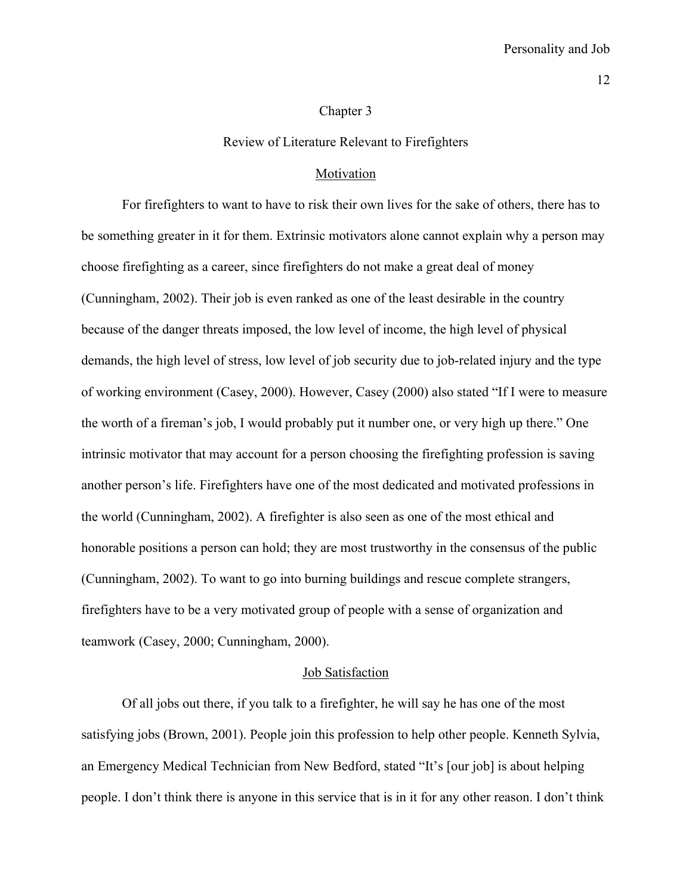# Chapter 3

## Review of Literature Relevant to Firefighters

### Motivation

For firefighters to want to have to risk their own lives for the sake of others, there has to be something greater in it for them. Extrinsic motivators alone cannot explain why a person may choose firefighting as a career, since firefighters do not make a great deal of money (Cunningham, 2002). Their job is even ranked as one of the least desirable in the country because of the danger threats imposed, the low level of income, the high level of physical demands, the high level of stress, low level of job security due to job-related injury and the type of working environment (Casey, 2000). However, Casey (2000) also stated "If I were to measure the worth of a fireman's job, I would probably put it number one, or very high up there." One intrinsic motivator that may account for a person choosing the firefighting profession is saving another person's life. Firefighters have one of the most dedicated and motivated professions in the world (Cunningham, 2002). A firefighter is also seen as one of the most ethical and honorable positions a person can hold; they are most trustworthy in the consensus of the public (Cunningham, 2002). To want to go into burning buildings and rescue complete strangers, firefighters have to be a very motivated group of people with a sense of organization and teamwork (Casey, 2000; Cunningham, 2000).

### Job Satisfaction

Of all jobs out there, if you talk to a firefighter, he will say he has one of the most satisfying jobs (Brown, 2001). People join this profession to help other people. Kenneth Sylvia, an Emergency Medical Technician from New Bedford, stated "It's [our job] is about helping people. I don't think there is anyone in this service that is in it for any other reason. I don't think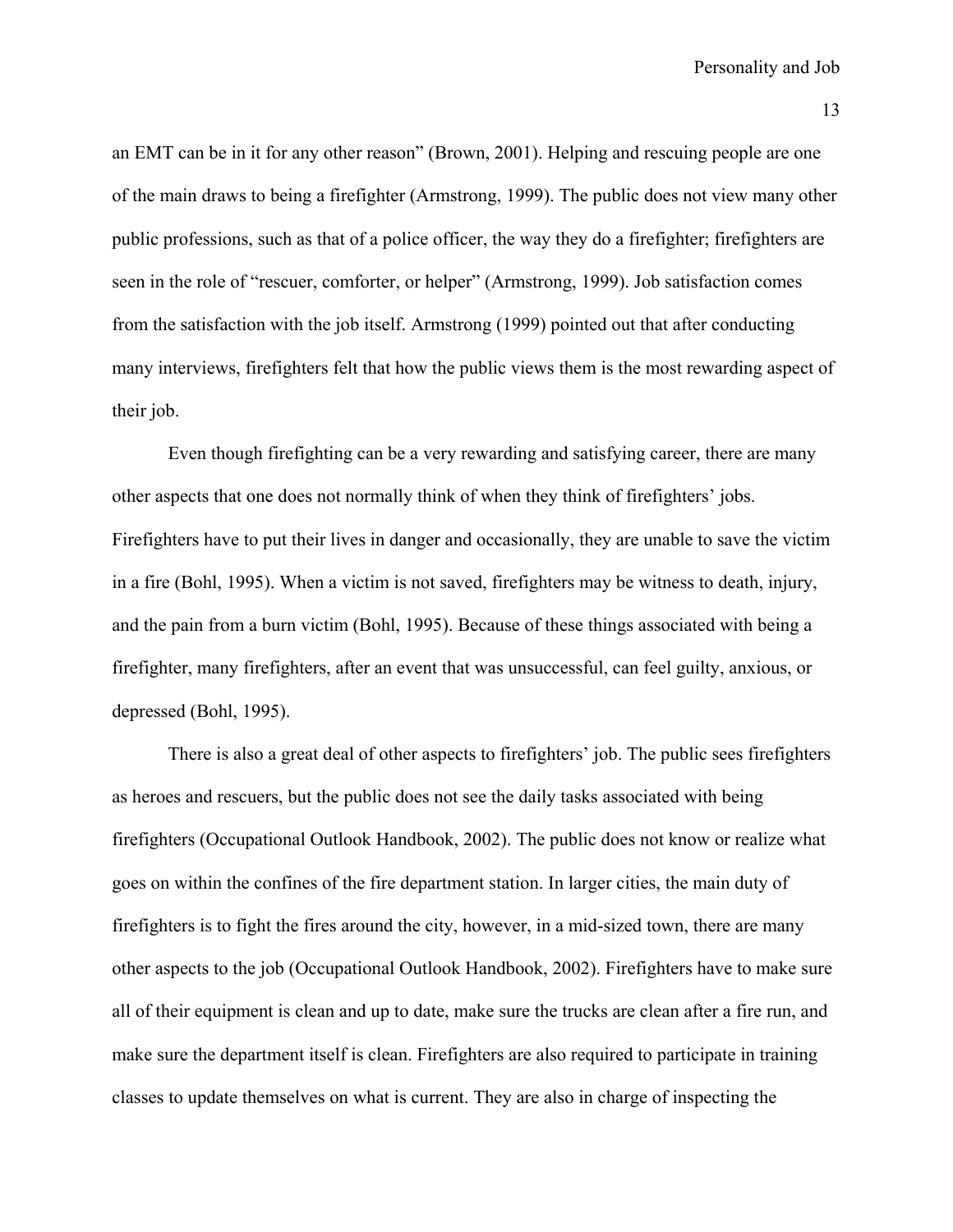an EMT can be in it for any other reason" (Brown, 2001). Helping and rescuing people are one of the main draws to being a firefighter (Armstrong, 1999). The public does not view many other public professions, such as that of a police officer, the way they do a firefighter; firefighters are seen in the role of "rescuer, comforter, or helper" (Armstrong, 1999). Job satisfaction comes from the satisfaction with the job itself. Armstrong (1999) pointed out that after conducting many interviews, firefighters felt that how the public views them is the most rewarding aspect of their job.

Even though firefighting can be a very rewarding and satisfying career, there are many other aspects that one does not normally think of when they think of firefighters' jobs. Firefighters have to put their lives in danger and occasionally, they are unable to save the victim in a fire (Bohl, 1995). When a victim is not saved, firefighters may be witness to death, injury, and the pain from a burn victim (Bohl, 1995). Because of these things associated with being a firefighter, many firefighters, after an event that was unsuccessful, can feel guilty, anxious, or depressed (Bohl, 1995).

There is also a great deal of other aspects to firefighters' job. The public sees firefighters as heroes and rescuers, but the public does not see the daily tasks associated with being firefighters (Occupational Outlook Handbook, 2002). The public does not know or realize what goes on within the confines of the fire department station. In larger cities, the main duty of firefighters is to fight the fires around the city, however, in a mid-sized town, there are many other aspects to the job (Occupational Outlook Handbook, 2002). Firefighters have to make sure all of their equipment is clean and up to date, make sure the trucks are clean after a fire run, and make sure the department itself is clean. Firefighters are also required to participate in training classes to update themselves on what is current. They are also in charge of inspecting the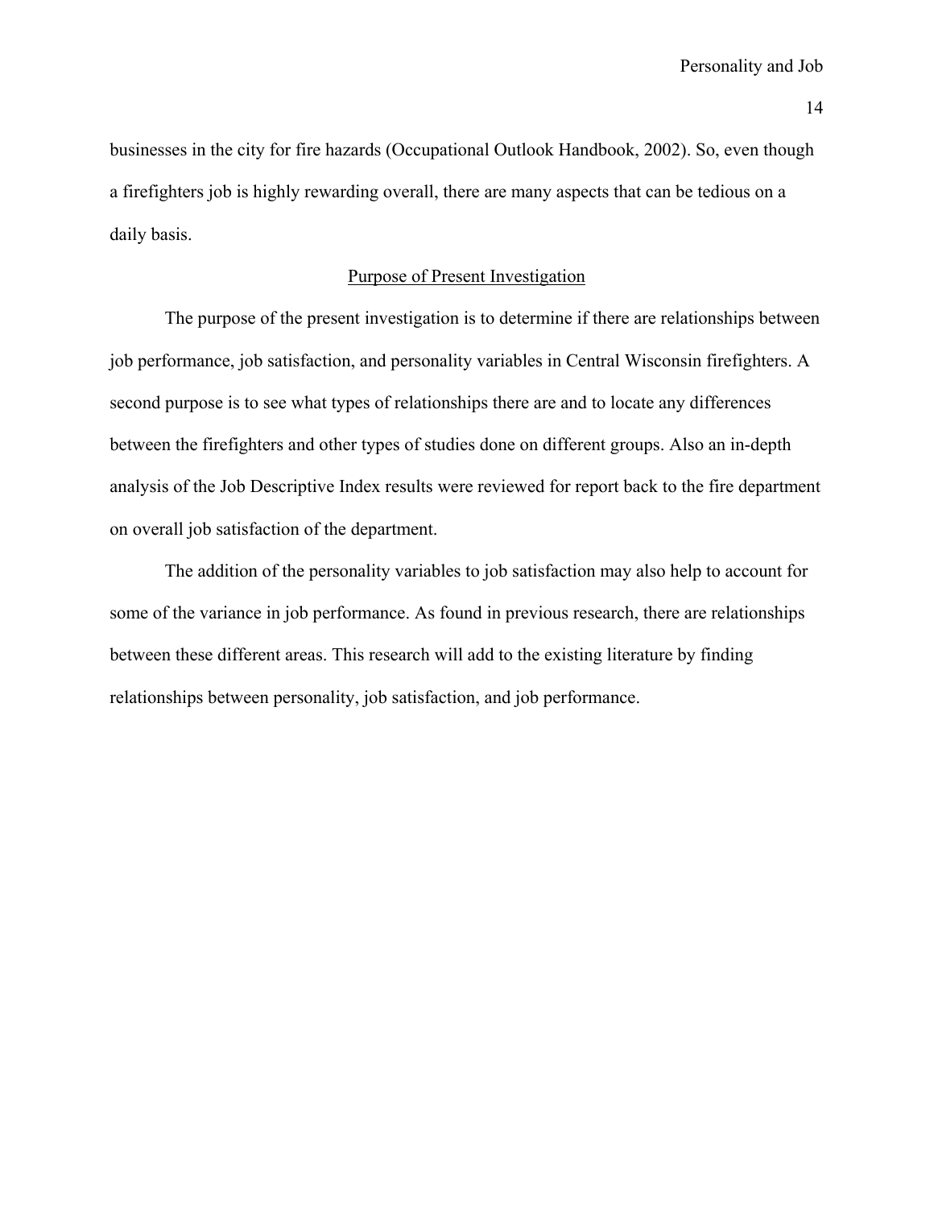businesses in the city for fire hazards (Occupational Outlook Handbook, 2002). So, even though a firefighters job is highly rewarding overall, there are many aspects that can be tedious on a daily basis.

## Purpose of Present Investigation

The purpose of the present investigation is to determine if there are relationships between job performance, job satisfaction, and personality variables in Central Wisconsin firefighters. A second purpose is to see what types of relationships there are and to locate any differences between the firefighters and other types of studies done on different groups. Also an in-depth analysis of the Job Descriptive Index results were reviewed for report back to the fire department on overall job satisfaction of the department.

The addition of the personality variables to job satisfaction may also help to account for some of the variance in job performance. As found in previous research, there are relationships between these different areas. This research will add to the existing literature by finding relationships between personality, job satisfaction, and job performance.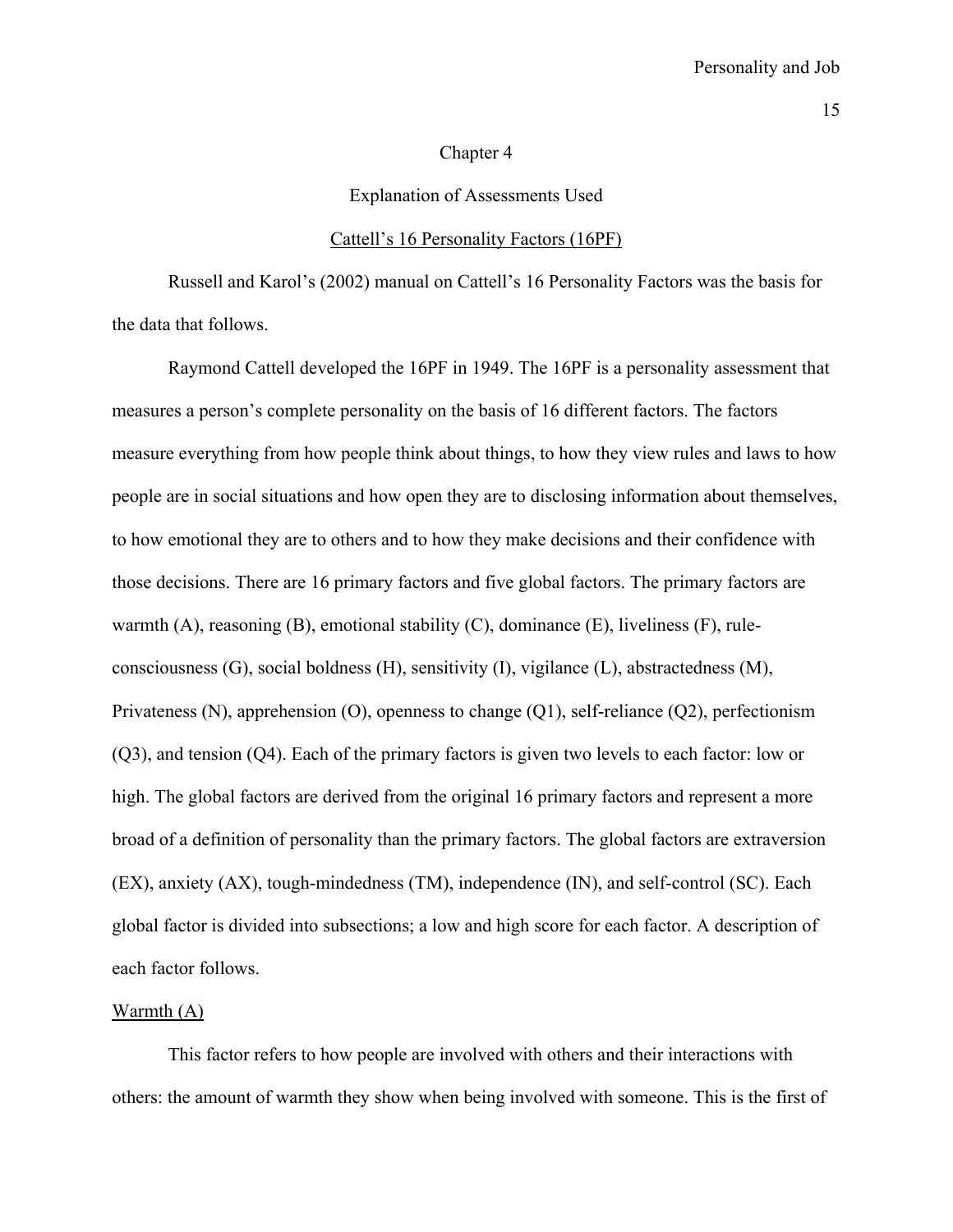# Chapter 4

## Explanation of Assessments Used

### Cattell's 16 Personality Factors (16PF)

Russell and Karol's (2002) manual on Cattell's 16 Personality Factors was the basis for the data that follows.

Raymond Cattell developed the 16PF in 1949. The 16PF is a personality assessment that measures a person's complete personality on the basis of 16 different factors. The factors measure everything from how people think about things, to how they view rules and laws to how people are in social situations and how open they are to disclosing information about themselves, to how emotional they are to others and to how they make decisions and their confidence with those decisions. There are 16 primary factors and five global factors. The primary factors are warmth (A), reasoning (B), emotional stability (C), dominance (E), liveliness (F), rule-consciousness (G), social boldness (H), sensitivity (I), vigilance (L), abstractedness (M), Privateness (N), apprehension (O), openness to change (Q1), self-reliance (Q2), perfectionism (Q3), and tension (Q4). Each of the primary factors is given two levels to each factor: low or high. The global factors are derived from the original 16 primary factors and represent a more broad of a definition of personality than the primary factors. The global factors are extraversion (EX), anxiety (AX), tough-mindedness (TM), independence (IN), and self-control (SC). Each global factor is divided into subsections; a low and high score for each factor. A description of each factor follows.

#### Warmth (A)

This factor refers to how people are involved with others and their interactions with others: the amount of warmth they show when being involved with someone. This is the first of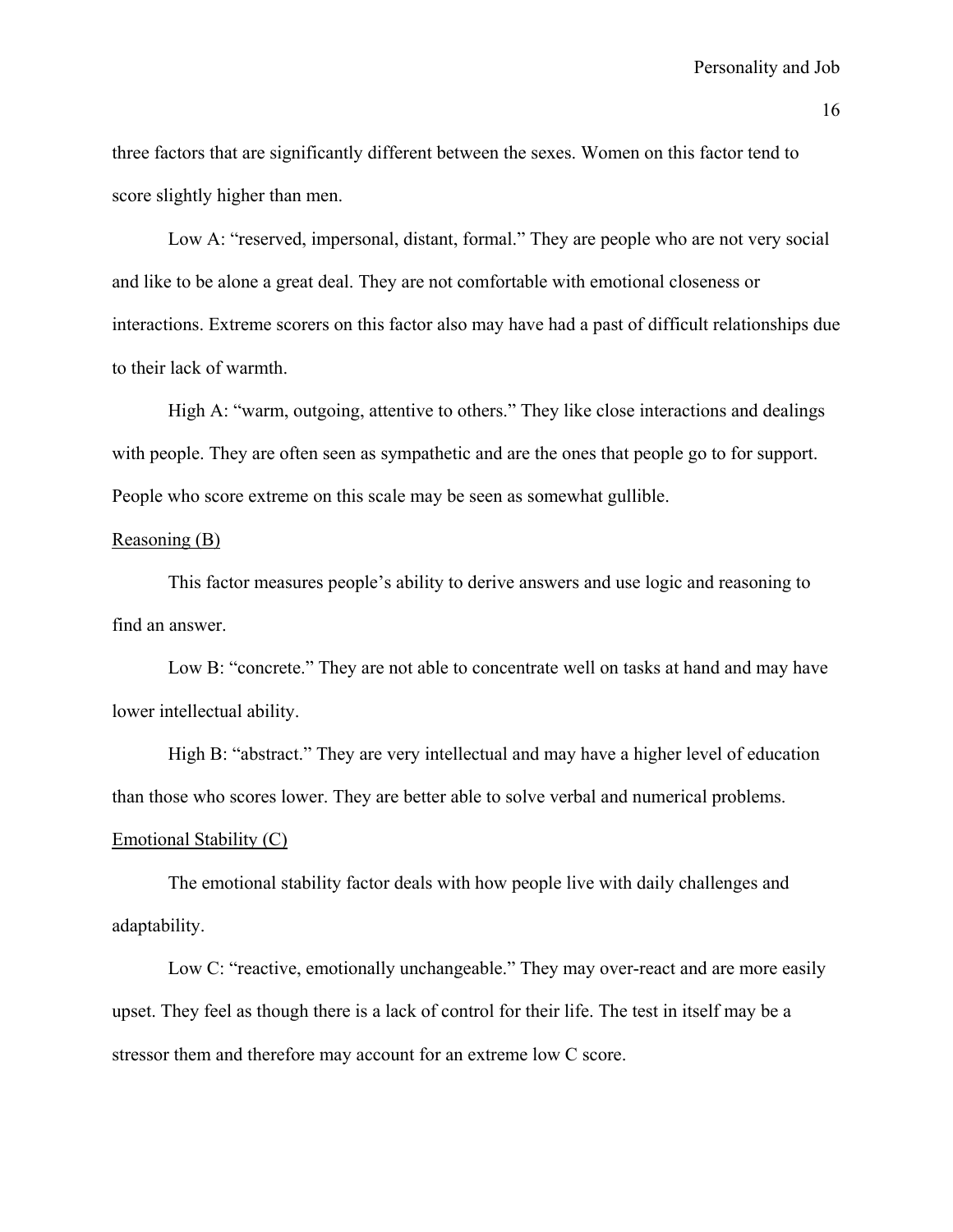three factors that are significantly different between the sexes. Women on this factor tend to score slightly higher than men.

Low A: "reserved, impersonal, distant, formal." They are people who are not very social and like to be alone a great deal. They are not comfortable with emotional closeness or interactions. Extreme scorers on this factor also may have had a past of difficult relationships due to their lack of warmth.

High A: "warm, outgoing, attentive to others." They like close interactions and dealings with people. They are often seen as sympathetic and are the ones that people go to for support. People who score extreme on this scale may be seen as somewhat gullible.

<u>Reasoning (B)</u>

This factor measures people's ability to derive answers and use logic and reasoning to find an answer.

Low B: "concrete." They are not able to concentrate well on tasks at hand and may have lower intellectual ability.

High B: "abstract." They are very intellectual and may have a higher level of education than those who scores lower. They are better able to solve verbal and numerical problems.

<u>Emotional Stability (C)</u>

The emotional stability factor deals with how people live with daily challenges and adaptability.

Low C: "reactive, emotionally unchangeable." They may over-react and are more easily upset. They feel as though there is a lack of control for their life. The test in itself may be a stressor them and therefore may account for an extreme low C score.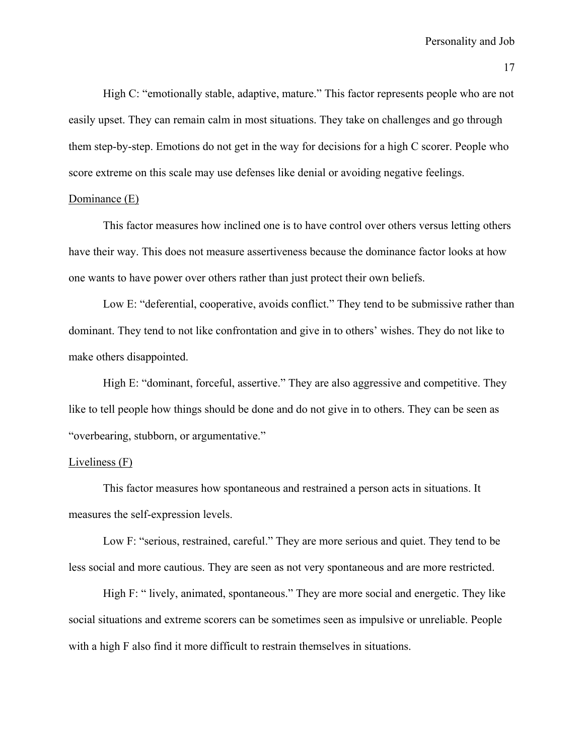High C: "emotionally stable, adaptive, mature." This factor represents people who are not easily upset. They can remain calm in most situations. They take on challenges and go through them step-by-step. Emotions do not get in the way for decisions for a high C scorer. People who score extreme on this scale may use defenses like denial or avoiding negative feelings.

<u>Dominance (E)</u>

This factor measures how inclined one is to have control over others versus letting others have their way. This does not measure assertiveness because the dominance factor looks at how one wants to have power over others rather than just protect their own beliefs.

Low E: "deferential, cooperative, avoids conflict." They tend to be submissive rather than dominant. They tend to not like confrontation and give in to others' wishes. They do not like to make others disappointed.

High E: "dominant, forceful, assertive." They are also aggressive and competitive. They like to tell people how things should be done and do not give in to others. They can be seen as "overbearing, stubborn, or argumentative."

<u>Liveliness (F)</u>

This factor measures how spontaneous and restrained a person acts in situations. It measures the self-expression levels.

Low F: "serious, restrained, careful." They are more serious and quiet. They tend to be less social and more cautious. They are seen as not very spontaneous and are more restricted.

High F: " lively, animated, spontaneous." They are more social and energetic. They like social situations and extreme scorers can be sometimes seen as impulsive or unreliable. People with a high F also find it more difficult to restrain themselves in situations.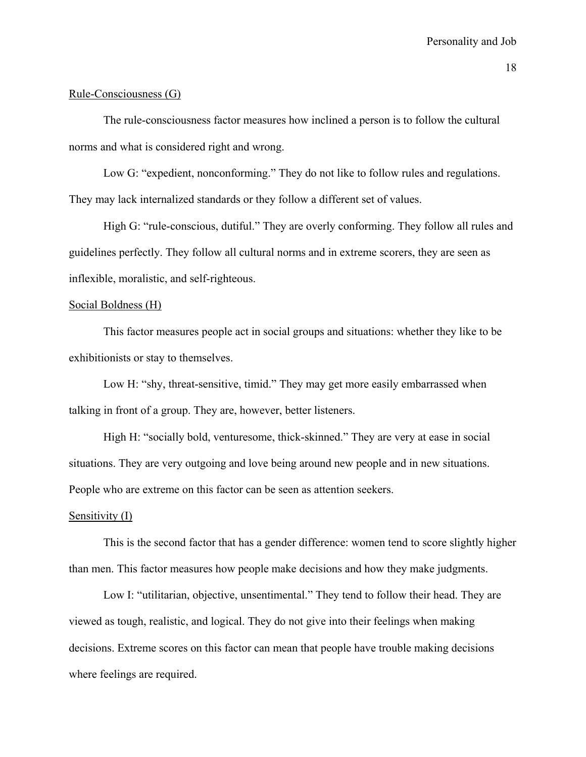Rule-Consciousness (G)

The rule-consciousness factor measures how inclined a person is to follow the cultural norms and what is considered right and wrong.

Low G: "expedient, nonconforming." They do not like to follow rules and regulations. They may lack internalized standards or they follow a different set of values.

High G: "rule-conscious, dutiful." They are overly conforming. They follow all rules and guidelines perfectly. They follow all cultural norms and in extreme scorers, they are seen as inflexible, moralistic, and self-righteous.

Social Boldness (H)

This factor measures people act in social groups and situations: whether they like to be exhibitionists or stay to themselves.

Low H: "shy, threat-sensitive, timid." They may get more easily embarrassed when talking in front of a group. They are, however, better listeners.

High H: "socially bold, venturesome, thick-skinned." They are very at ease in social situations. They are very outgoing and love being around new people and in new situations. People who are extreme on this factor can be seen as attention seekers.

Sensitivity (I)

This is the second factor that has a gender difference: women tend to score slightly higher than men. This factor measures how people make decisions and how they make judgments.

Low I: "utilitarian, objective, unsentimental." They tend to follow their head. They are viewed as tough, realistic, and logical. They do not give into their feelings when making decisions. Extreme scores on this factor can mean that people have trouble making decisions where feelings are required.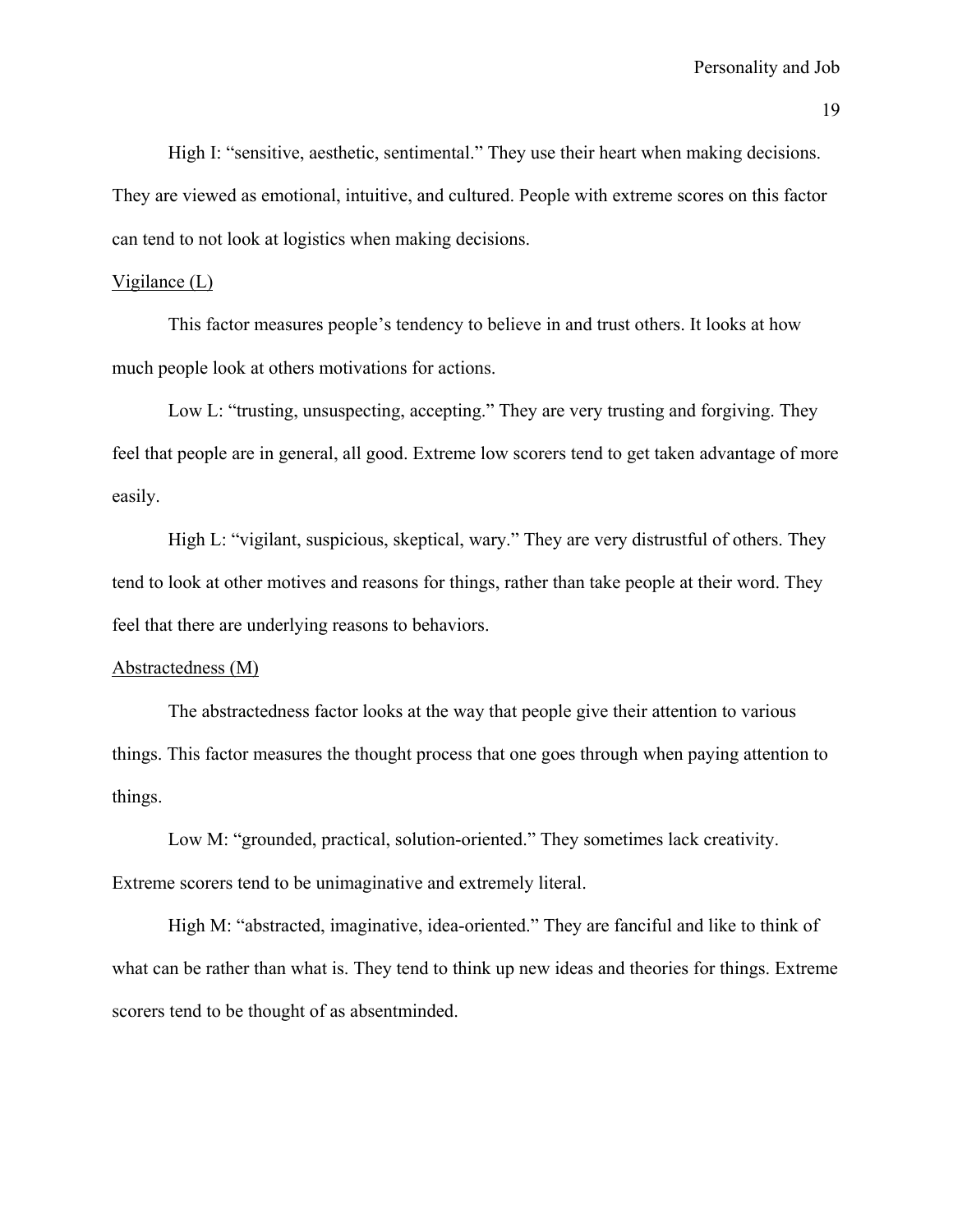High I: “sensitive, aesthetic, sentimental.” They use their heart when making decisions. They are viewed as emotional, intuitive, and cultured. People with extreme scores on this factor can tend to not look at logistics when making decisions.

<u>Vigilance (L)</u>

This factor measures people’s tendency to believe in and trust others. It looks at how much people look at others motivations for actions.

Low L: “trusting, unsuspecting, accepting.” They are very trusting and forgiving. They feel that people are in general, all good. Extreme low scorers tend to get taken advantage of more easily.

High L: “vigilant, suspicious, skeptical, wary.” They are very distrustful of others. They tend to look at other motives and reasons for things, rather than take people at their word. They feel that there are underlying reasons to behaviors.

<u>Abstractedness (M)</u>

The abstractedness factor looks at the way that people give their attention to various things. This factor measures the thought process that one goes through when paying attention to things.

Low M: “grounded, practical, solution-oriented.” They sometimes lack creativity. Extreme scorers tend to be unimaginative and extremely literal.

High M: “abstracted, imaginative, idea-oriented.” They are fanciful and like to think of what can be rather than what is. They tend to think up new ideas and theories for things. Extreme scorers tend to be thought of as absentminded.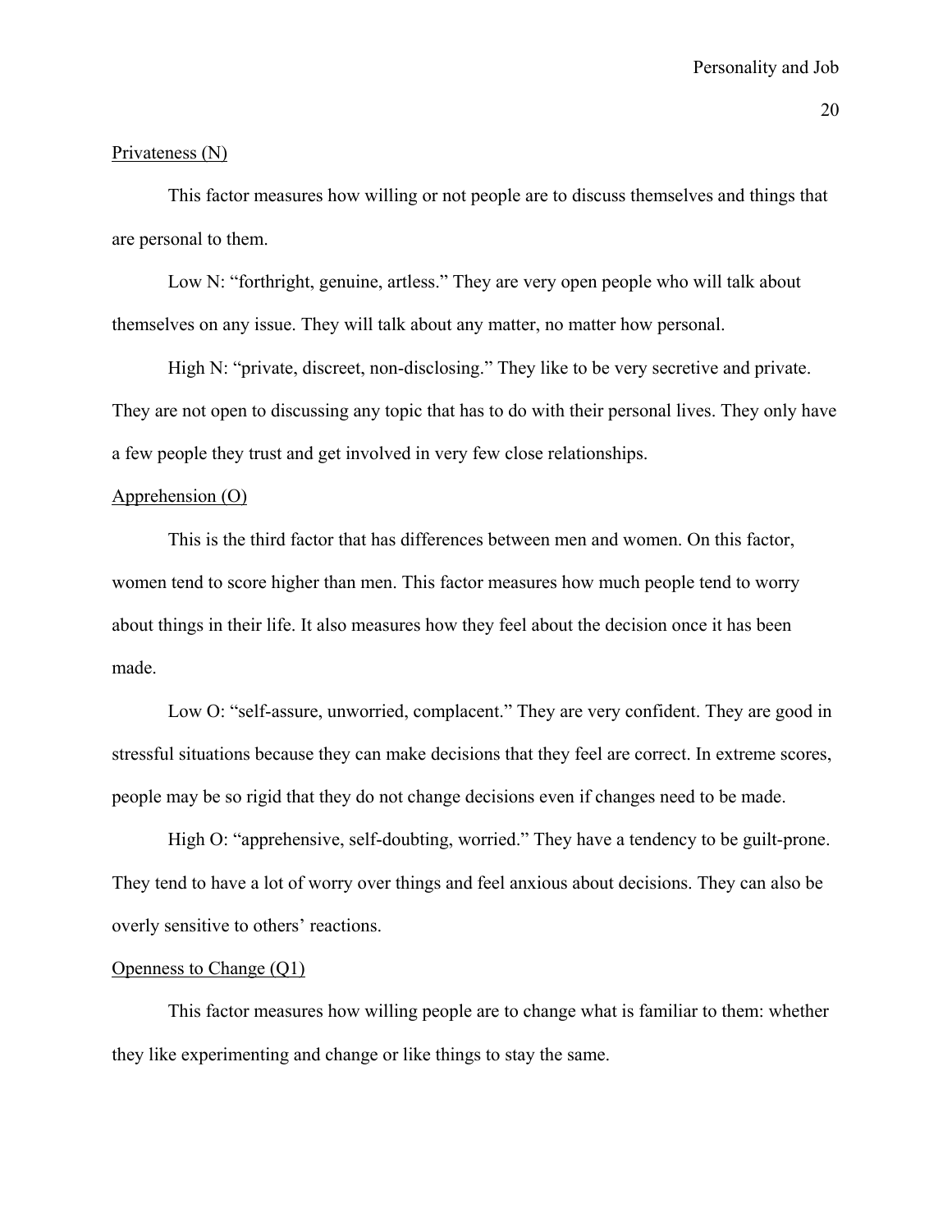Privateness (N)

This factor measures how willing or not people are to discuss themselves and things that are personal to them.

Low N: “forthright, genuine, artless.” They are very open people who will talk about themselves on any issue. They will talk about any matter, no matter how personal.

High N: “private, discreet, non-disclosing.” They like to be very secretive and private. They are not open to discussing any topic that has to do with their personal lives. They only have a few people they trust and get involved in very few close relationships.

Apprehension (O)

This is the third factor that has differences between men and women. On this factor, women tend to score higher than men. This factor measures how much people tend to worry about things in their life. It also measures how they feel about the decision once it has been made.

Low O: “self-assure, unworried, complacent.” They are very confident. They are good in stressful situations because they can make decisions that they feel are correct. In extreme scores, people may be so rigid that they do not change decisions even if changes need to be made.

High O: “apprehensive, self-doubting, worried.” They have a tendency to be guilt-prone. They tend to have a lot of worry over things and feel anxious about decisions. They can also be overly sensitive to others’ reactions.

Openness to Change (Q1)

This factor measures how willing people are to change what is familiar to them: whether they like experimenting and change or like things to stay the same.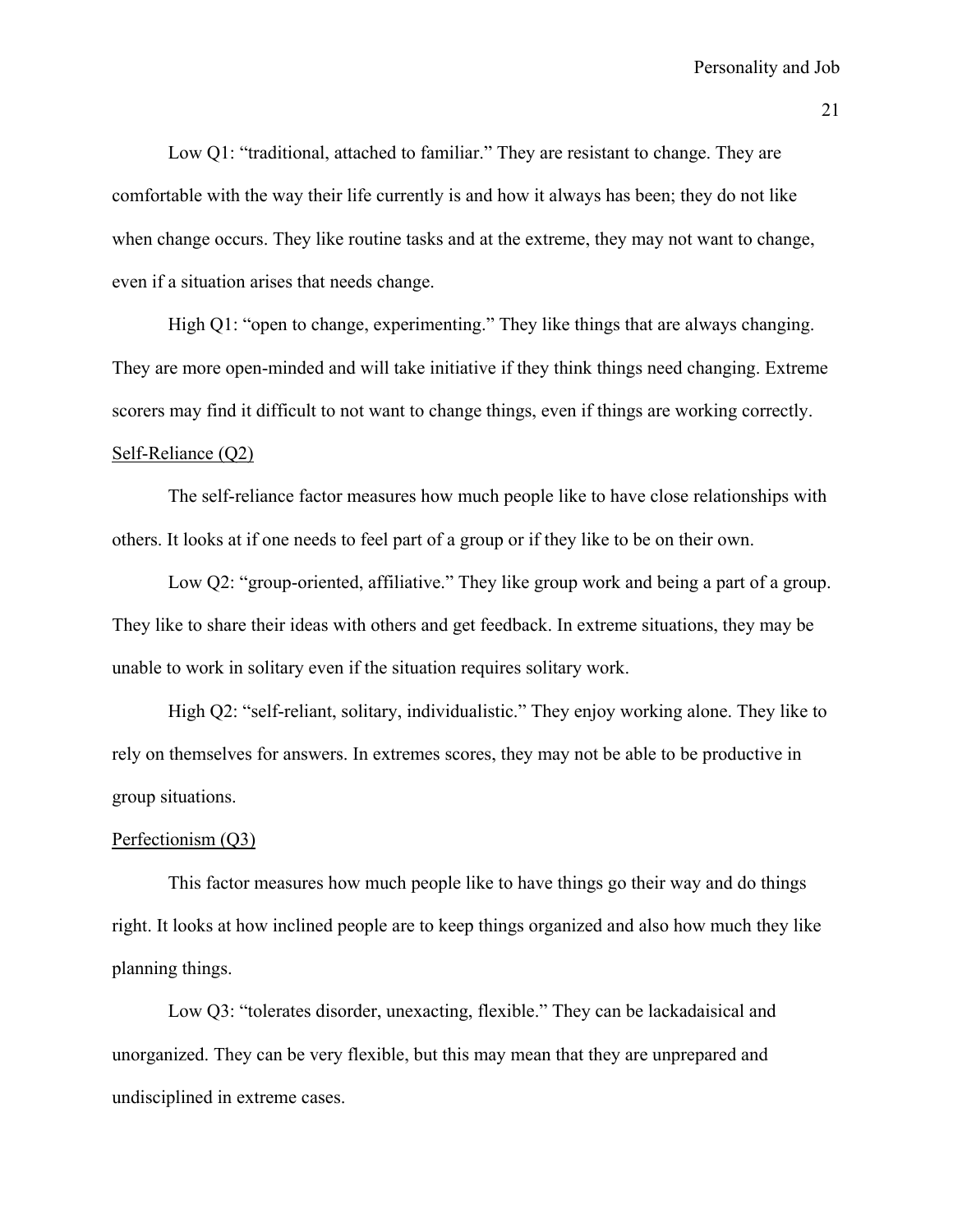Low Q1: "traditional, attached to familiar." They are resistant to change. They are comfortable with the way their life currently is and how it always has been; they do not like when change occurs. They like routine tasks and at the extreme, they may not want to change, even if a situation arises that needs change.

High Q1: "open to change, experimenting." They like things that are always changing. They are more open-minded and will take initiative if they think things need changing. Extreme scorers may find it difficult to not want to change things, even if things are working correctly.

<u>Self-Reliance (Q2)</u>

The self-reliance factor measures how much people like to have close relationships with others. It looks at if one needs to feel part of a group or if they like to be on their own.

Low Q2: "group-oriented, affiliative." They like group work and being a part of a group. They like to share their ideas with others and get feedback. In extreme situations, they may be unable to work in solitary even if the situation requires solitary work.

High Q2: "self-reliant, solitary, individualistic." They enjoy working alone. They like to rely on themselves for answers. In extremes scores, they may not be able to be productive in group situations.

<u>Perfectionism (Q3)</u>

This factor measures how much people like to have things go their way and do things right. It looks at how inclined people are to keep things organized and also how much they like planning things.

Low Q3: "tolerates disorder, unexacting, flexible." They can be lackadaisical and unorganized. They can be very flexible, but this may mean that they are unprepared and undisciplined in extreme cases.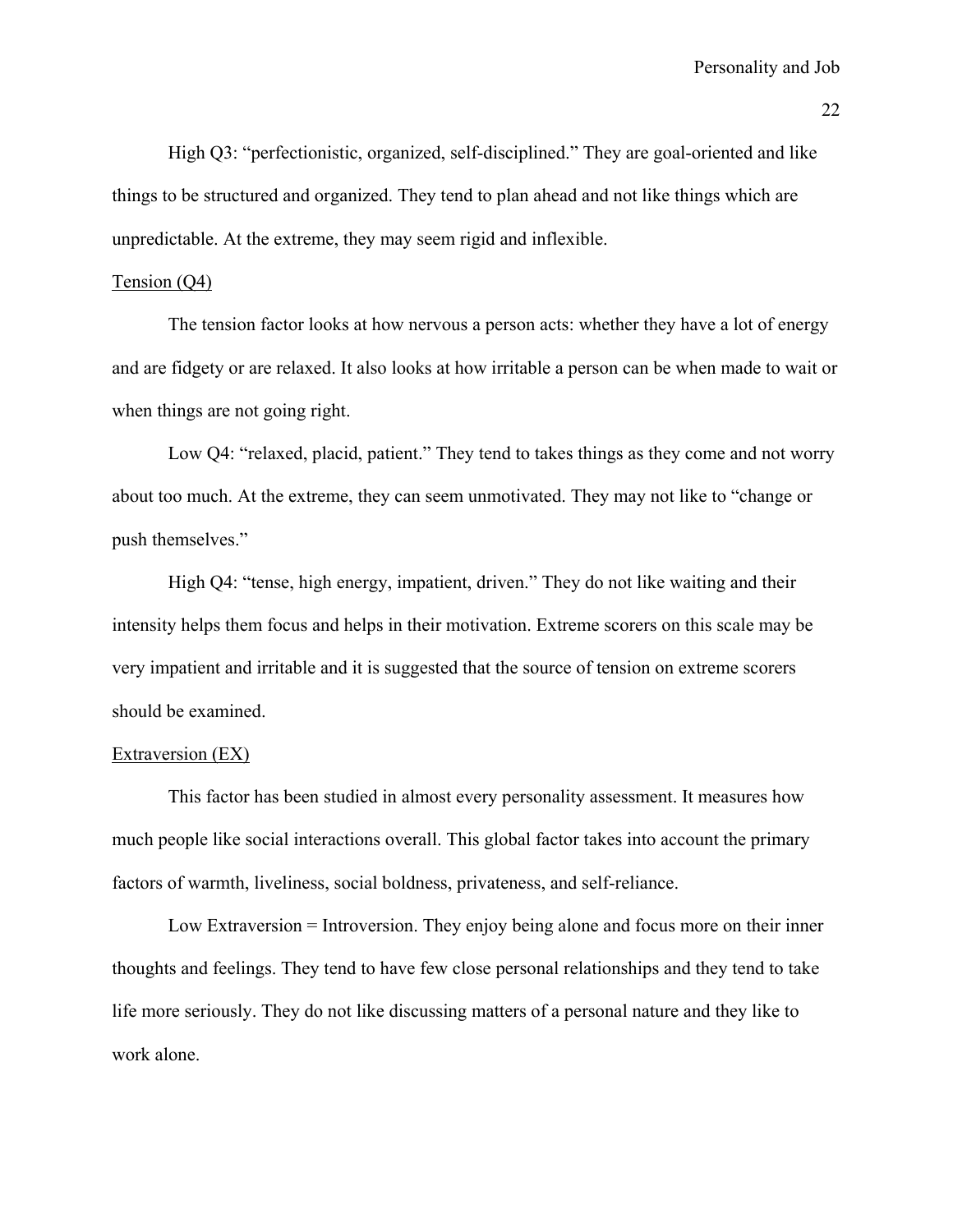High Q3: “perfectionistic, organized, self-disciplined.” They are goal-oriented and like things to be structured and organized. They tend to plan ahead and not like things which are unpredictable. At the extreme, they may seem rigid and inflexible.

<u>Tension (Q4)</u>

The tension factor looks at how nervous a person acts: whether they have a lot of energy and are fidgety or are relaxed. It also looks at how irritable a person can be when made to wait or when things are not going right.

Low Q4: “relaxed, placid, patient.” They tend to takes things as they come and not worry about too much. At the extreme, they can seem unmotivated. They may not like to “change or push themselves.”

High Q4: “tense, high energy, impatient, driven.” They do not like waiting and their intensity helps them focus and helps in their motivation. Extreme scorers on this scale may be very impatient and irritable and it is suggested that the source of tension on extreme scorers should be examined.

<u>Extraversion (EX)</u>

This factor has been studied in almost every personality assessment. It measures how much people like social interactions overall. This global factor takes into account the primary factors of warmth, liveliness, social boldness, privateness, and self-reliance.

Low Extraversion = Introversion. They enjoy being alone and focus more on their inner thoughts and feelings. They tend to have few close personal relationships and they tend to take life more seriously. They do not like discussing matters of a personal nature and they like to work alone.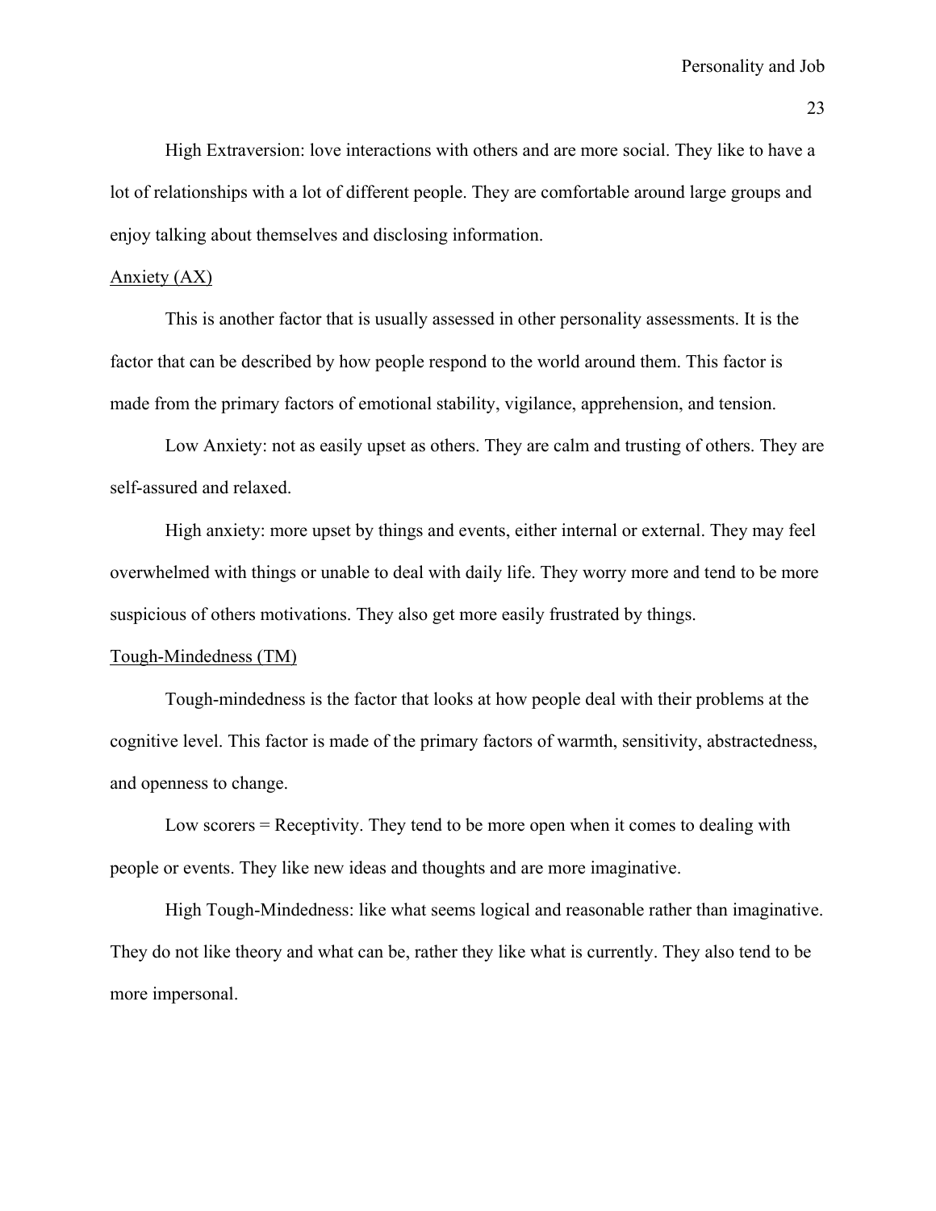High Extraversion: love interactions with others and are more social. They like to have a lot of relationships with a lot of different people. They are comfortable around large groups and enjoy talking about themselves and disclosing information.

<u>Anxiety (AX)</u>

This is another factor that is usually assessed in other personality assessments. It is the factor that can be described by how people respond to the world around them. This factor is made from the primary factors of emotional stability, vigilance, apprehension, and tension.

Low Anxiety: not as easily upset as others. They are calm and trusting of others. They are self-assured and relaxed.

High anxiety: more upset by things and events, either internal or external. They may feel overwhelmed with things or unable to deal with daily life. They worry more and tend to be more suspicious of others motivations. They also get more easily frustrated by things.

<u>Tough-Mindedness (TM)</u>

Tough-mindedness is the factor that looks at how people deal with their problems at the cognitive level. This factor is made of the primary factors of warmth, sensitivity, abstractedness, and openness to change.

Low scorers = Receptivity. They tend to be more open when it comes to dealing with people or events. They like new ideas and thoughts and are more imaginative.

High Tough-Mindedness: like what seems logical and reasonable rather than imaginative. They do not like theory and what can be, rather they like what is currently. They also tend to be more impersonal.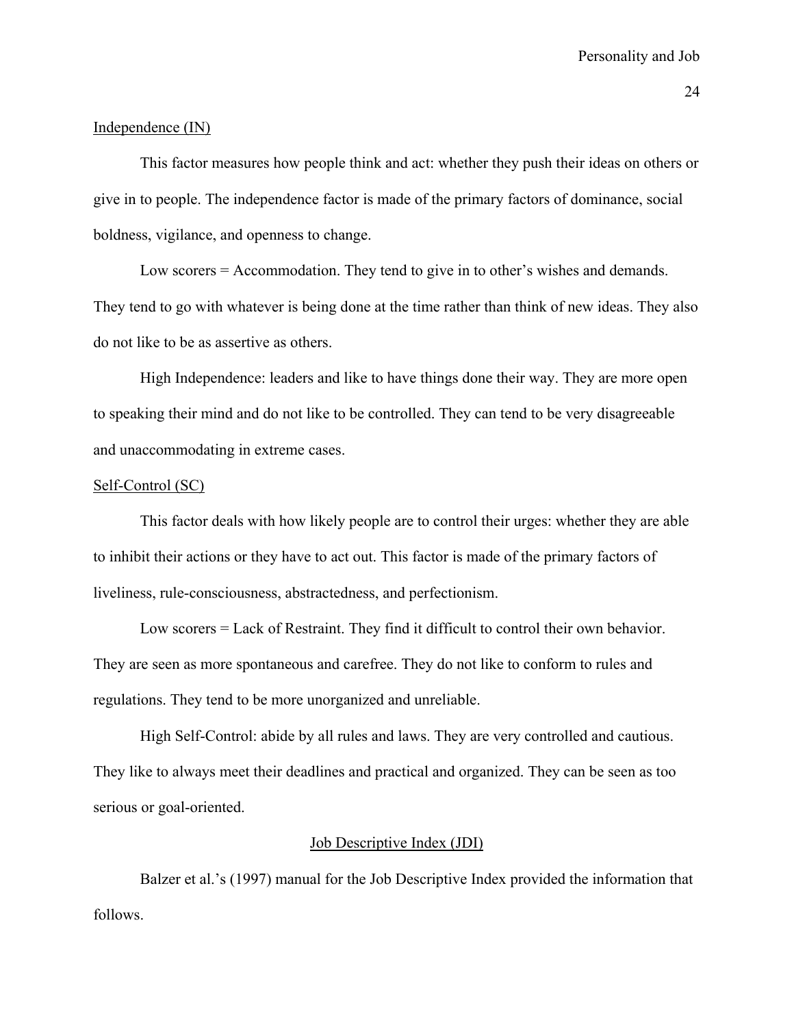Independence (IN)

This factor measures how people think and act: whether they push their ideas on others or give in to people. The independence factor is made of the primary factors of dominance, social boldness, vigilance, and openness to change.

Low scorers = Accommodation. They tend to give in to other's wishes and demands. They tend to go with whatever is being done at the time rather than think of new ideas. They also do not like to be as assertive as others.

High Independence: leaders and like to have things done their way. They are more open to speaking their mind and do not like to be controlled. They can tend to be very disagreeable and unaccommodating in extreme cases.

Self-Control (SC)

This factor deals with how likely people are to control their urges: whether they are able to inhibit their actions or they have to act out. This factor is made of the primary factors of liveliness, rule-consciousness, abstractedness, and perfectionism.

Low scorers = Lack of Restraint. They find it difficult to control their own behavior. They are seen as more spontaneous and carefree. They do not like to conform to rules and regulations. They tend to be more unorganized and unreliable.

High Self-Control: abide by all rules and laws. They are very controlled and cautious. They like to always meet their deadlines and practical and organized. They can be seen as too serious or goal-oriented.

## Job Descriptive Index (JDI)

Balzer et al.'s (1997) manual for the Job Descriptive Index provided the information that follows.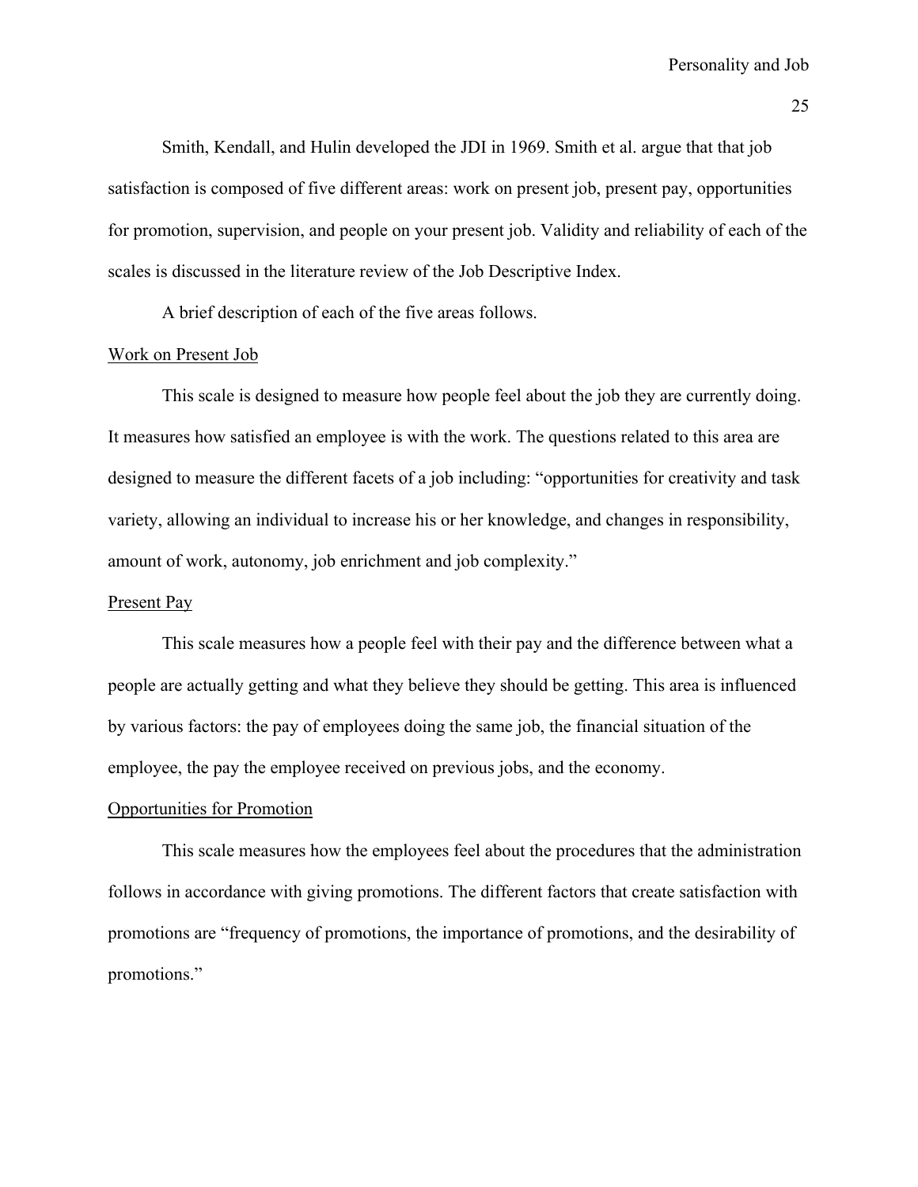Smith, Kendall, and Hulin developed the JDI in 1969. Smith et al. argue that that job satisfaction is composed of five different areas: work on present job, present pay, opportunities for promotion, supervision, and people on your present job. Validity and reliability of each of the scales is discussed in the literature review of the Job Descriptive Index.

A brief description of each of the five areas follows.

<u>Work on Present Job</u>

This scale is designed to measure how people feel about the job they are currently doing. It measures how satisfied an employee is with the work. The questions related to this area are designed to measure the different facets of a job including: "opportunities for creativity and task variety, allowing an individual to increase his or her knowledge, and changes in responsibility, amount of work, autonomy, job enrichment and job complexity."

<u>Present Pay</u>

This scale measures how a people feel with their pay and the difference between what a people are actually getting and what they believe they should be getting. This area is influenced by various factors: the pay of employees doing the same job, the financial situation of the employee, the pay the employee received on previous jobs, and the economy.

<u>Opportunities for Promotion</u>

This scale measures how the employees feel about the procedures that the administration follows in accordance with giving promotions. The different factors that create satisfaction with promotions are "frequency of promotions, the importance of promotions, and the desirability of promotions."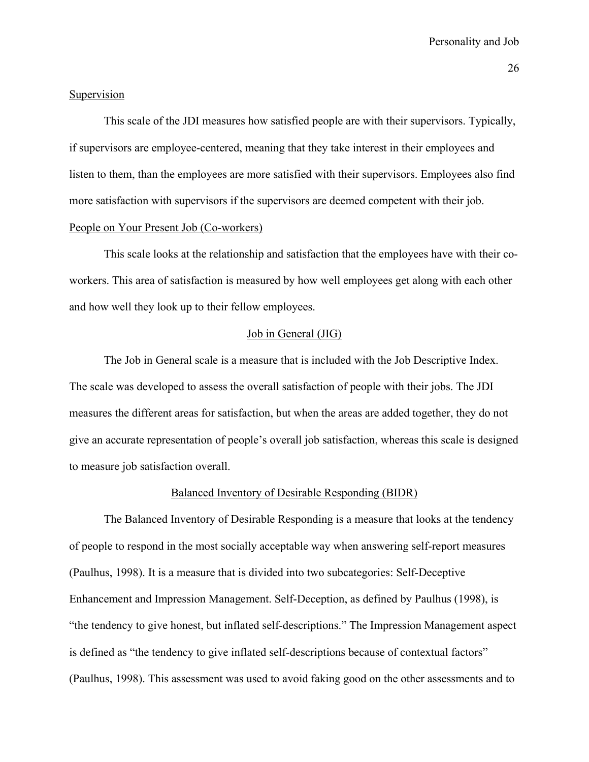Supervision

This scale of the JDI measures how satisfied people are with their supervisors. Typically, if supervisors are employee-centered, meaning that they take interest in their employees and listen to them, than the employees are more satisfied with their supervisors. Employees also find more satisfaction with supervisors if the supervisors are deemed competent with their job.

People on Your Present Job (Co-workers)

This scale looks at the relationship and satisfaction that the employees have with their co-workers. This area of satisfaction is measured by how well employees get along with each other and how well they look up to their fellow employees.

## Job in General (JIG)

The Job in General scale is a measure that is included with the Job Descriptive Index. The scale was developed to assess the overall satisfaction of people with their jobs. The JDI measures the different areas for satisfaction, but when the areas are added together, they do not give an accurate representation of people's overall job satisfaction, whereas this scale is designed to measure job satisfaction overall.

## Balanced Inventory of Desirable Responding (BIDR)

The Balanced Inventory of Desirable Responding is a measure that looks at the tendency of people to respond in the most socially acceptable way when answering self-report measures (Paulhus, 1998). It is a measure that is divided into two subcategories: Self-Deceptive Enhancement and Impression Management. Self-Deception, as defined by Paulhus (1998), is "the tendency to give honest, but inflated self-descriptions." The Impression Management aspect is defined as "the tendency to give inflated self-descriptions because of contextual factors" (Paulhus, 1998). This assessment was used to avoid faking good on the other assessments and to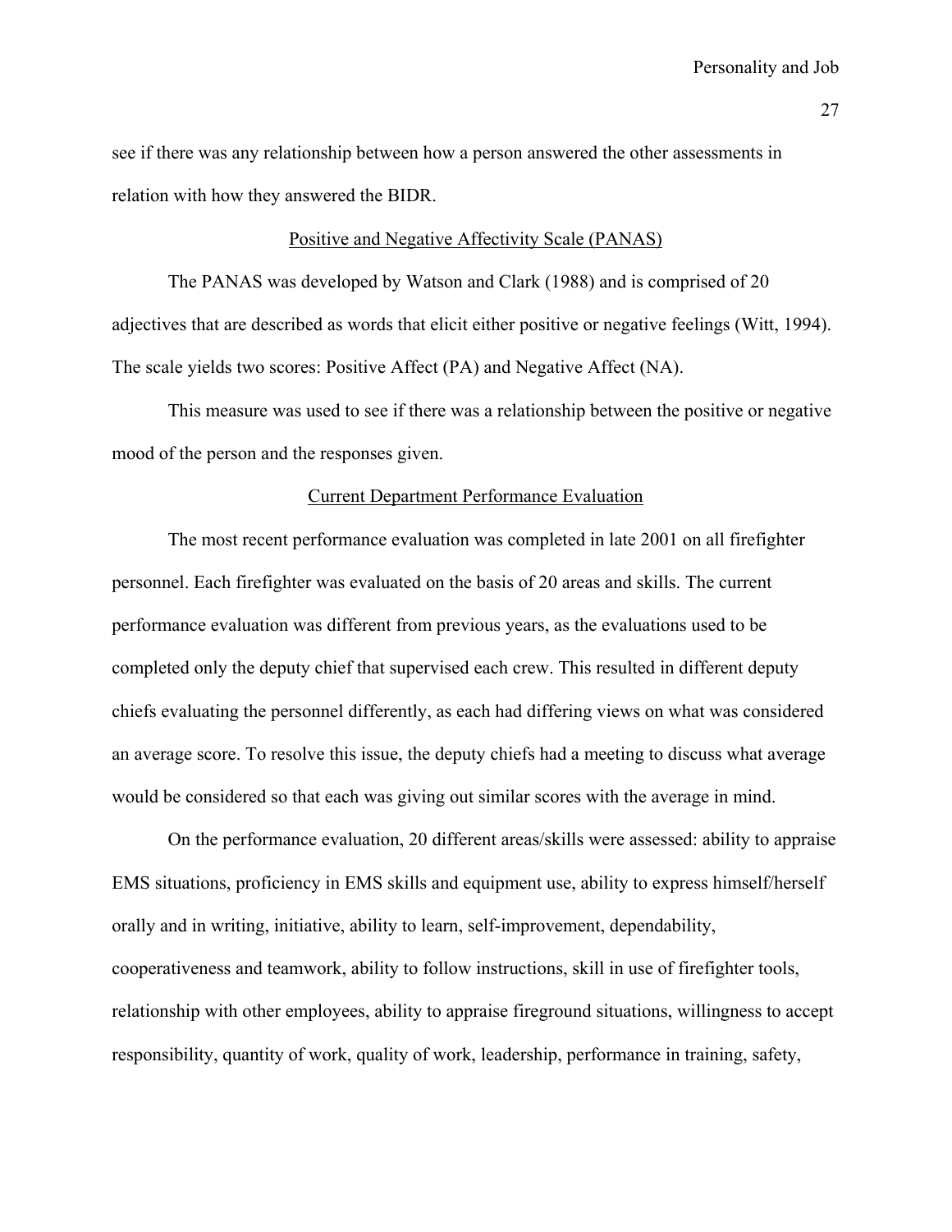see if there was any relationship between how a person answered the other assessments in relation with how they answered the BIDR.

## Positive and Negative Affectivity Scale (PANAS)

The PANAS was developed by Watson and Clark (1988) and is comprised of 20 adjectives that are described as words that elicit either positive or negative feelings (Witt, 1994). The scale yields two scores: Positive Affect (PA) and Negative Affect (NA).

This measure was used to see if there was a relationship between the positive or negative mood of the person and the responses given.

## Current Department Performance Evaluation

The most recent performance evaluation was completed in late 2001 on all firefighter personnel. Each firefighter was evaluated on the basis of 20 areas and skills. The current performance evaluation was different from previous years, as the evaluations used to be completed only the deputy chief that supervised each crew. This resulted in different deputy chiefs evaluating the personnel differently, as each had differing views on what was considered an average score. To resolve this issue, the deputy chiefs had a meeting to discuss what average would be considered so that each was giving out similar scores with the average in mind.

On the performance evaluation, 20 different areas/skills were assessed: ability to appraise EMS situations, proficiency in EMS skills and equipment use, ability to express himself/herself orally and in writing, initiative, ability to learn, self-improvement, dependability, cooperativeness and teamwork, ability to follow instructions, skill in use of firefighter tools, relationship with other employees, ability to appraise fireground situations, willingness to accept responsibility, quantity of work, quality of work, leadership, performance in training, safety,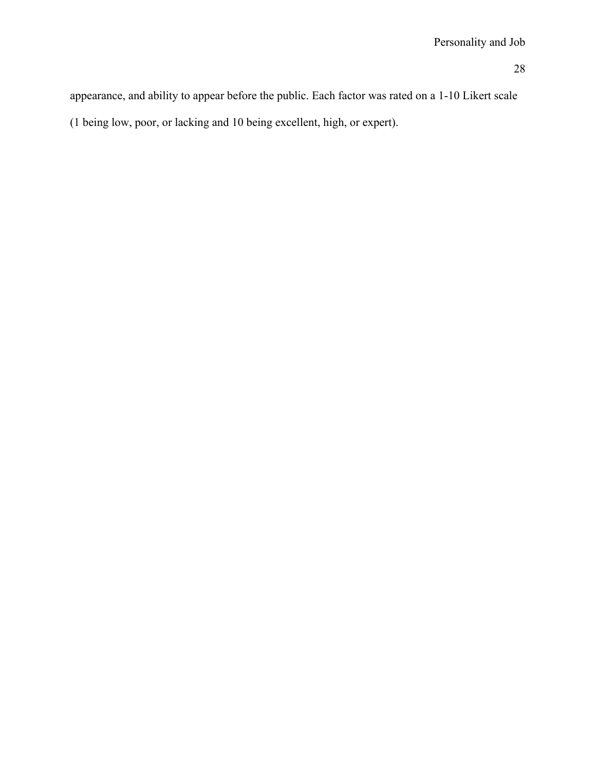appearance, and ability to appear before the public. Each factor was rated on a 1-10 Likert scale (1 being low, poor, or lacking and 10 being excellent, high, or expert).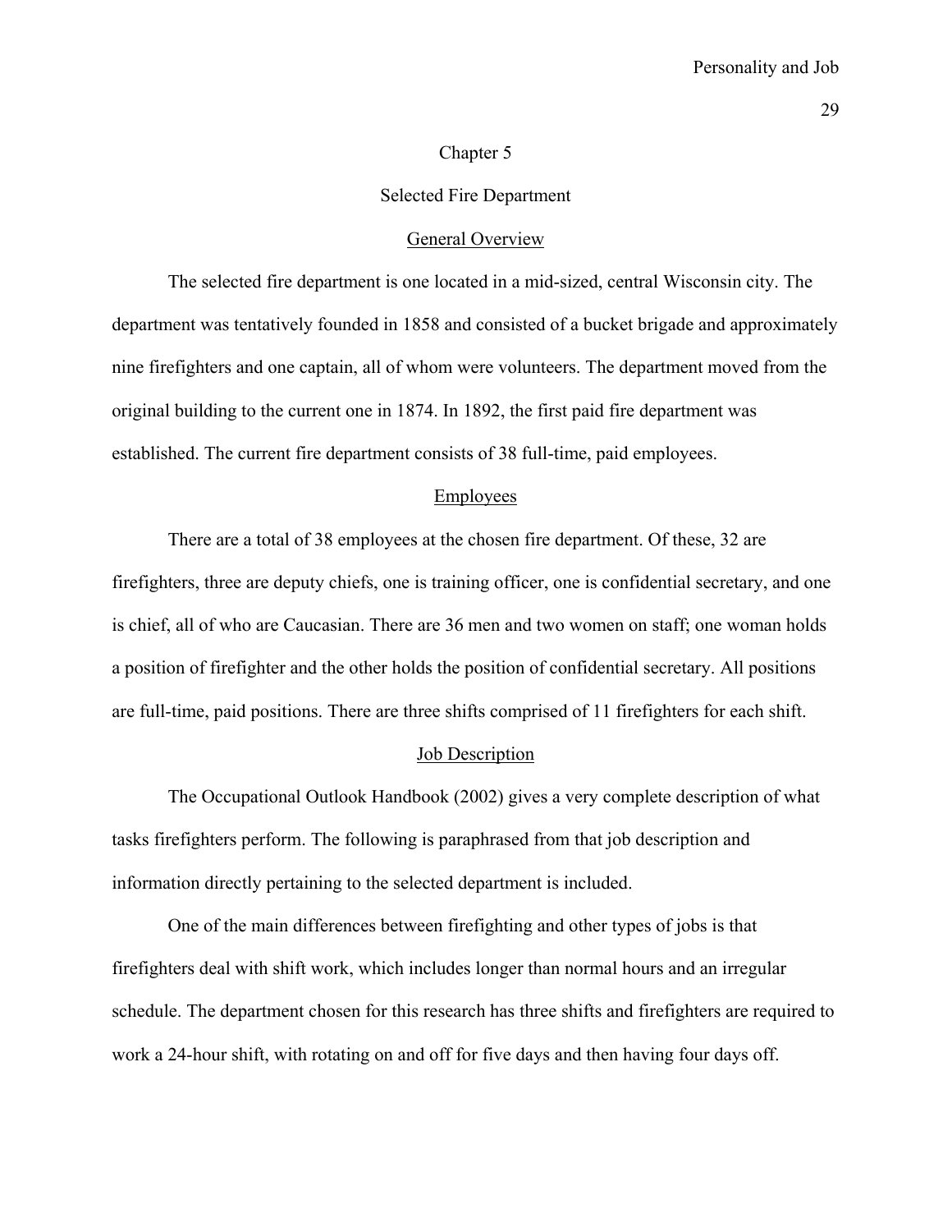# Chapter 5

# Selected Fire Department

## General Overview

The selected fire department is one located in a mid-sized, central Wisconsin city. The department was tentatively founded in 1858 and consisted of a bucket brigade and approximately nine firefighters and one captain, all of whom were volunteers. The department moved from the original building to the current one in 1874. In 1892, the first paid fire department was established. The current fire department consists of 38 full-time, paid employees.

## Employees

There are a total of 38 employees at the chosen fire department. Of these, 32 are firefighters, three are deputy chiefs, one is training officer, one is confidential secretary, and one is chief, all of who are Caucasian. There are 36 men and two women on staff; one woman holds a position of firefighter and the other holds the position of confidential secretary. All positions are full-time, paid positions. There are three shifts comprised of 11 firefighters for each shift.

## Job Description

The Occupational Outlook Handbook (2002) gives a very complete description of what tasks firefighters perform. The following is paraphrased from that job description and information directly pertaining to the selected department is included.

One of the main differences between firefighting and other types of jobs is that firefighters deal with shift work, which includes longer than normal hours and an irregular schedule. The department chosen for this research has three shifts and firefighters are required to work a 24-hour shift, with rotating on and off for five days and then having four days off.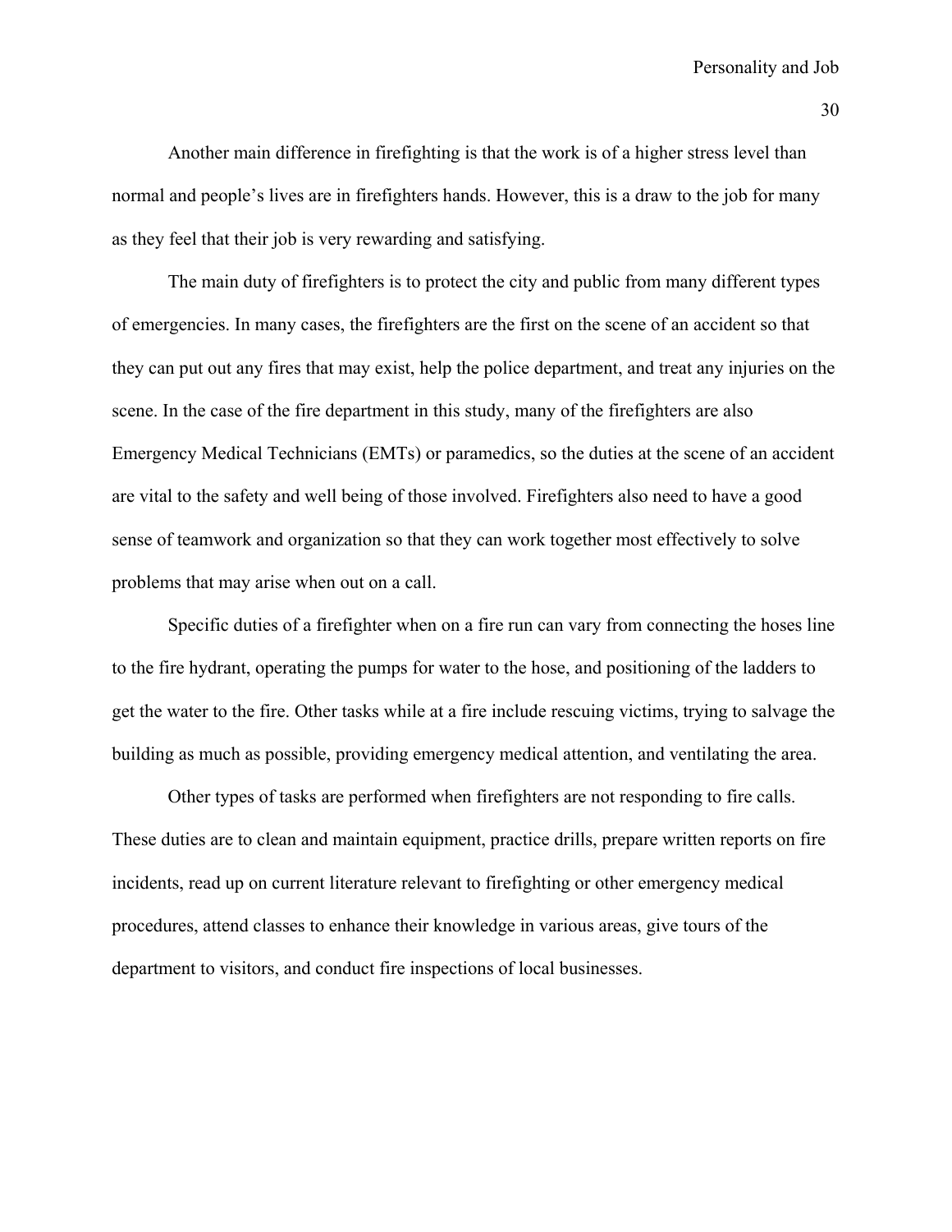Another main difference in firefighting is that the work is of a higher stress level than normal and people's lives are in firefighters hands. However, this is a draw to the job for many as they feel that their job is very rewarding and satisfying.

The main duty of firefighters is to protect the city and public from many different types of emergencies. In many cases, the firefighters are the first on the scene of an accident so that they can put out any fires that may exist, help the police department, and treat any injuries on the scene. In the case of the fire department in this study, many of the firefighters are also Emergency Medical Technicians (EMTs) or paramedics, so the duties at the scene of an accident are vital to the safety and well being of those involved. Firefighters also need to have a good sense of teamwork and organization so that they can work together most effectively to solve problems that may arise when out on a call.

Specific duties of a firefighter when on a fire run can vary from connecting the hoses line to the fire hydrant, operating the pumps for water to the hose, and positioning of the ladders to get the water to the fire. Other tasks while at a fire include rescuing victims, trying to salvage the building as much as possible, providing emergency medical attention, and ventilating the area.

Other types of tasks are performed when firefighters are not responding to fire calls. These duties are to clean and maintain equipment, practice drills, prepare written reports on fire incidents, read up on current literature relevant to firefighting or other emergency medical procedures, attend classes to enhance their knowledge in various areas, give tours of the department to visitors, and conduct fire inspections of local businesses.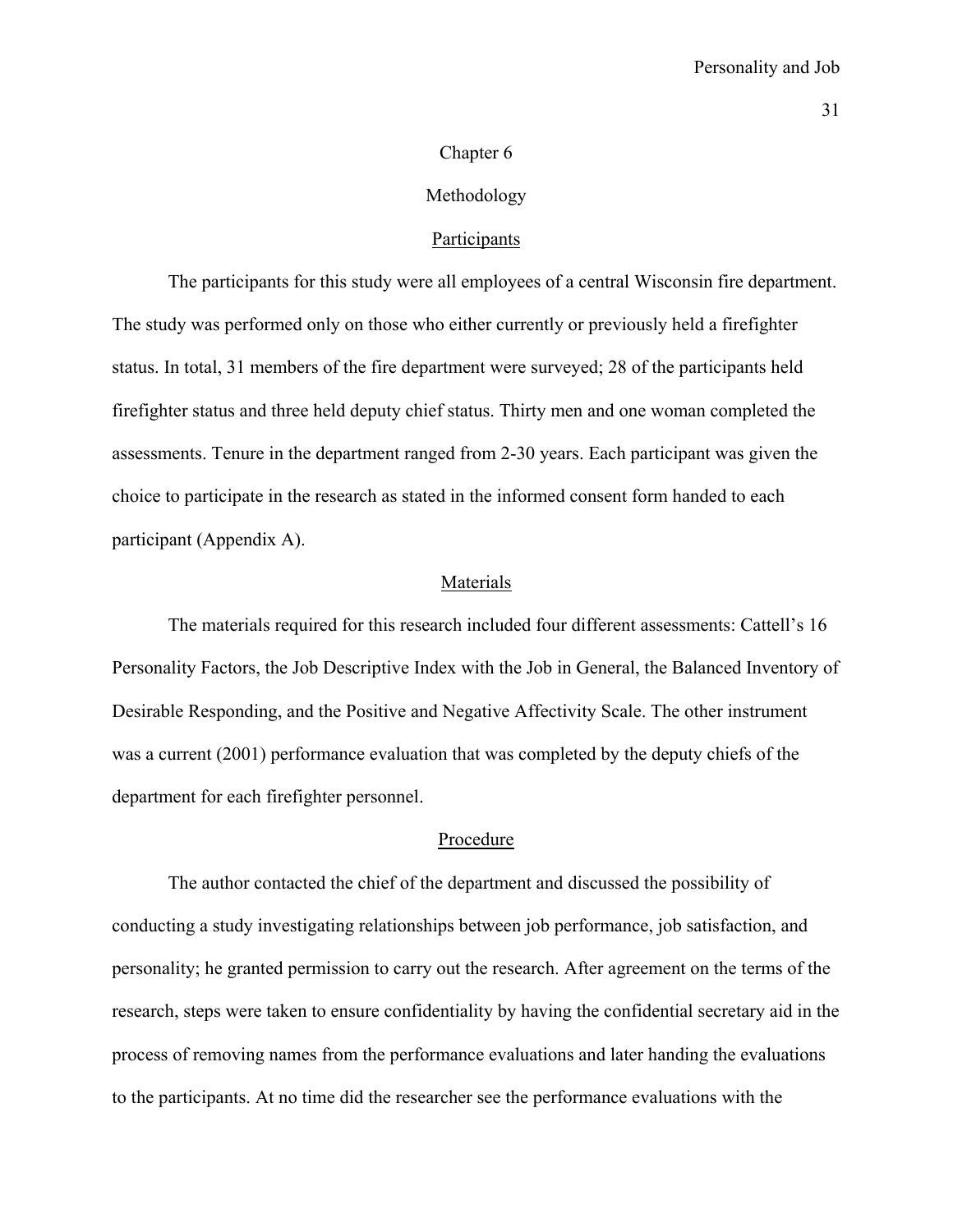# Chapter 6

# Methodology

## Participants

The participants for this study were all employees of a central Wisconsin fire department. The study was performed only on those who either currently or previously held a firefighter status. In total, 31 members of the fire department were surveyed; 28 of the participants held firefighter status and three held deputy chief status. Thirty men and one woman completed the assessments. Tenure in the department ranged from 2-30 years. Each participant was given the choice to participate in the research as stated in the informed consent form handed to each participant (Appendix A).

## Materials

The materials required for this research included four different assessments: Cattell's 16 Personality Factors, the Job Descriptive Index with the Job in General, the Balanced Inventory of Desirable Responding, and the Positive and Negative Affectivity Scale. The other instrument was a current (2001) performance evaluation that was completed by the deputy chiefs of the department for each firefighter personnel.

## Procedure

The author contacted the chief of the department and discussed the possibility of conducting a study investigating relationships between job performance, job satisfaction, and personality; he granted permission to carry out the research. After agreement on the terms of the research, steps were taken to ensure confidentiality by having the confidential secretary aid in the process of removing names from the performance evaluations and later handing the evaluations to the participants. At no time did the researcher see the performance evaluations with the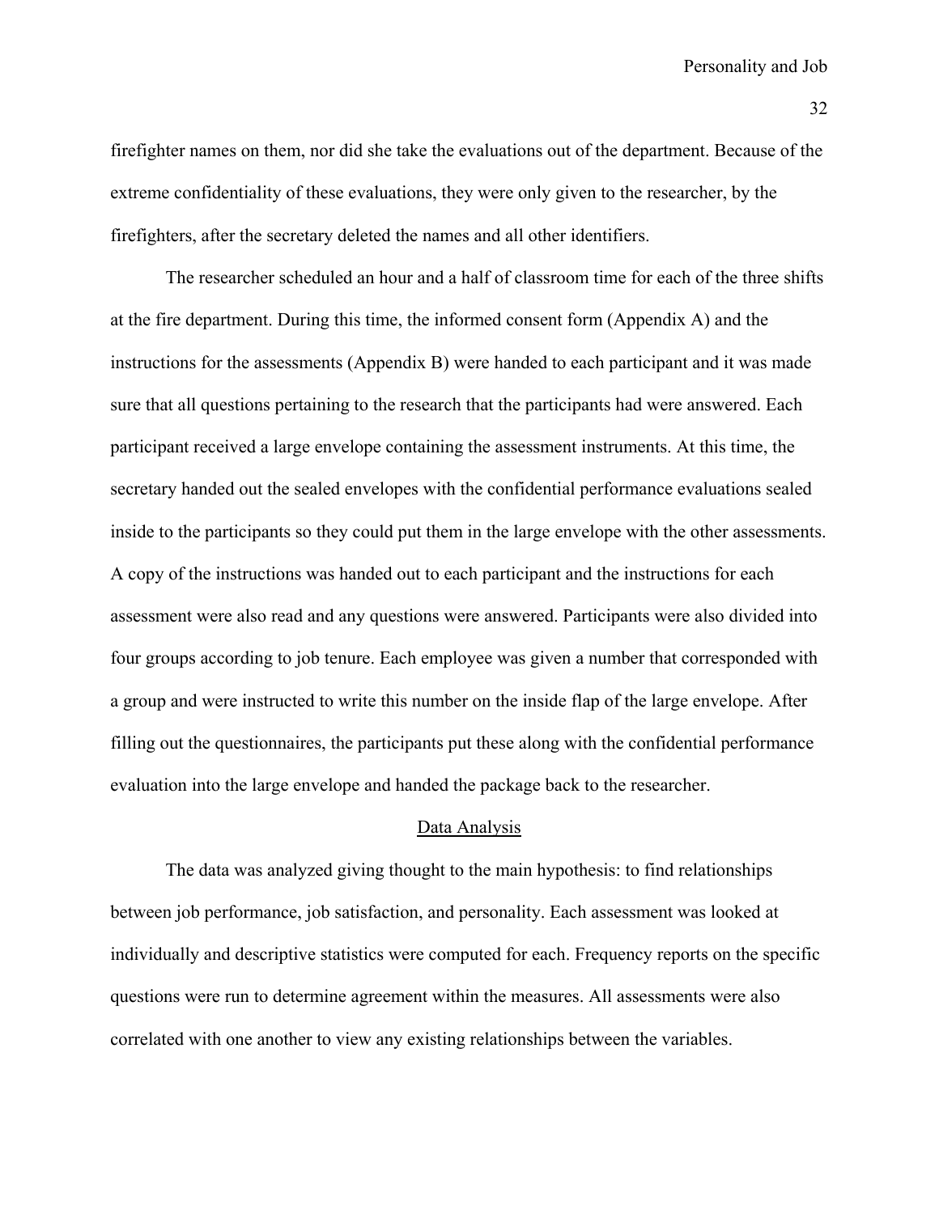firefighter names on them, nor did she take the evaluations out of the department. Because of the extreme confidentiality of these evaluations, they were only given to the researcher, by the firefighters, after the secretary deleted the names and all other identifiers.

The researcher scheduled an hour and a half of classroom time for each of the three shifts at the fire department. During this time, the informed consent form (Appendix A) and the instructions for the assessments (Appendix B) were handed to each participant and it was made sure that all questions pertaining to the research that the participants had were answered. Each participant received a large envelope containing the assessment instruments. At this time, the secretary handed out the sealed envelopes with the confidential performance evaluations sealed inside to the participants so they could put them in the large envelope with the other assessments. A copy of the instructions was handed out to each participant and the instructions for each assessment were also read and any questions were answered. Participants were also divided into four groups according to job tenure. Each employee was given a number that corresponded with a group and were instructed to write this number on the inside flap of the large envelope. After filling out the questionnaires, the participants put these along with the confidential performance evaluation into the large envelope and handed the package back to the researcher.

## Data Analysis

The data was analyzed giving thought to the main hypothesis: to find relationships between job performance, job satisfaction, and personality. Each assessment was looked at individually and descriptive statistics were computed for each. Frequency reports on the specific questions were run to determine agreement within the measures. All assessments were also correlated with one another to view any existing relationships between the variables.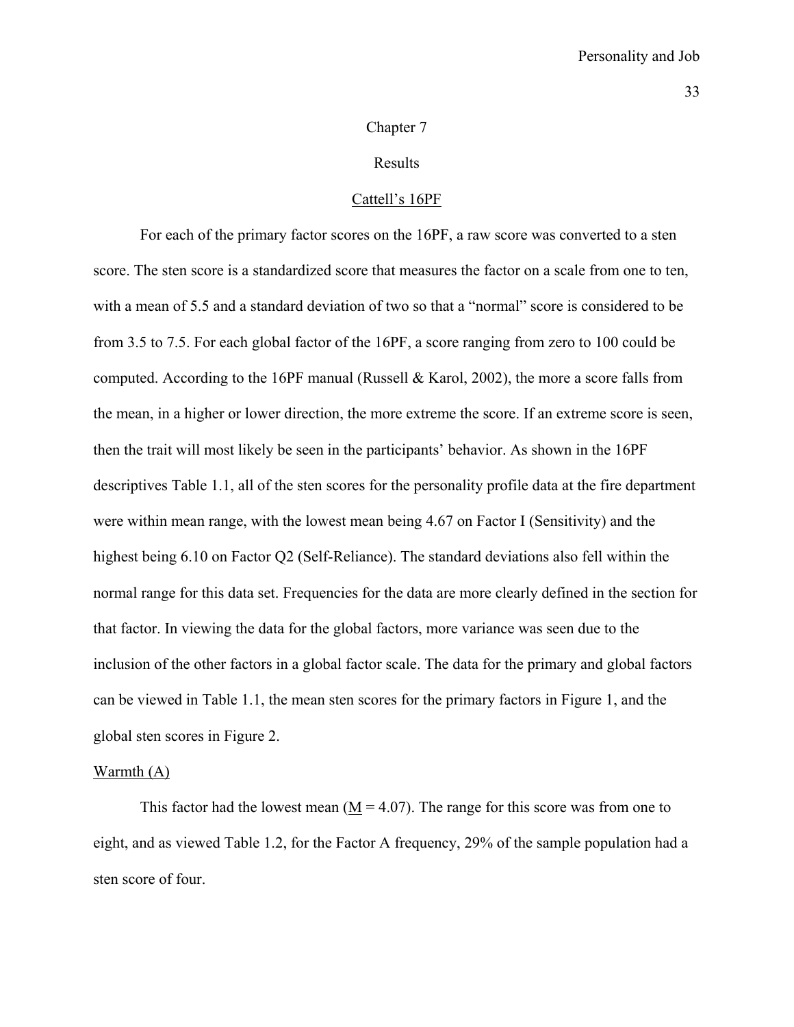# Chapter 7

## Results

### Cattell's 16PF

For each of the primary factor scores on the 16PF, a raw score was converted to a sten score. The sten score is a standardized score that measures the factor on a scale from one to ten, with a mean of 5.5 and a standard deviation of two so that a "normal" score is considered to be from 3.5 to 7.5. For each global factor of the 16PF, a score ranging from zero to 100 could be computed. According to the 16PF manual (Russell & Karol, 2002), the more a score falls from the mean, in a higher or lower direction, the more extreme the score. If an extreme score is seen, then the trait will most likely be seen in the participants' behavior. As shown in the 16PF descriptives Table 1.1, all of the sten scores for the personality profile data at the fire department were within mean range, with the lowest mean being 4.67 on Factor I (Sensitivity) and the highest being 6.10 on Factor Q2 (Self-Reliance). The standard deviations also fell within the normal range for this data set. Frequencies for the data are more clearly defined in the section for that factor. In viewing the data for the global factors, more variance was seen due to the inclusion of the other factors in a global factor scale. The data for the primary and global factors can be viewed in Table 1.1, the mean sten scores for the primary factors in Figure 1, and the global sten scores in Figure 2.

#### Warmth (A)

This factor had the lowest mean (M = 4.07). The range for this score was from one to eight, and as viewed Table 1.2, for the Factor A frequency, 29% of the sample population had a sten score of four.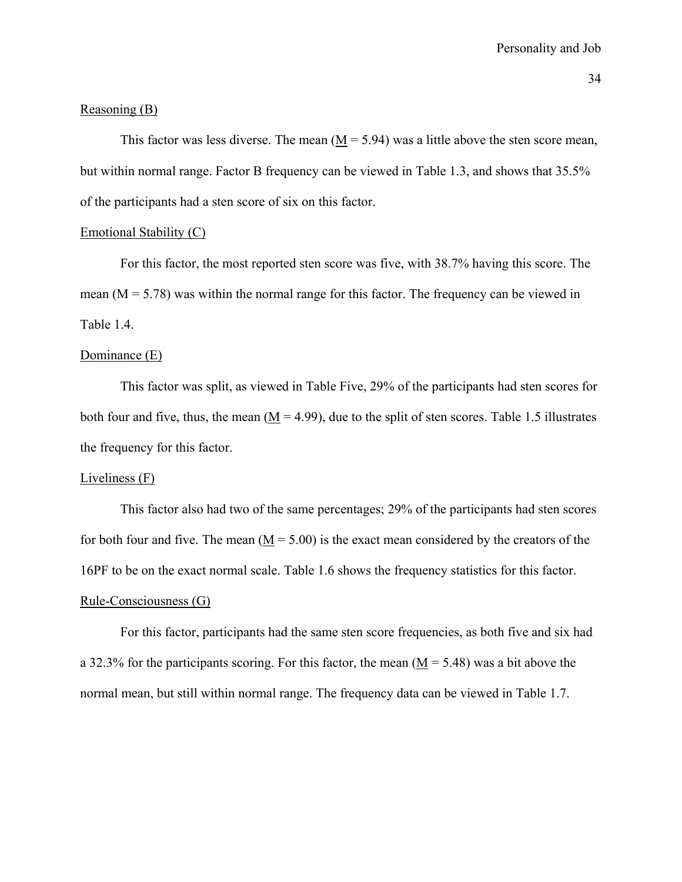Reasoning (B)

This factor was less diverse. The mean (M = 5.94) was a little above the sten score mean, but within normal range. Factor B frequency can be viewed in Table 1.3, and shows that 35.5% of the participants had a sten score of six on this factor.

Emotional Stability (C)

For this factor, the most reported sten score was five, with 38.7% having this score. The mean (M = 5.78) was within the normal range for this factor. The frequency can be viewed in Table 1.4.

Dominance (E)

This factor was split, as viewed in Table Five, 29% of the participants had sten scores for both four and five, thus, the mean (M = 4.99), due to the split of sten scores. Table 1.5 illustrates the frequency for this factor.

Liveliness (F)

This factor also had two of the same percentages; 29% of the participants had sten scores for both four and five. The mean (M = 5.00) is the exact mean considered by the creators of the 16PF to be on the exact normal scale. Table 1.6 shows the frequency statistics for this factor.

Rule-Consciousness (G)

For this factor, participants had the same sten score frequencies, as both five and six had a 32.3% for the participants scoring. For this factor, the mean (M = 5.48) was a bit above the normal mean, but still within normal range. The frequency data can be viewed in Table 1.7.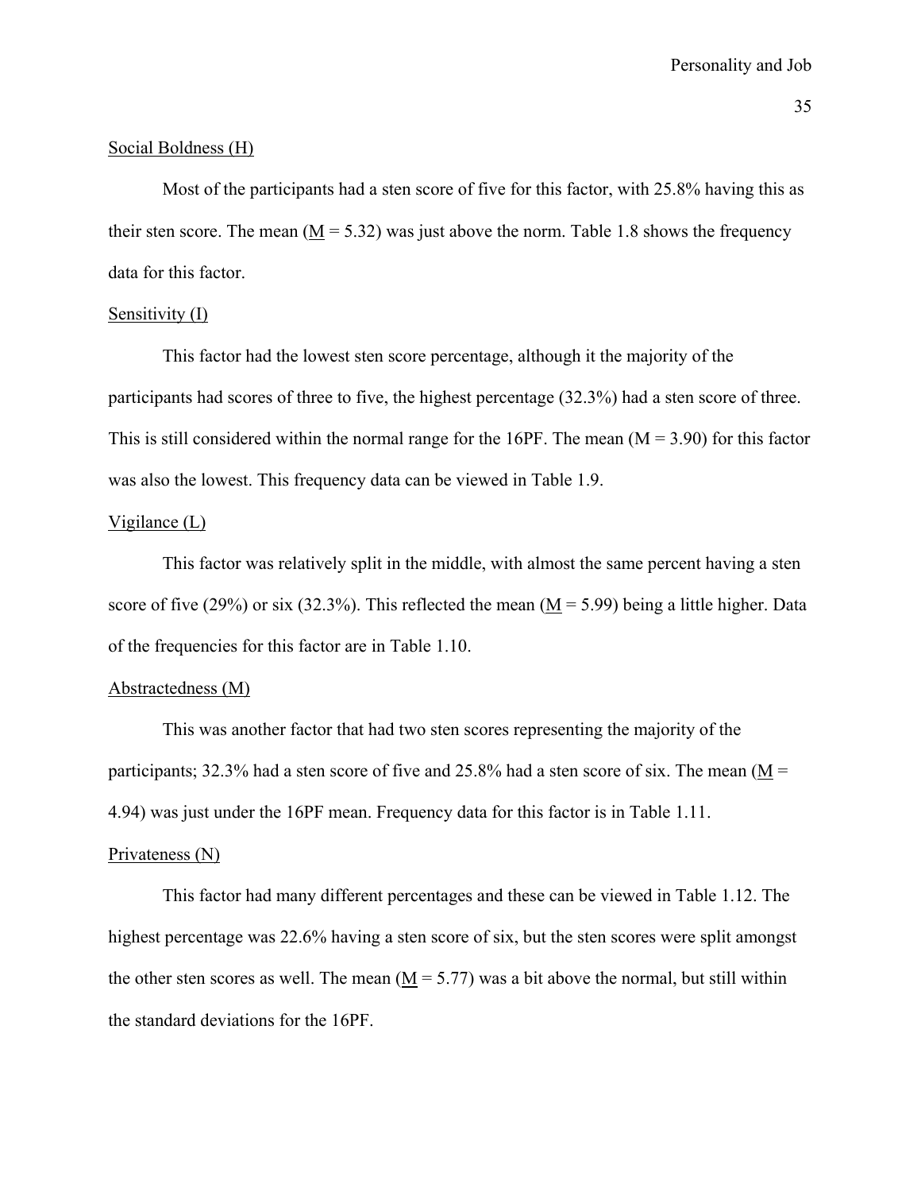Social Boldness (H)

Most of the participants had a sten score of five for this factor, with 25.8% having this as their sten score. The mean (M = 5.32) was just above the norm. Table 1.8 shows the frequency data for this factor.

Sensitivity (I)

This factor had the lowest sten score percentage, although it the majority of the participants had scores of three to five, the highest percentage (32.3%) had a sten score of three. This is still considered within the normal range for the 16PF. The mean (M = 3.90) for this factor was also the lowest. This frequency data can be viewed in Table 1.9.

Vigilance (L)

This factor was relatively split in the middle, with almost the same percent having a sten score of five (29%) or six (32.3%). This reflected the mean (M = 5.99) being a little higher. Data of the frequencies for this factor are in Table 1.10.

Abstractedness (M)

This was another factor that had two sten scores representing the majority of the participants; 32.3% had a sten score of five and 25.8% had a sten score of six. The mean (M = 4.94) was just under the 16PF mean. Frequency data for this factor is in Table 1.11.

Privateness (N)

This factor had many different percentages and these can be viewed in Table 1.12. The highest percentage was 22.6% having a sten score of six, but the sten scores were split amongst the other sten scores as well. The mean (M = 5.77) was a bit above the normal, but still within the standard deviations for the 16PF.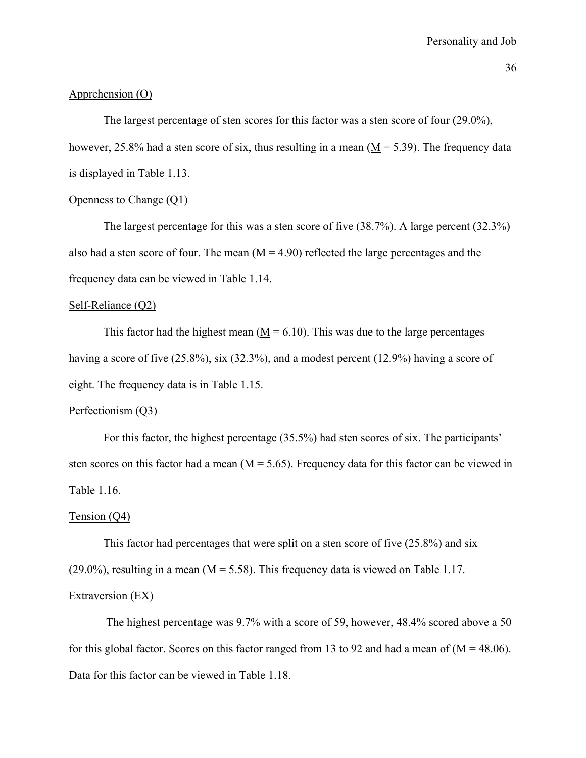Apprehension (O)

The largest percentage of sten scores for this factor was a sten score of four (29.0%), however, 25.8% had a sten score of six, thus resulting in a mean (M = 5.39). The frequency data is displayed in Table 1.13.

Openness to Change (Q1)

The largest percentage for this was a sten score of five (38.7%). A large percent (32.3%) also had a sten score of four. The mean (M = 4.90) reflected the large percentages and the frequency data can be viewed in Table 1.14.

Self-Reliance (Q2)

This factor had the highest mean (M = 6.10). This was due to the large percentages having a score of five (25.8%), six (32.3%), and a modest percent (12.9%) having a score of eight. The frequency data is in Table 1.15.

Perfectionism (Q3)

For this factor, the highest percentage (35.5%) had sten scores of six. The participants' sten scores on this factor had a mean (M = 5.65). Frequency data for this factor can be viewed in Table 1.16.

Tension (Q4)

This factor had percentages that were split on a sten score of five (25.8%) and six (29.0%), resulting in a mean (M = 5.58). This frequency data is viewed on Table 1.17.

Extraversion (EX)

The highest percentage was 9.7% with a score of 59, however, 48.4% scored above a 50 for this global factor. Scores on this factor ranged from 13 to 92 and had a mean of (M = 48.06). Data for this factor can be viewed in Table 1.18.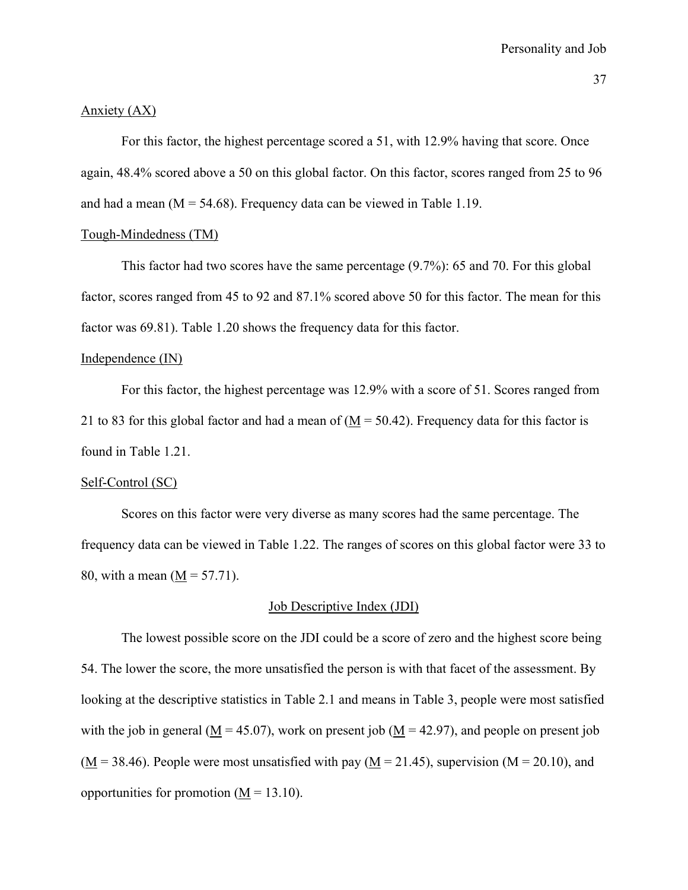<u>Anxiety (AX)</u>

For this factor, the highest percentage scored a 51, with 12.9% having that score. Once again, 48.4% scored above a 50 on this global factor. On this factor, scores ranged from 25 to 96 and had a mean (M = 54.68). Frequency data can be viewed in Table 1.19.

<u>Tough-Mindedness (TM)</u>

This factor had two scores have the same percentage (9.7%): 65 and 70. For this global factor, scores ranged from 45 to 92 and 87.1% scored above 50 for this factor. The mean for this factor was 69.81). Table 1.20 shows the frequency data for this factor.

<u>Independence (IN)</u>

For this factor, the highest percentage was 12.9% with a score of 51. Scores ranged from 21 to 83 for this global factor and had a mean of (<u>M</u> = 50.42). Frequency data for this factor is found in Table 1.21.

<u>Self-Control (SC)</u>

Scores on this factor were very diverse as many scores had the same percentage. The frequency data can be viewed in Table 1.22. The ranges of scores on this global factor were 33 to 80, with a mean (<u>M</u> = 57.71).

## <u>Job Descriptive Index (JDI)</u>

The lowest possible score on the JDI could be a score of zero and the highest score being 54. The lower the score, the more unsatisfied the person is with that facet of the assessment. By looking at the descriptive statistics in Table 2.1 and means in Table 3, people were most satisfied with the job in general (<u>M</u> = 45.07), work on present job (<u>M</u> = 42.97), and people on present job (<u>M</u> = 38.46). People were most unsatisfied with pay (<u>M</u> = 21.45), supervision (M = 20.10), and opportunities for promotion (<u>M</u> = 13.10).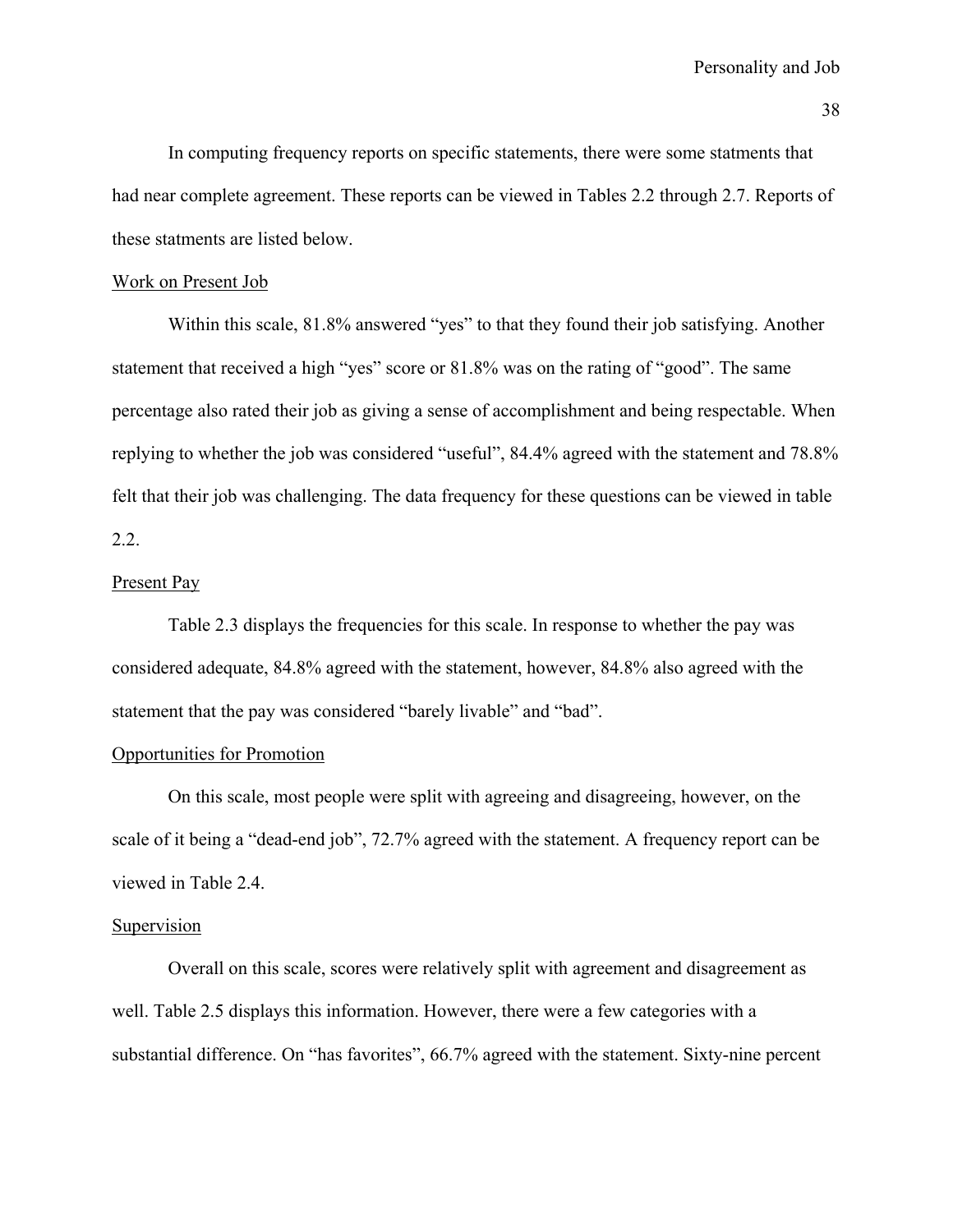In computing frequency reports on specific statements, there were some statments that had near complete agreement. These reports can be viewed in Tables 2.2 through 2.7. Reports of these statments are listed below.

<u>Work on Present Job</u>

Within this scale, 81.8% answered "yes" to that they found their job satisfying. Another statement that received a high "yes" score or 81.8% was on the rating of "good". The same percentage also rated their job as giving a sense of accomplishment and being respectable. When replying to whether the job was considered "useful", 84.4% agreed with the statement and 78.8% felt that their job was challenging. The data frequency for these questions can be viewed in table 2.2.

<u>Present Pay</u>

Table 2.3 displays the frequencies for this scale. In response to whether the pay was considered adequate, 84.8% agreed with the statement, however, 84.8% also agreed with the statement that the pay was considered "barely livable" and "bad".

<u>Opportunities for Promotion</u>

On this scale, most people were split with agreeing and disagreeing, however, on the scale of it being a "dead-end job", 72.7% agreed with the statement. A frequency report can be viewed in Table 2.4.

<u>Supervision</u>

Overall on this scale, scores were relatively split with agreement and disagreement as well. Table 2.5 displays this information. However, there were a few categories with a substantial difference. On "has favorites", 66.7% agreed with the statement. Sixty-nine percent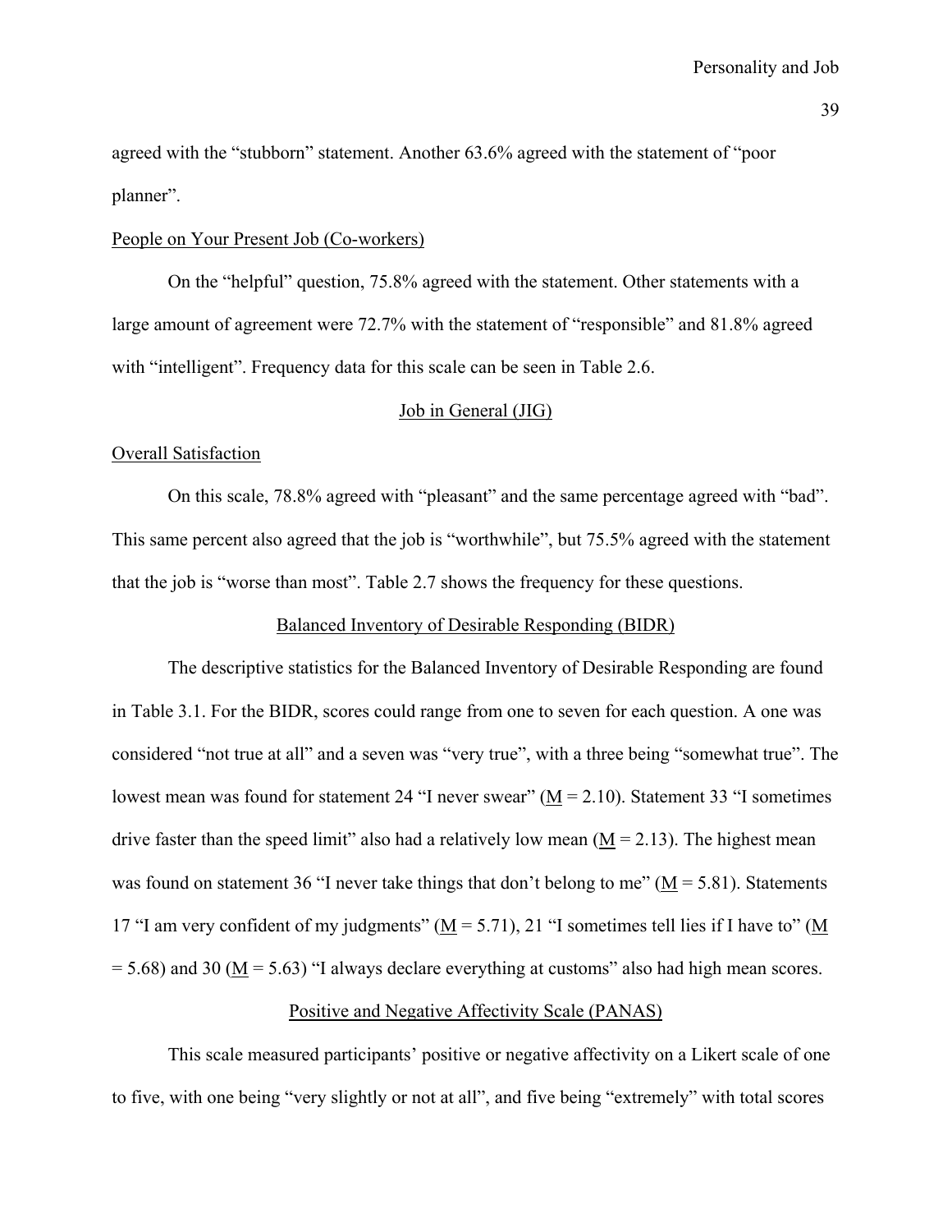agreed with the "stubborn" statement. Another 63.6% agreed with the statement of "poor planner".

People on Your Present Job (Co-workers)

On the "helpful" question, 75.8% agreed with the statement. Other statements with a large amount of agreement were 72.7% with the statement of "responsible" and 81.8% agreed with "intelligent". Frequency data for this scale can be seen in Table 2.6.

## Job in General (JIG)

Overall Satisfaction

On this scale, 78.8% agreed with "pleasant" and the same percentage agreed with "bad". This same percent also agreed that the job is "worthwhile", but 75.5% agreed with the statement that the job is "worse than most". Table 2.7 shows the frequency for these questions.

## Balanced Inventory of Desirable Responding (BIDR)

The descriptive statistics for the Balanced Inventory of Desirable Responding are found in Table 3.1. For the BIDR, scores could range from one to seven for each question. A one was considered "not true at all" and a seven was "very true", with a three being "somewhat true". The lowest mean was found for statement 24 "I never swear" ($M$ = 2.10). Statement 33 "I sometimes drive faster than the speed limit" also had a relatively low mean ($M$ = 2.13). The highest mean was found on statement 36 "I never take things that don't belong to me" ($M$ = 5.81). Statements 17 "I am very confident of my judgments" ($M$ = 5.71), 21 "I sometimes tell lies if I have to" ($M$ = 5.68) and 30 ($M$ = 5.63) "I always declare everything at customs" also had high mean scores.

## Positive and Negative Affectivity Scale (PANAS)

This scale measured participants' positive or negative affectivity on a Likert scale of one to five, with one being "very slightly or not at all", and five being "extremely" with total scores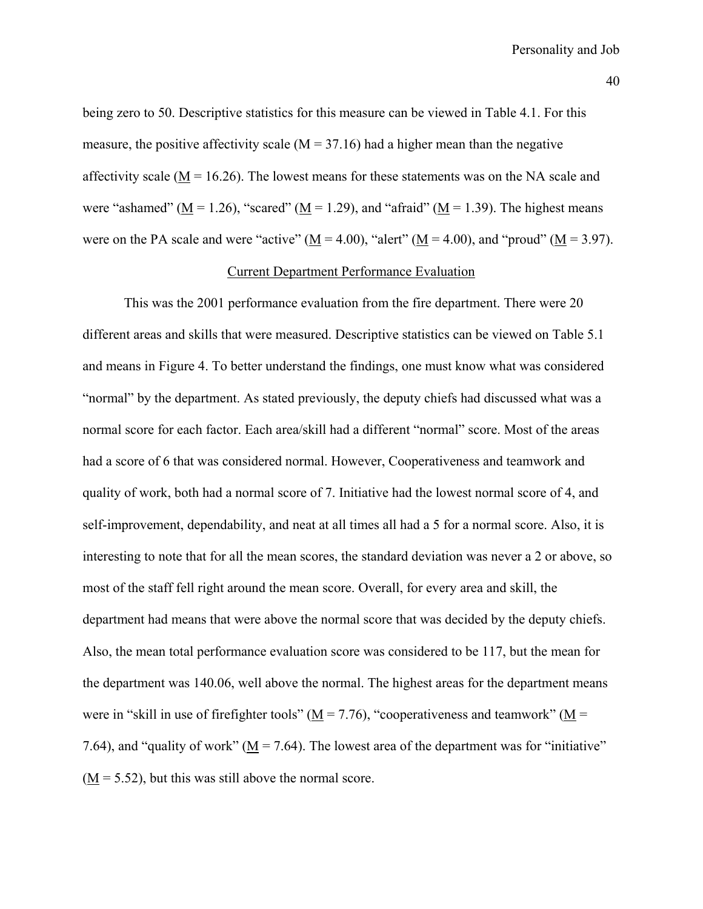being zero to 50. Descriptive statistics for this measure can be viewed in Table 4.1. For this measure, the positive affectivity scale (M = 37.16) had a higher mean than the negative affectivity scale (M = 16.26). The lowest means for these statements was on the NA scale and were "ashamed" (M = 1.26), "scared" (M = 1.29), and "afraid" (M = 1.39). The highest means were on the PA scale and were "active" (M = 4.00), "alert" (M = 4.00), and "proud" (M = 3.97).

## Current Department Performance Evaluation

This was the 2001 performance evaluation from the fire department. There were 20 different areas and skills that were measured. Descriptive statistics can be viewed on Table 5.1 and means in Figure 4. To better understand the findings, one must know what was considered "normal" by the department. As stated previously, the deputy chiefs had discussed what was a normal score for each factor. Each area/skill had a different "normal" score. Most of the areas had a score of 6 that was considered normal. However, Cooperativeness and teamwork and quality of work, both had a normal score of 7. Initiative had the lowest normal score of 4, and self-improvement, dependability, and neat at all times all had a 5 for a normal score. Also, it is interesting to note that for all the mean scores, the standard deviation was never a 2 or above, so most of the staff fell right around the mean score. Overall, for every area and skill, the department had means that were above the normal score that was decided by the deputy chiefs. Also, the mean total performance evaluation score was considered to be 117, but the mean for the department was 140.06, well above the normal. The highest areas for the department means were in "skill in use of firefighter tools" (M = 7.76), "cooperativeness and teamwork" (M = 7.64), and "quality of work" (M = 7.64). The lowest area of the department was for "initiative" (M = 5.52), but this was still above the normal score.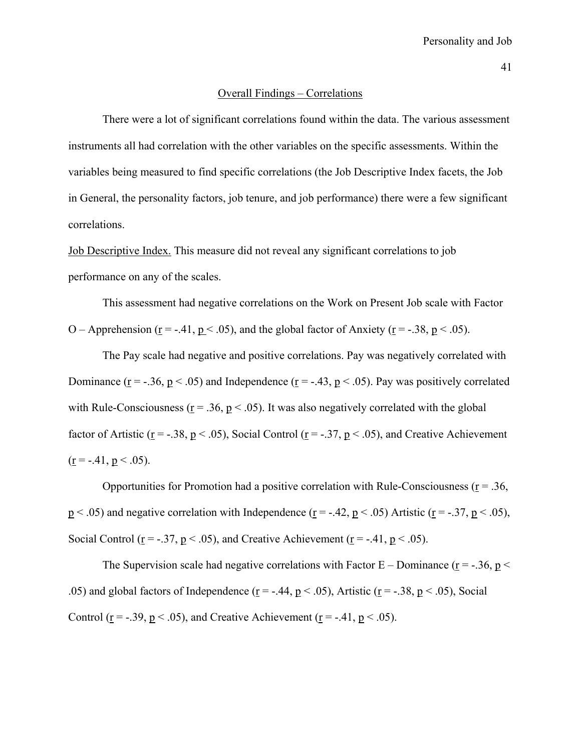## Overall Findings – Correlations

There were a lot of significant correlations found within the data. The various assessment instruments all had correlation with the other variables on the specific assessments. Within the variables being measured to find specific correlations (the Job Descriptive Index facets, the Job in General, the personality factors, job tenure, and job performance) there were a few significant correlations.

Job Descriptive Index. This measure did not reveal any significant correlations to job performance on any of the scales.

This assessment had negative correlations on the Work on Present Job scale with Factor O – Apprehension ($r = -.41$, $p < .05$), and the global factor of Anxiety ($r = -.38$, $p < .05$).

The Pay scale had negative and positive correlations. Pay was negatively correlated with Dominance ($r = -.36$, $p < .05$) and Independence ($r = -.43$, $p < .05$). Pay was positively correlated with Rule-Consciousness ($r = .36$, $p < .05$). It was also negatively correlated with the global factor of Artistic ($r = -.38$, $p < .05$), Social Control ($r = -.37$, $p < .05$), and Creative Achievement ($r = -.41$, $p < .05$).

Opportunities for Promotion had a positive correlation with Rule-Consciousness ($r = .36$, $p < .05$) and negative correlation with Independence ($r = -.42$, $p < .05$) Artistic ($r = -.37$, $p < .05$), Social Control ($r = -.37$, $p < .05$), and Creative Achievement ($r = -.41$, $p < .05$).

The Supervision scale had negative correlations with Factor E – Dominance ($r = -.36$, $p < .05$) and global factors of Independence ($r = -.44$, $p < .05$), Artistic ($r = -.38$, $p < .05$), Social Control ($r = -.39$, $p < .05$), and Creative Achievement ($r = -.41$, $p < .05$).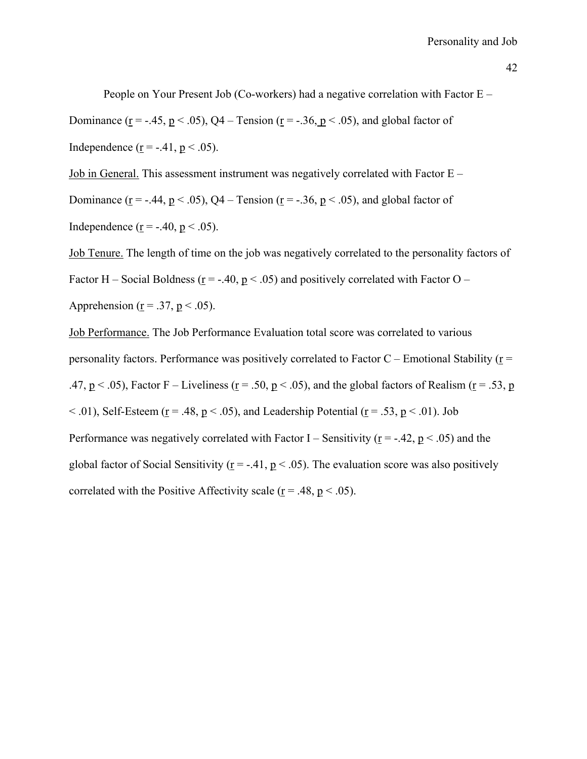People on Your Present Job (Co-workers) had a negative correlation with Factor E – Dominance ($r = -.45$, $p < .05$), Q4 – Tension ($r = -.36$, $p < .05$), and global factor of Independence ($r = -.41$, $p < .05$).

Job in General. This assessment instrument was negatively correlated with Factor E – Dominance ($r = -.44$, $p < .05$), Q4 – Tension ($r = -.36$, $p < .05$), and global factor of Independence ($r = -.40$, $p < .05$).

Job Tenure. The length of time on the job was negatively correlated to the personality factors of Factor H – Social Boldness ($r = -.40$, $p < .05$) and positively correlated with Factor O – Apprehension ($r = .37$, $p < .05$).

Job Performance. The Job Performance Evaluation total score was correlated to various personality factors. Performance was positively correlated to Factor C – Emotional Stability ($r = .47$, $p < .05$), Factor F – Liveliness ($r = .50$, $p < .05$), and the global factors of Realism ($r = .53$, $p < .01$), Self-Esteem ($r = .48$, $p < .05$), and Leadership Potential ($r = .53$, $p < .01$). Job Performance was negatively correlated with Factor I – Sensitivity ($r = -.42$, $p < .05$) and the global factor of Social Sensitivity ($r = -.41$, $p < .05$). The evaluation score was also positively correlated with the Positive Affectivity scale ($r = .48$, $p < .05$).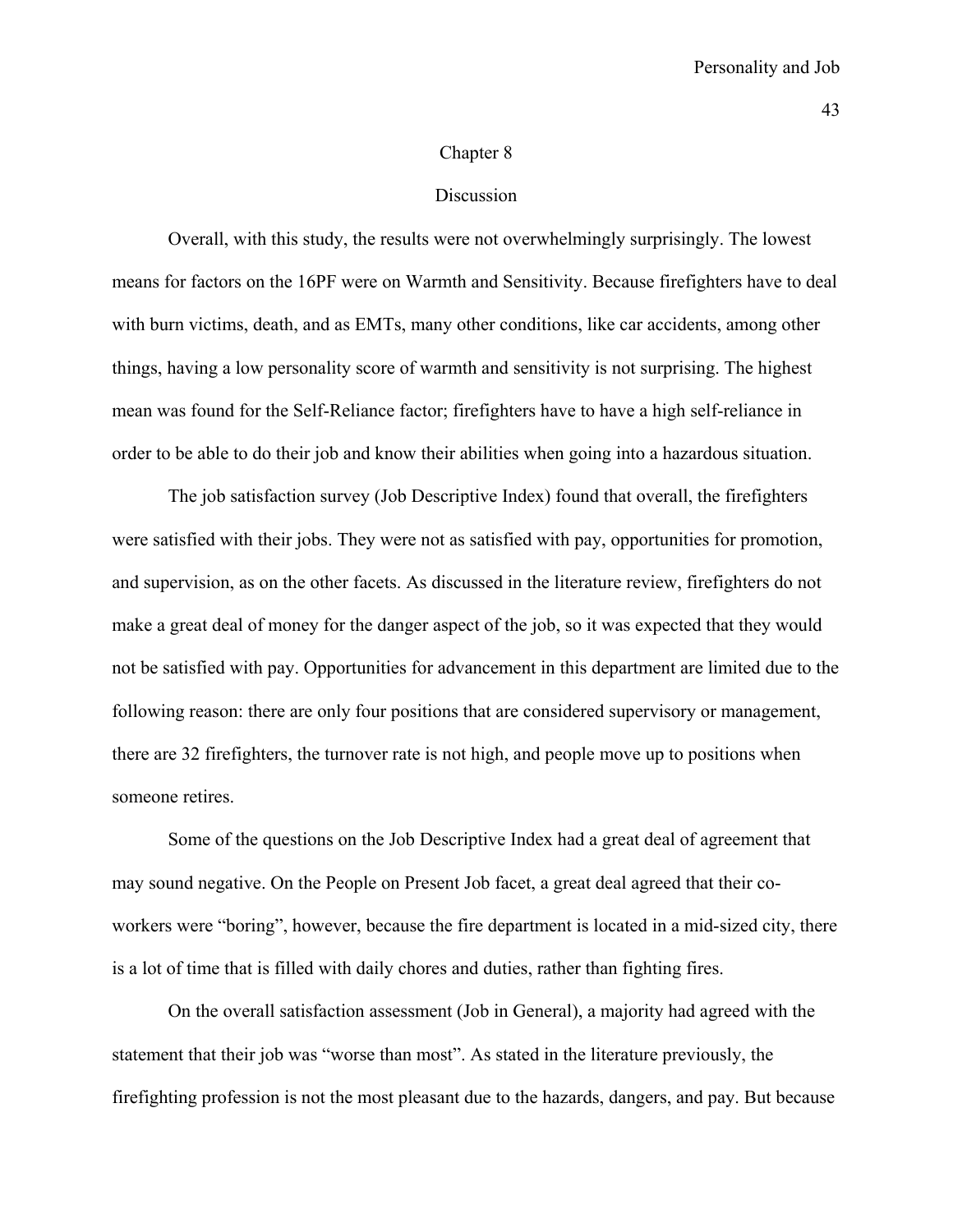# Chapter 8

## Discussion

Overall, with this study, the results were not overwhelmingly surprisingly. The lowest means for factors on the 16PF were on Warmth and Sensitivity. Because firefighters have to deal with burn victims, death, and as EMTs, many other conditions, like car accidents, among other things, having a low personality score of warmth and sensitivity is not surprising. The highest mean was found for the Self-Reliance factor; firefighters have to have a high self-reliance in order to be able to do their job and know their abilities when going into a hazardous situation.

The job satisfaction survey (Job Descriptive Index) found that overall, the firefighters were satisfied with their jobs. They were not as satisfied with pay, opportunities for promotion, and supervision, as on the other facets. As discussed in the literature review, firefighters do not make a great deal of money for the danger aspect of the job, so it was expected that they would not be satisfied with pay. Opportunities for advancement in this department are limited due to the following reason: there are only four positions that are considered supervisory or management, there are 32 firefighters, the turnover rate is not high, and people move up to positions when someone retires.

Some of the questions on the Job Descriptive Index had a great deal of agreement that may sound negative. On the People on Present Job facet, a great deal agreed that their co-workers were "boring", however, because the fire department is located in a mid-sized city, there is a lot of time that is filled with daily chores and duties, rather than fighting fires.

On the overall satisfaction assessment (Job in General), a majority had agreed with the statement that their job was "worse than most". As stated in the literature previously, the firefighting profession is not the most pleasant due to the hazards, dangers, and pay. But because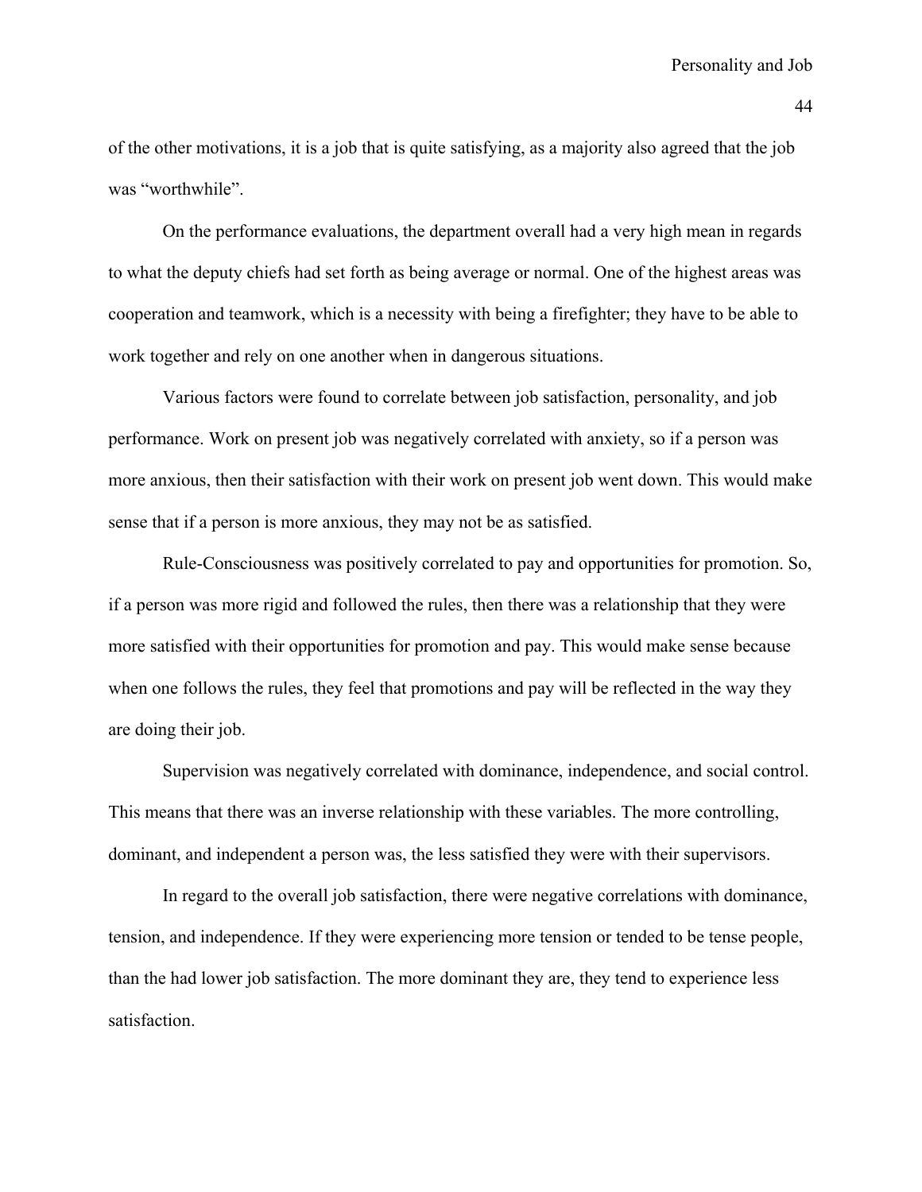of the other motivations, it is a job that is quite satisfying, as a majority also agreed that the job was "worthwhile".

On the performance evaluations, the department overall had a very high mean in regards to what the deputy chiefs had set forth as being average or normal. One of the highest areas was cooperation and teamwork, which is a necessity with being a firefighter; they have to be able to work together and rely on one another when in dangerous situations.

Various factors were found to correlate between job satisfaction, personality, and job performance. Work on present job was negatively correlated with anxiety, so if a person was more anxious, then their satisfaction with their work on present job went down. This would make sense that if a person is more anxious, they may not be as satisfied.

Rule-Consciousness was positively correlated to pay and opportunities for promotion. So, if a person was more rigid and followed the rules, then there was a relationship that they were more satisfied with their opportunities for promotion and pay. This would make sense because when one follows the rules, they feel that promotions and pay will be reflected in the way they are doing their job.

Supervision was negatively correlated with dominance, independence, and social control. This means that there was an inverse relationship with these variables. The more controlling, dominant, and independent a person was, the less satisfied they were with their supervisors.

In regard to the overall job satisfaction, there were negative correlations with dominance, tension, and independence. If they were experiencing more tension or tended to be tense people, than the had lower job satisfaction. The more dominant they are, they tend to experience less satisfaction.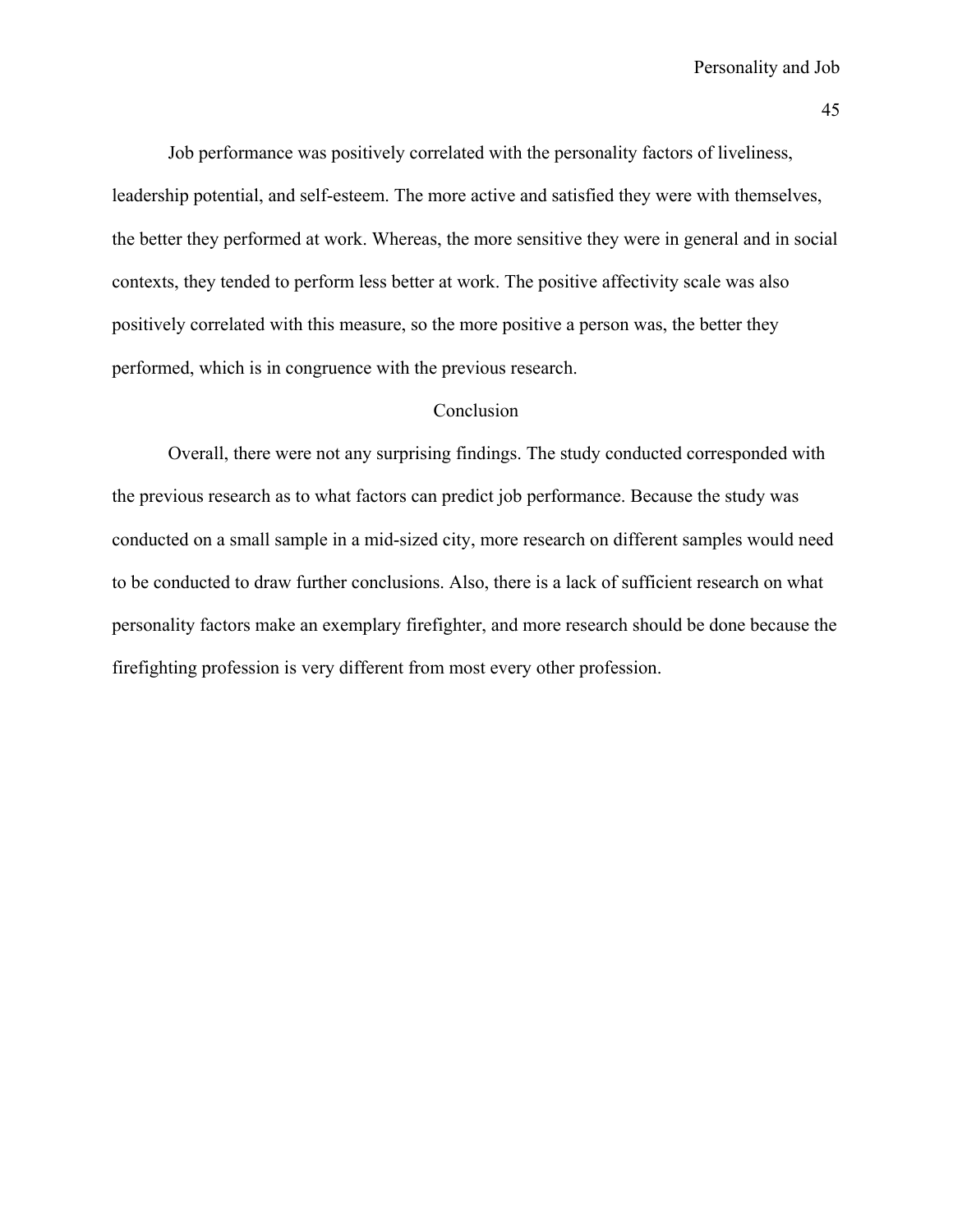Job performance was positively correlated with the personality factors of liveliness, leadership potential, and self-esteem. The more active and satisfied they were with themselves, the better they performed at work. Whereas, the more sensitive they were in general and in social contexts, they tended to perform less better at work. The positive affectivity scale was also positively correlated with this measure, so the more positive a person was, the better they performed, which is in congruence with the previous research.

## Conclusion

Overall, there were not any surprising findings. The study conducted corresponded with the previous research as to what factors can predict job performance. Because the study was conducted on a small sample in a mid-sized city, more research on different samples would need to be conducted to draw further conclusions. Also, there is a lack of sufficient research on what personality factors make an exemplary firefighter, and more research should be done because the firefighting profession is very different from most every other profession.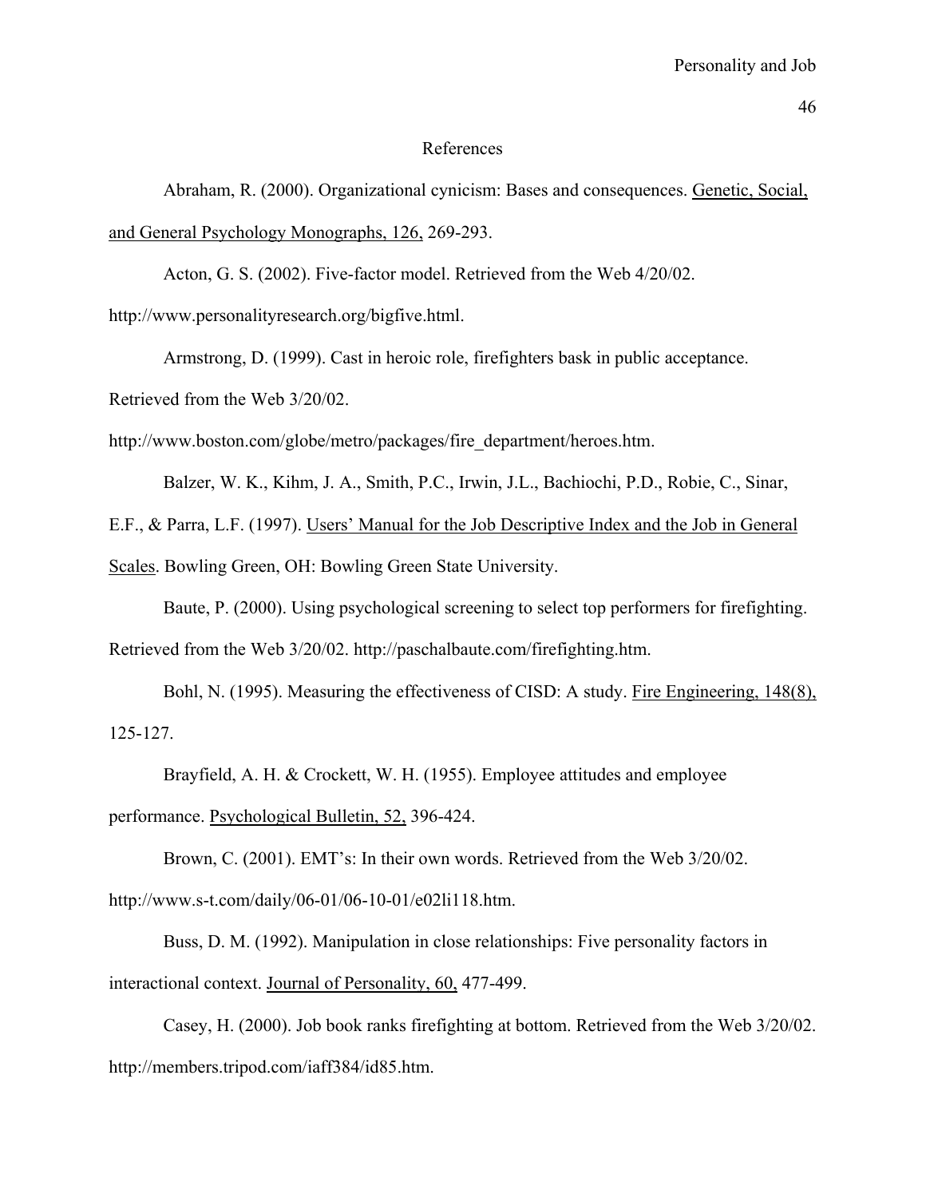# References

Abraham, R. (2000). Organizational cynicism: Bases and consequences. Genetic, Social, and General Psychology Monographs, 126, 269-293.

Acton, G. S. (2002). Five-factor model. Retrieved from the Web 4/20/02. http://www.personalityresearch.org/bigfive.html.

Armstrong, D. (1999). Cast in heroic role, firefighters bask in public acceptance. Retrieved from the Web 3/20/02. http://www.boston.com/globe/metro/packages/fire_department/heroes.htm.

Balzer, W. K., Kihm, J. A., Smith, P.C., Irwin, J.L., Bachiochi, P.D., Robie, C., Sinar, E.F., & Parra, L.F. (1997). Users' Manual for the Job Descriptive Index and the Job in General Scales. Bowling Green, OH: Bowling Green State University.

Baute, P. (2000). Using psychological screening to select top performers for firefighting. Retrieved from the Web 3/20/02. http://paschalbaute.com/firefighting.htm.

Bohl, N. (1995). Measuring the effectiveness of CISD: A study. Fire Engineering, 148(8), 125-127.

Brayfield, A. H. & Crockett, W. H. (1955). Employee attitudes and employee performance. Psychological Bulletin, 52, 396-424.

Brown, C. (2001). EMT's: In their own words. Retrieved from the Web 3/20/02. http://www.s-t.com/daily/06-01/06-10-01/e02li118.htm.

Buss, D. M. (1992). Manipulation in close relationships: Five personality factors in interactional context. Journal of Personality, 60, 477-499.

Casey, H. (2000). Job book ranks firefighting at bottom. Retrieved from the Web 3/20/02. http://members.tripod.com/iaff384/id85.htm.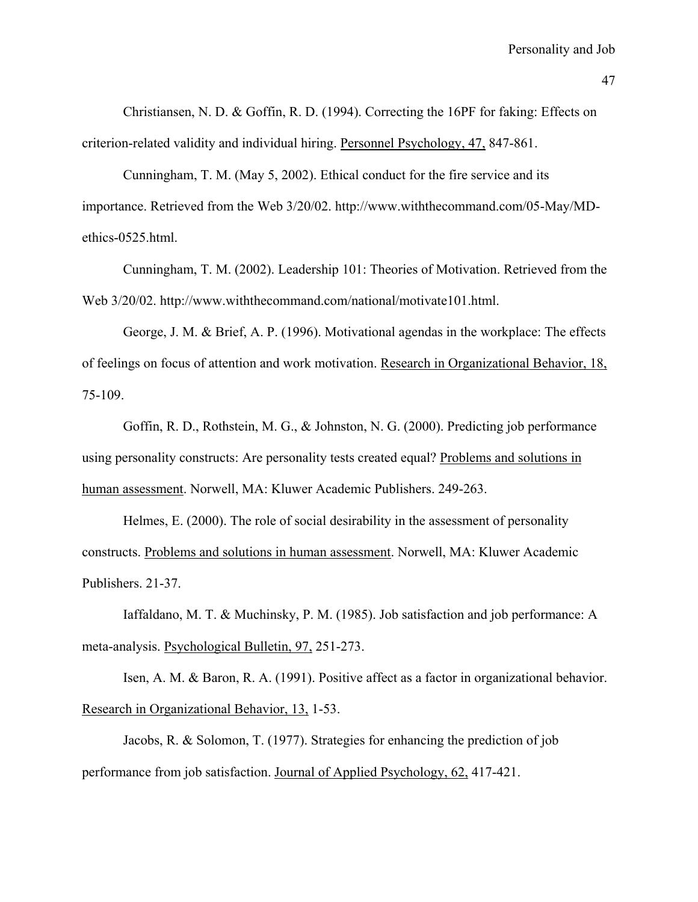Christiansen, N. D. & Goffin, R. D. (1994). Correcting the 16PF for faking: Effects on criterion-related validity and individual hiring. Personnel Psychology, 47, 847-861.

Cunningham, T. M. (May 5, 2002). Ethical conduct for the fire service and its importance. Retrieved from the Web 3/20/02. http://www.withthecommand.com/05-May/MD-ethics-0525.html.

Cunningham, T. M. (2002). Leadership 101: Theories of Motivation. Retrieved from the Web 3/20/02. http://www.withthecommand.com/national/motivate101.html.

George, J. M. & Brief, A. P. (1996). Motivational agendas in the workplace: The effects of feelings on focus of attention and work motivation. Research in Organizational Behavior, 18, 75-109.

Goffin, R. D., Rothstein, M. G., & Johnston, N. G. (2000). Predicting job performance using personality constructs: Are personality tests created equal? Problems and solutions in human assessment. Norwell, MA: Kluwer Academic Publishers. 249-263.

Helmes, E. (2000). The role of social desirability in the assessment of personality constructs. Problems and solutions in human assessment. Norwell, MA: Kluwer Academic Publishers. 21-37.

Iaffaldano, M. T. & Muchinsky, P. M. (1985). Job satisfaction and job performance: A meta-analysis. Psychological Bulletin, 97, 251-273.

Isen, A. M. & Baron, R. A. (1991). Positive affect as a factor in organizational behavior. Research in Organizational Behavior, 13, 1-53.

Jacobs, R. & Solomon, T. (1977). Strategies for enhancing the prediction of job performance from job satisfaction. Journal of Applied Psychology, 62, 417-421.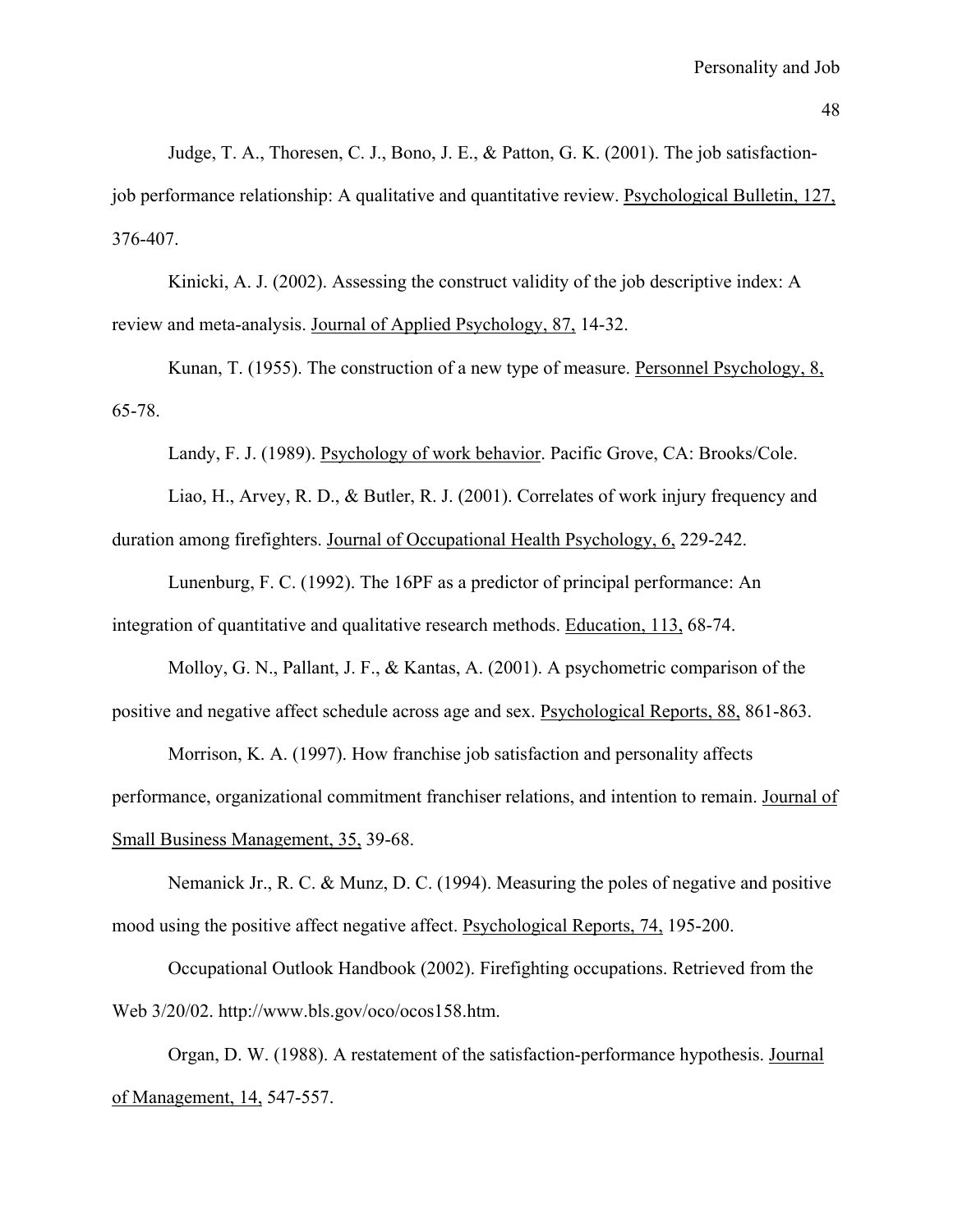Judge, T. A., Thoresen, C. J., Bono, J. E., & Patton, G. K. (2001). The job satisfaction-job performance relationship: A qualitative and quantitative review. Psychological Bulletin, 127, 376-407.

Kinicki, A. J. (2002). Assessing the construct validity of the job descriptive index: A review and meta-analysis. Journal of Applied Psychology, 87, 14-32.

Kunan, T. (1955). The construction of a new type of measure. Personnel Psychology, 8, 65-78.

Landy, F. J. (1989). Psychology of work behavior. Pacific Grove, CA: Brooks/Cole.

Liao, H., Arvey, R. D., & Butler, R. J. (2001). Correlates of work injury frequency and duration among firefighters. Journal of Occupational Health Psychology, 6, 229-242.

Lunenburg, F. C. (1992). The 16PF as a predictor of principal performance: An integration of quantitative and qualitative research methods. Education, 113, 68-74.

Molloy, G. N., Pallant, J. F., & Kantas, A. (2001). A psychometric comparison of the positive and negative affect schedule across age and sex. Psychological Reports, 88, 861-863.

Morrison, K. A. (1997). How franchise job satisfaction and personality affects performance, organizational commitment franchiser relations, and intention to remain. Journal of Small Business Management, 35, 39-68.

Nemanick Jr., R. C. & Munz, D. C. (1994). Measuring the poles of negative and positive mood using the positive affect negative affect. Psychological Reports, 74, 195-200.

Occupational Outlook Handbook (2002). Firefighting occupations. Retrieved from the Web 3/20/02. http://www.bls.gov/oco/ocos158.htm.

Organ, D. W. (1988). A restatement of the satisfaction-performance hypothesis. Journal of Management, 14, 547-557.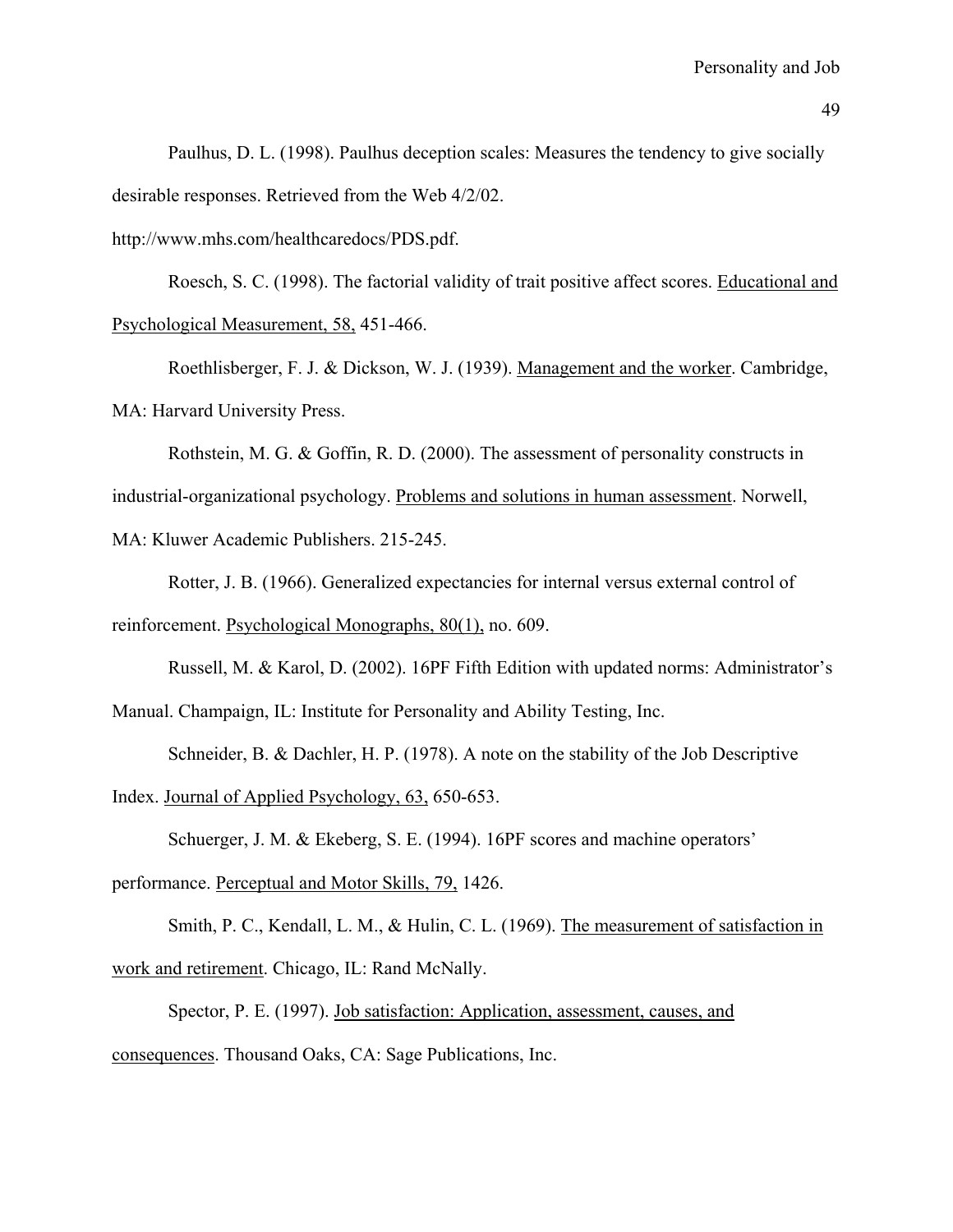Paulhus, D. L. (1998). Paulhus deception scales: Measures the tendency to give socially desirable responses. Retrieved from the Web 4/2/02. http://www.mhs.com/healthcaredocs/PDS.pdf.

Roesch, S. C. (1998). The factorial validity of trait positive affect scores. <u>Educational and Psychological Measurement, 58,</u> 451-466.

Roethlisberger, F. J. & Dickson, W. J. (1939). <u>Management and the worker</u>. Cambridge, MA: Harvard University Press.

Rothstein, M. G. & Goffin, R. D. (2000). The assessment of personality constructs in industrial-organizational psychology. <u>Problems and solutions in human assessment</u>. Norwell, MA: Kluwer Academic Publishers. 215-245.

Rotter, J. B. (1966). Generalized expectancies for internal versus external control of reinforcement. <u>Psychological Monographs, 80(1),</u> no. 609.

Russell, M. & Karol, D. (2002). 16PF Fifth Edition with updated norms: Administrator's Manual. Champaign, IL: Institute for Personality and Ability Testing, Inc.

Schneider, B. & Dachler, H. P. (1978). A note on the stability of the Job Descriptive Index. <u>Journal of Applied Psychology, 63,</u> 650-653.

Schuerger, J. M. & Ekeberg, S. E. (1994). 16PF scores and machine operators' performance. <u>Perceptual and Motor Skills, 79,</u> 1426.

Smith, P. C., Kendall, L. M., & Hulin, C. L. (1969). <u>The measurement of satisfaction in work and retirement</u>. Chicago, IL: Rand McNally.

Spector, P. E. (1997). <u>Job satisfaction: Application, assessment, causes, and consequences</u>. Thousand Oaks, CA: Sage Publications, Inc.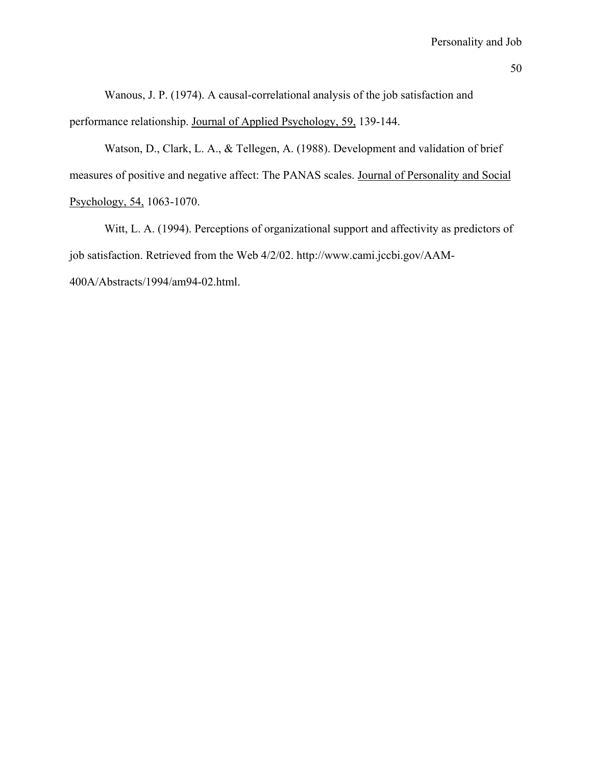Wanous, J. P. (1974). A causal-correlational analysis of the job satisfaction and performance relationship. Journal of Applied Psychology, 59, 139-144.

Watson, D., Clark, L. A., & Tellegen, A. (1988). Development and validation of brief measures of positive and negative affect: The PANAS scales. Journal of Personality and Social Psychology, 54, 1063-1070.

Witt, L. A. (1994). Perceptions of organizational support and affectivity as predictors of job satisfaction. Retrieved from the Web 4/2/02. http://www.cami.jccbi.gov/AAM-400A/Abstracts/1994/am94-02.html.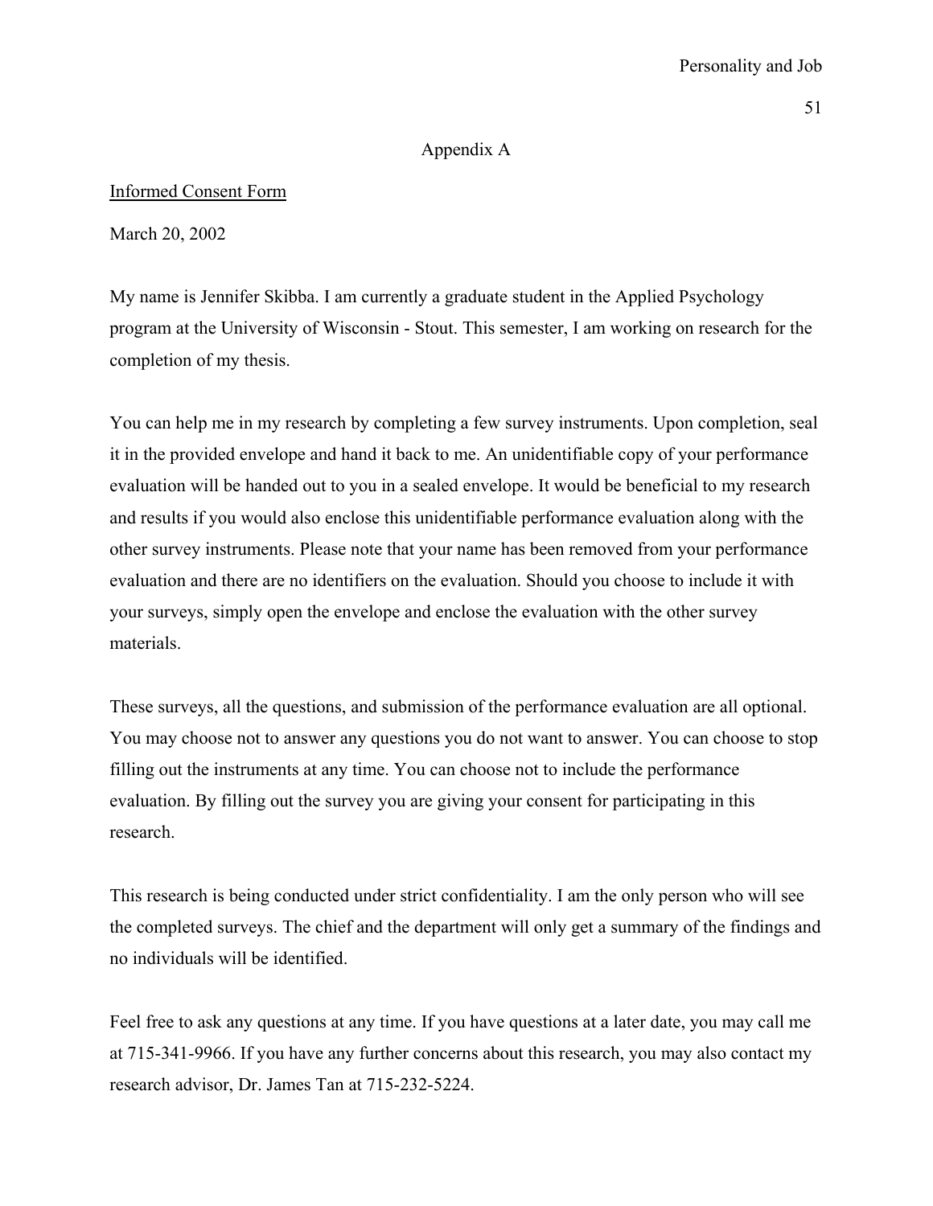## Appendix A

Informed Consent Form

March 20, 2002

My name is Jennifer Skibba. I am currently a graduate student in the Applied Psychology program at the University of Wisconsin - Stout. This semester, I am working on research for the completion of my thesis.

You can help me in my research by completing a few survey instruments. Upon completion, seal it in the provided envelope and hand it back to me. An unidentifiable copy of your performance evaluation will be handed out to you in a sealed envelope. It would be beneficial to my research and results if you would also enclose this unidentifiable performance evaluation along with the other survey instruments. Please note that your name has been removed from your performance evaluation and there are no identifiers on the evaluation. Should you choose to include it with your surveys, simply open the envelope and enclose the evaluation with the other survey materials.

These surveys, all the questions, and submission of the performance evaluation are all optional. You may choose not to answer any questions you do not want to answer. You can choose to stop filling out the instruments at any time. You can choose not to include the performance evaluation. By filling out the survey you are giving your consent for participating in this research.

This research is being conducted under strict confidentiality. I am the only person who will see the completed surveys. The chief and the department will only get a summary of the findings and no individuals will be identified.

Feel free to ask any questions at any time. If you have questions at a later date, you may call me at 715-341-9966. If you have any further concerns about this research, you may also contact my research advisor, Dr. James Tan at 715-232-5224.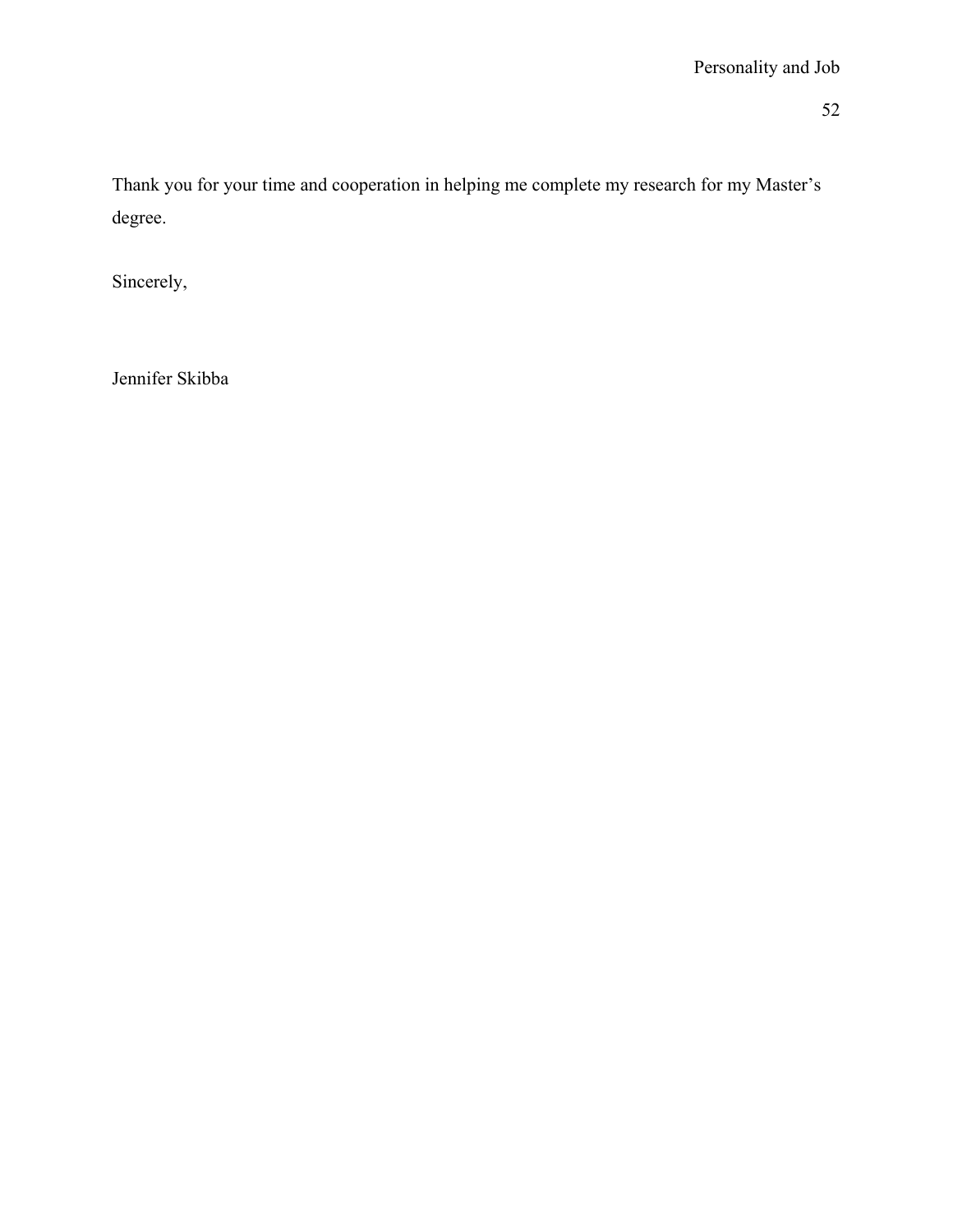Thank you for your time and cooperation in helping me complete my research for my Master's degree.

Sincerely,

Jennifer Skibba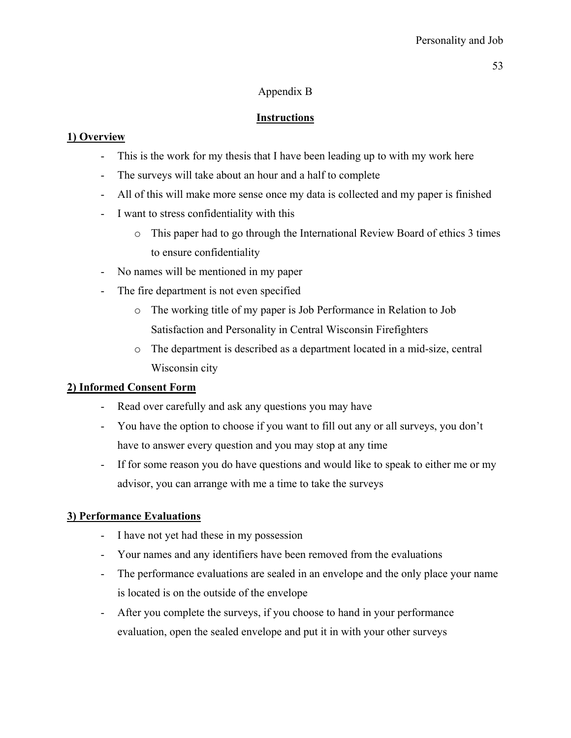# Appendix B

## Instructions

### 1) Overview

- This is the work for my thesis that I have been leading up to with my work here
- The surveys will take about an hour and a half to complete
- All of this will make more sense once my data is collected and my paper is finished
- I want to stress confidentiality with this
    - This paper had to go through the International Review Board of ethics 3 times to ensure confidentiality
- No names will be mentioned in my paper
- The fire department is not even specified
    - The working title of my paper is Job Performance in Relation to Job Satisfaction and Personality in Central Wisconsin Firefighters
    - The department is described as a department located in a mid-size, central Wisconsin city

### 2) Informed Consent Form

- Read over carefully and ask any questions you may have
- You have the option to choose if you want to fill out any or all surveys, you don't have to answer every question and you may stop at any time
- If for some reason you do have questions and would like to speak to either me or my advisor, you can arrange with me a time to take the surveys

### 3) Performance Evaluations

- I have not yet had these in my possession
- Your names and any identifiers have been removed from the evaluations
- The performance evaluations are sealed in an envelope and the only place your name is located is on the outside of the envelope
- After you complete the surveys, if you choose to hand in your performance evaluation, open the sealed envelope and put it in with your other surveys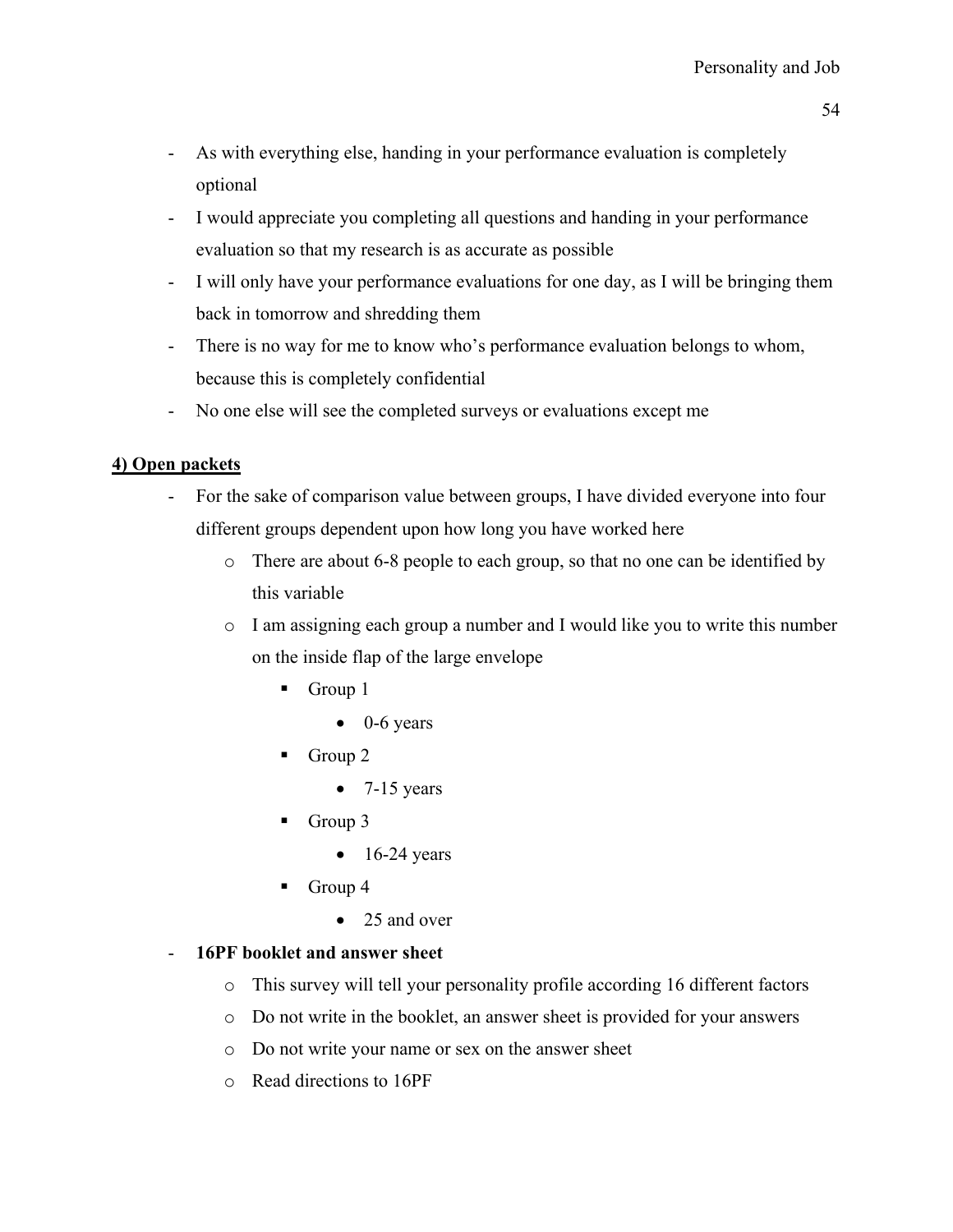- As with everything else, handing in your performance evaluation is completely optional
- I would appreciate you completing all questions and handing in your performance evaluation so that my research is as accurate as possible
- I will only have your performance evaluations for one day, as I will be bringing them back in tomorrow and shredding them
- There is no way for me to know who's performance evaluation belongs to whom, because this is completely confidential
- No one else will see the completed surveys or evaluations except me

**4) Open packets**

- For the sake of comparison value between groups, I have divided everyone into four different groups dependent upon how long you have worked here
    - There are about 6-8 people to each group, so that no one can be identified by this variable
    - I am assigning each group a number and I would like you to write this number on the inside flap of the large envelope
        - Group 1
            - 0-6 years
        - Group 2
            - 7-15 years
        - Group 3
            - 16-24 years
        - Group 4
            - 25 and over
- **16PF booklet and answer sheet**
    - This survey will tell your personality profile according 16 different factors
    - Do not write in the booklet, an answer sheet is provided for your answers
    - Do not write your name or sex on the answer sheet
    - Read directions to 16PF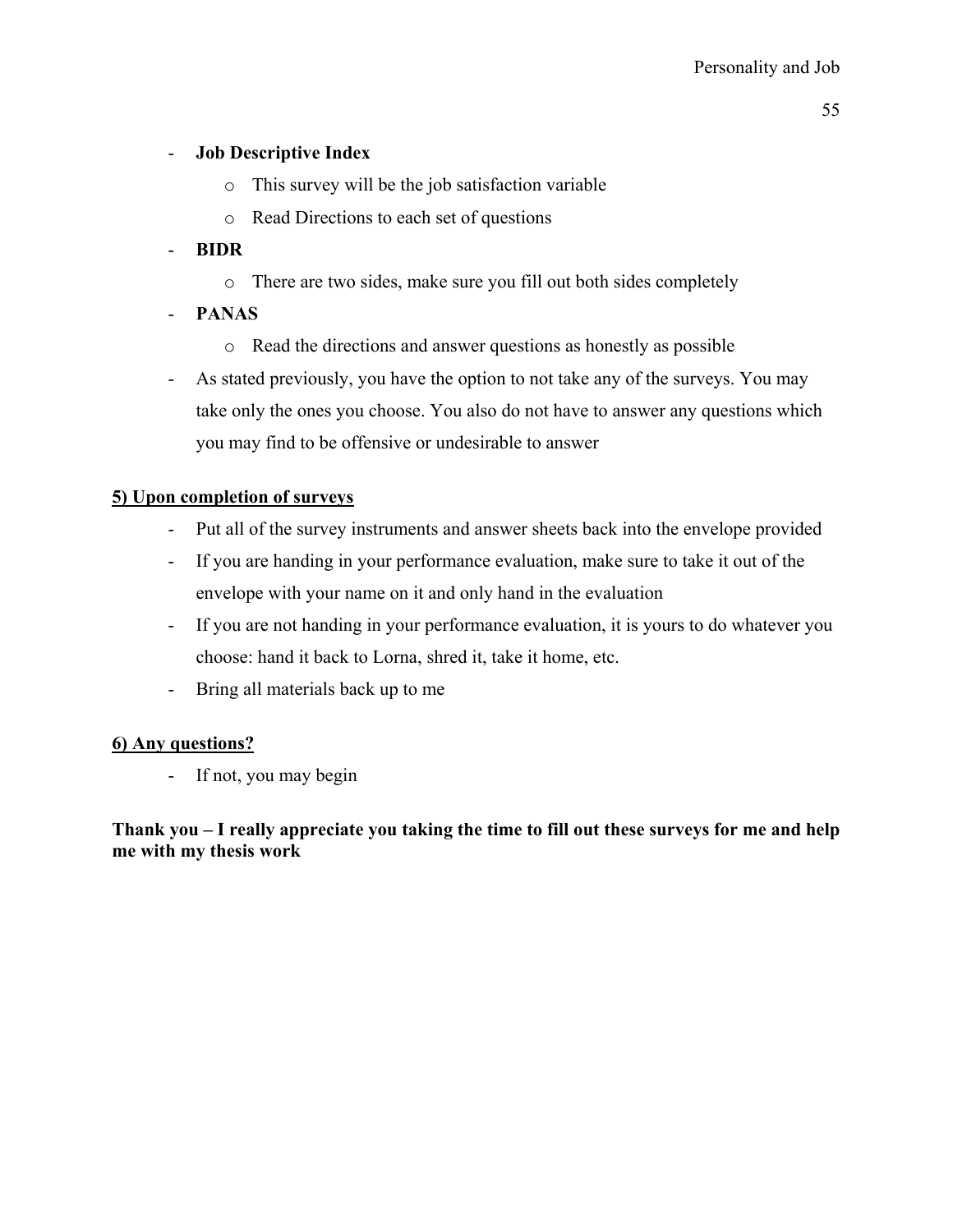- **Job Descriptive Index**
  - This survey will be the job satisfaction variable
  - Read Directions to each set of questions
- **BIDR**
  - There are two sides, make sure you fill out both sides completely
- **PANAS**
  - Read the directions and answer questions as honestly as possible
- As stated previously, you have the option to not take any of the surveys. You may take only the ones you choose. You also do not have to answer any questions which you may find to be offensive or undesirable to answer

**<u>5) Upon completion of surveys</u>**

- Put all of the survey instruments and answer sheets back into the envelope provided
- If you are handing in your performance evaluation, make sure to take it out of the envelope with your name on it and only hand in the evaluation
- If you are not handing in your performance evaluation, it is yours to do whatever you choose: hand it back to Lorna, shred it, take it home, etc.
- Bring all materials back up to me

**<u>6) Any questions?</u>**

- If not, you may begin

**Thank you – I really appreciate you taking the time to fill out these surveys for me and help me with my thesis work**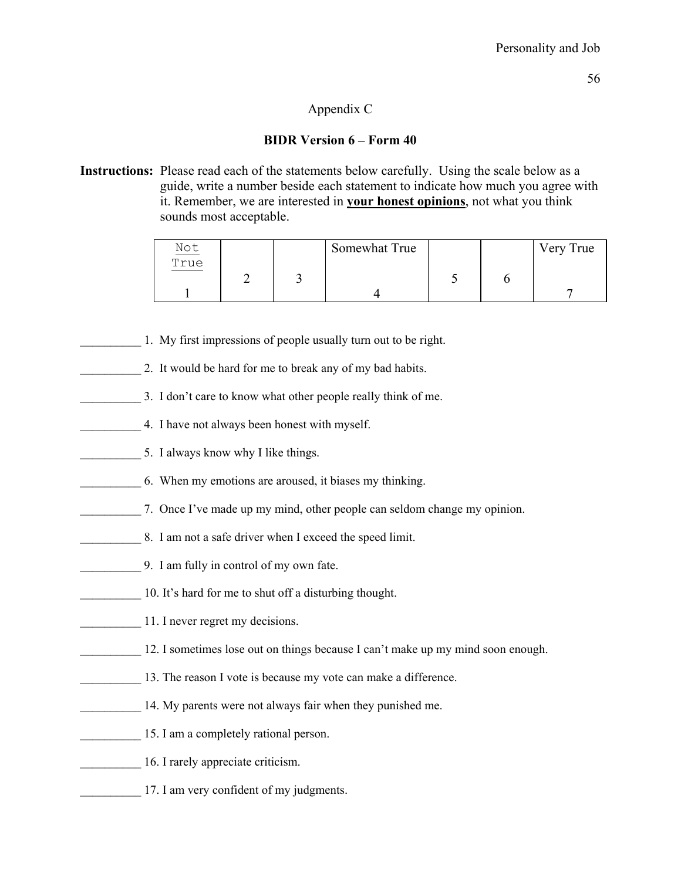## Appendix C

### BIDR Version 6 – Form 40

**Instructions:** Please read each of the statements below carefully. Using the scale below as a guide, write a number beside each statement to indicate how much you agree with it. Remember, we are interested in **your honest opinions**, not what you think sounds most acceptable.

| Not True 1 | 2 | 3 | Somewhat True 4 | 5 | 6 | Very True 7 |
|---|---|---|---|---|---|---|

__________ 1. My first impressions of people usually turn out to be right.

__________ 2. It would be hard for me to break any of my bad habits.

__________ 3. I don't care to know what other people really think of me.

__________ 4. I have not always been honest with myself.

__________ 5. I always know why I like things.

__________ 6. When my emotions are aroused, it biases my thinking.

__________ 7. Once I've made up my mind, other people can seldom change my opinion.

__________ 8. I am not a safe driver when I exceed the speed limit.

__________ 9. I am fully in control of my own fate.

__________ 10. It's hard for me to shut off a disturbing thought.

__________ 11. I never regret my decisions.

__________ 12. I sometimes lose out on things because I can't make up my mind soon enough.

__________ 13. The reason I vote is because my vote can make a difference.

__________ 14. My parents were not always fair when they punished me.

__________ 15. I am a completely rational person.

__________ 16. I rarely appreciate criticism.

__________ 17. I am very confident of my judgments.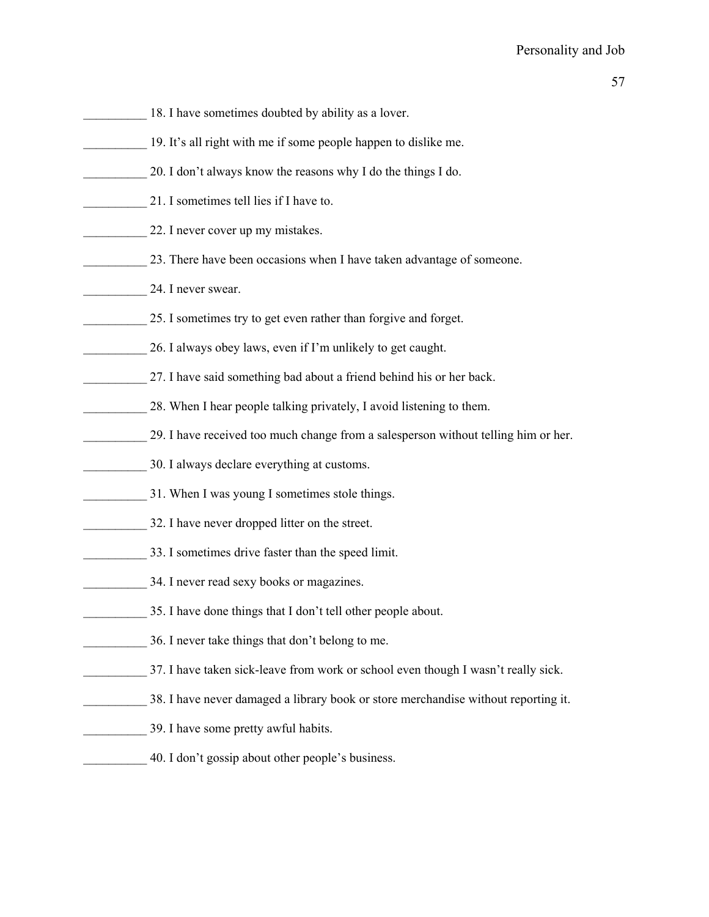__________ 18. I have sometimes doubted by ability as a lover.

__________ 19. It's all right with me if some people happen to dislike me.

__________ 20. I don't always know the reasons why I do the things I do.

__________ 21. I sometimes tell lies if I have to.

__________ 22. I never cover up my mistakes.

__________ 23. There have been occasions when I have taken advantage of someone.

__________ 24. I never swear.

__________ 25. I sometimes try to get even rather than forgive and forget.

__________ 26. I always obey laws, even if I'm unlikely to get caught.

__________ 27. I have said something bad about a friend behind his or her back.

__________ 28. When I hear people talking privately, I avoid listening to them.

__________ 29. I have received too much change from a salesperson without telling him or her.

__________ 30. I always declare everything at customs.

__________ 31. When I was young I sometimes stole things.

__________ 32. I have never dropped litter on the street.

__________ 33. I sometimes drive faster than the speed limit.

__________ 34. I never read sexy books or magazines.

__________ 35. I have done things that I don't tell other people about.

__________ 36. I never take things that don't belong to me.

__________ 37. I have taken sick-leave from work or school even though I wasn't really sick.

__________ 38. I have never damaged a library book or store merchandise without reporting it.

__________ 39. I have some pretty awful habits.

__________ 40. I don't gossip about other people's business.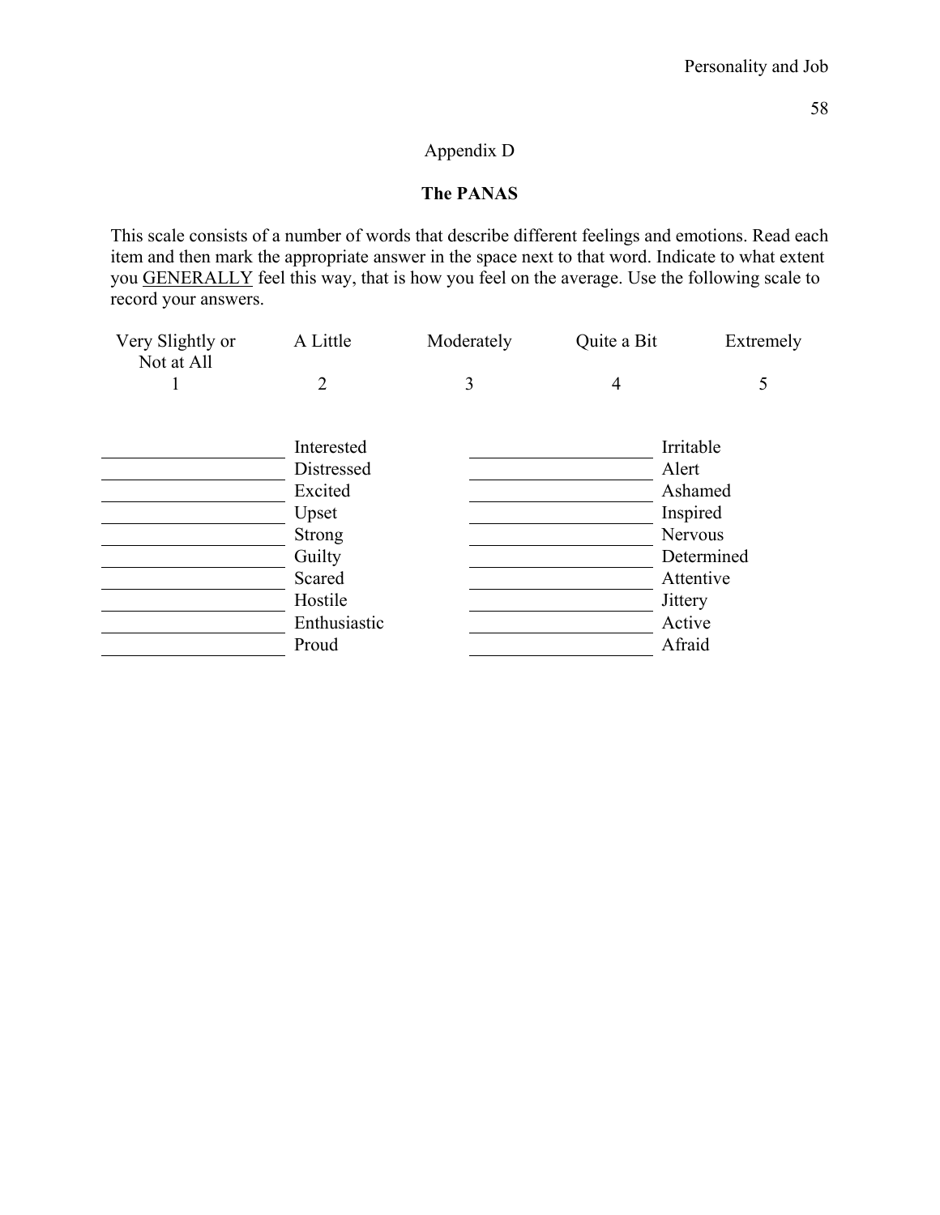Appendix D

## The PANAS

This scale consists of a number of words that describe different feelings and emotions. Read each item and then mark the appropriate answer in the space next to that word. Indicate to what extent you GENERALLY feel this way, that is how you feel on the average. Use the following scale to record your answers.

| Very Slightly or Not at All | A Little | Moderately | Quite a Bit | Extremely |
|---|---|---|---|---|
| 1 | 2 | 3 | 4 | 5 |

| | | | |
|---|---|---|---|
| ______ | Interested | ______ | Irritable |
| ______ | Distressed | ______ | Alert |
| ______ | Excited | ______ | Ashamed |
| ______ | Upset | ______ | Inspired |
| ______ | Strong | ______ | Nervous |
| ______ | Guilty | ______ | Determined |
| ______ | Scared | ______ | Attentive |
| ______ | Hostile | ______ | Jittery |
| ______ | Enthusiastic | ______ | Active |
| ______ | Proud | ______ | Afraid |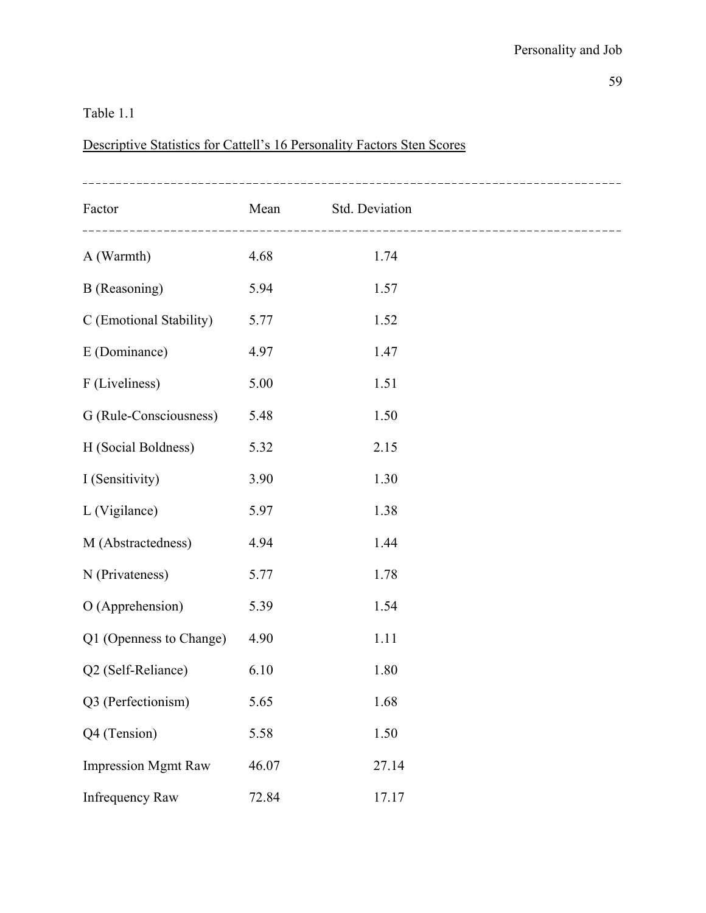Table 1.1

Descriptive Statistics for Cattell's 16 Personality Factors Sten Scores

| Factor | Mean | Std. Deviation |
|---|---|---|
| A (Warmth) | 4.68 | 1.74 |
| B (Reasoning) | 5.94 | 1.57 |
| C (Emotional Stability) | 5.77 | 1.52 |
| E (Dominance) | 4.97 | 1.47 |
| F (Liveliness) | 5.00 | 1.51 |
| G (Rule-Consciousness) | 5.48 | 1.50 |
| H (Social Boldness) | 5.32 | 2.15 |
| I (Sensitivity) | 3.90 | 1.30 |
| L (Vigilance) | 5.97 | 1.38 |
| M (Abstractedness) | 4.94 | 1.44 |
| N (Privateness) | 5.77 | 1.78 |
| O (Apprehension) | 5.39 | 1.54 |
| Q1 (Openness to Change) | 4.90 | 1.11 |
| Q2 (Self-Reliance) | 6.10 | 1.80 |
| Q3 (Perfectionism) | 5.65 | 1.68 |
| Q4 (Tension) | 5.58 | 1.50 |
| Impression Mgmt Raw | 46.07 | 27.14 |
| Infrequency Raw | 72.84 | 17.17 |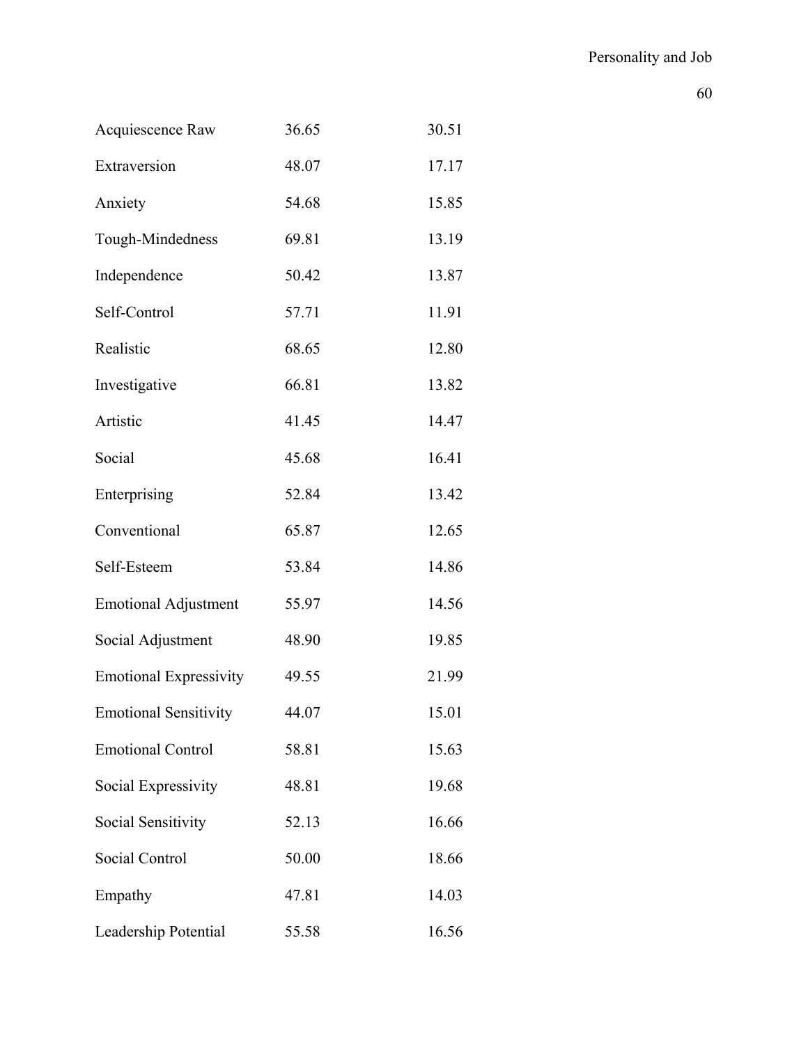| | | |
|---|---|---|
| Acquiescence Raw | 36.65 | 30.51 |
| Extraversion | 48.07 | 17.17 |
| Anxiety | 54.68 | 15.85 |
| Tough-Mindedness | 69.81 | 13.19 |
| Independence | 50.42 | 13.87 |
| Self-Control | 57.71 | 11.91 |
| Realistic | 68.65 | 12.80 |
| Investigative | 66.81 | 13.82 |
| Artistic | 41.45 | 14.47 |
| Social | 45.68 | 16.41 |
| Enterprising | 52.84 | 13.42 |
| Conventional | 65.87 | 12.65 |
| Self-Esteem | 53.84 | 14.86 |
| Emotional Adjustment | 55.97 | 14.56 |
| Social Adjustment | 48.90 | 19.85 |
| Emotional Expressivity | 49.55 | 21.99 |
| Emotional Sensitivity | 44.07 | 15.01 |
| Emotional Control | 58.81 | 15.63 |
| Social Expressivity | 48.81 | 19.68 |
| Social Sensitivity | 52.13 | 16.66 |
| Social Control | 50.00 | 18.66 |
| Empathy | 47.81 | 14.03 |
| Leadership Potential | 55.58 | 16.56 |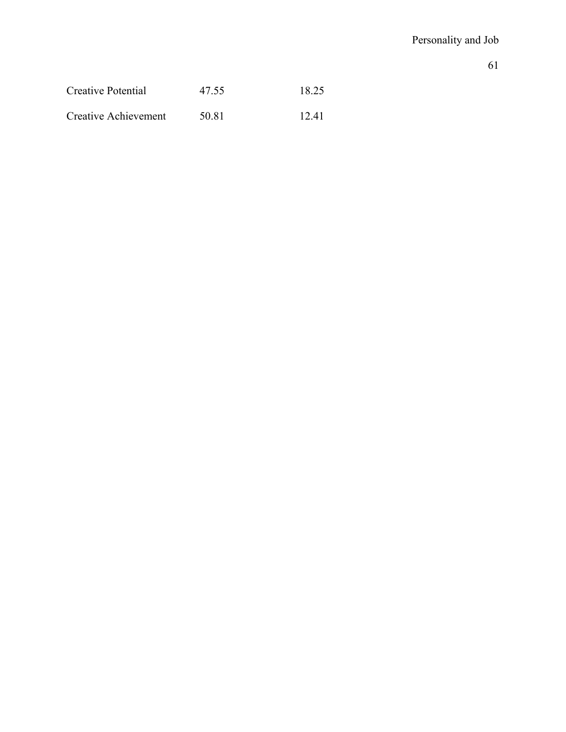| | | |
|---|---|---|
| Creative Potential | 47.55 | 18.25 |
| Creative Achievement | 50.81 | 12.41 |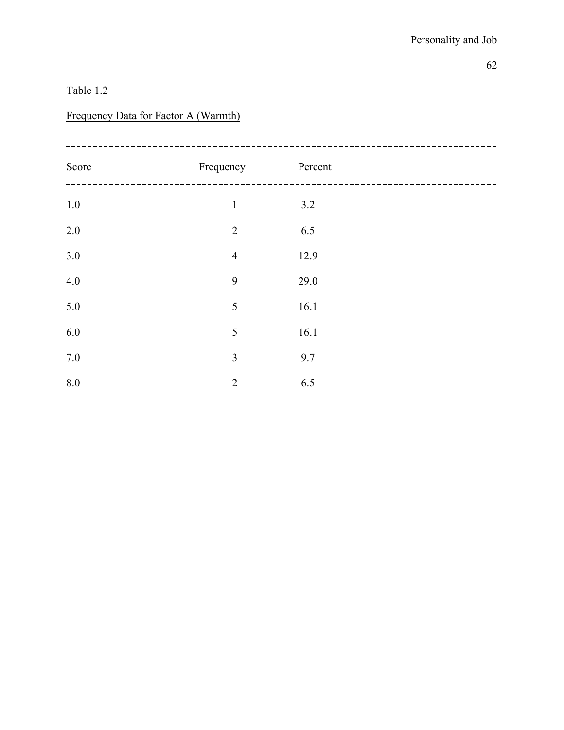Table 1.2

Frequency Data for Factor A (Warmth)

| Score | Frequency | Percent |
|---|---|---|
| 1.0 | 1 | 3.2 |
| 2.0 | 2 | 6.5 |
| 3.0 | 4 | 12.9 |
| 4.0 | 9 | 29.0 |
| 5.0 | 5 | 16.1 |
| 6.0 | 5 | 16.1 |
| 7.0 | 3 | 9.7 |
| 8.0 | 2 | 6.5 |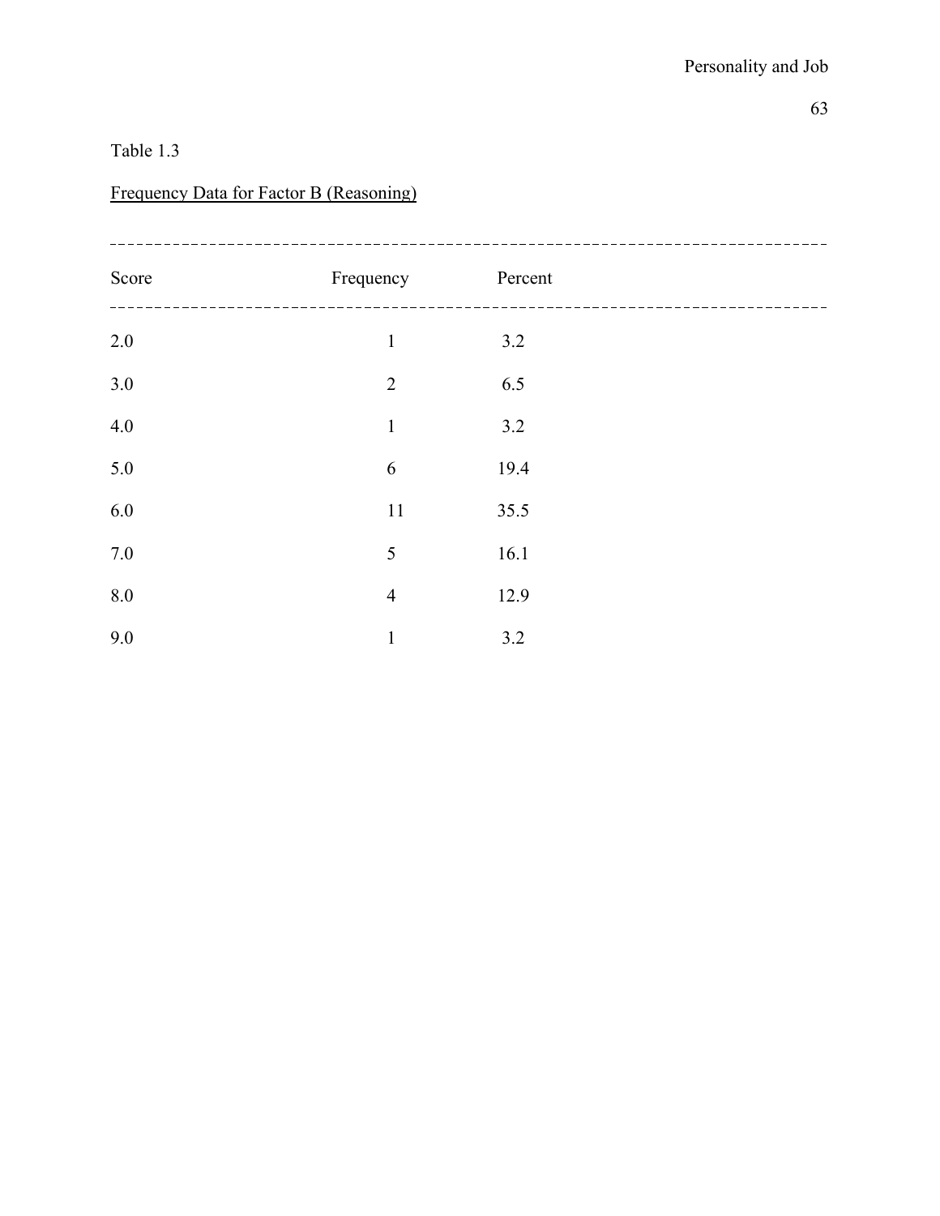Table 1.3

Frequency Data for Factor B (Reasoning)

| Score | Frequency | Percent |
|---|---|---|
| 2.0 | 1 | 3.2 |
| 3.0 | 2 | 6.5 |
| 4.0 | 1 | 3.2 |
| 5.0 | 6 | 19.4 |
| 6.0 | 11 | 35.5 |
| 7.0 | 5 | 16.1 |
| 8.0 | 4 | 12.9 |
| 9.0 | 1 | 3.2 |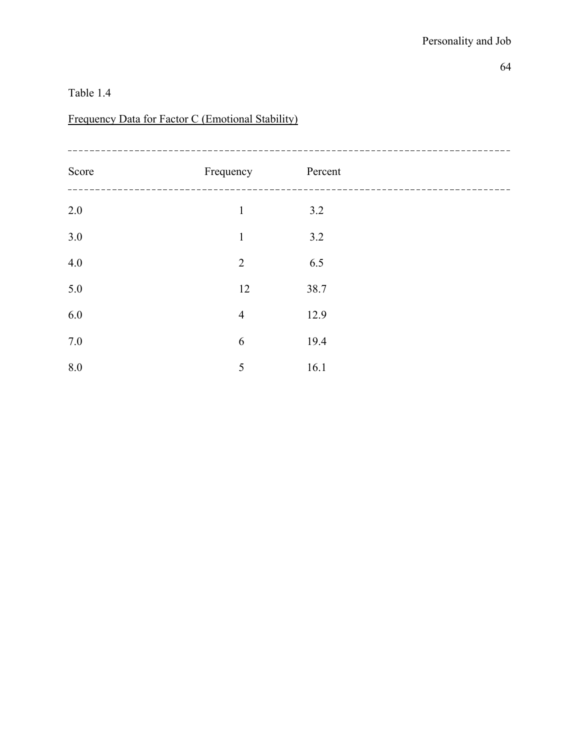Table 1.4

Frequency Data for Factor C (Emotional Stability)

| Score | Frequency | Percent |
|---|---|---|
| 2.0 | 1 | 3.2 |
| 3.0 | 1 | 3.2 |
| 4.0 | 2 | 6.5 |
| 5.0 | 12 | 38.7 |
| 6.0 | 4 | 12.9 |
| 7.0 | 6 | 19.4 |
| 8.0 | 5 | 16.1 |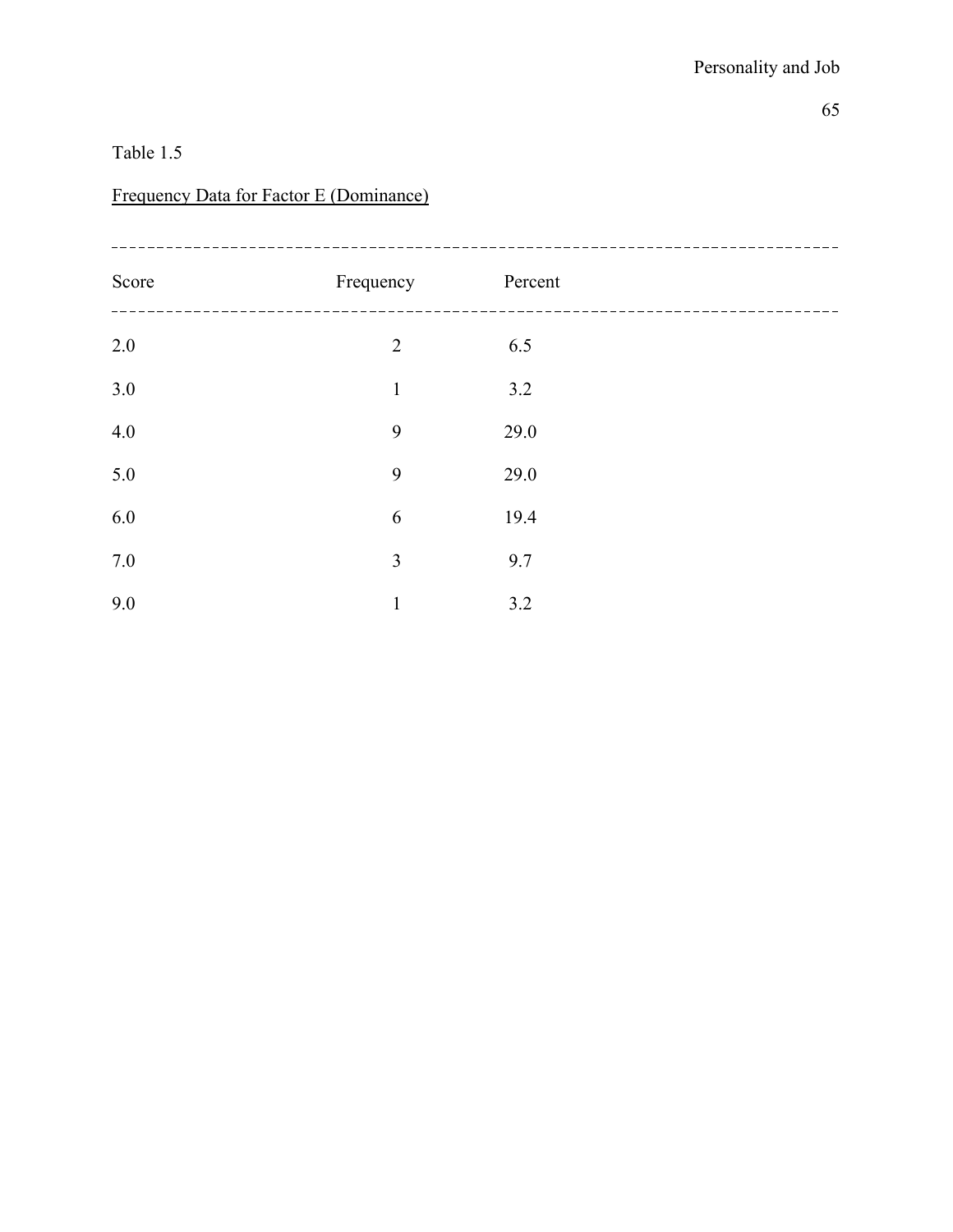Table 1.5

Frequency Data for Factor E (Dominance)

| Score | Frequency | Percent |
|---|---|---|
| 2.0 | 2 | 6.5 |
| 3.0 | 1 | 3.2 |
| 4.0 | 9 | 29.0 |
| 5.0 | 9 | 29.0 |
| 6.0 | 6 | 19.4 |
| 7.0 | 3 | 9.7 |
| 9.0 | 1 | 3.2 |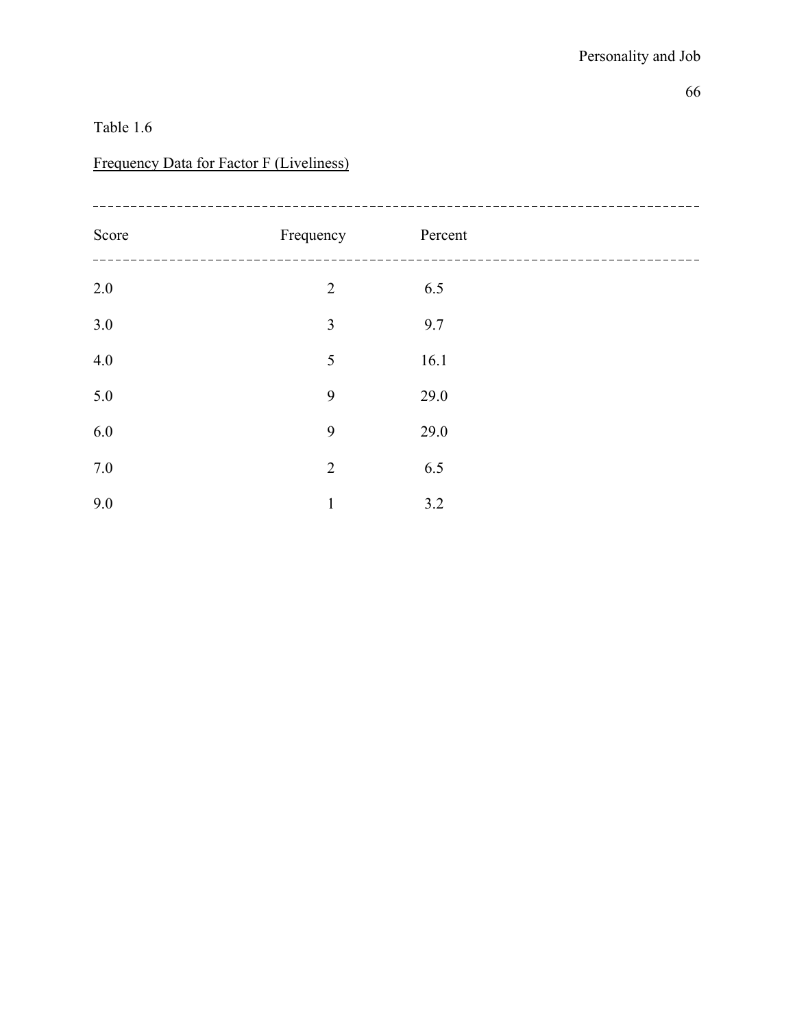Table 1.6

Frequency Data for Factor F (Liveliness)

| Score | Frequency | Percent |
|---|---|---|
| 2.0 | 2 | 6.5 |
| 3.0 | 3 | 9.7 |
| 4.0 | 5 | 16.1 |
| 5.0 | 9 | 29.0 |
| 6.0 | 9 | 29.0 |
| 7.0 | 2 | 6.5 |
| 9.0 | 1 | 3.2 |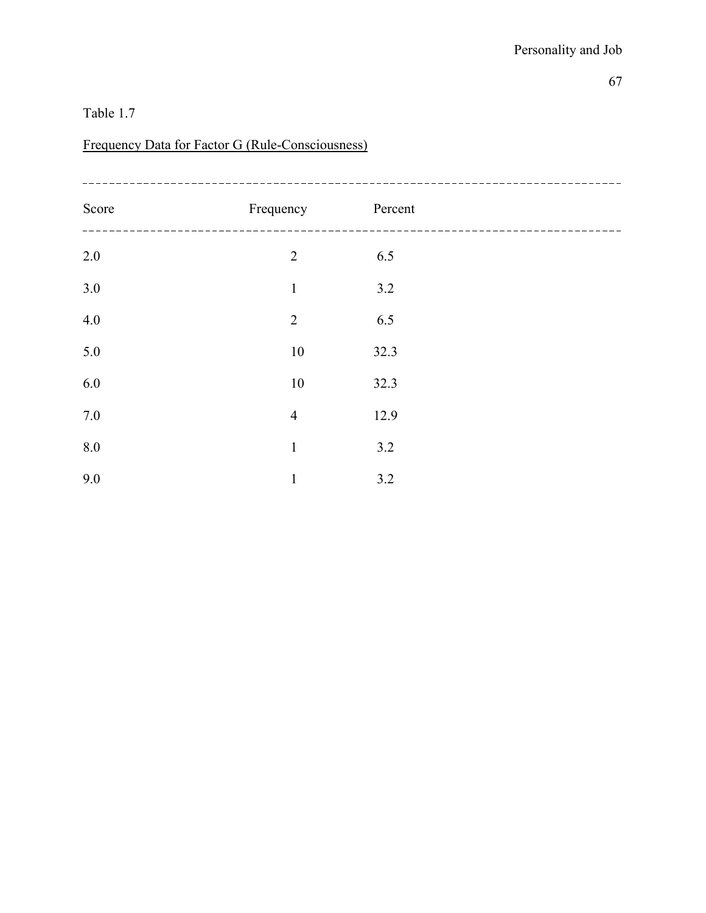Table 1.7

Frequency Data for Factor G (Rule-Consciousness)

| Score | Frequency | Percent |
|---|---|---|
| 2.0 | 2 | 6.5 |
| 3.0 | 1 | 3.2 |
| 4.0 | 2 | 6.5 |
| 5.0 | 10 | 32.3 |
| 6.0 | 10 | 32.3 |
| 7.0 | 4 | 12.9 |
| 8.0 | 1 | 3.2 |
| 9.0 | 1 | 3.2 |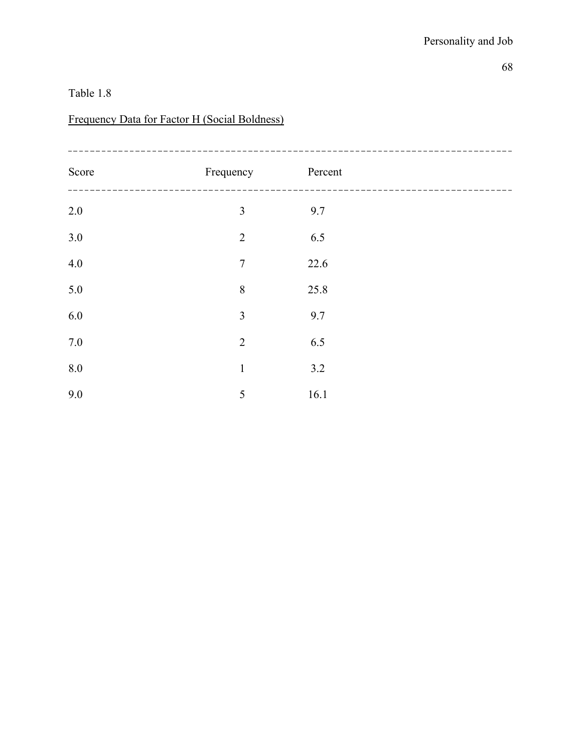Table 1.8

Frequency Data for Factor H (Social Boldness)

| Score | Frequency | Percent |
|---|---|---|
| 2.0 | 3 | 9.7 |
| 3.0 | 2 | 6.5 |
| 4.0 | 7 | 22.6 |
| 5.0 | 8 | 25.8 |
| 6.0 | 3 | 9.7 |
| 7.0 | 2 | 6.5 |
| 8.0 | 1 | 3.2 |
| 9.0 | 5 | 16.1 |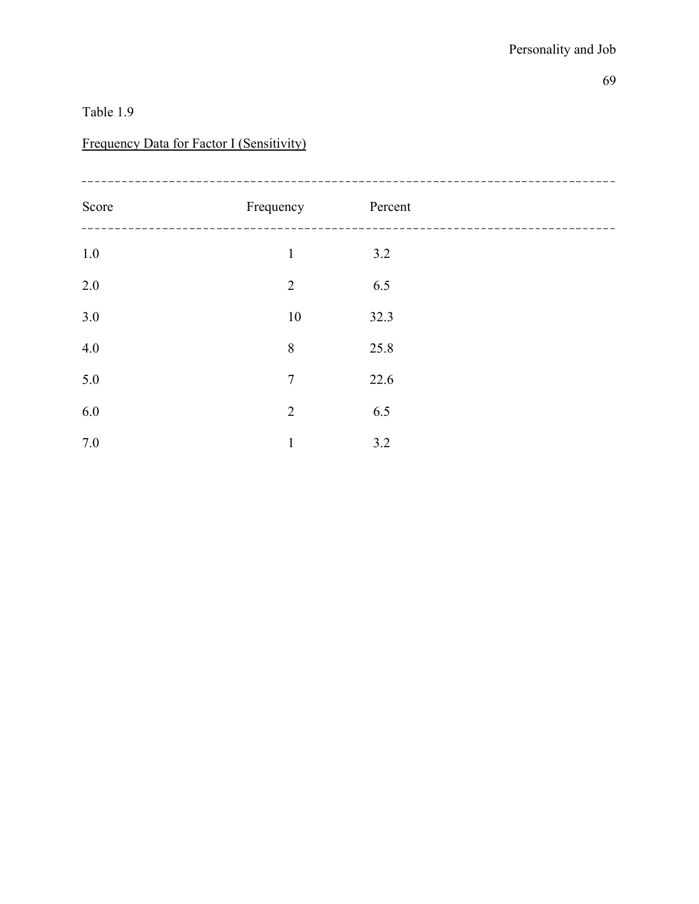Table 1.9

Frequency Data for Factor I (Sensitivity)

| Score | Frequency | Percent |
|---|---|---|
| 1.0 | 1 | 3.2 |
| 2.0 | 2 | 6.5 |
| 3.0 | 10 | 32.3 |
| 4.0 | 8 | 25.8 |
| 5.0 | 7 | 22.6 |
| 6.0 | 2 | 6.5 |
| 7.0 | 1 | 3.2 |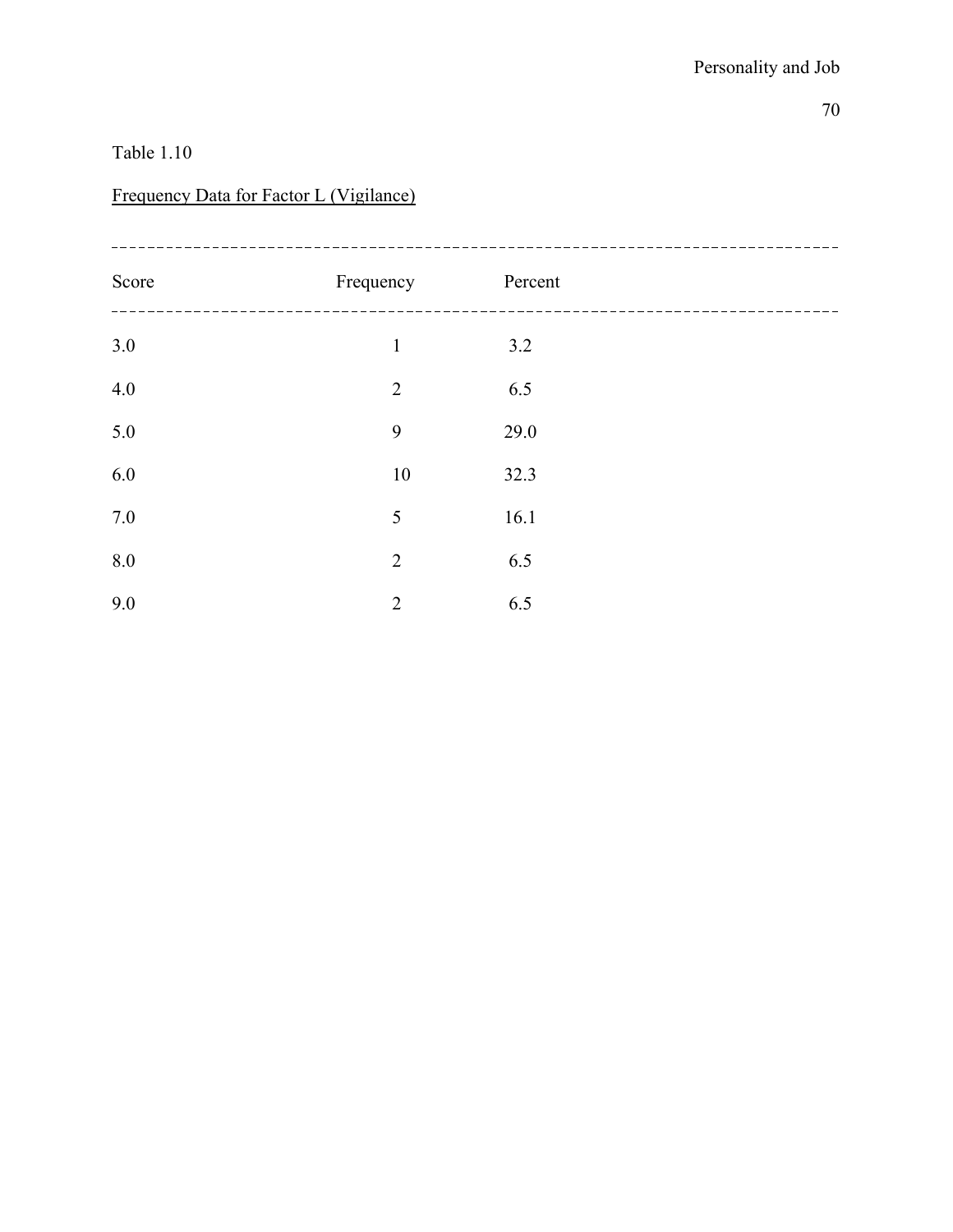Table 1.10

Frequency Data for Factor L (Vigilance)

| Score | Frequency | Percent |
|---|---|---|
| 3.0 | 1 | 3.2 |
| 4.0 | 2 | 6.5 |
| 5.0 | 9 | 29.0 |
| 6.0 | 10 | 32.3 |
| 7.0 | 5 | 16.1 |
| 8.0 | 2 | 6.5 |
| 9.0 | 2 | 6.5 |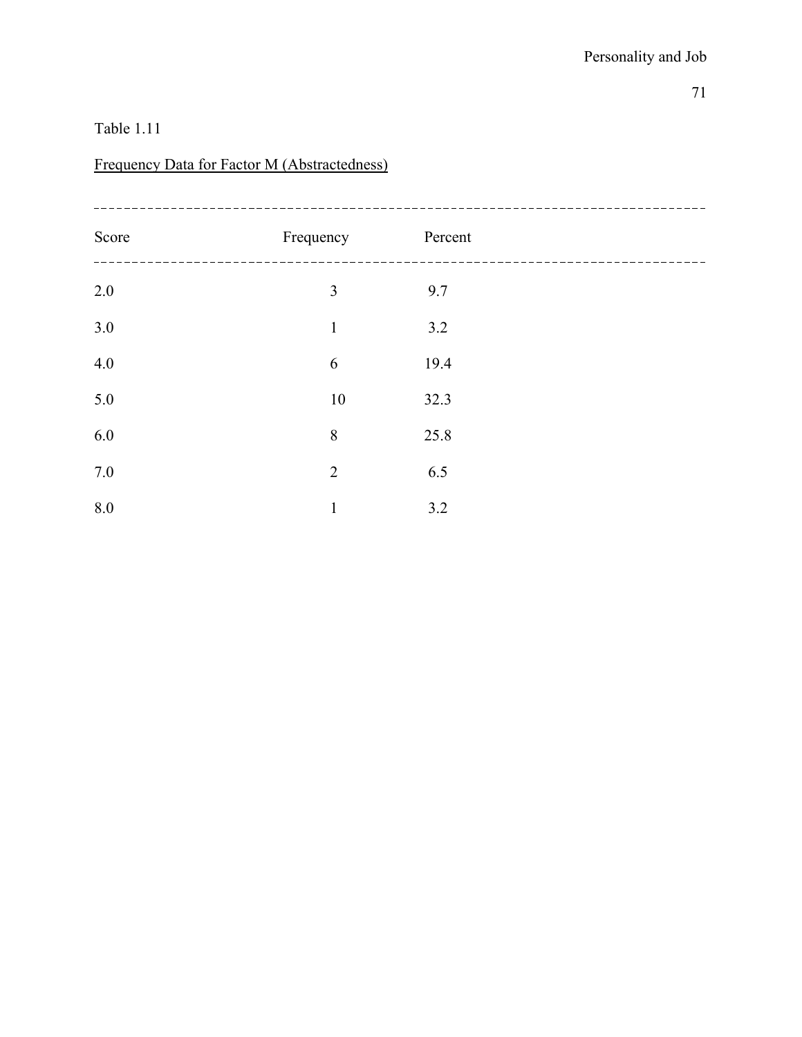Table 1.11

Frequency Data for Factor M (Abstractedness)

| Score | Frequency | Percent |
| --- | --- | --- |
| 2.0 | 3 | 9.7 |
| 3.0 | 1 | 3.2 |
| 4.0 | 6 | 19.4 |
| 5.0 | 10 | 32.3 |
| 6.0 | 8 | 25.8 |
| 7.0 | 2 | 6.5 |
| 8.0 | 1 | 3.2 |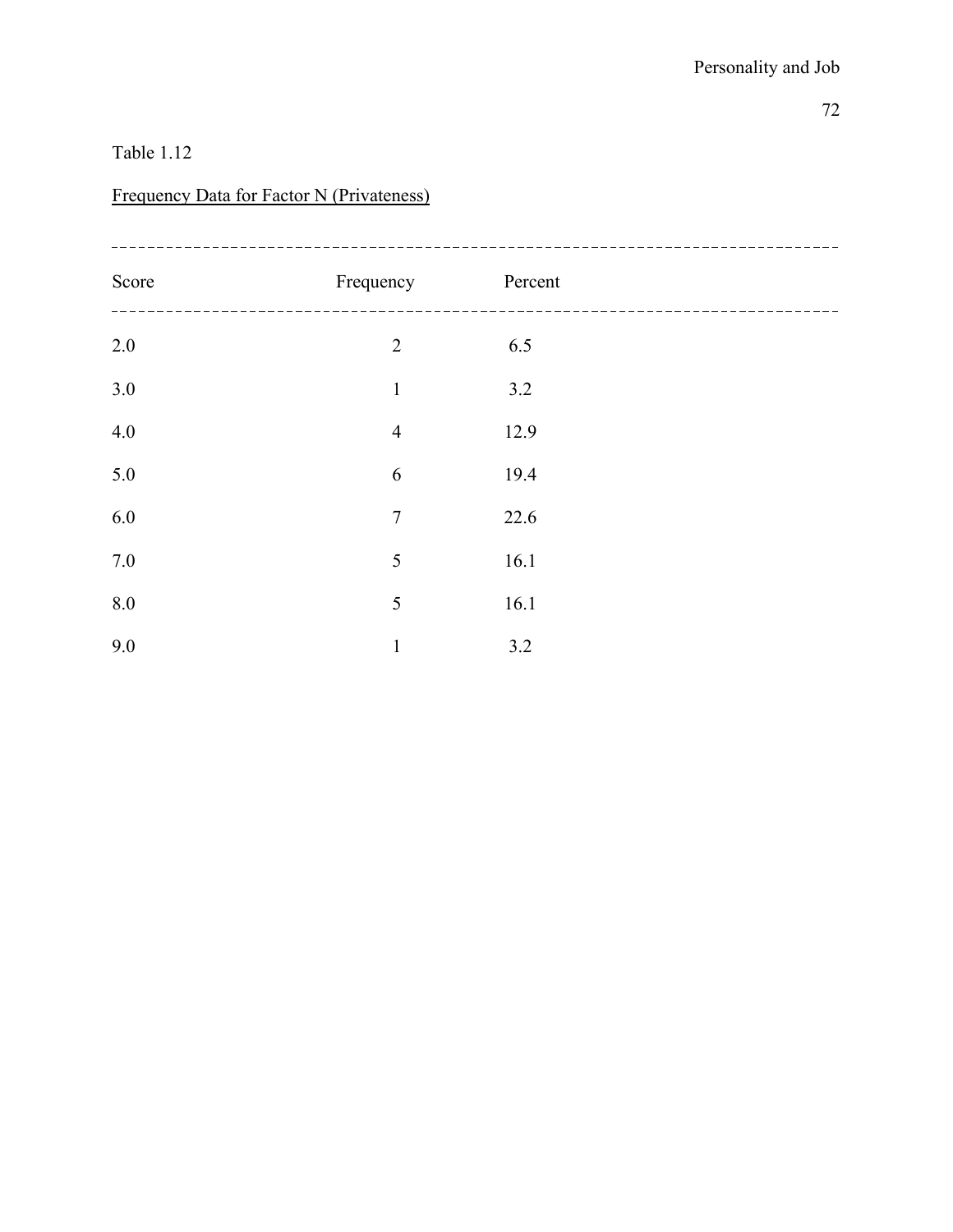Table 1.12

Frequency Data for Factor N (Privateness)

| Score | Frequency | Percent |
|---|---|---|
| 2.0 | 2 | 6.5 |
| 3.0 | 1 | 3.2 |
| 4.0 | 4 | 12.9 |
| 5.0 | 6 | 19.4 |
| 6.0 | 7 | 22.6 |
| 7.0 | 5 | 16.1 |
| 8.0 | 5 | 16.1 |
| 9.0 | 1 | 3.2 |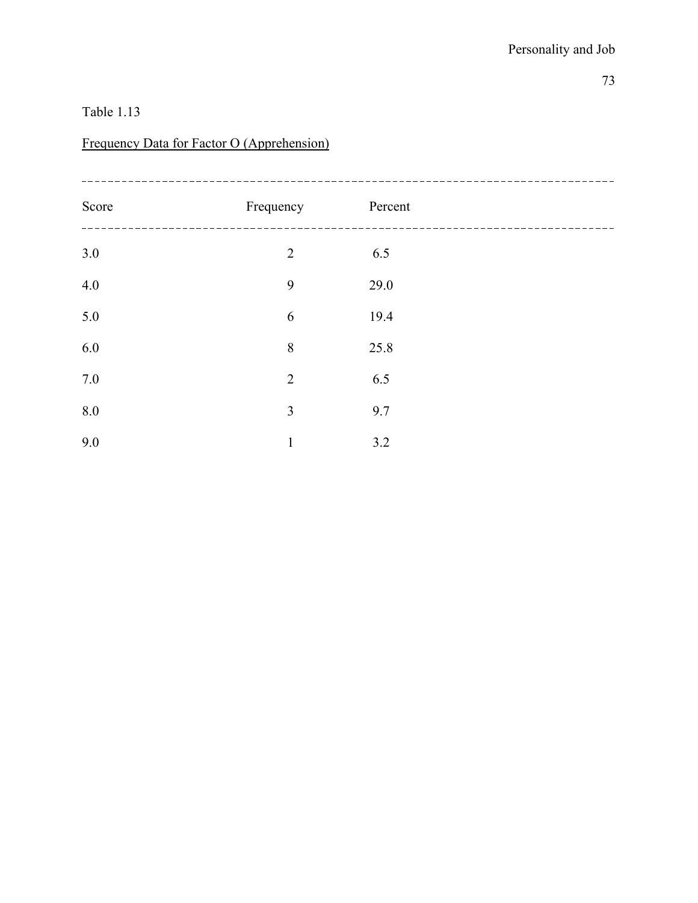Table 1.13

Frequency Data for Factor O (Apprehension)

| Score | Frequency | Percent |
|---|---|---|
| 3.0 | 2 | 6.5 |
| 4.0 | 9 | 29.0 |
| 5.0 | 6 | 19.4 |
| 6.0 | 8 | 25.8 |
| 7.0 | 2 | 6.5 |
| 8.0 | 3 | 9.7 |
| 9.0 | 1 | 3.2 |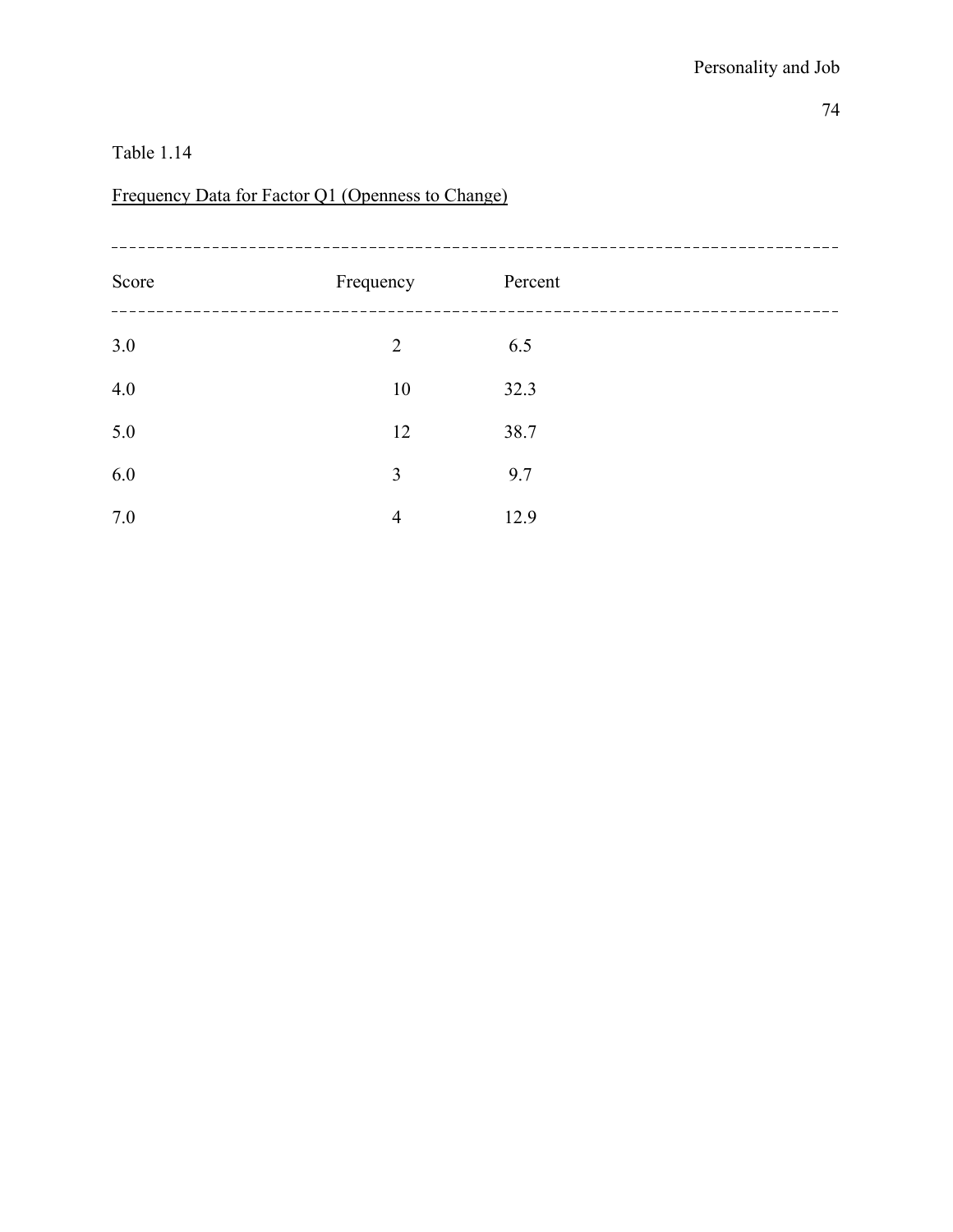Table 1.14

Frequency Data for Factor Q1 (Openness to Change)

| Score | Frequency | Percent |
|---|---|---|
| 3.0 | 2 | 6.5 |
| 4.0 | 10 | 32.3 |
| 5.0 | 12 | 38.7 |
| 6.0 | 3 | 9.7 |
| 7.0 | 4 | 12.9 |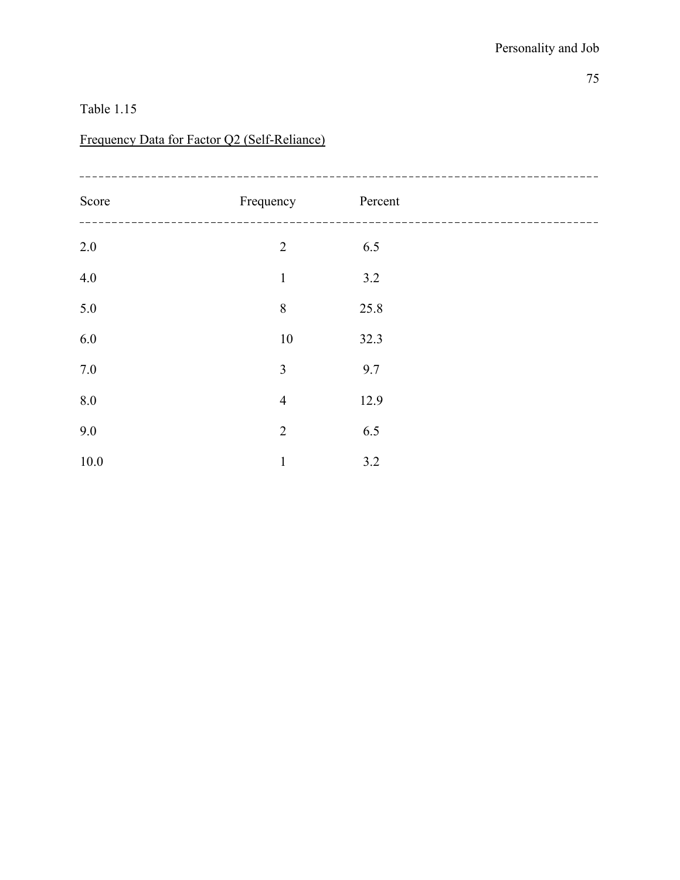Table 1.15

Frequency Data for Factor Q2 (Self-Reliance)

| Score | Frequency | Percent |
|---|---|---|
| 2.0 | 2 | 6.5 |
| 4.0 | 1 | 3.2 |
| 5.0 | 8 | 25.8 |
| 6.0 | 10 | 32.3 |
| 7.0 | 3 | 9.7 |
| 8.0 | 4 | 12.9 |
| 9.0 | 2 | 6.5 |
| 10.0 | 1 | 3.2 |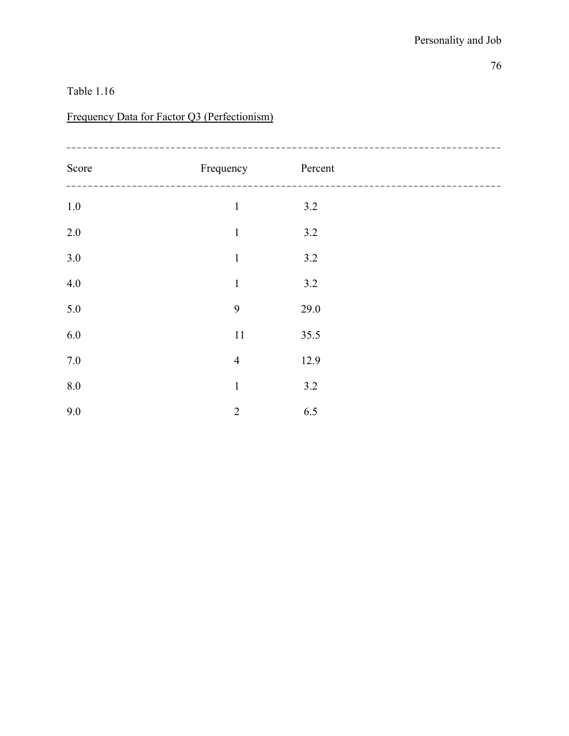Table 1.16

Frequency Data for Factor Q3 (Perfectionism)

| Score | Frequency | Percent |
|---|---|---|
| 1.0 | 1 | 3.2 |
| 2.0 | 1 | 3.2 |
| 3.0 | 1 | 3.2 |
| 4.0 | 1 | 3.2 |
| 5.0 | 9 | 29.0 |
| 6.0 | 11 | 35.5 |
| 7.0 | 4 | 12.9 |
| 8.0 | 1 | 3.2 |
| 9.0 | 2 | 6.5 |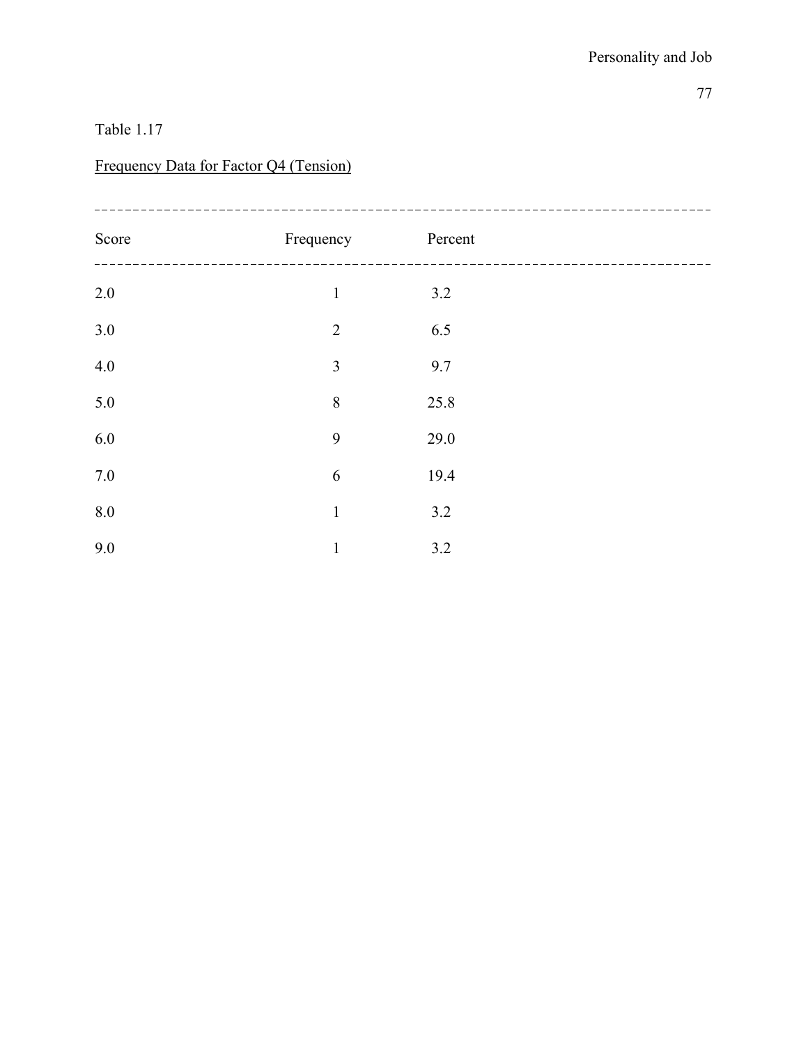Table 1.17

Frequency Data for Factor Q4 (Tension)

| Score | Frequency | Percent |
|---|---|---|
| 2.0 | 1 | 3.2 |
| 3.0 | 2 | 6.5 |
| 4.0 | 3 | 9.7 |
| 5.0 | 8 | 25.8 |
| 6.0 | 9 | 29.0 |
| 7.0 | 6 | 19.4 |
| 8.0 | 1 | 3.2 |
| 9.0 | 1 | 3.2 |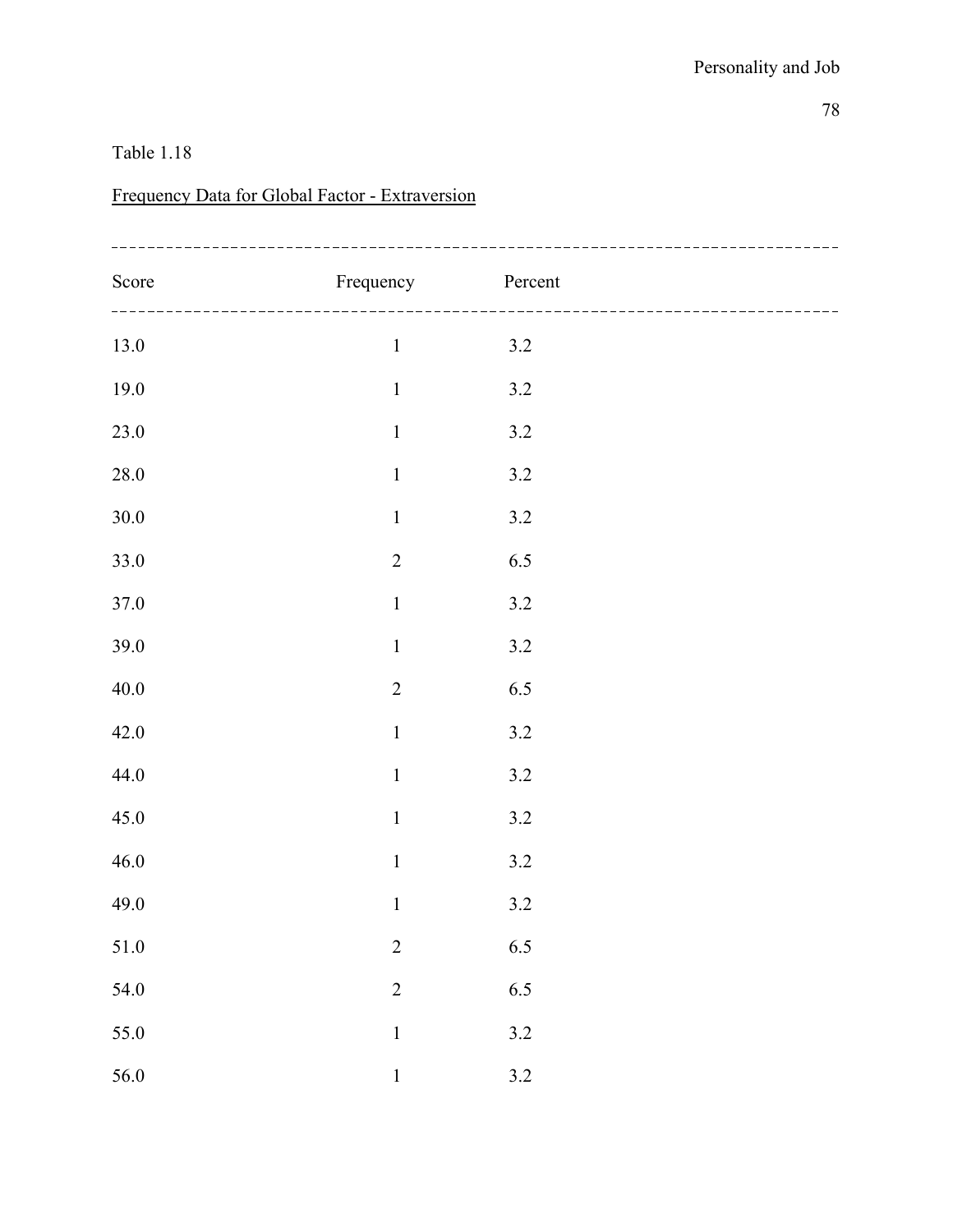Table 1.18

Frequency Data for Global Factor - Extraversion

| Score | Frequency | Percent |
|---|---|---|
| 13.0 | 1 | 3.2 |
| 19.0 | 1 | 3.2 |
| 23.0 | 1 | 3.2 |
| 28.0 | 1 | 3.2 |
| 30.0 | 1 | 3.2 |
| 33.0 | 2 | 6.5 |
| 37.0 | 1 | 3.2 |
| 39.0 | 1 | 3.2 |
| 40.0 | 2 | 6.5 |
| 42.0 | 1 | 3.2 |
| 44.0 | 1 | 3.2 |
| 45.0 | 1 | 3.2 |
| 46.0 | 1 | 3.2 |
| 49.0 | 1 | 3.2 |
| 51.0 | 2 | 6.5 |
| 54.0 | 2 | 6.5 |
| 55.0 | 1 | 3.2 |
| 56.0 | 1 | 3.2 |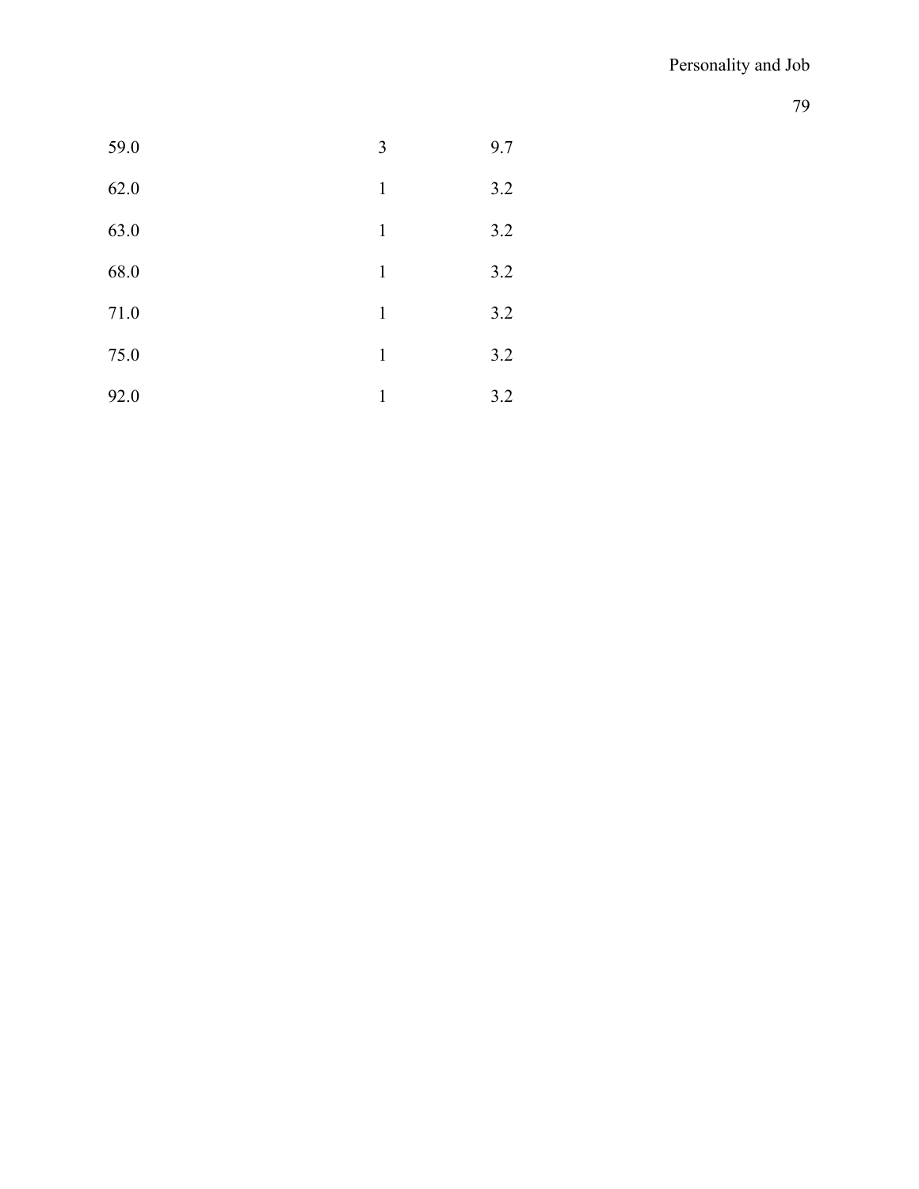| | | |
|---|---|---|
| 59.0 | 3 | 9.7 |
| 62.0 | 1 | 3.2 |
| 63.0 | 1 | 3.2 |
| 68.0 | 1 | 3.2 |
| 71.0 | 1 | 3.2 |
| 75.0 | 1 | 3.2 |
| 92.0 | 1 | 3.2 |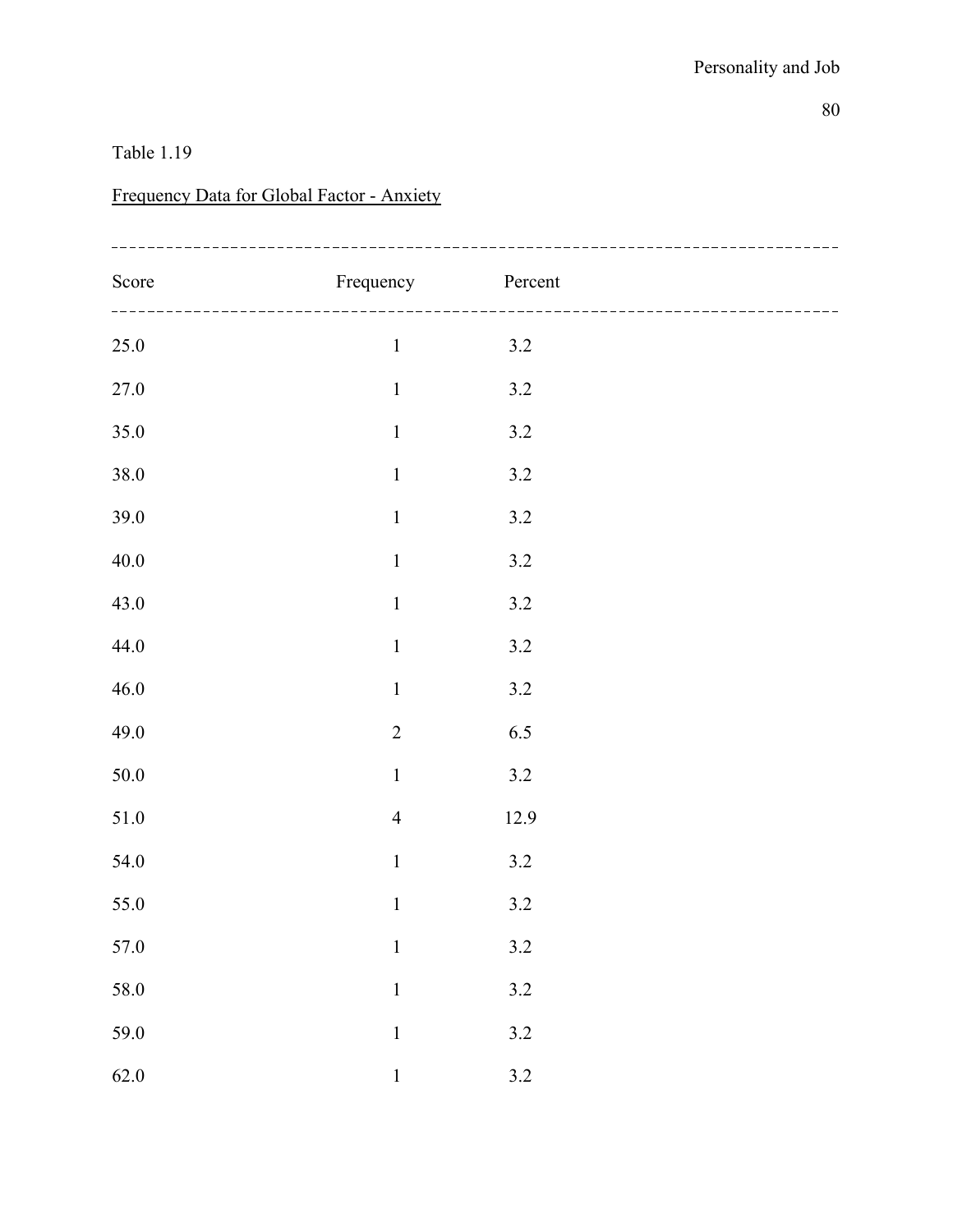Table 1.19

Frequency Data for Global Factor - Anxiety

| Score | Frequency | Percent |
|---|---|---|
| 25.0 | 1 | 3.2 |
| 27.0 | 1 | 3.2 |
| 35.0 | 1 | 3.2 |
| 38.0 | 1 | 3.2 |
| 39.0 | 1 | 3.2 |
| 40.0 | 1 | 3.2 |
| 43.0 | 1 | 3.2 |
| 44.0 | 1 | 3.2 |
| 46.0 | 1 | 3.2 |
| 49.0 | 2 | 6.5 |
| 50.0 | 1 | 3.2 |
| 51.0 | 4 | 12.9 |
| 54.0 | 1 | 3.2 |
| 55.0 | 1 | 3.2 |
| 57.0 | 1 | 3.2 |
| 58.0 | 1 | 3.2 |
| 59.0 | 1 | 3.2 |
| 62.0 | 1 | 3.2 |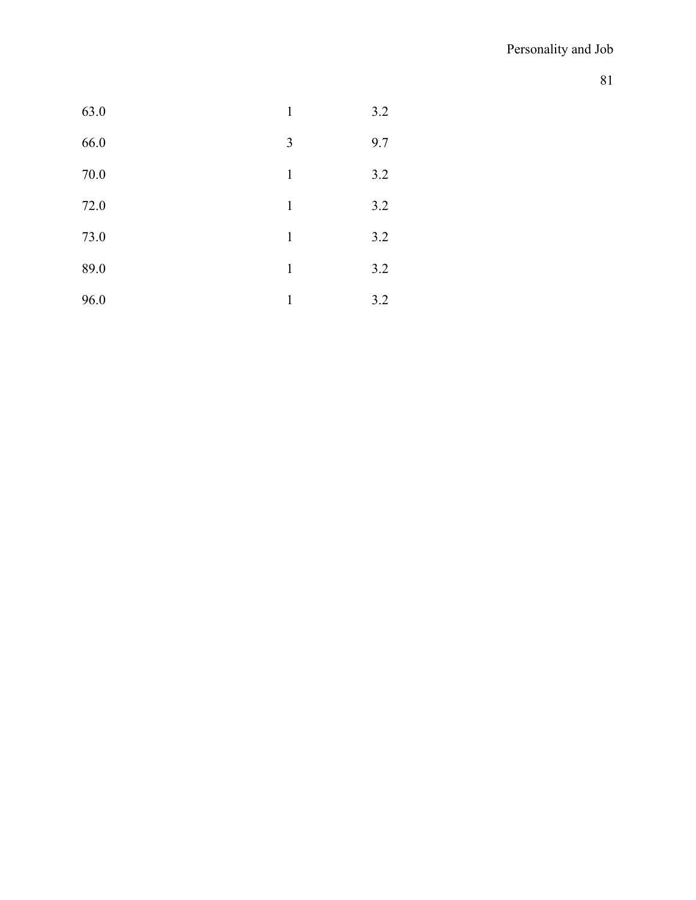| | | |
|---|---|---|
| 63.0 | 1 | 3.2 |
| 66.0 | 3 | 9.7 |
| 70.0 | 1 | 3.2 |
| 72.0 | 1 | 3.2 |
| 73.0 | 1 | 3.2 |
| 89.0 | 1 | 3.2 |
| 96.0 | 1 | 3.2 |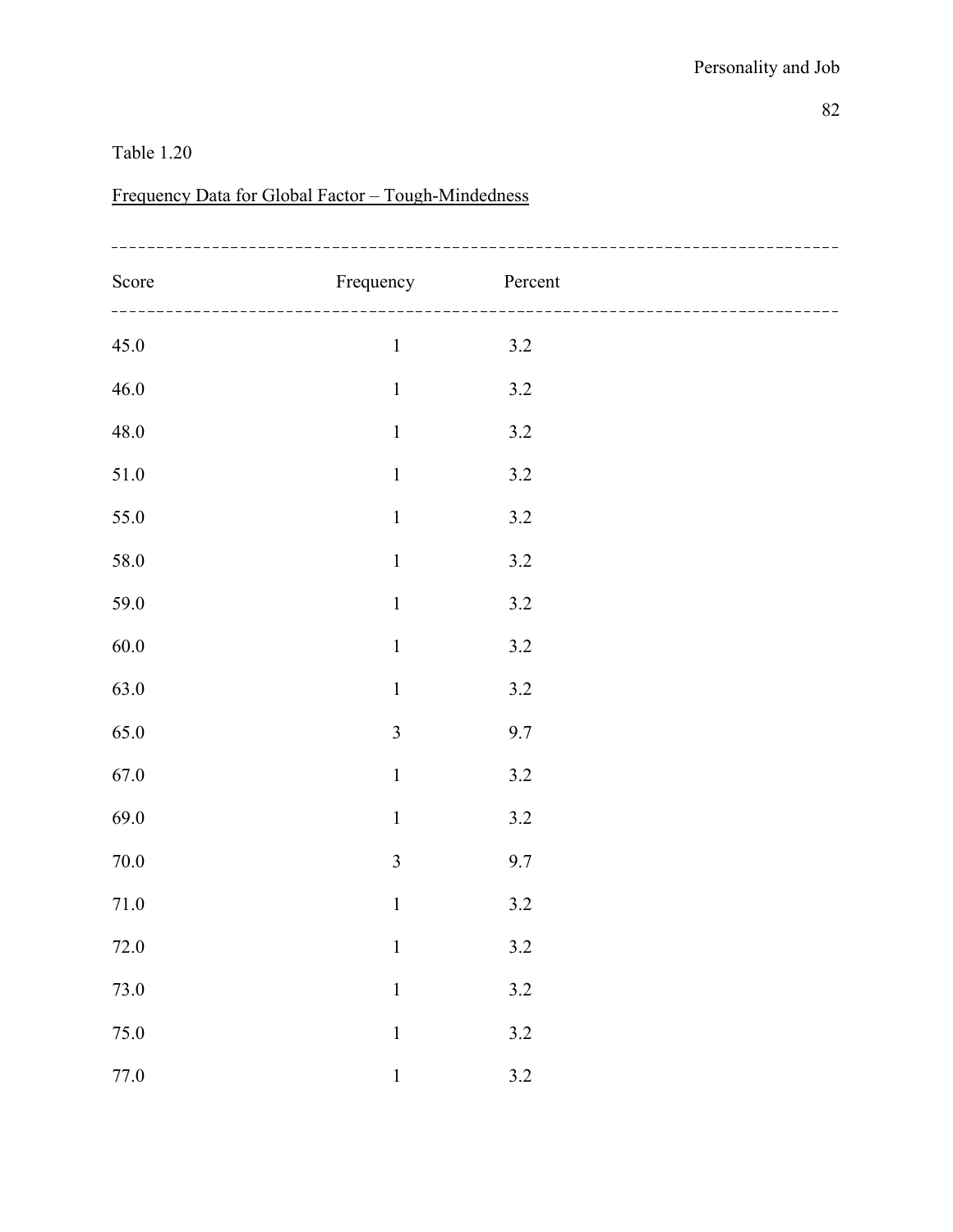Table 1.20

Frequency Data for Global Factor – Tough-Mindedness

| Score | Frequency | Percent |
|---|---|---|
| 45.0 | 1 | 3.2 |
| 46.0 | 1 | 3.2 |
| 48.0 | 1 | 3.2 |
| 51.0 | 1 | 3.2 |
| 55.0 | 1 | 3.2 |
| 58.0 | 1 | 3.2 |
| 59.0 | 1 | 3.2 |
| 60.0 | 1 | 3.2 |
| 63.0 | 1 | 3.2 |
| 65.0 | 3 | 9.7 |
| 67.0 | 1 | 3.2 |
| 69.0 | 1 | 3.2 |
| 70.0 | 3 | 9.7 |
| 71.0 | 1 | 3.2 |
| 72.0 | 1 | 3.2 |
| 73.0 | 1 | 3.2 |
| 75.0 | 1 | 3.2 |
| 77.0 | 1 | 3.2 |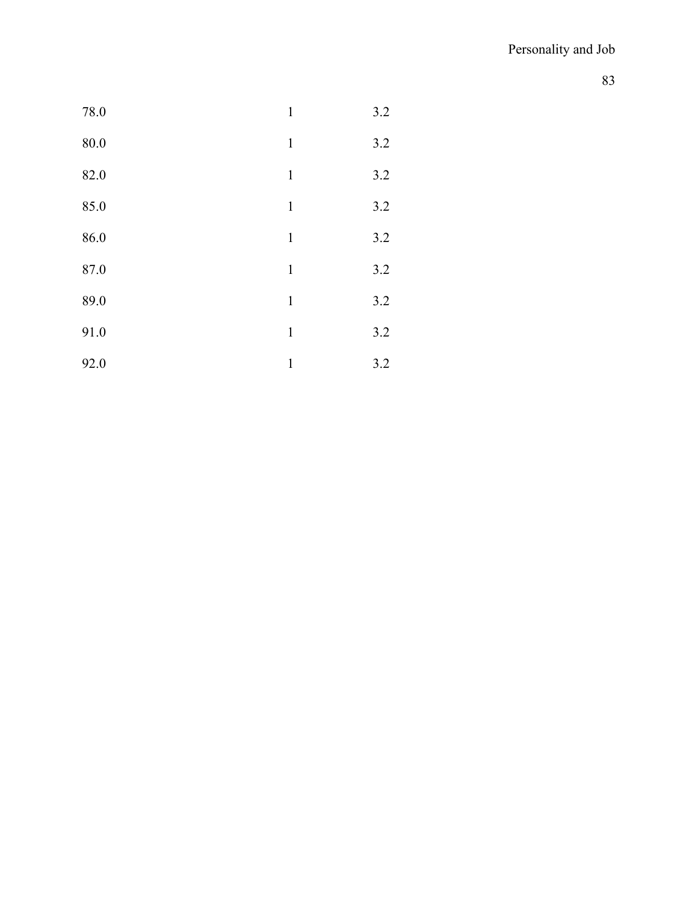| | | |
|---|---|---|
| 78.0 | 1 | 3.2 |
| 80.0 | 1 | 3.2 |
| 82.0 | 1 | 3.2 |
| 85.0 | 1 | 3.2 |
| 86.0 | 1 | 3.2 |
| 87.0 | 1 | 3.2 |
| 89.0 | 1 | 3.2 |
| 91.0 | 1 | 3.2 |
| 92.0 | 1 | 3.2 |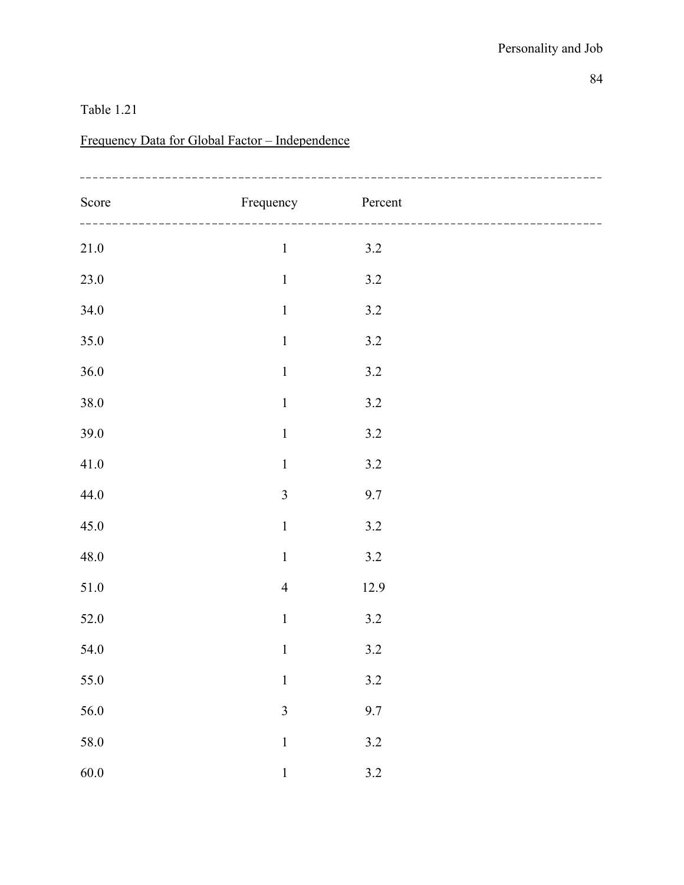Table 1.21

Frequency Data for Global Factor – Independence

| Score | Frequency | Percent |
|---|---|---|
| 21.0 | 1 | 3.2 |
| 23.0 | 1 | 3.2 |
| 34.0 | 1 | 3.2 |
| 35.0 | 1 | 3.2 |
| 36.0 | 1 | 3.2 |
| 38.0 | 1 | 3.2 |
| 39.0 | 1 | 3.2 |
| 41.0 | 1 | 3.2 |
| 44.0 | 3 | 9.7 |
| 45.0 | 1 | 3.2 |
| 48.0 | 1 | 3.2 |
| 51.0 | 4 | 12.9 |
| 52.0 | 1 | 3.2 |
| 54.0 | 1 | 3.2 |
| 55.0 | 1 | 3.2 |
| 56.0 | 3 | 9.7 |
| 58.0 | 1 | 3.2 |
| 60.0 | 1 | 3.2 |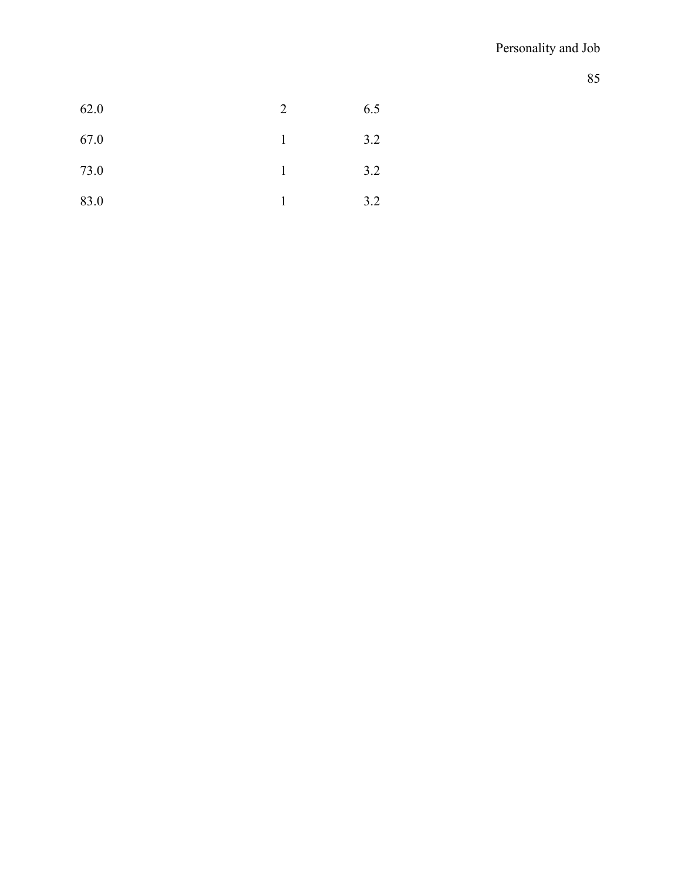| | | |
|---|---|---|
| 62.0 | 2 | 6.5 |
| 67.0 | 1 | 3.2 |
| 73.0 | 1 | 3.2 |
| 83.0 | 1 | 3.2 |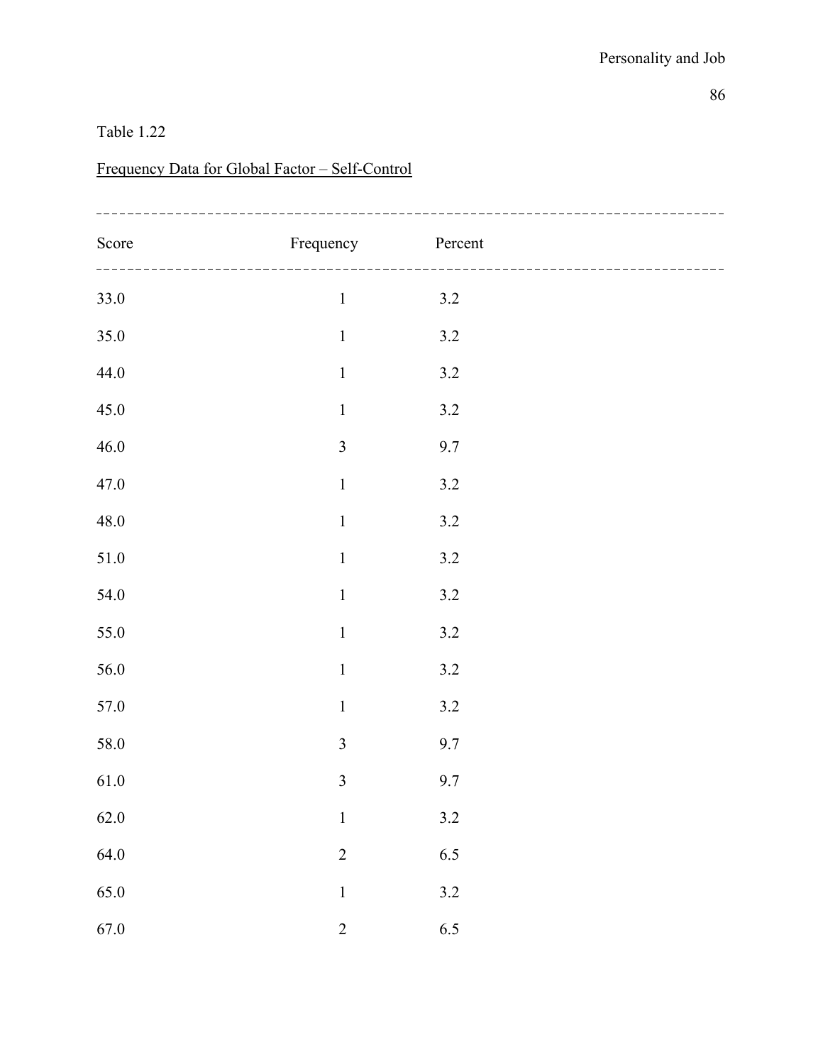Table 1.22

Frequency Data for Global Factor – Self-Control

| Score | Frequency | Percent |
|---|---|---|
| 33.0 | 1 | 3.2 |
| 35.0 | 1 | 3.2 |
| 44.0 | 1 | 3.2 |
| 45.0 | 1 | 3.2 |
| 46.0 | 3 | 9.7 |
| 47.0 | 1 | 3.2 |
| 48.0 | 1 | 3.2 |
| 51.0 | 1 | 3.2 |
| 54.0 | 1 | 3.2 |
| 55.0 | 1 | 3.2 |
| 56.0 | 1 | 3.2 |
| 57.0 | 1 | 3.2 |
| 58.0 | 3 | 9.7 |
| 61.0 | 3 | 9.7 |
| 62.0 | 1 | 3.2 |
| 64.0 | 2 | 6.5 |
| 65.0 | 1 | 3.2 |
| 67.0 | 2 | 6.5 |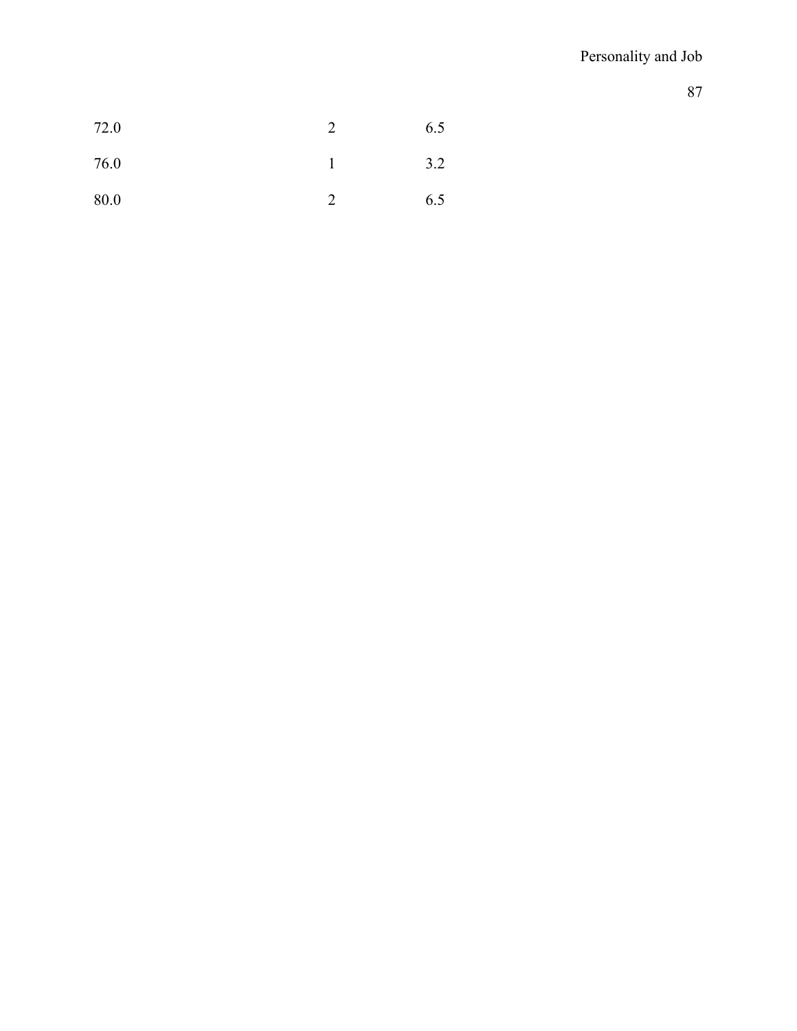| | | |
|---|---|---|
| 72.0 | 2 | 6.5 |
| 76.0 | 1 | 3.2 |
| 80.0 | 2 | 6.5 |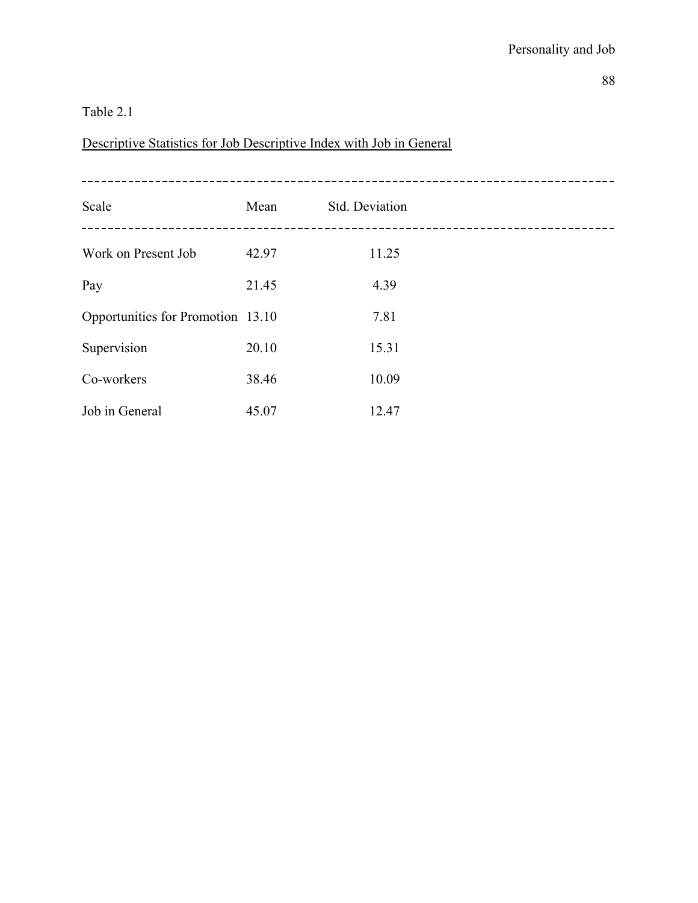Table 2.1

Descriptive Statistics for Job Descriptive Index with Job in General

| Scale | Mean | Std. Deviation |
|---|---|---|
| Work on Present Job | 42.97 | 11.25 |
| Pay | 21.45 | 4.39 |
| Opportunities for Promotion | 13.10 | 7.81 |
| Supervision | 20.10 | 15.31 |
| Co-workers | 38.46 | 10.09 |
| Job in General | 45.07 | 12.47 |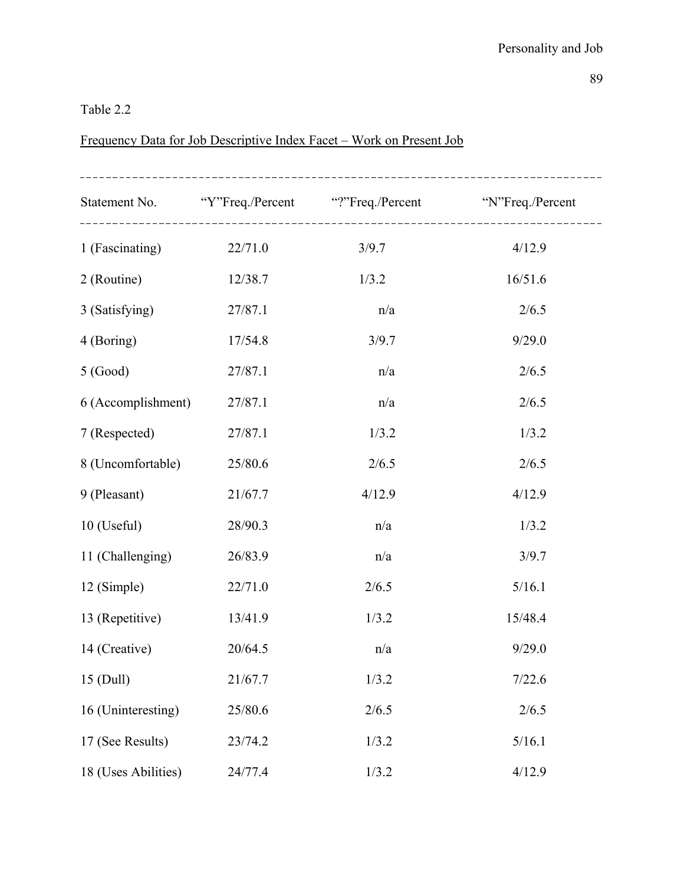Table 2.2

Frequency Data for Job Descriptive Index Facet – Work on Present Job

| Statement No. | "Y"Freq./Percent | "?"Freq./Percent | "N"Freq./Percent |
|---|---|---|---|
| 1 (Fascinating) | 22/71.0 | 3/9.7 | 4/12.9 |
| 2 (Routine) | 12/38.7 | 1/3.2 | 16/51.6 |
| 3 (Satisfying) | 27/87.1 | n/a | 2/6.5 |
| 4 (Boring) | 17/54.8 | 3/9.7 | 9/29.0 |
| 5 (Good) | 27/87.1 | n/a | 2/6.5 |
| 6 (Accomplishment) | 27/87.1 | n/a | 2/6.5 |
| 7 (Respected) | 27/87.1 | 1/3.2 | 1/3.2 |
| 8 (Uncomfortable) | 25/80.6 | 2/6.5 | 2/6.5 |
| 9 (Pleasant) | 21/67.7 | 4/12.9 | 4/12.9 |
| 10 (Useful) | 28/90.3 | n/a | 1/3.2 |
| 11 (Challenging) | 26/83.9 | n/a | 3/9.7 |
| 12 (Simple) | 22/71.0 | 2/6.5 | 5/16.1 |
| 13 (Repetitive) | 13/41.9 | 1/3.2 | 15/48.4 |
| 14 (Creative) | 20/64.5 | n/a | 9/29.0 |
| 15 (Dull) | 21/67.7 | 1/3.2 | 7/22.6 |
| 16 (Uninteresting) | 25/80.6 | 2/6.5 | 2/6.5 |
| 17 (See Results) | 23/74.2 | 1/3.2 | 5/16.1 |
| 18 (Uses Abilities) | 24/77.4 | 1/3.2 | 4/12.9 |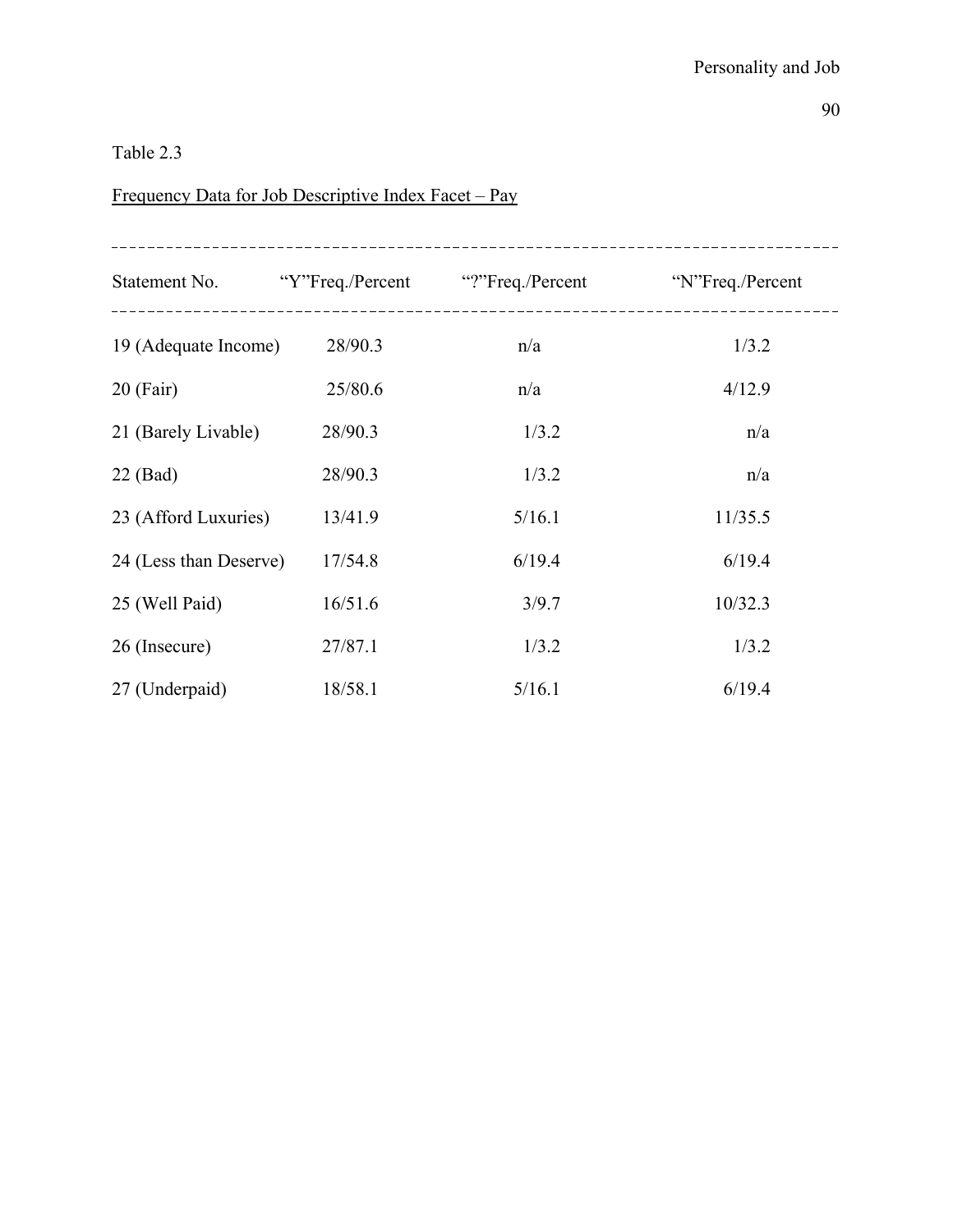Table 2.3

<u>Frequency Data for Job Descriptive Index Facet – Pay</u>

| Statement No. | "Y"Freq./Percent | "?"Freq./Percent | "N"Freq./Percent |
|---|---|---|---|
| 19 (Adequate Income) | 28/90.3 | n/a | 1/3.2 |
| 20 (Fair) | 25/80.6 | n/a | 4/12.9 |
| 21 (Barely Livable) | 28/90.3 | 1/3.2 | n/a |
| 22 (Bad) | 28/90.3 | 1/3.2 | n/a |
| 23 (Afford Luxuries) | 13/41.9 | 5/16.1 | 11/35.5 |
| 24 (Less than Deserve) | 17/54.8 | 6/19.4 | 6/19.4 |
| 25 (Well Paid) | 16/51.6 | 3/9.7 | 10/32.3 |
| 26 (Insecure) | 27/87.1 | 1/3.2 | 1/3.2 |
| 27 (Underpaid) | 18/58.1 | 5/16.1 | 6/19.4 |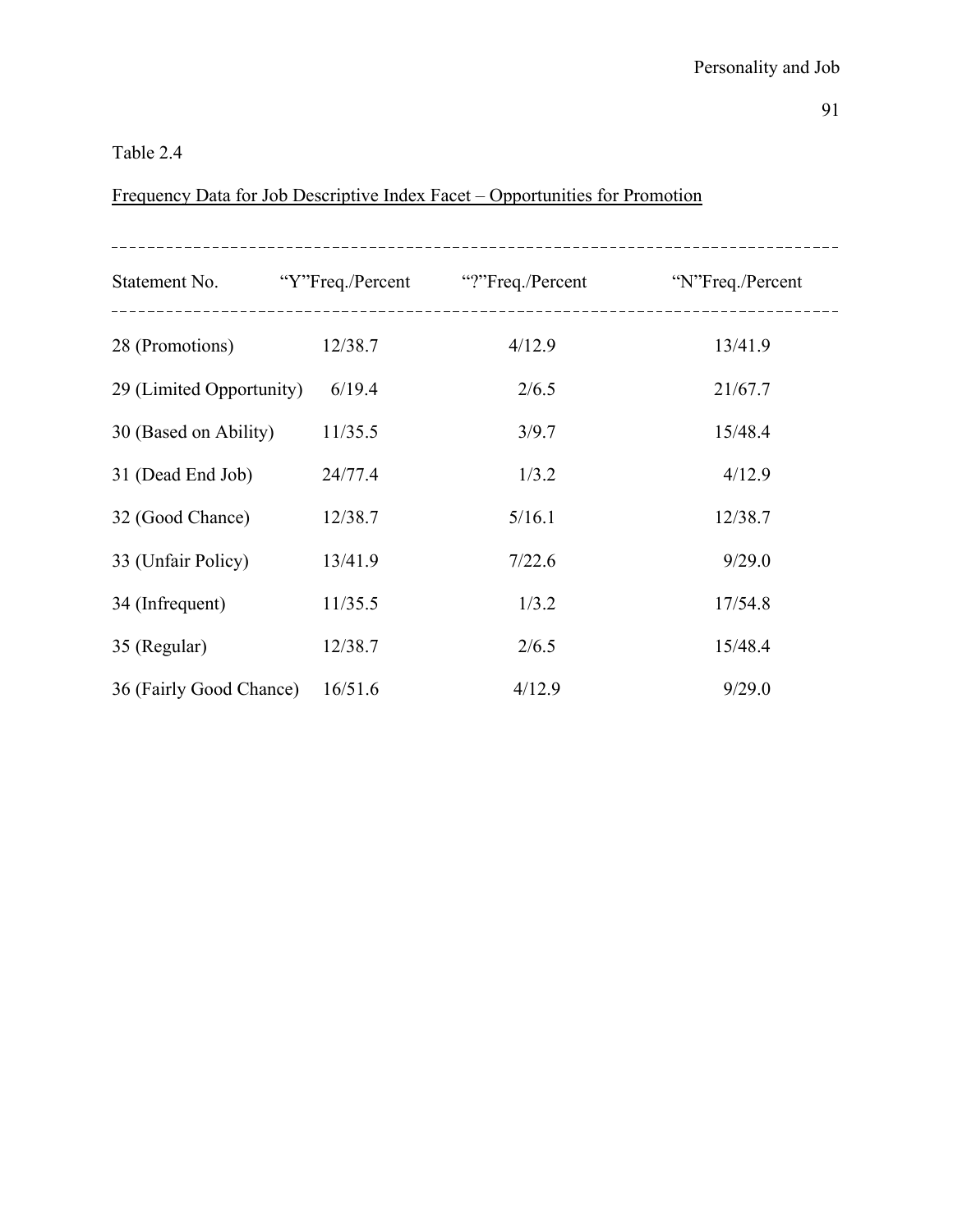Table 2.4

Frequency Data for Job Descriptive Index Facet – Opportunities for Promotion

| Statement No. | "Y"Freq./Percent | "?"Freq./Percent | "N"Freq./Percent |
|---|---|---|---|
| 28 (Promotions) | 12/38.7 | 4/12.9 | 13/41.9 |
| 29 (Limited Opportunity) | 6/19.4 | 2/6.5 | 21/67.7 |
| 30 (Based on Ability) | 11/35.5 | 3/9.7 | 15/48.4 |
| 31 (Dead End Job) | 24/77.4 | 1/3.2 | 4/12.9 |
| 32 (Good Chance) | 12/38.7 | 5/16.1 | 12/38.7 |
| 33 (Unfair Policy) | 13/41.9 | 7/22.6 | 9/29.0 |
| 34 (Infrequent) | 11/35.5 | 1/3.2 | 17/54.8 |
| 35 (Regular) | 12/38.7 | 2/6.5 | 15/48.4 |
| 36 (Fairly Good Chance) | 16/51.6 | 4/12.9 | 9/29.0 |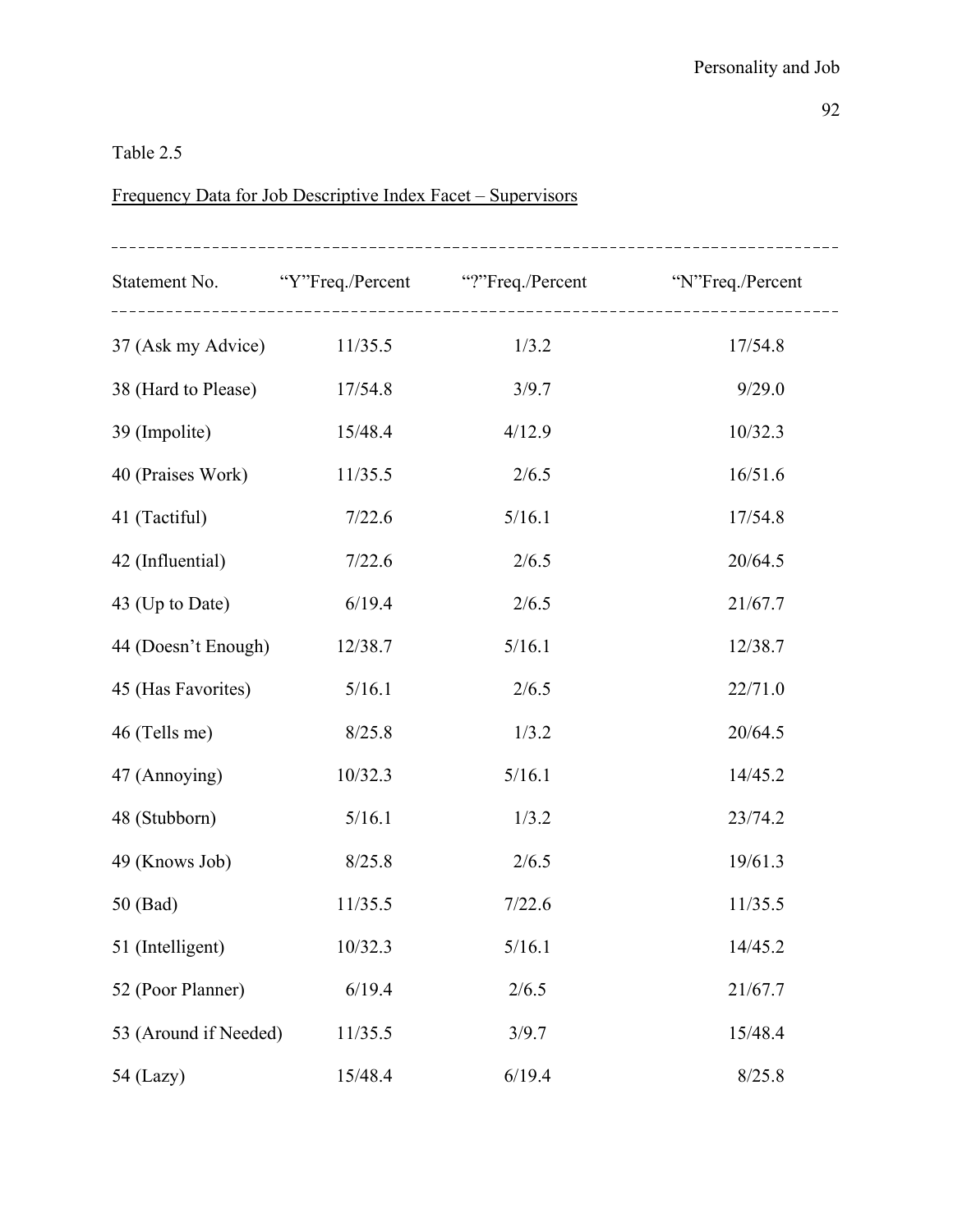Table 2.5

<u>Frequency Data for Job Descriptive Index Facet – Supervisors</u>

| Statement No. | "Y"Freq./Percent | "?"Freq./Percent | "N"Freq./Percent |
|---|---|---|---|
| 37 (Ask my Advice) | 11/35.5 | 1/3.2 | 17/54.8 |
| 38 (Hard to Please) | 17/54.8 | 3/9.7 | 9/29.0 |
| 39 (Impolite) | 15/48.4 | 4/12.9 | 10/32.3 |
| 40 (Praises Work) | 11/35.5 | 2/6.5 | 16/51.6 |
| 41 (Tactiful) | 7/22.6 | 5/16.1 | 17/54.8 |
| 42 (Influential) | 7/22.6 | 2/6.5 | 20/64.5 |
| 43 (Up to Date) | 6/19.4 | 2/6.5 | 21/67.7 |
| 44 (Doesn't Enough) | 12/38.7 | 5/16.1 | 12/38.7 |
| 45 (Has Favorites) | 5/16.1 | 2/6.5 | 22/71.0 |
| 46 (Tells me) | 8/25.8 | 1/3.2 | 20/64.5 |
| 47 (Annoying) | 10/32.3 | 5/16.1 | 14/45.2 |
| 48 (Stubborn) | 5/16.1 | 1/3.2 | 23/74.2 |
| 49 (Knows Job) | 8/25.8 | 2/6.5 | 19/61.3 |
| 50 (Bad) | 11/35.5 | 7/22.6 | 11/35.5 |
| 51 (Intelligent) | 10/32.3 | 5/16.1 | 14/45.2 |
| 52 (Poor Planner) | 6/19.4 | 2/6.5 | 21/67.7 |
| 53 (Around if Needed) | 11/35.5 | 3/9.7 | 15/48.4 |
| 54 (Lazy) | 15/48.4 | 6/19.4 | 8/25.8 |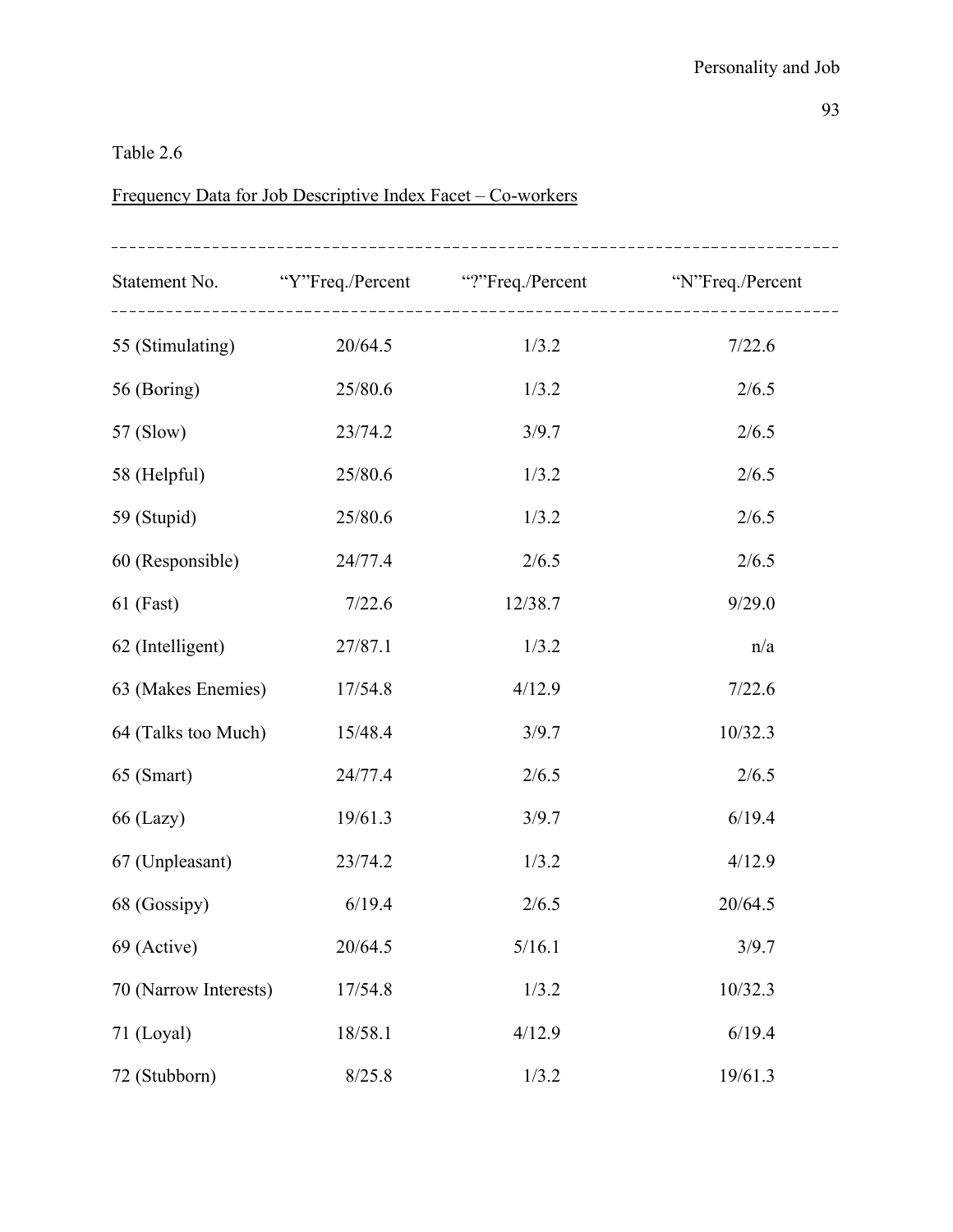Table 2.6

Frequency Data for Job Descriptive Index Facet – Co-workers

| Statement No. | "Y"Freq./Percent | "?"Freq./Percent | "N"Freq./Percent |
|---|---|---|---|
| 55 (Stimulating) | 20/64.5 | 1/3.2 | 7/22.6 |
| 56 (Boring) | 25/80.6 | 1/3.2 | 2/6.5 |
| 57 (Slow) | 23/74.2 | 3/9.7 | 2/6.5 |
| 58 (Helpful) | 25/80.6 | 1/3.2 | 2/6.5 |
| 59 (Stupid) | 25/80.6 | 1/3.2 | 2/6.5 |
| 60 (Responsible) | 24/77.4 | 2/6.5 | 2/6.5 |
| 61 (Fast) | 7/22.6 | 12/38.7 | 9/29.0 |
| 62 (Intelligent) | 27/87.1 | 1/3.2 | n/a |
| 63 (Makes Enemies) | 17/54.8 | 4/12.9 | 7/22.6 |
| 64 (Talks too Much) | 15/48.4 | 3/9.7 | 10/32.3 |
| 65 (Smart) | 24/77.4 | 2/6.5 | 2/6.5 |
| 66 (Lazy) | 19/61.3 | 3/9.7 | 6/19.4 |
| 67 (Unpleasant) | 23/74.2 | 1/3.2 | 4/12.9 |
| 68 (Gossipy) | 6/19.4 | 2/6.5 | 20/64.5 |
| 69 (Active) | 20/64.5 | 5/16.1 | 3/9.7 |
| 70 (Narrow Interests) | 17/54.8 | 1/3.2 | 10/32.3 |
| 71 (Loyal) | 18/58.1 | 4/12.9 | 6/19.4 |
| 72 (Stubborn) | 8/25.8 | 1/3.2 | 19/61.3 |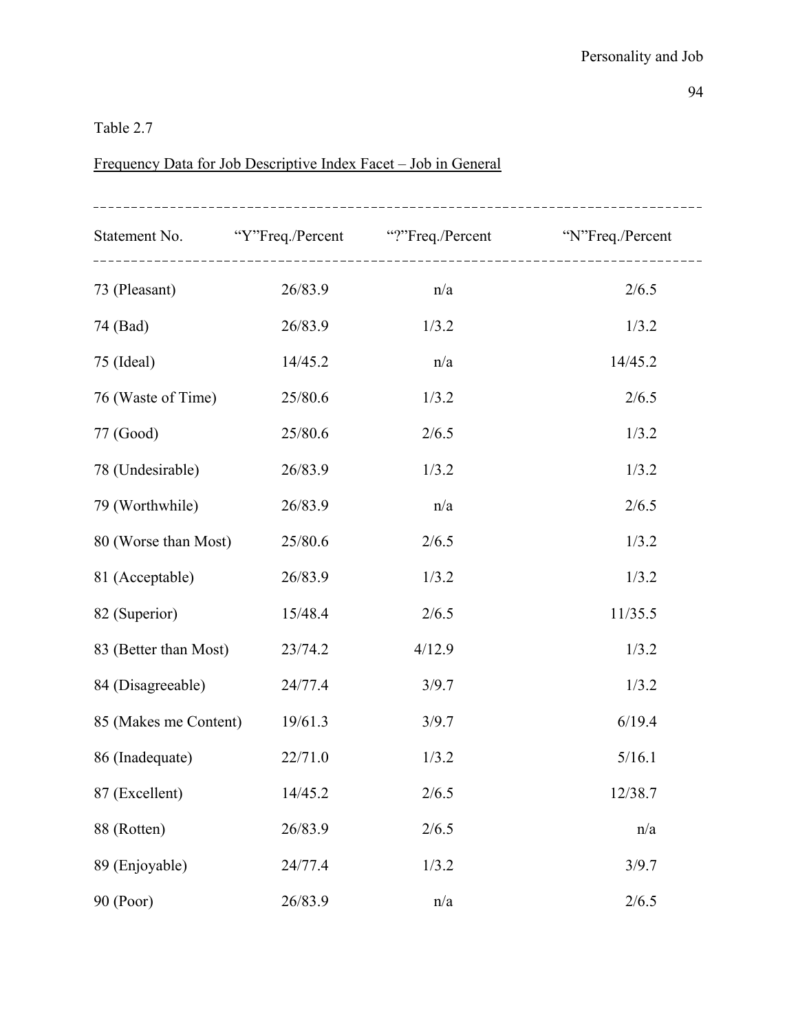Table 2.7

Frequency Data for Job Descriptive Index Facet – Job in General

| Statement No. | “Y”Freq./Percent | “?”Freq./Percent | “N”Freq./Percent |
|---|---|---|---|
| 73 (Pleasant) | 26/83.9 | n/a | 2/6.5 |
| 74 (Bad) | 26/83.9 | 1/3.2 | 1/3.2 |
| 75 (Ideal) | 14/45.2 | n/a | 14/45.2 |
| 76 (Waste of Time) | 25/80.6 | 1/3.2 | 2/6.5 |
| 77 (Good) | 25/80.6 | 2/6.5 | 1/3.2 |
| 78 (Undesirable) | 26/83.9 | 1/3.2 | 1/3.2 |
| 79 (Worthwhile) | 26/83.9 | n/a | 2/6.5 |
| 80 (Worse than Most) | 25/80.6 | 2/6.5 | 1/3.2 |
| 81 (Acceptable) | 26/83.9 | 1/3.2 | 1/3.2 |
| 82 (Superior) | 15/48.4 | 2/6.5 | 11/35.5 |
| 83 (Better than Most) | 23/74.2 | 4/12.9 | 1/3.2 |
| 84 (Disagreeable) | 24/77.4 | 3/9.7 | 1/3.2 |
| 85 (Makes me Content) | 19/61.3 | 3/9.7 | 6/19.4 |
| 86 (Inadequate) | 22/71.0 | 1/3.2 | 5/16.1 |
| 87 (Excellent) | 14/45.2 | 2/6.5 | 12/38.7 |
| 88 (Rotten) | 26/83.9 | 2/6.5 | n/a |
| 89 (Enjoyable) | 24/77.4 | 1/3.2 | 3/9.7 |
| 90 (Poor) | 26/83.9 | n/a | 2/6.5 |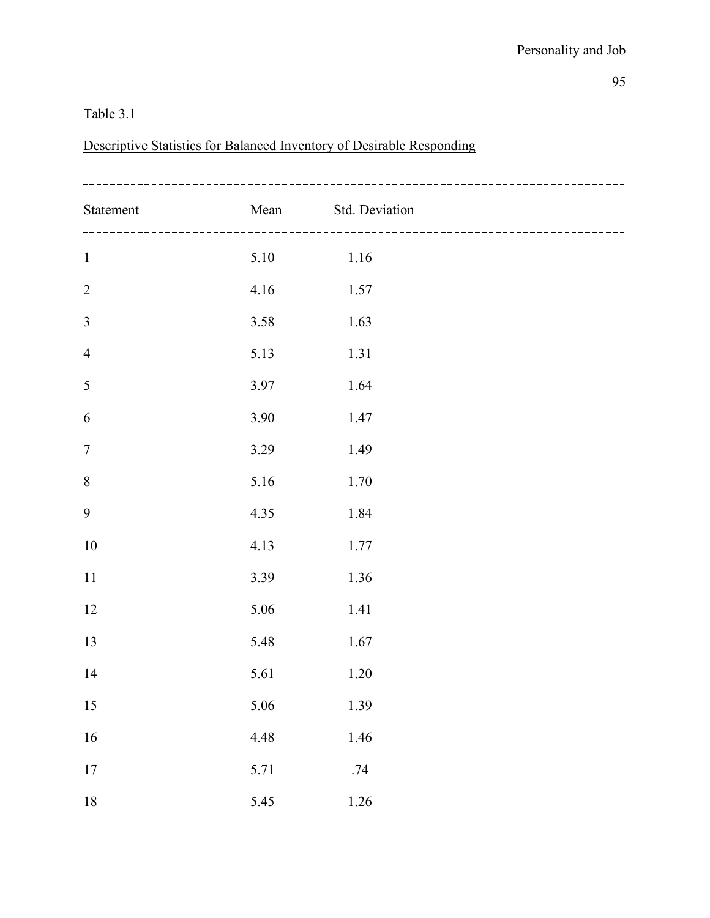Table 3.1

Descriptive Statistics for Balanced Inventory of Desirable Responding

| Statement | Mean | Std. Deviation |
|---|---|---|
| 1 | 5.10 | 1.16 |
| 2 | 4.16 | 1.57 |
| 3 | 3.58 | 1.63 |
| 4 | 5.13 | 1.31 |
| 5 | 3.97 | 1.64 |
| 6 | 3.90 | 1.47 |
| 7 | 3.29 | 1.49 |
| 8 | 5.16 | 1.70 |
| 9 | 4.35 | 1.84 |
| 10 | 4.13 | 1.77 |
| 11 | 3.39 | 1.36 |
| 12 | 5.06 | 1.41 |
| 13 | 5.48 | 1.67 |
| 14 | 5.61 | 1.20 |
| 15 | 5.06 | 1.39 |
| 16 | 4.48 | 1.46 |
| 17 | 5.71 | .74 |
| 18 | 5.45 | 1.26 |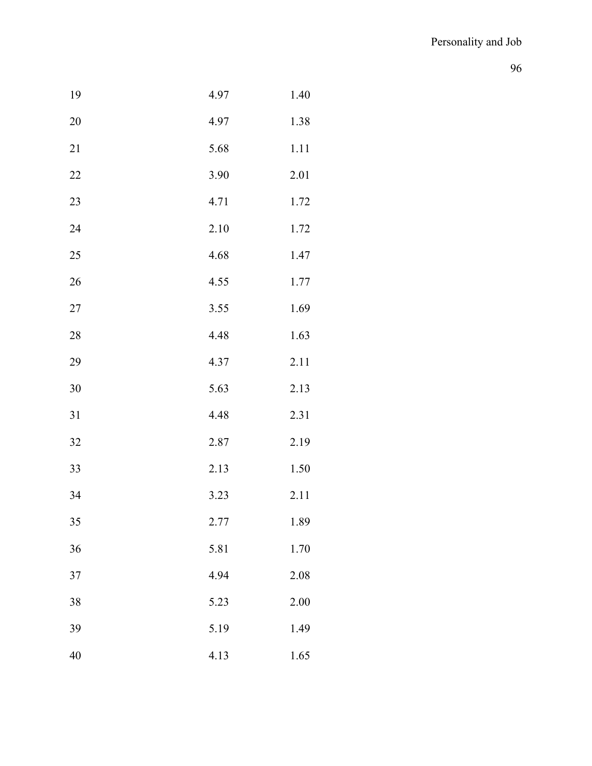| | | |
|---|---|---|
| 19 | 4.97 | 1.40 |
| 20 | 4.97 | 1.38 |
| 21 | 5.68 | 1.11 |
| 22 | 3.90 | 2.01 |
| 23 | 4.71 | 1.72 |
| 24 | 2.10 | 1.72 |
| 25 | 4.68 | 1.47 |
| 26 | 4.55 | 1.77 |
| 27 | 3.55 | 1.69 |
| 28 | 4.48 | 1.63 |
| 29 | 4.37 | 2.11 |
| 30 | 5.63 | 2.13 |
| 31 | 4.48 | 2.31 |
| 32 | 2.87 | 2.19 |
| 33 | 2.13 | 1.50 |
| 34 | 3.23 | 2.11 |
| 35 | 2.77 | 1.89 |
| 36 | 5.81 | 1.70 |
| 37 | 4.94 | 2.08 |
| 38 | 5.23 | 2.00 |
| 39 | 5.19 | 1.49 |
| 40 | 4.13 | 1.65 |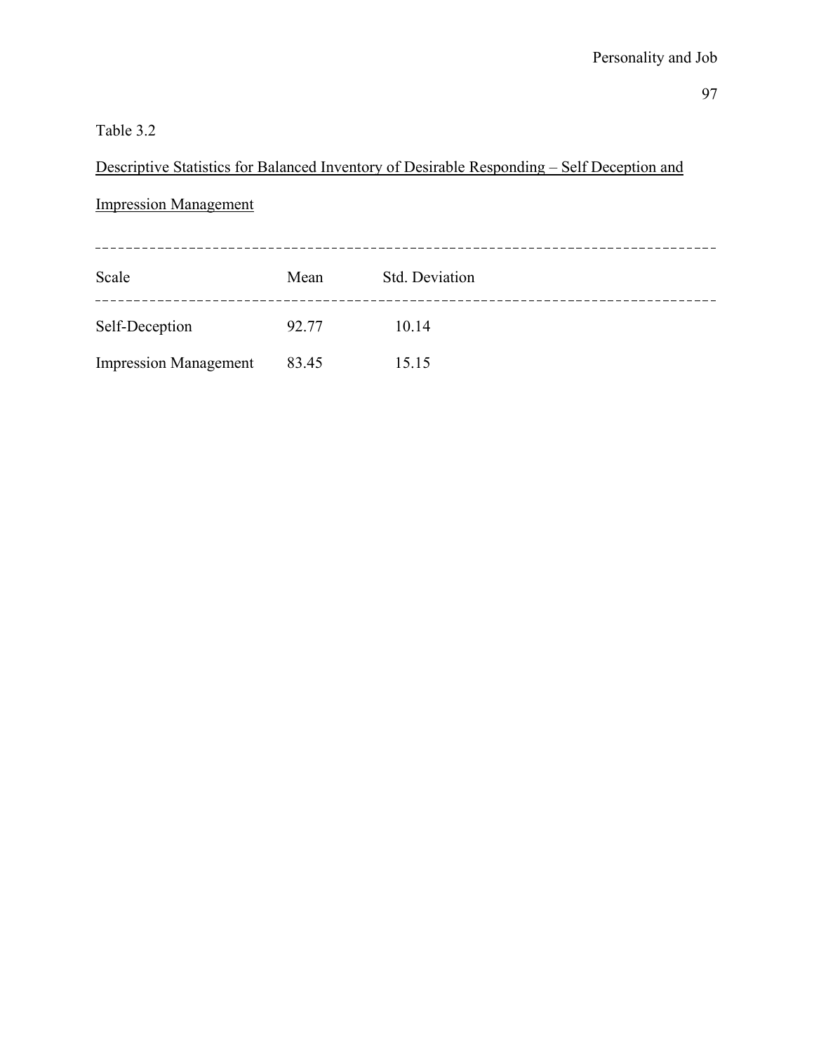Table 3.2

Descriptive Statistics for Balanced Inventory of Desirable Responding – Self Deception and Impression Management

| Scale | Mean | Std. Deviation |
| --- | --- | --- |
| Self-Deception | 92.77 | 10.14 |
| Impression Management | 83.45 | 15.15 |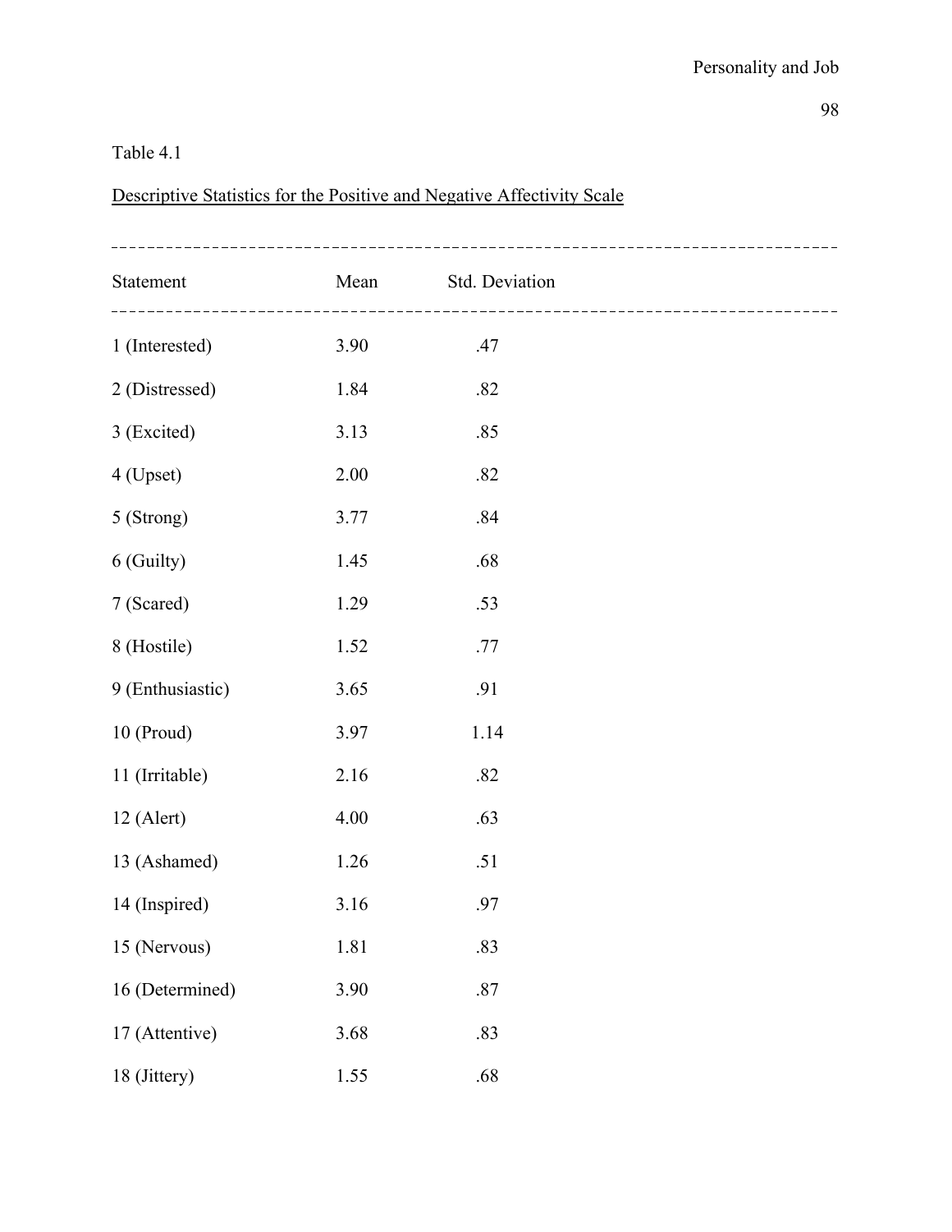Table 4.1

Descriptive Statistics for the Positive and Negative Affectivity Scale

| Statement | Mean | Std. Deviation |
|---|---|---|
| 1 (Interested) | 3.90 | .47 |
| 2 (Distressed) | 1.84 | .82 |
| 3 (Excited) | 3.13 | .85 |
| 4 (Upset) | 2.00 | .82 |
| 5 (Strong) | 3.77 | .84 |
| 6 (Guilty) | 1.45 | .68 |
| 7 (Scared) | 1.29 | .53 |
| 8 (Hostile) | 1.52 | .77 |
| 9 (Enthusiastic) | 3.65 | .91 |
| 10 (Proud) | 3.97 | 1.14 |
| 11 (Irritable) | 2.16 | .82 |
| 12 (Alert) | 4.00 | .63 |
| 13 (Ashamed) | 1.26 | .51 |
| 14 (Inspired) | 3.16 | .97 |
| 15 (Nervous) | 1.81 | .83 |
| 16 (Determined) | 3.90 | .87 |
| 17 (Attentive) | 3.68 | .83 |
| 18 (Jittery) | 1.55 | .68 |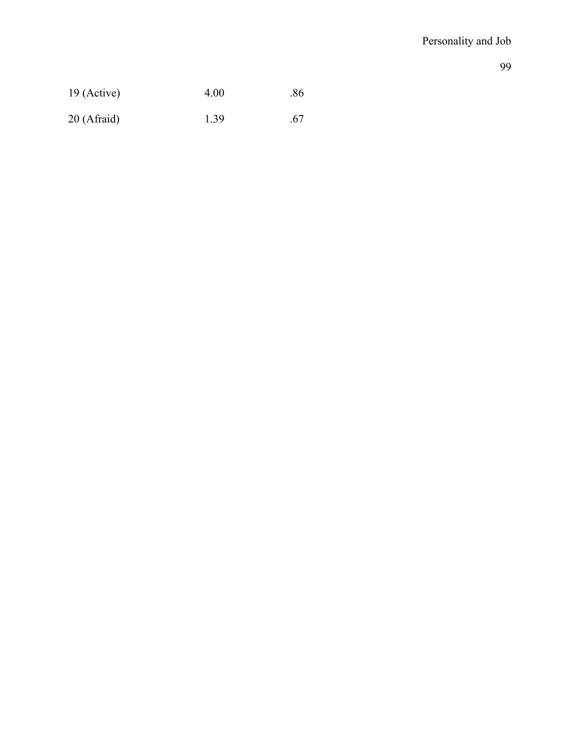| | | |
|---|---|---|
| 19 (Active) | 4.00 | .86 |
| 20 (Afraid) | 1.39 | .67 |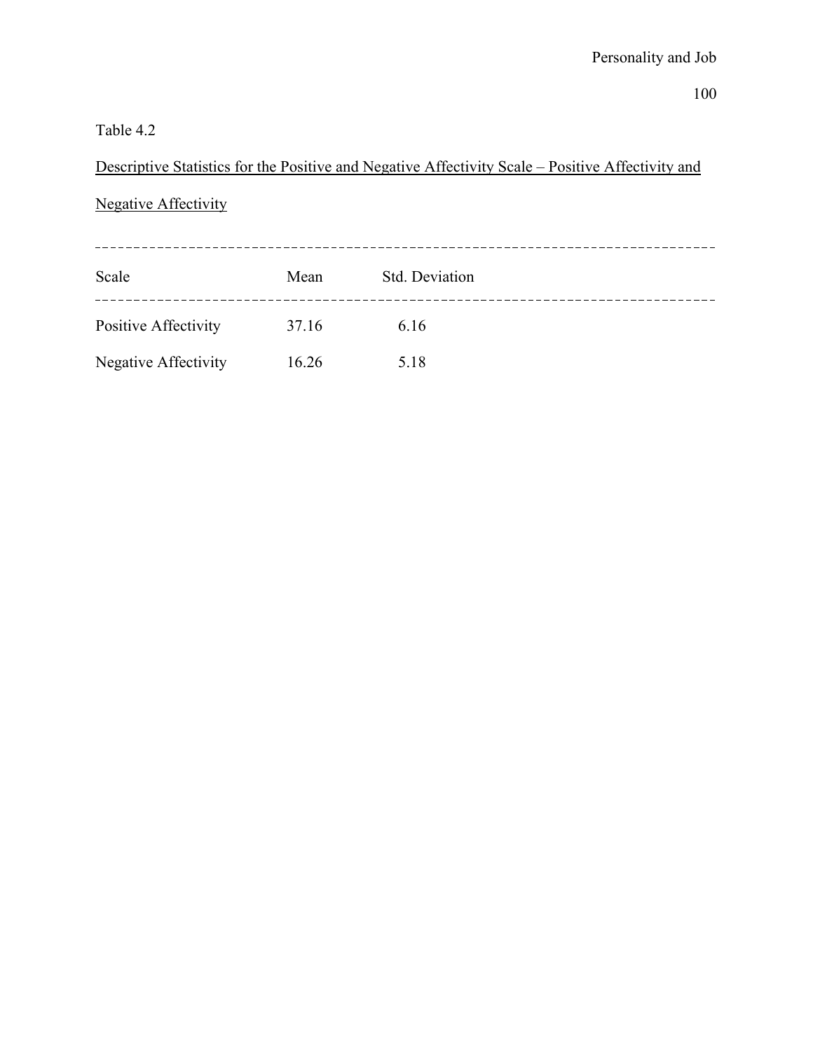Table 4.2

Descriptive Statistics for the Positive and Negative Affectivity Scale – Positive Affectivity and Negative Affectivity

| Scale | Mean | Std. Deviation |
| --- | --- | --- |
| Positive Affectivity | 37.16 | 6.16 |
| Negative Affectivity | 16.26 | 5.18 |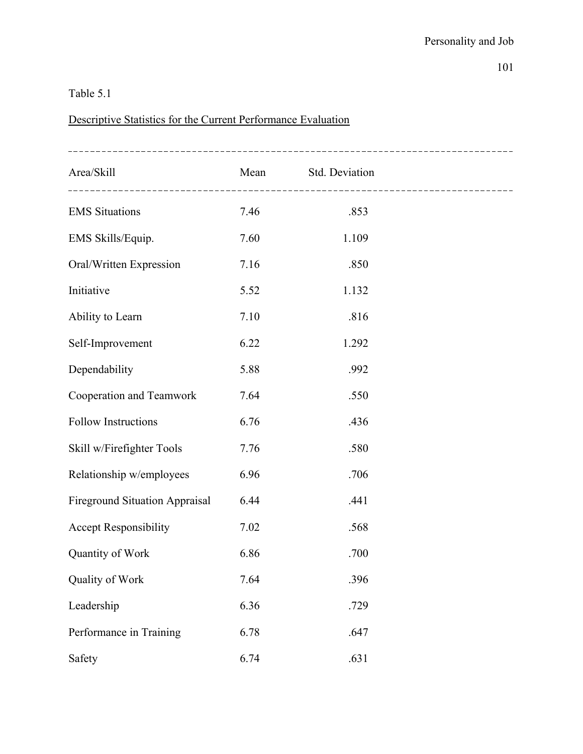Table 5.1

Descriptive Statistics for the Current Performance Evaluation

| Area/Skill | Mean | Std. Deviation |
| --- | --- | --- |
| EMS Situations | 7.46 | .853 |
| EMS Skills/Equip. | 7.60 | 1.109 |
| Oral/Written Expression | 7.16 | .850 |
| Initiative | 5.52 | 1.132 |
| Ability to Learn | 7.10 | .816 |
| Self-Improvement | 6.22 | 1.292 |
| Dependability | 5.88 | .992 |
| Cooperation and Teamwork | 7.64 | .550 |
| Follow Instructions | 6.76 | .436 |
| Skill w/Firefighter Tools | 7.76 | .580 |
| Relationship w/employees | 6.96 | .706 |
| Fireground Situation Appraisal | 6.44 | .441 |
| Accept Responsibility | 7.02 | .568 |
| Quantity of Work | 6.86 | .700 |
| Quality of Work | 7.64 | .396 |
| Leadership | 6.36 | .729 |
| Performance in Training | 6.78 | .647 |
| Safety | 6.74 | .631 |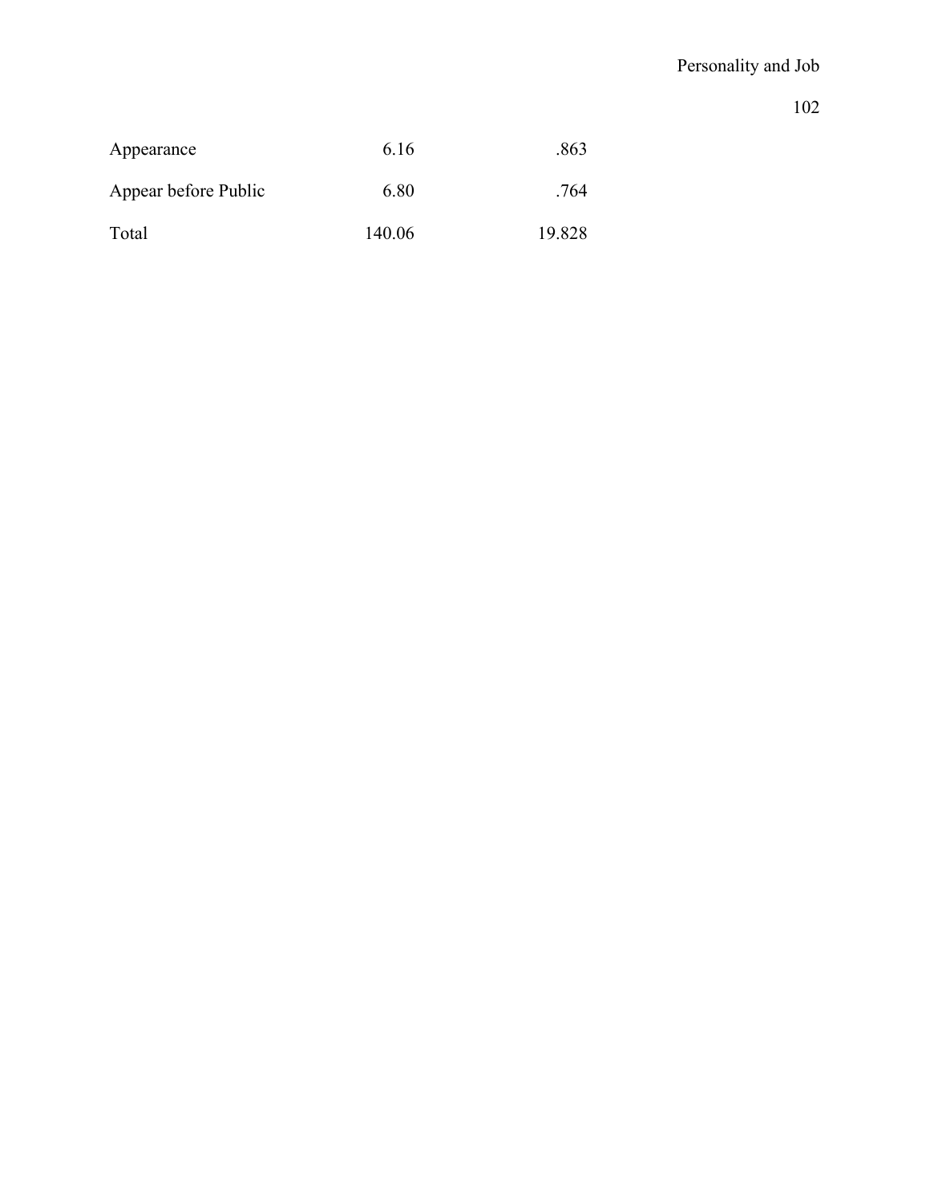| | | |
|---|---|---|
| Appearance | 6.16 | .863 |
| Appear before Public | 6.80 | .764 |
| Total | 140.06 | 19.828 |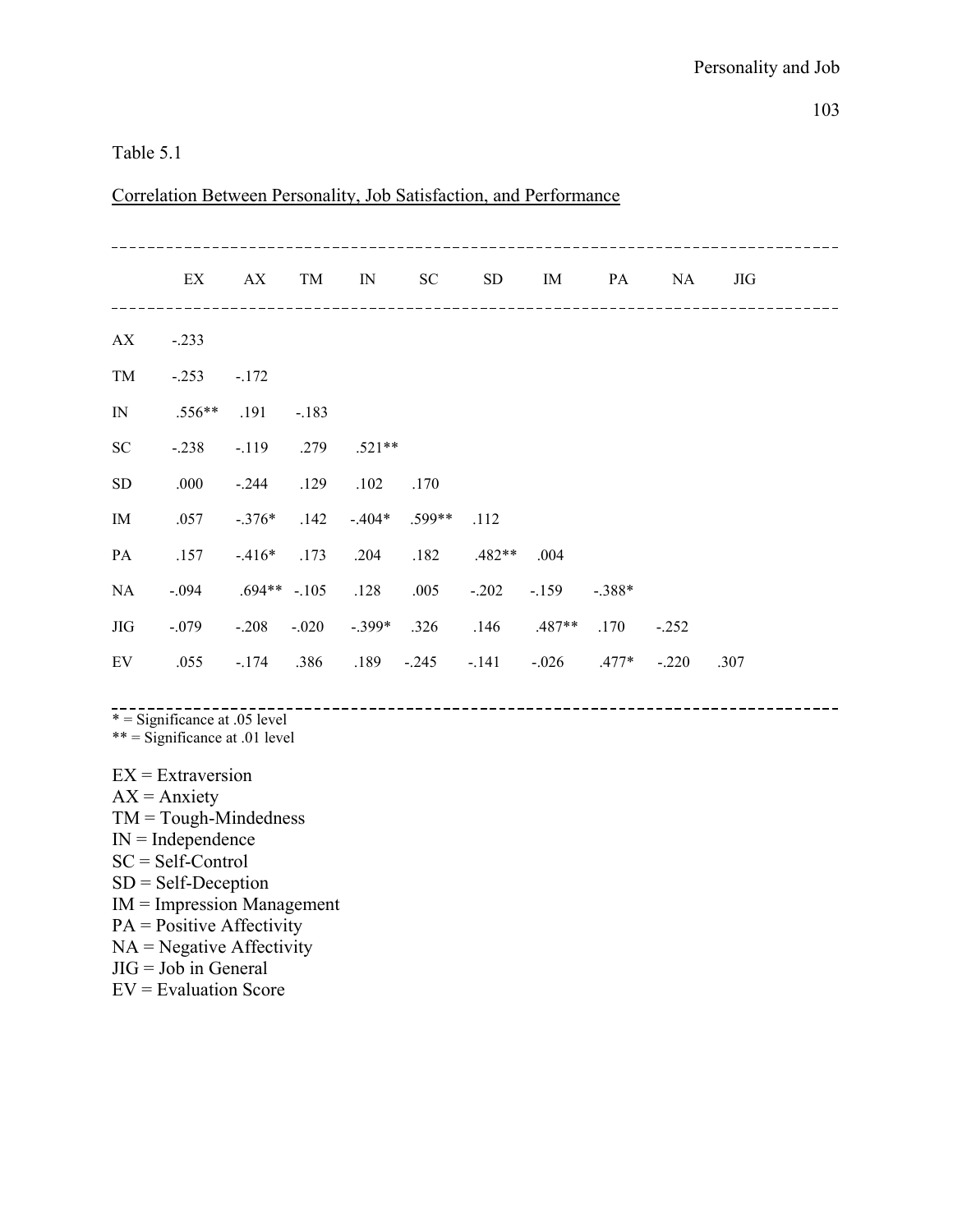Table 5.1

Correlation Between Personality, Job Satisfaction, and Performance

| | EX | AX | TM | IN | SC | SD | IM | PA | NA | JIG |
|---|---|---|---|---|---|---|---|---|---|---|
| AX | -.233 | | | | | | | | | |
| TM | -.253 | -.172 | | | | | | | | |
| IN | .556** | .191 | -.183 | | | | | | | |
| SC | -.238 | -.119 | .279 | .521** | | | | | | |
| SD | .000 | -.244 | .129 | .102 | .170 | | | | | |
| IM | .057 | -.376* | .142 | -.404* | .599** | .112 | | | | |
| PA | .157 | -.416* | .173 | .204 | .182 | .482** | .004 | | | |
| NA | -.094 | .694** | -.105 | .128 | .005 | -.202 | -.159 | -.388* | | |
| JIG | -.079 | -.208 | -.020 | -.399* | .326 | .146 | .487** | .170 | -.252 | |
| EV | .055 | -.174 | .386 | .189 | -.245 | -.141 | -.026 | .477* | -.220 | .307 |

* = Significance at .05 level
** = Significance at .01 level

EX = Extraversion
AX = Anxiety
TM = Tough-Mindedness
IN = Independence
SC = Self-Control
SD = Self-Deception
IM = Impression Management
PA = Positive Affectivity
NA = Negative Affectivity
JIG = Job in General
EV = Evaluation Score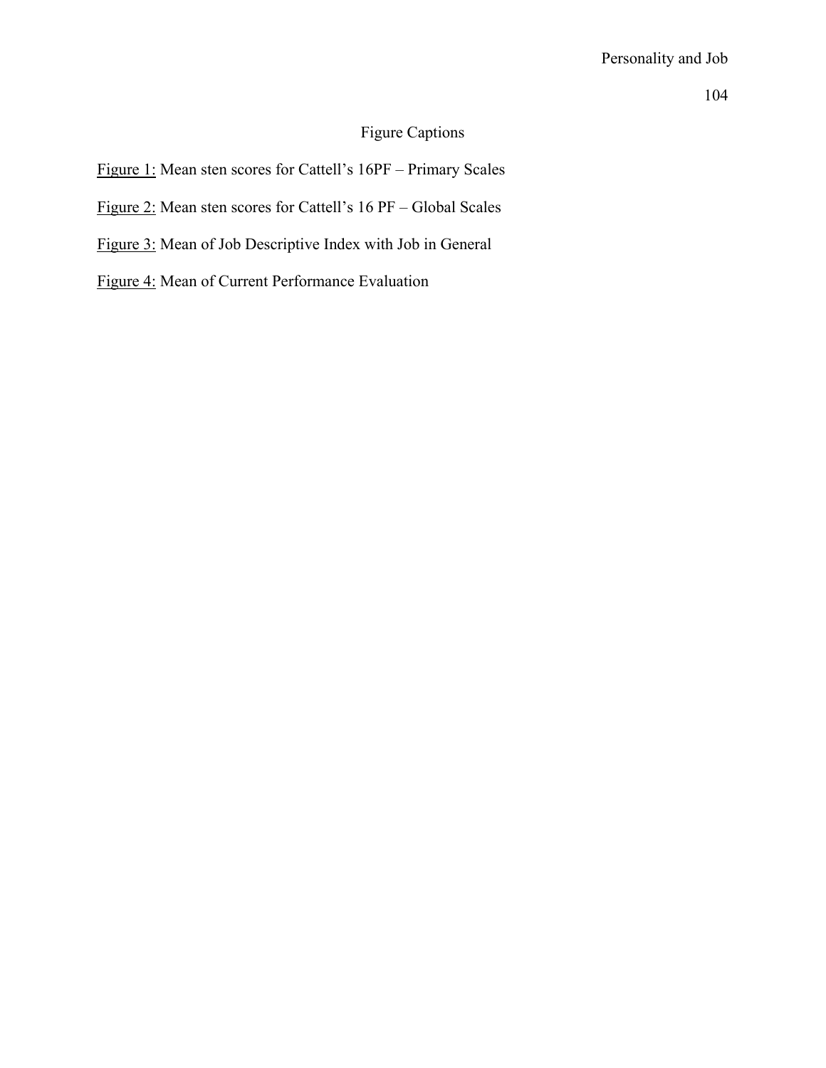# Figure Captions

Figure 1: Mean sten scores for Cattell's 16PF – Primary Scales

Figure 2: Mean sten scores for Cattell's 16 PF – Global Scales

Figure 3: Mean of Job Descriptive Index with Job in General

Figure 4: Mean of Current Performance Evaluation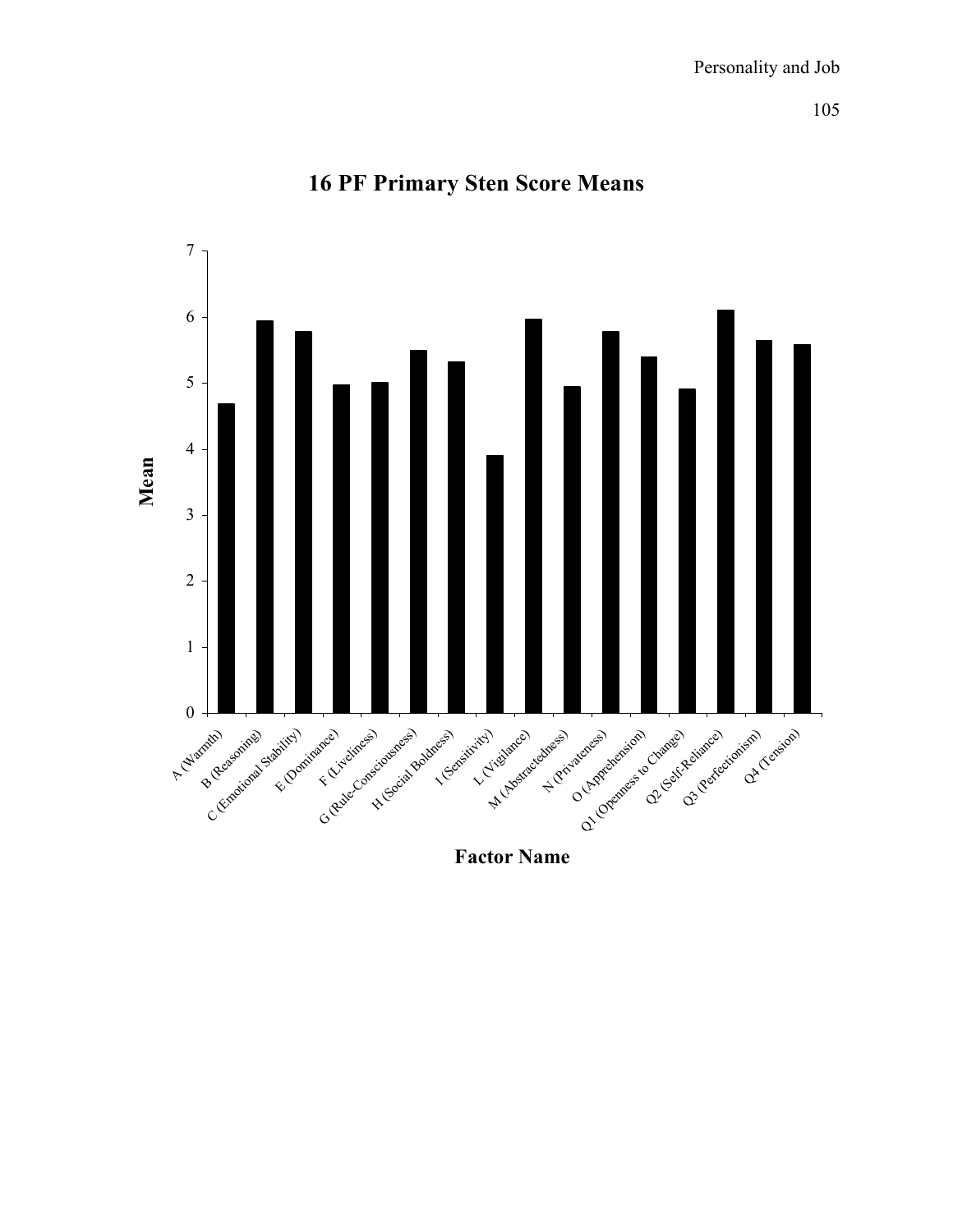## 16 PF Primary Sten Score Means

Mean

7
6
5
4
3
2
1
0

A (Warmth)
B (Reasoning)
C (Emotional Stability)
E (Dominance)
F (Liveliness)
G (Rule-Consciousness)
H (Social Boldness)
I (Sensitivity)
L (Vigilance)
M (Abstractedness)
N (Privateness)
O (Apprehension)
Q1 (Openness to Change)
Q2 (Self-Reliance)
Q3 (Perfectionism)
Q4 (Tension)

**Factor Name**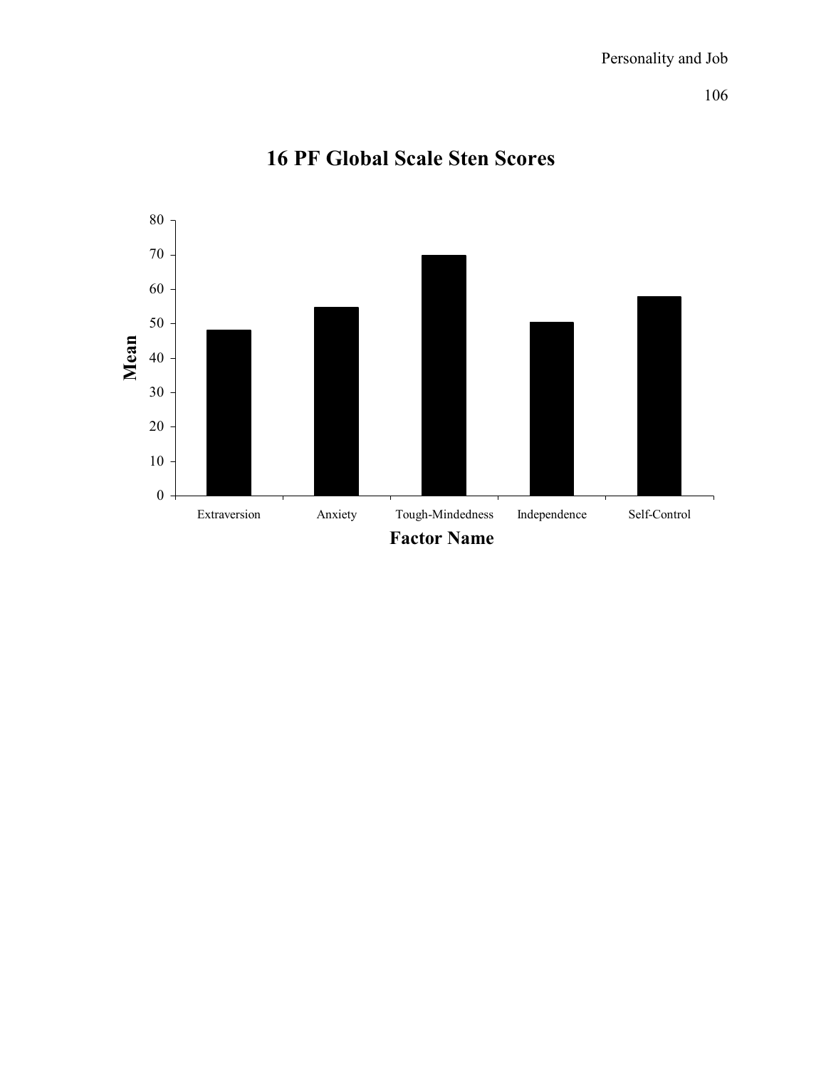# 16 PF Global Scale Sten Scores

| Factor Name | Mean |
|---|---|
| Extraversion | 48 |
| Anxiety | 55 |
| Tough-Mindedness | 70 |
| Independence | 50 |
| Self-Control | 58 |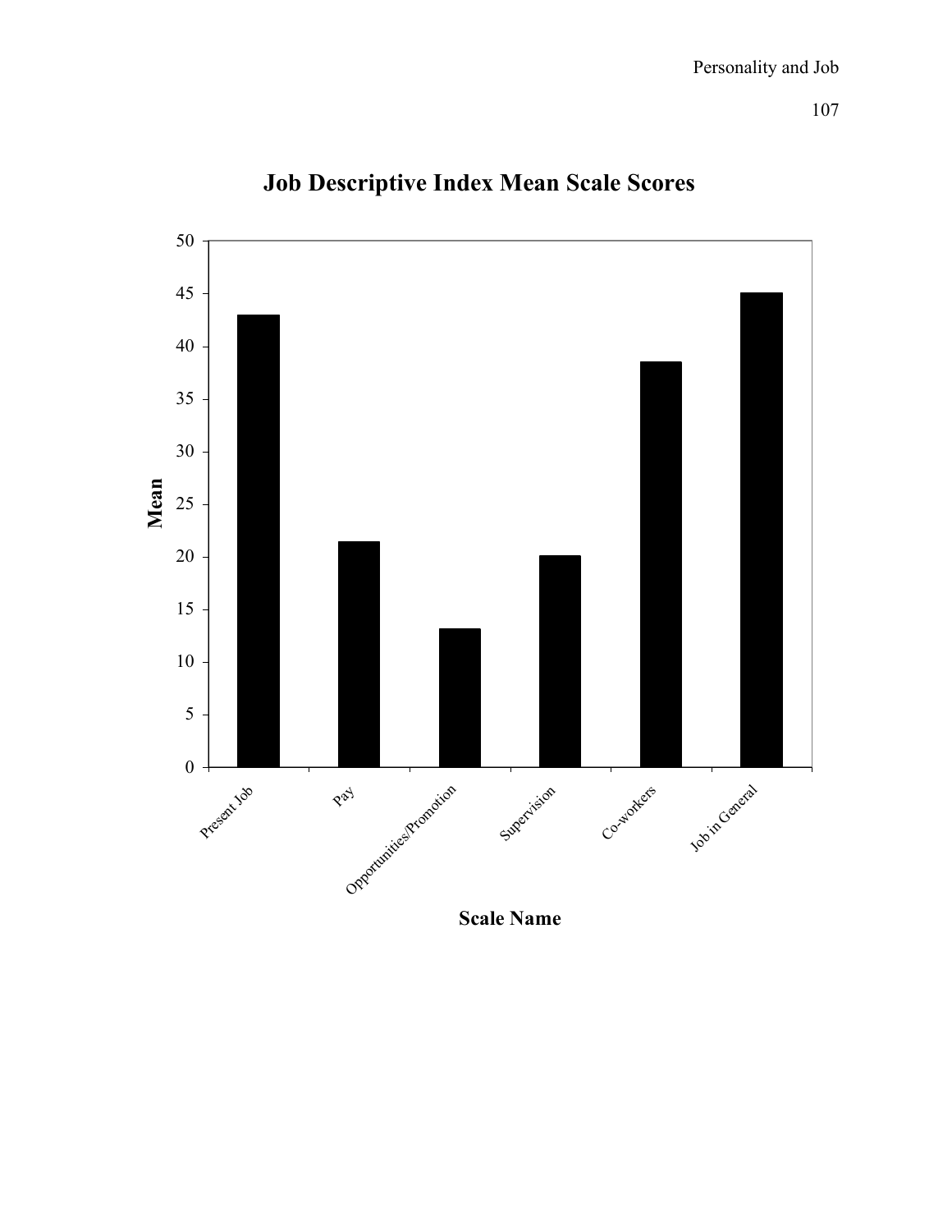**Job Descriptive Index Mean Scale Scores**

| Scale Name | Mean |
|---|---|
| Present Job | 43 |
| Pay | 21.5 |
| Opportunities/Promotion | 13.2 |
| Supervision | 20.1 |
| Co-workers | 38.5 |
| Job in General | 45.1 |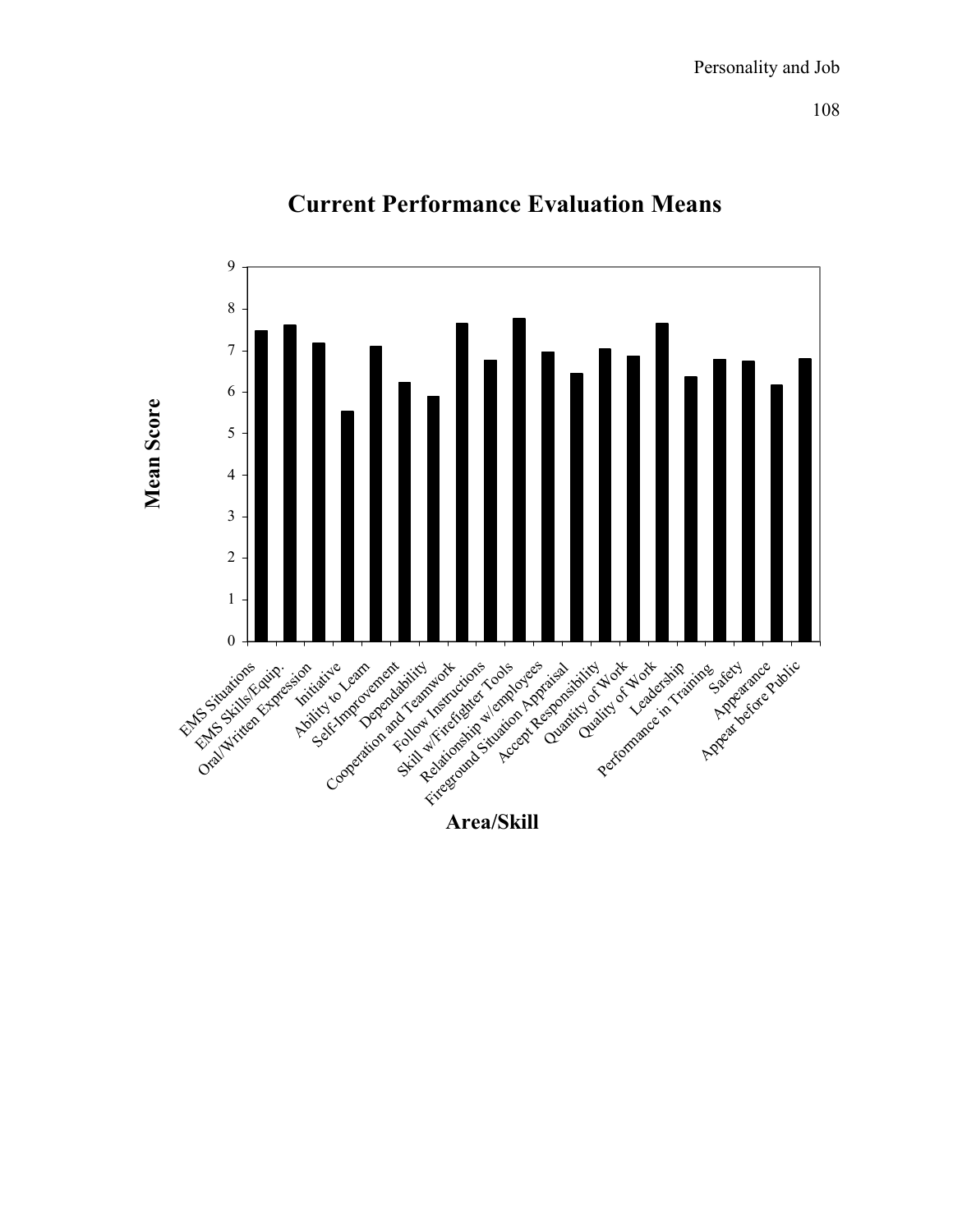# Current Performance Evaluation Means

Mean Score

9
8
7
6
5
4
3
2
1
0

EMS Situations
EMS Skills/Equip.
Oral/Written Expression
Initiative
Ability to Learn
Self-Improvement
Dependability
Cooperation and Teamwork
Follow Instructions
Skill w/Firefighter Tools
Relationship w/employees
Fireground Situation Appraisal
Accept Responsibility
Quantity of Work
Quality of Work
Leadership
Performance in Training
Safety
Appearance
Appear before Public

Area/Skill